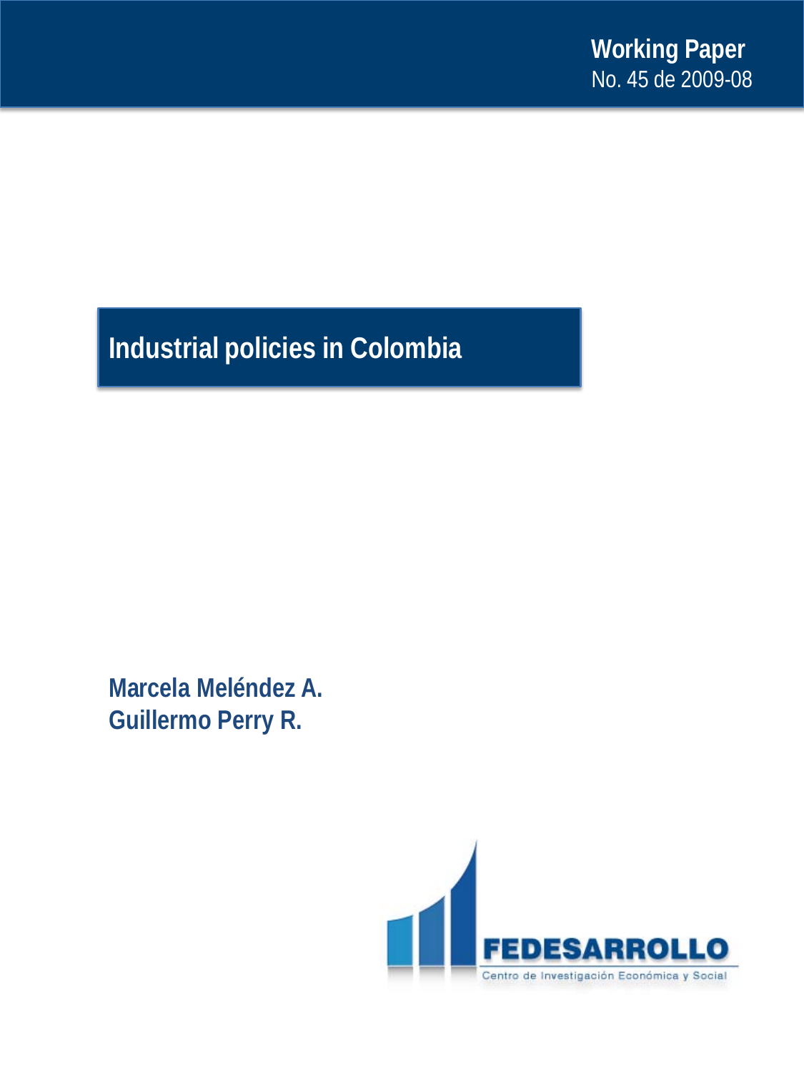**Working Paper**
No. 45 de 2009-08

# Industrial policies in Colombia

**Marcela Meléndez A.**
**Guillermo Perry R.**

**FEDESARROLLO**
Centro de Investigación Económica y Social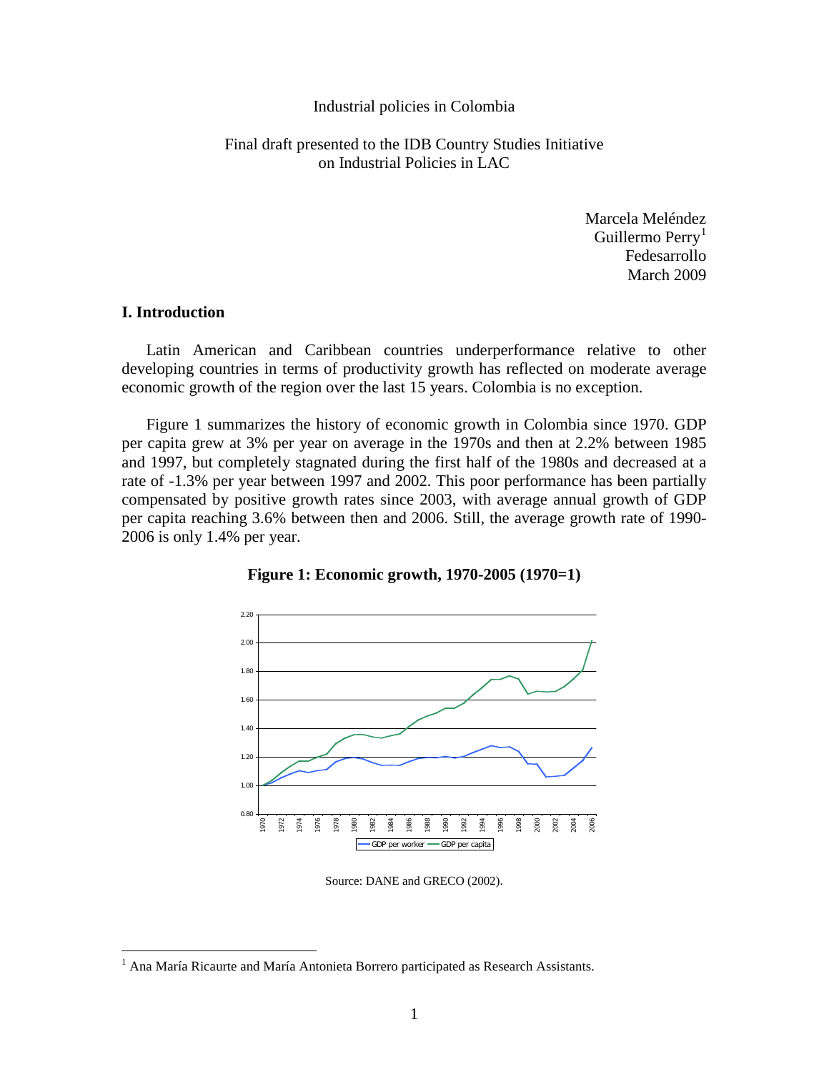Industrial policies in Colombia

Final draft presented to the IDB Country Studies Initiative on Industrial Policies in LAC

Marcela Meléndez
Guillermo Perry[1]
Fedesarrollo
March 2009

## I. Introduction

Latin American and Caribbean countries underperformance relative to other developing countries in terms of productivity growth has reflected on moderate average economic growth of the region over the last 15 years. Colombia is no exception.

Figure 1 summarizes the history of economic growth in Colombia since 1970. GDP per capita grew at 3% per year on average in the 1970s and then at 2.2% between 1985 and 1997, but completely stagnated during the first half of the 1980s and decreased at a rate of -1.3% per year between 1997 and 2002. This poor performance has been partially compensated by positive growth rates since 2003, with average annual growth of GDP per capita reaching 3.6% between then and 2006. Still, the average growth rate of 1990-2006 is only 1.4% per year.

**Figure 1: Economic growth, 1970-2005 (1970=1)**

Source: DANE and GRECO (2002).

[1] Ana María Ricaurte and María Antonieta Borrero participated as Research Assistants.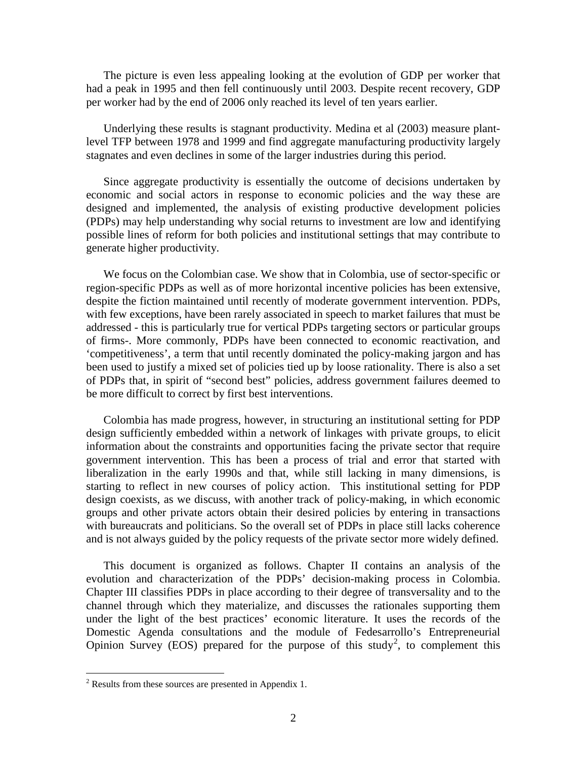The picture is even less appealing looking at the evolution of GDP per worker that had a peak in 1995 and then fell continuously until 2003. Despite recent recovery, GDP per worker had by the end of 2006 only reached its level of ten years earlier.

Underlying these results is stagnant productivity. Medina et al (2003) measure plant-level TFP between 1978 and 1999 and find aggregate manufacturing productivity largely stagnates and even declines in some of the larger industries during this period.

Since aggregate productivity is essentially the outcome of decisions undertaken by economic and social actors in response to economic policies and the way these are designed and implemented, the analysis of existing productive development policies (PDPs) may help understanding why social returns to investment are low and identifying possible lines of reform for both policies and institutional settings that may contribute to generate higher productivity.

We focus on the Colombian case. We show that in Colombia, use of sector-specific or region-specific PDPs as well as of more horizontal incentive policies has been extensive, despite the fiction maintained until recently of moderate government intervention. PDPs, with few exceptions, have been rarely associated in speech to market failures that must be addressed - this is particularly true for vertical PDPs targeting sectors or particular groups of firms-. More commonly, PDPs have been connected to economic reactivation, and 'competitiveness', a term that until recently dominated the policy-making jargon and has been used to justify a mixed set of policies tied up by loose rationality. There is also a set of PDPs that, in spirit of "second best" policies, address government failures deemed to be more difficult to correct by first best interventions.

Colombia has made progress, however, in structuring an institutional setting for PDP design sufficiently embedded within a network of linkages with private groups, to elicit information about the constraints and opportunities facing the private sector that require government intervention. This has been a process of trial and error that started with liberalization in the early 1990s and that, while still lacking in many dimensions, is starting to reflect in new courses of policy action. This institutional setting for PDP design coexists, as we discuss, with another track of policy-making, in which economic groups and other private actors obtain their desired policies by entering in transactions with bureaucrats and politicians. So the overall set of PDPs in place still lacks coherence and is not always guided by the policy requests of the private sector more widely defined.

This document is organized as follows. Chapter II contains an analysis of the evolution and characterization of the PDPs' decision-making process in Colombia. Chapter III classifies PDPs in place according to their degree of transversality and to the channel through which they materialize, and discusses the rationales supporting them under the light of the best practices' economic literature. It uses the records of the Domestic Agenda consultations and the module of Fedesarrollo's Entrepreneurial Opinion Survey (EOS) prepared for the purpose of this study[2], to complement this

[2] Results from these sources are presented in Appendix 1.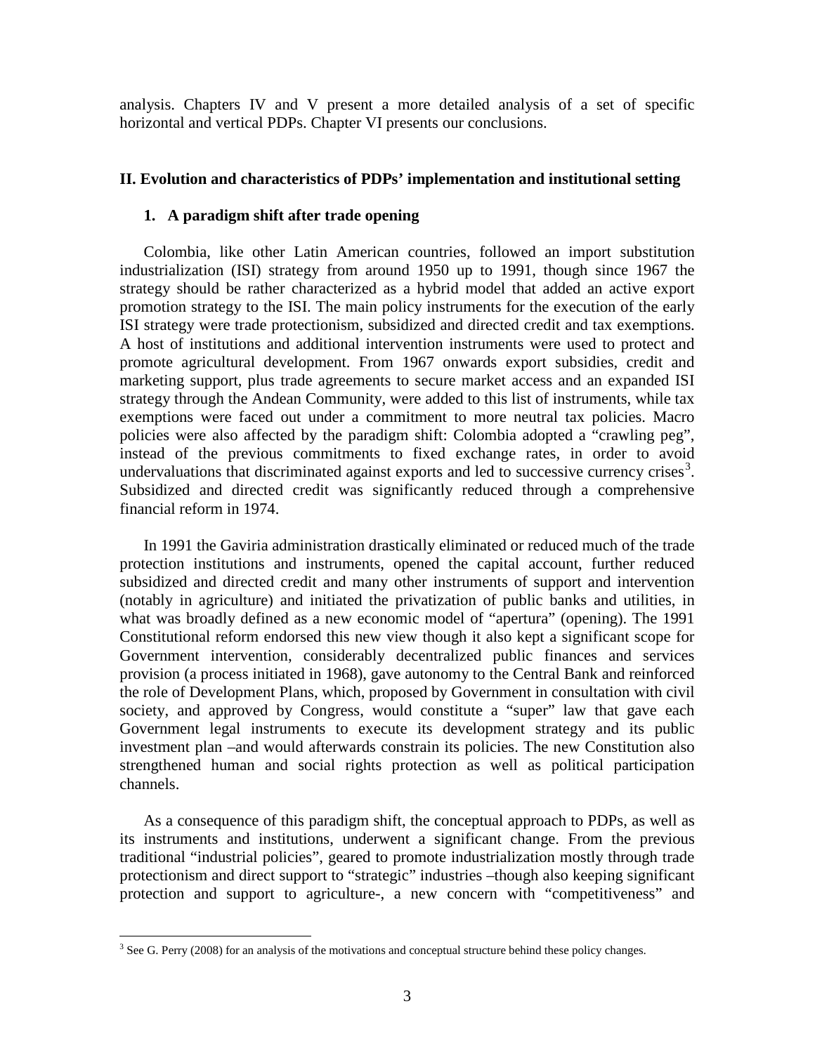analysis. Chapters IV and V present a more detailed analysis of a set of specific horizontal and vertical PDPs. Chapter VI presents our conclusions.

## II. Evolution and characteristics of PDPs' implementation and institutional setting

### 1. A paradigm shift after trade opening

Colombia, like other Latin American countries, followed an import substitution industrialization (ISI) strategy from around 1950 up to 1991, though since 1967 the strategy should be rather characterized as a hybrid model that added an active export promotion strategy to the ISI. The main policy instruments for the execution of the early ISI strategy were trade protectionism, subsidized and directed credit and tax exemptions. A host of institutions and additional intervention instruments were used to protect and promote agricultural development. From 1967 onwards export subsidies, credit and marketing support, plus trade agreements to secure market access and an expanded ISI strategy through the Andean Community, were added to this list of instruments, while tax exemptions were faced out under a commitment to more neutral tax policies. Macro policies were also affected by the paradigm shift: Colombia adopted a "crawling peg", instead of the previous commitments to fixed exchange rates, in order to avoid undervaluations that discriminated against exports and led to successive currency crises[3]. Subsidized and directed credit was significantly reduced through a comprehensive financial reform in 1974.

In 1991 the Gaviria administration drastically eliminated or reduced much of the trade protection institutions and instruments, opened the capital account, further reduced subsidized and directed credit and many other instruments of support and intervention (notably in agriculture) and initiated the privatization of public banks and utilities, in what was broadly defined as a new economic model of "apertura" (opening). The 1991 Constitutional reform endorsed this new view though it also kept a significant scope for Government intervention, considerably decentralized public finances and services provision (a process initiated in 1968), gave autonomy to the Central Bank and reinforced the role of Development Plans, which, proposed by Government in consultation with civil society, and approved by Congress, would constitute a "super" law that gave each Government legal instruments to execute its development strategy and its public investment plan –and would afterwards constrain its policies. The new Constitution also strengthened human and social rights protection as well as political participation channels.

As a consequence of this paradigm shift, the conceptual approach to PDPs, as well as its instruments and institutions, underwent a significant change. From the previous traditional "industrial policies", geared to promote industrialization mostly through trade protectionism and direct support to "strategic" industries –though also keeping significant protection and support to agriculture-, a new concern with "competitiveness" and

[3] See G. Perry (2008) for an analysis of the motivations and conceptual structure behind these policy changes.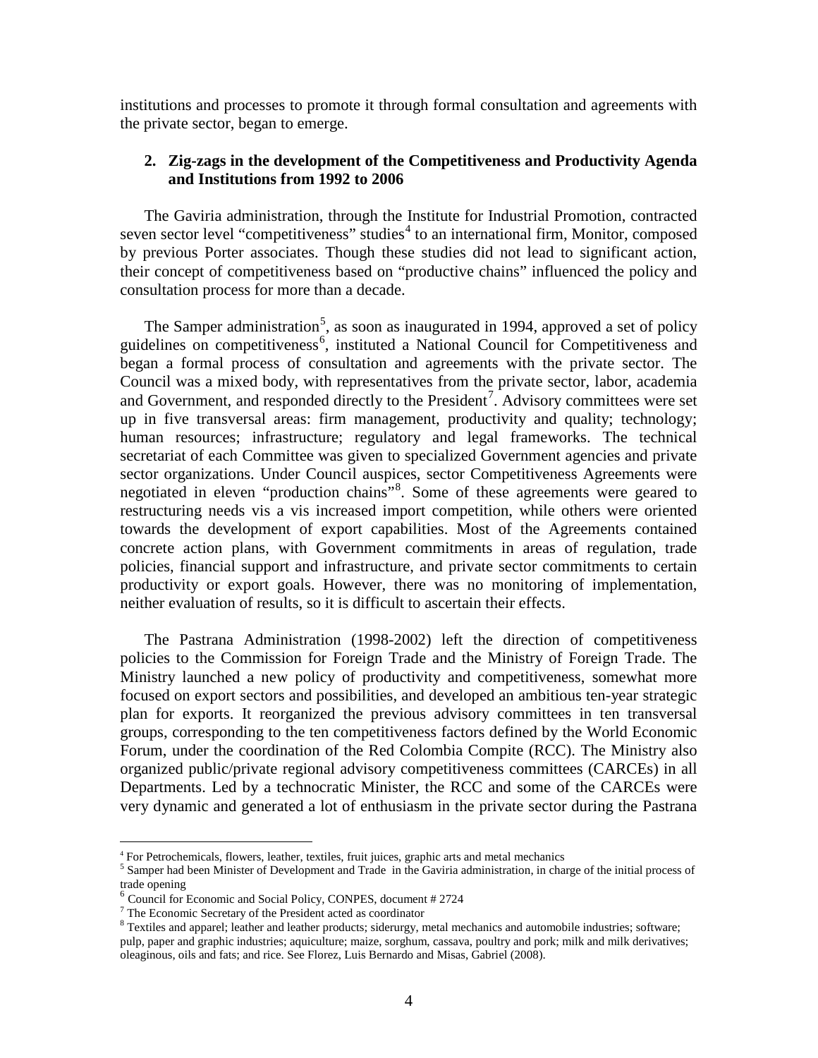institutions and processes to promote it through formal consultation and agreements with the private sector, began to emerge.

## 2. Zig-zags in the development of the Competitiveness and Productivity Agenda and Institutions from 1992 to 2006

The Gaviria administration, through the Institute for Industrial Promotion, contracted seven sector level "competitiveness" studies[4] to an international firm, Monitor, composed by previous Porter associates. Though these studies did not lead to significant action, their concept of competitiveness based on "productive chains" influenced the policy and consultation process for more than a decade.

The Samper administration[5], as soon as inaugurated in 1994, approved a set of policy guidelines on competitiveness[6], instituted a National Council for Competitiveness and began a formal process of consultation and agreements with the private sector. The Council was a mixed body, with representatives from the private sector, labor, academia and Government, and responded directly to the President[7]. Advisory committees were set up in five transversal areas: firm management, productivity and quality; technology; human resources; infrastructure; regulatory and legal frameworks. The technical secretariat of each Committee was given to specialized Government agencies and private sector organizations. Under Council auspices, sector Competitiveness Agreements were negotiated in eleven "production chains"[8]. Some of these agreements were geared to restructuring needs vis a vis increased import competition, while others were oriented towards the development of export capabilities. Most of the Agreements contained concrete action plans, with Government commitments in areas of regulation, trade policies, financial support and infrastructure, and private sector commitments to certain productivity or export goals. However, there was no monitoring of implementation, neither evaluation of results, so it is difficult to ascertain their effects.

The Pastrana Administration (1998-2002) left the direction of competitiveness policies to the Commission for Foreign Trade and the Ministry of Foreign Trade. The Ministry launched a new policy of productivity and competitiveness, somewhat more focused on export sectors and possibilities, and developed an ambitious ten-year strategic plan for exports. It reorganized the previous advisory committees in ten transversal groups, corresponding to the ten competitiveness factors defined by the World Economic Forum, under the coordination of the Red Colombia Compite (RCC). The Ministry also organized public/private regional advisory competitiveness committees (CARCEs) in all Departments. Led by a technocratic Minister, the RCC and some of the CARCEs were very dynamic and generated a lot of enthusiasm in the private sector during the Pastrana

---

[4] For Petrochemicals, flowers, leather, textiles, fruit juices, graphic arts and metal mechanics

[5] Samper had been Minister of Development and Trade in the Gaviria administration, in charge of the initial process of trade opening

[6] Council for Economic and Social Policy, CONPES, document # 2724

[7] The Economic Secretary of the President acted as coordinator

[8] Textiles and apparel; leather and leather products; siderurgy, metal mechanics and automobile industries; software; pulp, paper and graphic industries; aquiculture; maize, sorghum, cassava, poultry and pork; milk and milk derivatives; oleaginous, oils and fats; and rice. See Florez, Luis Bernardo and Misas, Gabriel (2008).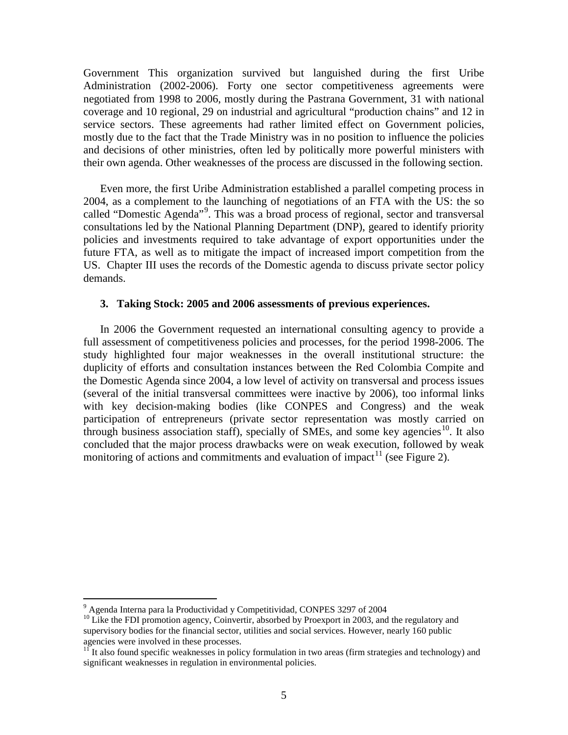Government This organization survived but languished during the first Uribe Administration (2002-2006). Forty one sector competitiveness agreements were negotiated from 1998 to 2006, mostly during the Pastrana Government, 31 with national coverage and 10 regional, 29 on industrial and agricultural "production chains" and 12 in service sectors. These agreements had rather limited effect on Government policies, mostly due to the fact that the Trade Ministry was in no position to influence the policies and decisions of other ministries, often led by politically more powerful ministers with their own agenda. Other weaknesses of the process are discussed in the following section.

Even more, the first Uribe Administration established a parallel competing process in 2004, as a complement to the launching of negotiations of an FTA with the US: the so called "Domestic Agenda"[9]. This was a broad process of regional, sector and transversal consultations led by the National Planning Department (DNP), geared to identify priority policies and investments required to take advantage of export opportunities under the future FTA, as well as to mitigate the impact of increased import competition from the US. Chapter III uses the records of the Domestic agenda to discuss private sector policy demands.

### 3. Taking Stock: 2005 and 2006 assessments of previous experiences.

In 2006 the Government requested an international consulting agency to provide a full assessment of competitiveness policies and processes, for the period 1998-2006. The study highlighted four major weaknesses in the overall institutional structure: the duplicity of efforts and consultation instances between the Red Colombia Compite and the Domestic Agenda since 2004, a low level of activity on transversal and process issues (several of the initial transversal committees were inactive by 2006), too informal links with key decision-making bodies (like CONPES and Congress) and the weak participation of entrepreneurs (private sector representation was mostly carried on through business association staff), specially of SMEs, and some key agencies[10]. It also concluded that the major process drawbacks were on weak execution, followed by weak monitoring of actions and commitments and evaluation of impact[11] (see Figure 2).

---

[9] Agenda Interna para la Productividad y Competitividad, CONPES 3297 of 2004

[10] Like the FDI promotion agency, Coinvertir, absorbed by Proexport in 2003, and the regulatory and supervisory bodies for the financial sector, utilities and social services. However, nearly 160 public agencies were involved in these processes.

[11] It also found specific weaknesses in policy formulation in two areas (firm strategies and technology) and significant weaknesses in regulation in environmental policies.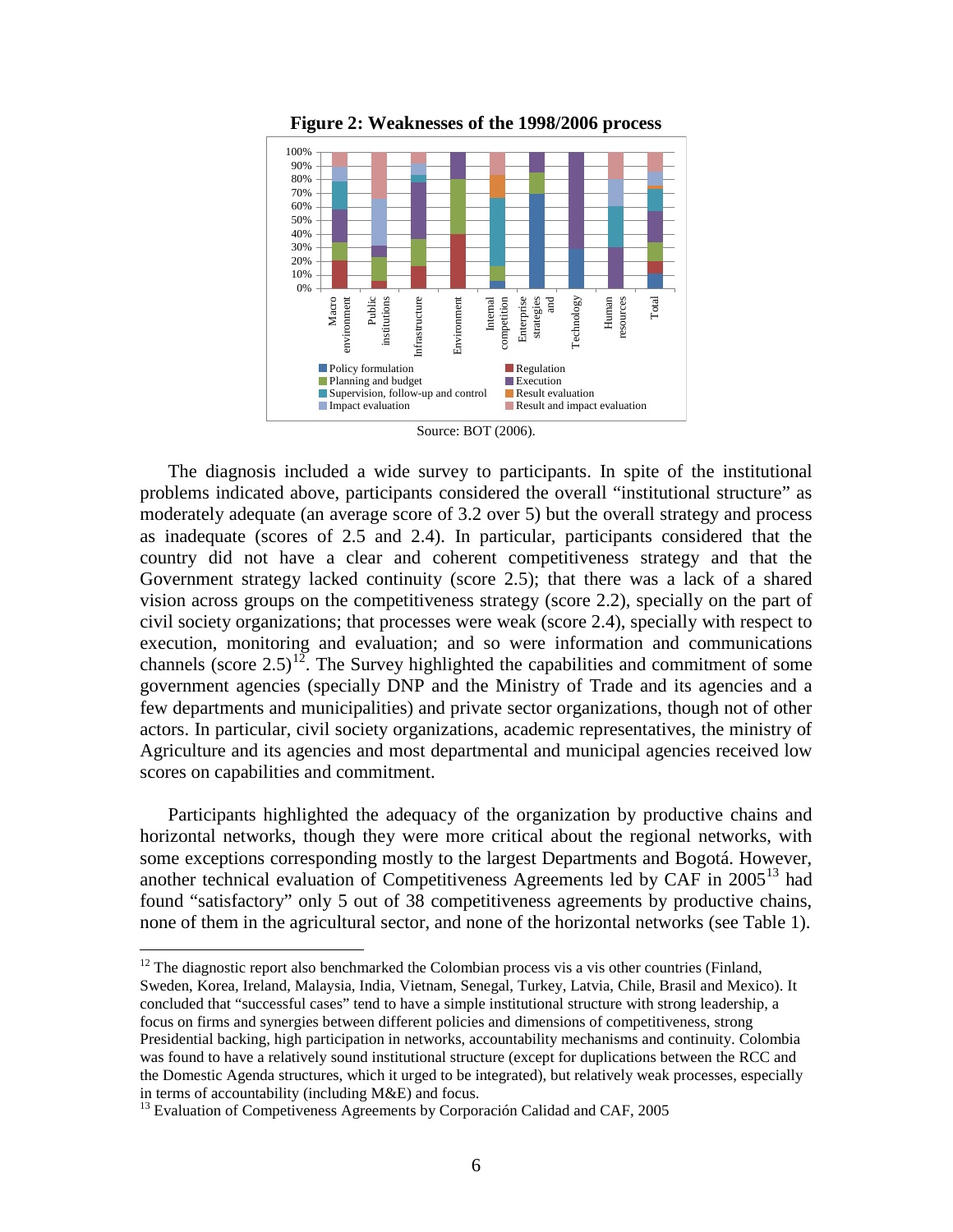**Figure 2: Weaknesses of the 1998/2006 process**

Source: BOT (2006).

The diagnosis included a wide survey to participants. In spite of the institutional problems indicated above, participants considered the overall "institutional structure" as moderately adequate (an average score of 3.2 over 5) but the overall strategy and process as inadequate (scores of 2.5 and 2.4). In particular, participants considered that the country did not have a clear and coherent competitiveness strategy and that the Government strategy lacked continuity (score 2.5); that there was a lack of a shared vision across groups on the competitiveness strategy (score 2.2), specially on the part of civil society organizations; that processes were weak (score 2.4), specially with respect to execution, monitoring and evaluation; and so were information and communications channels (score 2.5)[12]. The Survey highlighted the capabilities and commitment of some government agencies (specially DNP and the Ministry of Trade and its agencies and a few departments and municipalities) and private sector organizations, though not of other actors. In particular, civil society organizations, academic representatives, the ministry of Agriculture and its agencies and most departmental and municipal agencies received low scores on capabilities and commitment.

Participants highlighted the adequacy of the organization by productive chains and horizontal networks, though they were more critical about the regional networks, with some exceptions corresponding mostly to the largest Departments and Bogotá. However, another technical evaluation of Competitiveness Agreements led by CAF in 2005[13] had found "satisfactory" only 5 out of 38 competitiveness agreements by productive chains, none of them in the agricultural sector, and none of the horizontal networks (see Table 1).

[12] The diagnostic report also benchmarked the Colombian process vis a vis other countries (Finland, Sweden, Korea, Ireland, Malaysia, India, Vietnam, Senegal, Turkey, Latvia, Chile, Brasil and Mexico). It concluded that "successful cases" tend to have a simple institutional structure with strong leadership, a focus on firms and synergies between different policies and dimensions of competitiveness, strong Presidential backing, high participation in networks, accountability mechanisms and continuity. Colombia was found to have a relatively sound institutional structure (except for duplications between the RCC and the Domestic Agenda structures, which it urged to be integrated), but relatively weak processes, especially in terms of accountability (including M&E) and focus.

[13] Evaluation of Competiveness Agreements by Corporación Calidad and CAF, 2005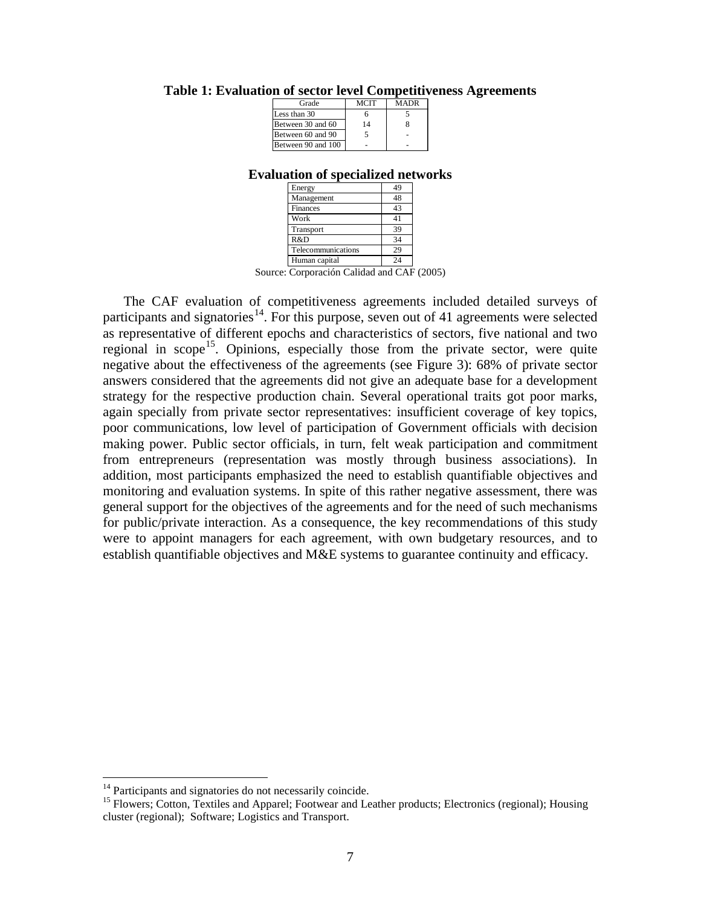**Table 1: Evaluation of sector level Competitiveness Agreements**

| Grade | MCIT | MADR |
|---|---|---|
| Less than 30 | 6 | 5 |
| Between 30 and 60 | 14 | 8 |
| Between 60 and 90 | 5 | - |
| Between 90 and 100 | - | - |

**Evaluation of specialized networks**

| | |
|---|---|
| Energy | 49 |
| Management | 48 |
| Finances | 43 |
| Work | 41 |
| Transport | 39 |
| R&D | 34 |
| Telecommunications | 29 |
| Human capital | 24 |

Source: Corporación Calidad and CAF (2005)

The CAF evaluation of competitiveness agreements included detailed surveys of participants and signatories[14]. For this purpose, seven out of 41 agreements were selected as representative of different epochs and characteristics of sectors, five national and two regional in scope[15]. Opinions, especially those from the private sector, were quite negative about the effectiveness of the agreements (see Figure 3): 68% of private sector answers considered that the agreements did not give an adequate base for a development strategy for the respective production chain. Several operational traits got poor marks, again specially from private sector representatives: insufficient coverage of key topics, poor communications, low level of participation of Government officials with decision making power. Public sector officials, in turn, felt weak participation and commitment from entrepreneurs (representation was mostly through business associations). In addition, most participants emphasized the need to establish quantifiable objectives and monitoring and evaluation systems. In spite of this rather negative assessment, there was general support for the objectives of the agreements and for the need of such mechanisms for public/private interaction. As a consequence, the key recommendations of this study were to appoint managers for each agreement, with own budgetary resources, and to establish quantifiable objectives and M&E systems to guarantee continuity and efficacy.

[14] Participants and signatories do not necessarily coincide.

[15] Flowers; Cotton, Textiles and Apparel; Footwear and Leather products; Electronics (regional); Housing cluster (regional); Software; Logistics and Transport.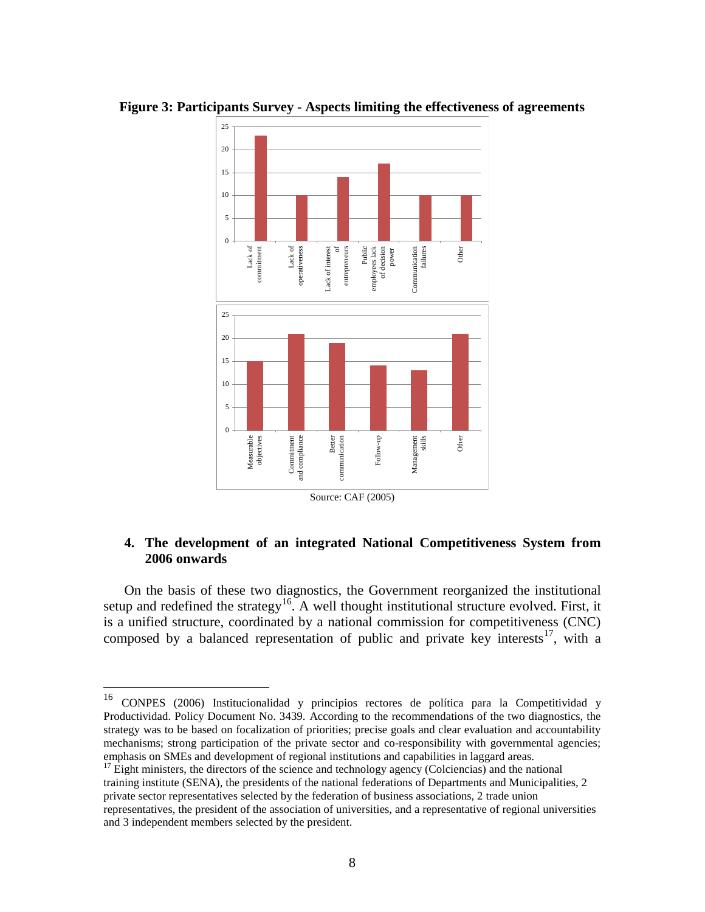**Figure 3: Participants Survey - Aspects limiting the effectiveness of agreements**

| Aspect | Value |
|---|---|
| Lack of commitment | 23 |
| Lack of operativeness | 10 |
| Lack of interest of entrepreneurs | 14 |
| Public employees lack of decision power | 17 |
| Communication failures | 10 |
| Other | 10 |

| Aspect | Value |
|---|---|
| Measurable objectives | 15 |
| Commitment and compliance | 21 |
| Better communication | 19 |
| Follow-up | 14 |
| Management skills | 13 |
| Other | 21 |

Source: CAF (2005)

## 4. The development of an integrated National Competitiveness System from 2006 onwards

On the basis of these two diagnostics, the Government reorganized the institutional setup and redefined the strategy[16]. A well thought institutional structure evolved. First, it is a unified structure, coordinated by a national commission for competitiveness (CNC) composed by a balanced representation of public and private key interests[17], with a

---

[16] CONPES (2006) Institucionalidad y principios rectores de política para la Competitividad y Productividad. Policy Document No. 3439. According to the recommendations of the two diagnostics, the strategy was to be based on focalization of priorities; precise goals and clear evaluation and accountability mechanisms; strong participation of the private sector and co-responsibility with governmental agencies; emphasis on SMEs and development of regional institutions and capabilities in laggard areas.

[17] Eight ministers, the directors of the science and technology agency (Colciencias) and the national training institute (SENA), the presidents of the national federations of Departments and Municipalities, 2 private sector representatives selected by the federation of business associations, 2 trade union representatives, the president of the association of universities, and a representative of regional universities and 3 independent members selected by the president.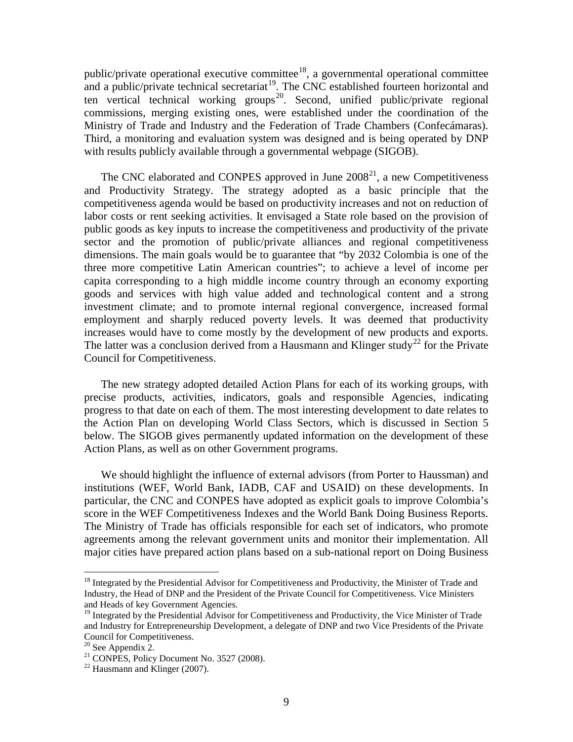public/private operational executive committee[18], a governmental operational committee and a public/private technical secretariat[19]. The CNC established fourteen horizontal and ten vertical technical working groups[20]. Second, unified public/private regional commissions, merging existing ones, were established under the coordination of the Ministry of Trade and Industry and the Federation of Trade Chambers (Confecámaras). Third, a monitoring and evaluation system was designed and is being operated by DNP with results publicly available through a governmental webpage (SIGOB).

The CNC elaborated and CONPES approved in June 2008[21], a new Competitiveness and Productivity Strategy. The strategy adopted as a basic principle that the competitiveness agenda would be based on productivity increases and not on reduction of labor costs or rent seeking activities. It envisaged a State role based on the provision of public goods as key inputs to increase the competitiveness and productivity of the private sector and the promotion of public/private alliances and regional competitiveness dimensions. The main goals would be to guarantee that "by 2032 Colombia is one of the three more competitive Latin American countries"; to achieve a level of income per capita corresponding to a high middle income country through an economy exporting goods and services with high value added and technological content and a strong investment climate; and to promote internal regional convergence, increased formal employment and sharply reduced poverty levels. It was deemed that productivity increases would have to come mostly by the development of new products and exports. The latter was a conclusion derived from a Hausmann and Klinger study[22] for the Private Council for Competitiveness.

The new strategy adopted detailed Action Plans for each of its working groups, with precise products, activities, indicators, goals and responsible Agencies, indicating progress to that date on each of them. The most interesting development to date relates to the Action Plan on developing World Class Sectors, which is discussed in Section 5 below. The SIGOB gives permanently updated information on the development of these Action Plans, as well as on other Government programs.

We should highlight the influence of external advisors (from Porter to Haussman) and institutions (WEF, World Bank, IADB, CAF and USAID) on these developments. In particular, the CNC and CONPES have adopted as explicit goals to improve Colombia's score in the WEF Competitiveness Indexes and the World Bank Doing Business Reports. The Ministry of Trade has officials responsible for each set of indicators, who promote agreements among the relevant government units and monitor their implementation. All major cities have prepared action plans based on a sub-national report on Doing Business

---

[18] Integrated by the Presidential Advisor for Competitiveness and Productivity, the Minister of Trade and Industry, the Head of DNP and the President of the Private Council for Competitiveness. Vice Ministers and Heads of key Government Agencies.

[19] Integrated by the Presidential Advisor for Competitiveness and Productivity, the Vice Minister of Trade and Industry for Entrepreneurship Development, a delegate of DNP and two Vice Presidents of the Private Council for Competitiveness.

[20] See Appendix 2.

[21] CONPES, Policy Document No. 3527 (2008).

[22] Hausmann and Klinger (2007).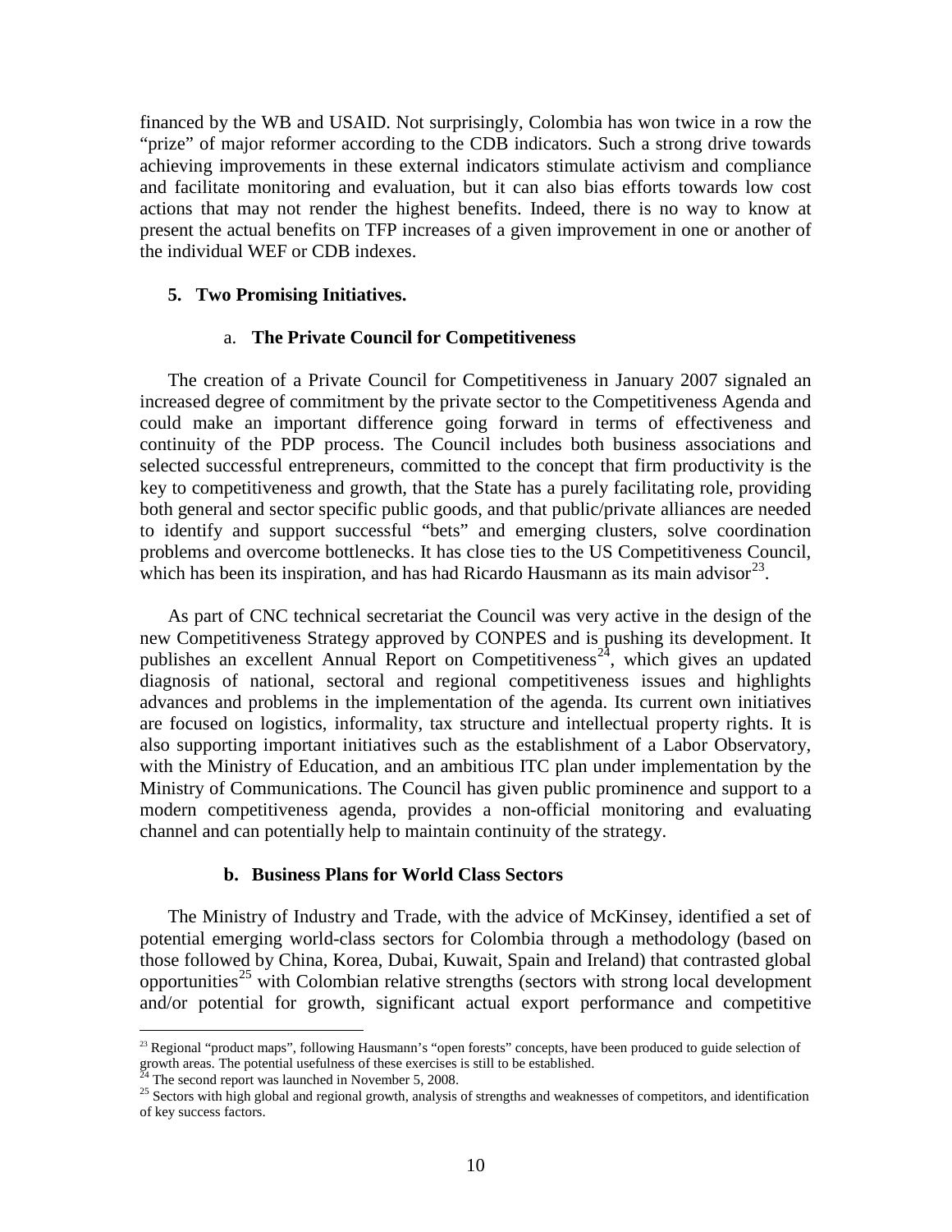financed by the WB and USAID. Not surprisingly, Colombia has won twice in a row the "prize" of major reformer according to the CDB indicators. Such a strong drive towards achieving improvements in these external indicators stimulate activism and compliance and facilitate monitoring and evaluation, but it can also bias efforts towards low cost actions that may not render the highest benefits. Indeed, there is no way to know at present the actual benefits on TFP increases of a given improvement in one or another of the individual WEF or CDB indexes.

## 5. Two Promising Initiatives.

### a. The Private Council for Competitiveness

The creation of a Private Council for Competitiveness in January 2007 signaled an increased degree of commitment by the private sector to the Competitiveness Agenda and could make an important difference going forward in terms of effectiveness and continuity of the PDP process. The Council includes both business associations and selected successful entrepreneurs, committed to the concept that firm productivity is the key to competitiveness and growth, that the State has a purely facilitating role, providing both general and sector specific public goods, and that public/private alliances are needed to identify and support successful "bets" and emerging clusters, solve coordination problems and overcome bottlenecks. It has close ties to the US Competitiveness Council, which has been its inspiration, and has had Ricardo Hausmann as its main advisor[23].

As part of CNC technical secretariat the Council was very active in the design of the new Competitiveness Strategy approved by CONPES and is pushing its development. It publishes an excellent Annual Report on Competitiveness[24], which gives an updated diagnosis of national, sectoral and regional competitiveness issues and highlights advances and problems in the implementation of the agenda. Its current own initiatives are focused on logistics, informality, tax structure and intellectual property rights. It is also supporting important initiatives such as the establishment of a Labor Observatory, with the Ministry of Education, and an ambitious ITC plan under implementation by the Ministry of Communications. The Council has given public prominence and support to a modern competitiveness agenda, provides a non-official monitoring and evaluating channel and can potentially help to maintain continuity of the strategy.

### b. Business Plans for World Class Sectors

The Ministry of Industry and Trade, with the advice of McKinsey, identified a set of potential emerging world-class sectors for Colombia through a methodology (based on those followed by China, Korea, Dubai, Kuwait, Spain and Ireland) that contrasted global opportunities[25] with Colombian relative strengths (sectors with strong local development and/or potential for growth, significant actual export performance and competitive

---

[23] Regional "product maps", following Hausmann's "open forests" concepts, have been produced to guide selection of growth areas. The potential usefulness of these exercises is still to be established.

[24] The second report was launched in November 5, 2008.

[25] Sectors with high global and regional growth, analysis of strengths and weaknesses of competitors, and identification of key success factors.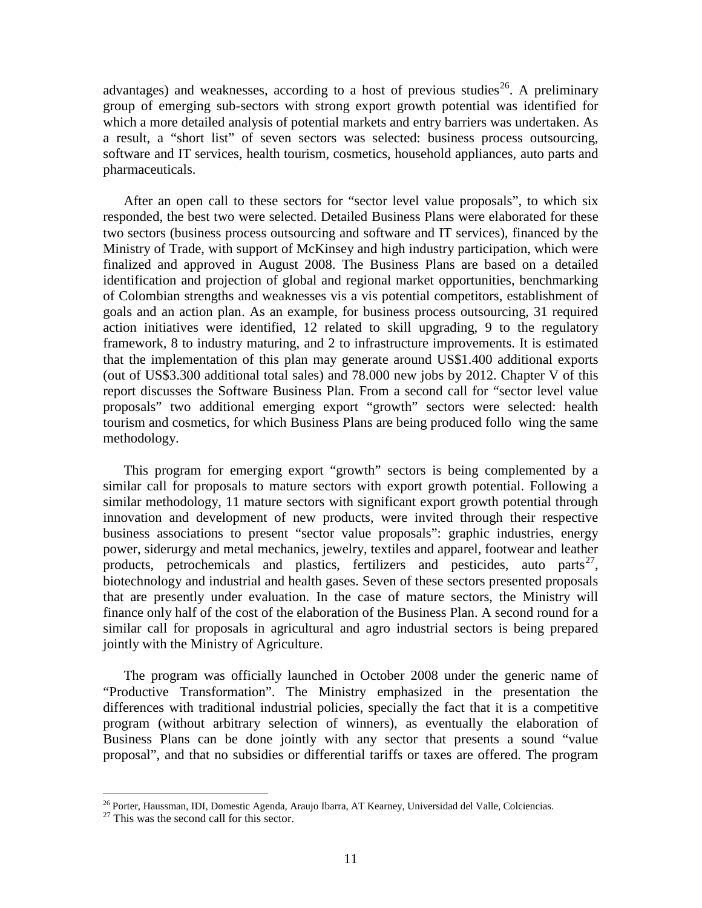advantages) and weaknesses, according to a host of previous studies[26]. A preliminary group of emerging sub-sectors with strong export growth potential was identified for which a more detailed analysis of potential markets and entry barriers was undertaken. As a result, a "short list" of seven sectors was selected: business process outsourcing, software and IT services, health tourism, cosmetics, household appliances, auto parts and pharmaceuticals.

After an open call to these sectors for "sector level value proposals", to which six responded, the best two were selected. Detailed Business Plans were elaborated for these two sectors (business process outsourcing and software and IT services), financed by the Ministry of Trade, with support of McKinsey and high industry participation, which were finalized and approved in August 2008. The Business Plans are based on a detailed identification and projection of global and regional market opportunities, benchmarking of Colombian strengths and weaknesses vis a vis potential competitors, establishment of goals and an action plan. As an example, for business process outsourcing, 31 required action initiatives were identified, 12 related to skill upgrading, 9 to the regulatory framework, 8 to industry maturing, and 2 to infrastructure improvements. It is estimated that the implementation of this plan may generate around US$1.400 additional exports (out of US$3.300 additional total sales) and 78.000 new jobs by 2012. Chapter V of this report discusses the Software Business Plan. From a second call for "sector level value proposals" two additional emerging export "growth" sectors were selected: health tourism and cosmetics, for which Business Plans are being produced follo wing the same methodology.

This program for emerging export "growth" sectors is being complemented by a similar call for proposals to mature sectors with export growth potential. Following a similar methodology, 11 mature sectors with significant export growth potential through innovation and development of new products, were invited through their respective business associations to present "sector value proposals": graphic industries, energy power, siderurgy and metal mechanics, jewelry, textiles and apparel, footwear and leather products, petrochemicals and plastics, fertilizers and pesticides, auto parts[27], biotechnology and industrial and health gases. Seven of these sectors presented proposals that are presently under evaluation. In the case of mature sectors, the Ministry will finance only half of the cost of the elaboration of the Business Plan. A second round for a similar call for proposals in agricultural and agro industrial sectors is being prepared jointly with the Ministry of Agriculture.

The program was officially launched in October 2008 under the generic name of "Productive Transformation". The Ministry emphasized in the presentation the differences with traditional industrial policies, specially the fact that it is a competitive program (without arbitrary selection of winners), as eventually the elaboration of Business Plans can be done jointly with any sector that presents a sound "value proposal", and that no subsidies or differential tariffs or taxes are offered. The program

[26] Porter, Haussman, IDI, Domestic Agenda, Araujo Ibarra, AT Kearney, Universidad del Valle, Colciencias.

[27] This was the second call for this sector.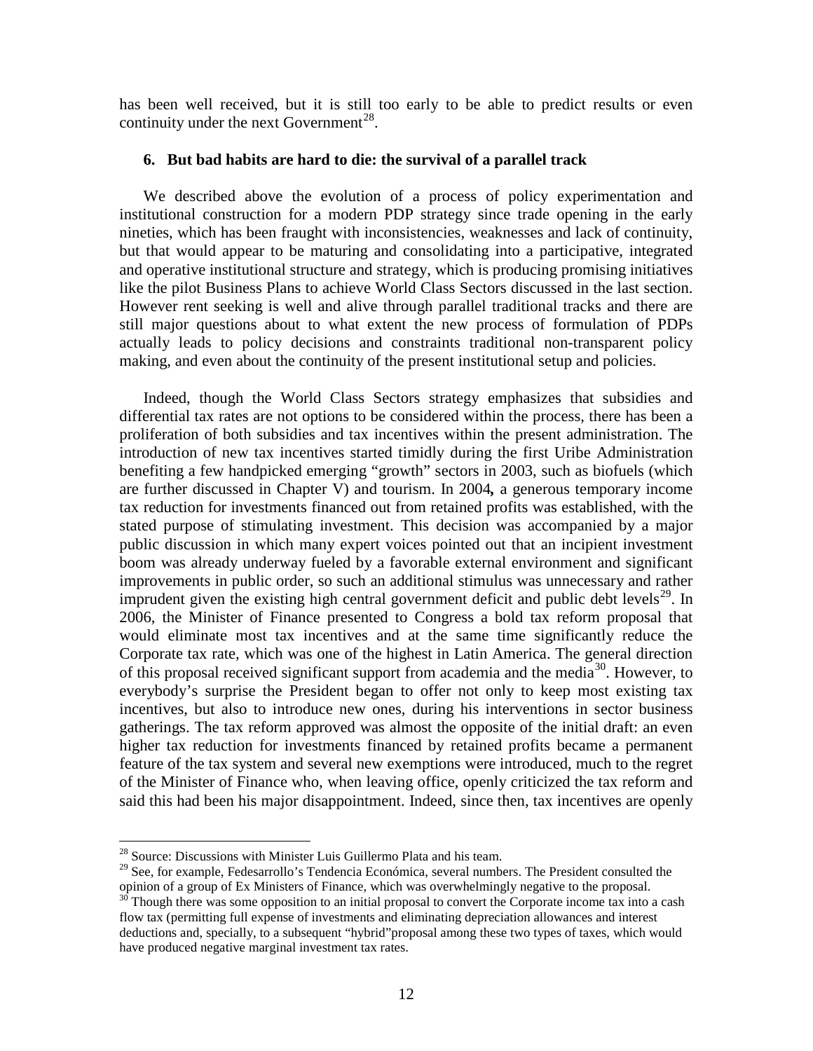has been well received, but it is still too early to be able to predict results or even continuity under the next Government[28].

### 6. But bad habits are hard to die: the survival of a parallel track

We described above the evolution of a process of policy experimentation and institutional construction for a modern PDP strategy since trade opening in the early nineties, which has been fraught with inconsistencies, weaknesses and lack of continuity, but that would appear to be maturing and consolidating into a participative, integrated and operative institutional structure and strategy, which is producing promising initiatives like the pilot Business Plans to achieve World Class Sectors discussed in the last section. However rent seeking is well and alive through parallel traditional tracks and there are still major questions about to what extent the new process of formulation of PDPs actually leads to policy decisions and constraints traditional non-transparent policy making, and even about the continuity of the present institutional setup and policies.

Indeed, though the World Class Sectors strategy emphasizes that subsidies and differential tax rates are not options to be considered within the process, there has been a proliferation of both subsidies and tax incentives within the present administration. The introduction of new tax incentives started timidly during the first Uribe Administration benefiting a few handpicked emerging "growth" sectors in 2003, such as biofuels (which are further discussed in Chapter V) and tourism. In 2004**,** a generous temporary income tax reduction for investments financed out from retained profits was established, with the stated purpose of stimulating investment. This decision was accompanied by a major public discussion in which many expert voices pointed out that an incipient investment boom was already underway fueled by a favorable external environment and significant improvements in public order, so such an additional stimulus was unnecessary and rather imprudent given the existing high central government deficit and public debt levels[29]. In 2006, the Minister of Finance presented to Congress a bold tax reform proposal that would eliminate most tax incentives and at the same time significantly reduce the Corporate tax rate, which was one of the highest in Latin America. The general direction of this proposal received significant support from academia and the media[30]. However, to everybody's surprise the President began to offer not only to keep most existing tax incentives, but also to introduce new ones, during his interventions in sector business gatherings. The tax reform approved was almost the opposite of the initial draft: an even higher tax reduction for investments financed by retained profits became a permanent feature of the tax system and several new exemptions were introduced, much to the regret of the Minister of Finance who, when leaving office, openly criticized the tax reform and said this had been his major disappointment. Indeed, since then, tax incentives are openly

---

[28] Source: Discussions with Minister Luis Guillermo Plata and his team.

[29] See, for example, Fedesarrollo's Tendencia Económica, several numbers. The President consulted the opinion of a group of Ex Ministers of Finance, which was overwhelmingly negative to the proposal.

[30] Though there was some opposition to an initial proposal to convert the Corporate income tax into a cash flow tax (permitting full expense of investments and eliminating depreciation allowances and interest deductions and, specially, to a subsequent "hybrid"proposal among these two types of taxes, which would have produced negative marginal investment tax rates.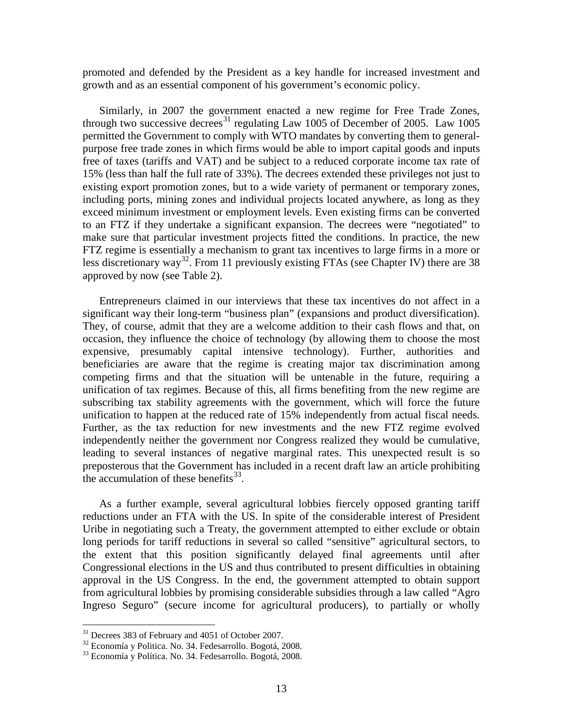promoted and defended by the President as a key handle for increased investment and growth and as an essential component of his government's economic policy.

Similarly, in 2007 the government enacted a new regime for Free Trade Zones, through two successive decrees[31] regulating Law 1005 of December of 2005. Law 1005 permitted the Government to comply with WTO mandates by converting them to general-purpose free trade zones in which firms would be able to import capital goods and inputs free of taxes (tariffs and VAT) and be subject to a reduced corporate income tax rate of 15% (less than half the full rate of 33%). The decrees extended these privileges not just to existing export promotion zones, but to a wide variety of permanent or temporary zones, including ports, mining zones and individual projects located anywhere, as long as they exceed minimum investment or employment levels. Even existing firms can be converted to an FTZ if they undertake a significant expansion. The decrees were "negotiated" to make sure that particular investment projects fitted the conditions. In practice, the new FTZ regime is essentially a mechanism to grant tax incentives to large firms in a more or less discretionary way[32]. From 11 previously existing FTAs (see Chapter IV) there are 38 approved by now (see Table 2).

Entrepreneurs claimed in our interviews that these tax incentives do not affect in a significant way their long-term "business plan" (expansions and product diversification). They, of course, admit that they are a welcome addition to their cash flows and that, on occasion, they influence the choice of technology (by allowing them to choose the most expensive, presumably capital intensive technology). Further, authorities and beneficiaries are aware that the regime is creating major tax discrimination among competing firms and that the situation will be untenable in the future, requiring a unification of tax regimes. Because of this, all firms benefiting from the new regime are subscribing tax stability agreements with the government, which will force the future unification to happen at the reduced rate of 15% independently from actual fiscal needs. Further, as the tax reduction for new investments and the new FTZ regime evolved independently neither the government nor Congress realized they would be cumulative, leading to several instances of negative marginal rates. This unexpected result is so preposterous that the Government has included in a recent draft law an article prohibiting the accumulation of these benefits[33].

As a further example, several agricultural lobbies fiercely opposed granting tariff reductions under an FTA with the US. In spite of the considerable interest of President Uribe in negotiating such a Treaty, the government attempted to either exclude or obtain long periods for tariff reductions in several so called "sensitive" agricultural sectors, to the extent that this position significantly delayed final agreements until after Congressional elections in the US and thus contributed to present difficulties in obtaining approval in the US Congress. In the end, the government attempted to obtain support from agricultural lobbies by promising considerable subsidies through a law called "Agro Ingreso Seguro" (secure income for agricultural producers), to partially or wholly

---

[31] Decrees 383 of February and 4051 of October 2007.

[32] Economía y Politica. No. 34. Fedesarrollo. Bogotá, 2008.

[33] Economía y Política. No. 34. Fedesarrollo. Bogotá, 2008.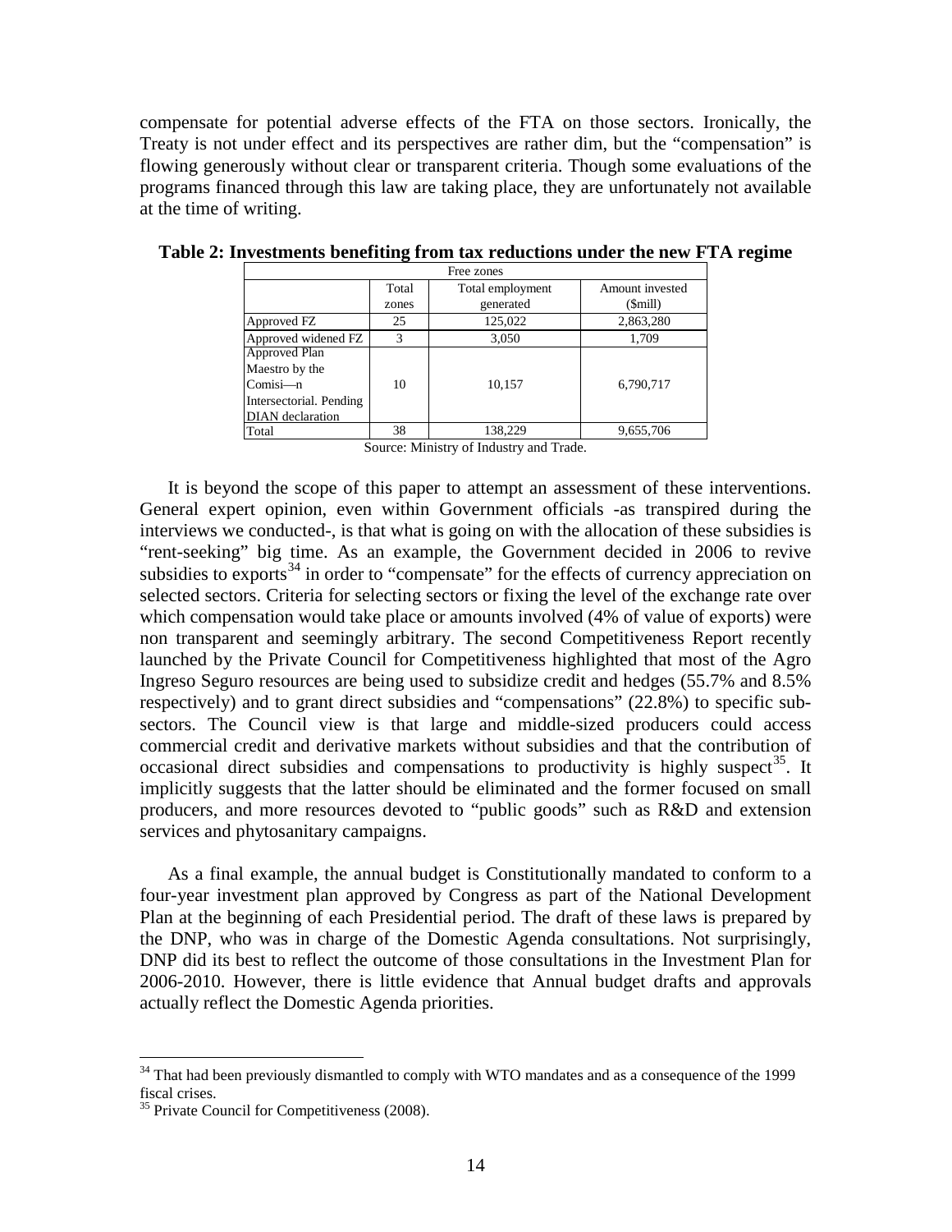compensate for potential adverse effects of the FTA on those sectors. Ironically, the Treaty is not under effect and its perspectives are rather dim, but the "compensation" is flowing generously without clear or transparent criteria. Though some evaluations of the programs financed through this law are taking place, they are unfortunately not available at the time of writing.

**Table 2: Investments benefiting from tax reductions under the new FTA regime**

| Free zones | | | |
|---|---|---|---|
| | Total zones | Total employment generated | Amount invested ($mill) |
| Approved FZ | 25 | 125,022 | 2,863,280 |
| Approved widened FZ | 3 | 3,050 | 1,709 |
| Approved Plan Maestro by the Comisi—n Intersectorial. Pending DIAN declaration | 10 | 10,157 | 6,790,717 |
| Total | 38 | 138,229 | 9,655,706 |

Source: Ministry of Industry and Trade.

It is beyond the scope of this paper to attempt an assessment of these interventions. General expert opinion, even within Government officials -as transpired during the interviews we conducted-, is that what is going on with the allocation of these subsidies is "rent-seeking" big time. As an example, the Government decided in 2006 to revive subsidies to exports[34] in order to "compensate" for the effects of currency appreciation on selected sectors. Criteria for selecting sectors or fixing the level of the exchange rate over which compensation would take place or amounts involved (4% of value of exports) were non transparent and seemingly arbitrary. The second Competitiveness Report recently launched by the Private Council for Competitiveness highlighted that most of the Agro Ingreso Seguro resources are being used to subsidize credit and hedges (55.7% and 8.5% respectively) and to grant direct subsidies and "compensations" (22.8%) to specific sub-sectors. The Council view is that large and middle-sized producers could access commercial credit and derivative markets without subsidies and that the contribution of occasional direct subsidies and compensations to productivity is highly suspect[35]. It implicitly suggests that the latter should be eliminated and the former focused on small producers, and more resources devoted to "public goods" such as R&D and extension services and phytosanitary campaigns.

As a final example, the annual budget is Constitutionally mandated to conform to a four-year investment plan approved by Congress as part of the National Development Plan at the beginning of each Presidential period. The draft of these laws is prepared by the DNP, who was in charge of the Domestic Agenda consultations. Not surprisingly, DNP did its best to reflect the outcome of those consultations in the Investment Plan for 2006-2010. However, there is little evidence that Annual budget drafts and approvals actually reflect the Domestic Agenda priorities.

---

[34] That had been previously dismantled to comply with WTO mandates and as a consequence of the 1999 fiscal crises.

[35] Private Council for Competitiveness (2008).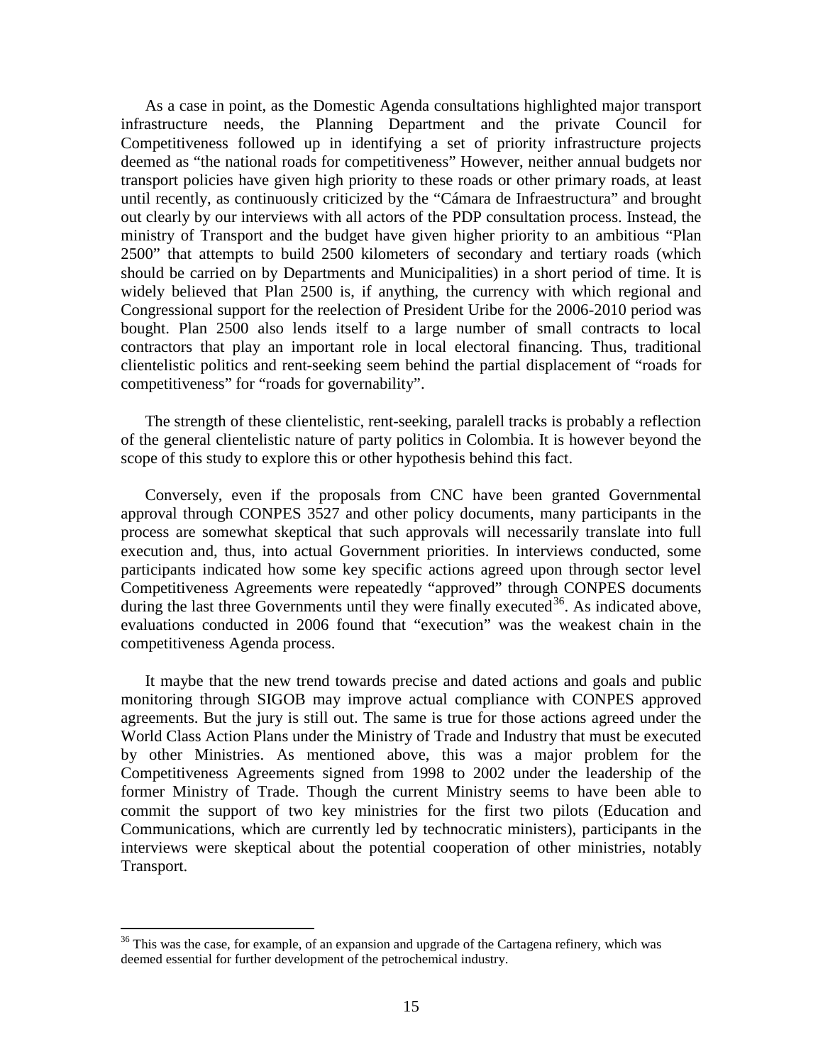As a case in point, as the Domestic Agenda consultations highlighted major transport infrastructure needs, the Planning Department and the private Council for Competitiveness followed up in identifying a set of priority infrastructure projects deemed as "the national roads for competitiveness" However, neither annual budgets nor transport policies have given high priority to these roads or other primary roads, at least until recently, as continuously criticized by the "Cámara de Infraestructura" and brought out clearly by our interviews with all actors of the PDP consultation process. Instead, the ministry of Transport and the budget have given higher priority to an ambitious "Plan 2500" that attempts to build 2500 kilometers of secondary and tertiary roads (which should be carried on by Departments and Municipalities) in a short period of time. It is widely believed that Plan 2500 is, if anything, the currency with which regional and Congressional support for the reelection of President Uribe for the 2006-2010 period was bought. Plan 2500 also lends itself to a large number of small contracts to local contractors that play an important role in local electoral financing. Thus, traditional clientelistic politics and rent-seeking seem behind the partial displacement of "roads for competitiveness" for "roads for governability".

The strength of these clientelistic, rent-seeking, paralell tracks is probably a reflection of the general clientelistic nature of party politics in Colombia. It is however beyond the scope of this study to explore this or other hypothesis behind this fact.

Conversely, even if the proposals from CNC have been granted Governmental approval through CONPES 3527 and other policy documents, many participants in the process are somewhat skeptical that such approvals will necessarily translate into full execution and, thus, into actual Government priorities. In interviews conducted, some participants indicated how some key specific actions agreed upon through sector level Competitiveness Agreements were repeatedly "approved" through CONPES documents during the last three Governments until they were finally executed[36]. As indicated above, evaluations conducted in 2006 found that "execution" was the weakest chain in the competitiveness Agenda process.

It maybe that the new trend towards precise and dated actions and goals and public monitoring through SIGOB may improve actual compliance with CONPES approved agreements. But the jury is still out. The same is true for those actions agreed under the World Class Action Plans under the Ministry of Trade and Industry that must be executed by other Ministries. As mentioned above, this was a major problem for the Competitiveness Agreements signed from 1998 to 2002 under the leadership of the former Ministry of Trade. Though the current Ministry seems to have been able to commit the support of two key ministries for the first two pilots (Education and Communications, which are currently led by technocratic ministers), participants in the interviews were skeptical about the potential cooperation of other ministries, notably Transport.

---

[36] This was the case, for example, of an expansion and upgrade of the Cartagena refinery, which was deemed essential for further development of the petrochemical industry.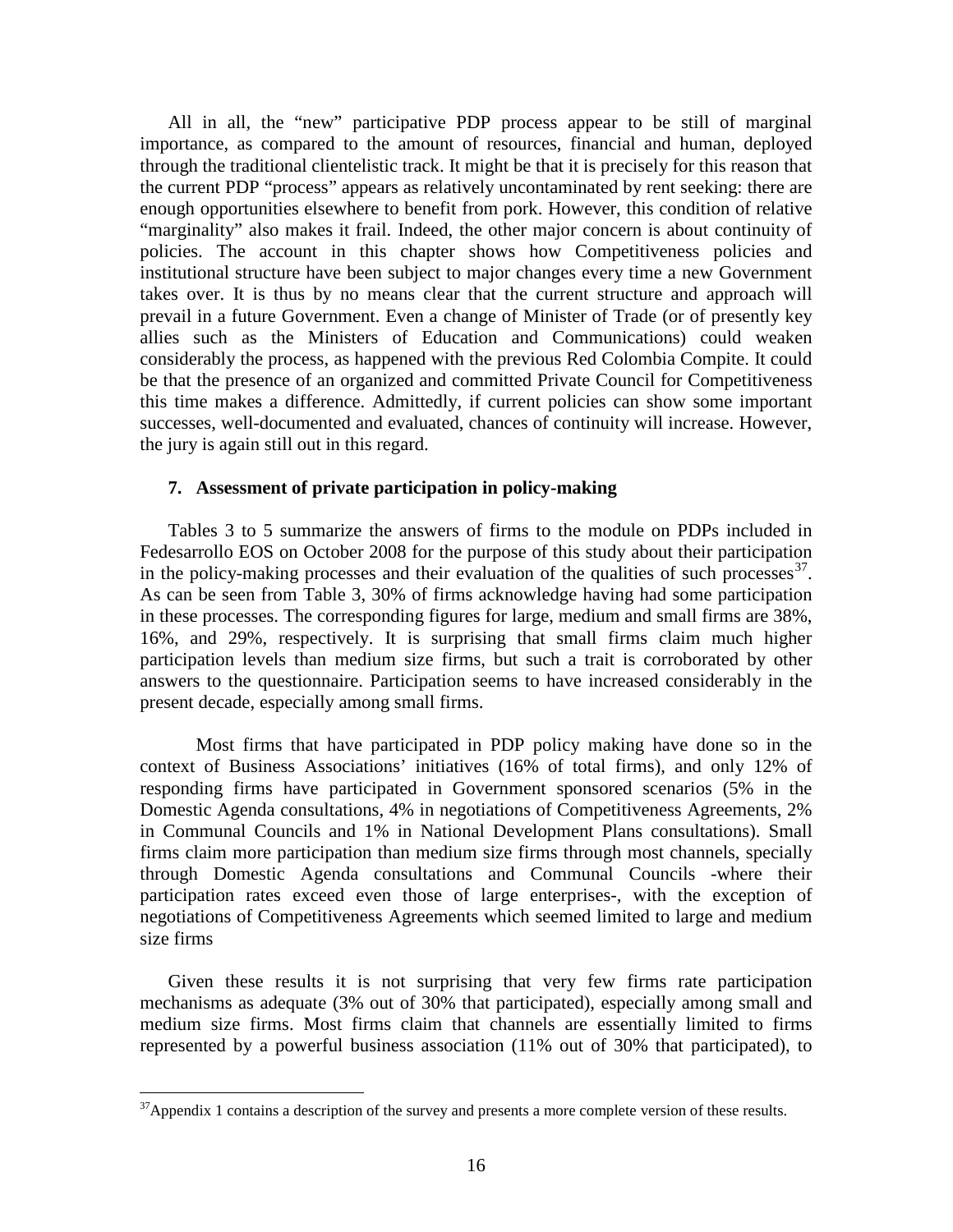All in all, the "new" participative PDP process appear to be still of marginal importance, as compared to the amount of resources, financial and human, deployed through the traditional clientelistic track. It might be that it is precisely for this reason that the current PDP "process" appears as relatively uncontaminated by rent seeking: there are enough opportunities elsewhere to benefit from pork. However, this condition of relative "marginality" also makes it frail. Indeed, the other major concern is about continuity of policies. The account in this chapter shows how Competitiveness policies and institutional structure have been subject to major changes every time a new Government takes over. It is thus by no means clear that the current structure and approach will prevail in a future Government. Even a change of Minister of Trade (or of presently key allies such as the Ministers of Education and Communications) could weaken considerably the process, as happened with the previous Red Colombia Compite. It could be that the presence of an organized and committed Private Council for Competitiveness this time makes a difference. Admittedly, if current policies can show some important successes, well-documented and evaluated, chances of continuity will increase. However, the jury is again still out in this regard.

## 7. Assessment of private participation in policy-making

Tables 3 to 5 summarize the answers of firms to the module on PDPs included in Fedesarrollo EOS on October 2008 for the purpose of this study about their participation in the policy-making processes and their evaluation of the qualities of such processes[37]. As can be seen from Table 3, 30% of firms acknowledge having had some participation in these processes. The corresponding figures for large, medium and small firms are 38%, 16%, and 29%, respectively. It is surprising that small firms claim much higher participation levels than medium size firms, but such a trait is corroborated by other answers to the questionnaire. Participation seems to have increased considerably in the present decade, especially among small firms.

Most firms that have participated in PDP policy making have done so in the context of Business Associations' initiatives (16% of total firms), and only 12% of responding firms have participated in Government sponsored scenarios (5% in the Domestic Agenda consultations, 4% in negotiations of Competitiveness Agreements, 2% in Communal Councils and 1% in National Development Plans consultations). Small firms claim more participation than medium size firms through most channels, specially through Domestic Agenda consultations and Communal Councils -where their participation rates exceed even those of large enterprises-, with the exception of negotiations of Competitiveness Agreements which seemed limited to large and medium size firms

Given these results it is not surprising that very few firms rate participation mechanisms as adequate (3% out of 30% that participated), especially among small and medium size firms. Most firms claim that channels are essentially limited to firms represented by a powerful business association (11% out of 30% that participated), to

[37] Appendix 1 contains a description of the survey and presents a more complete version of these results.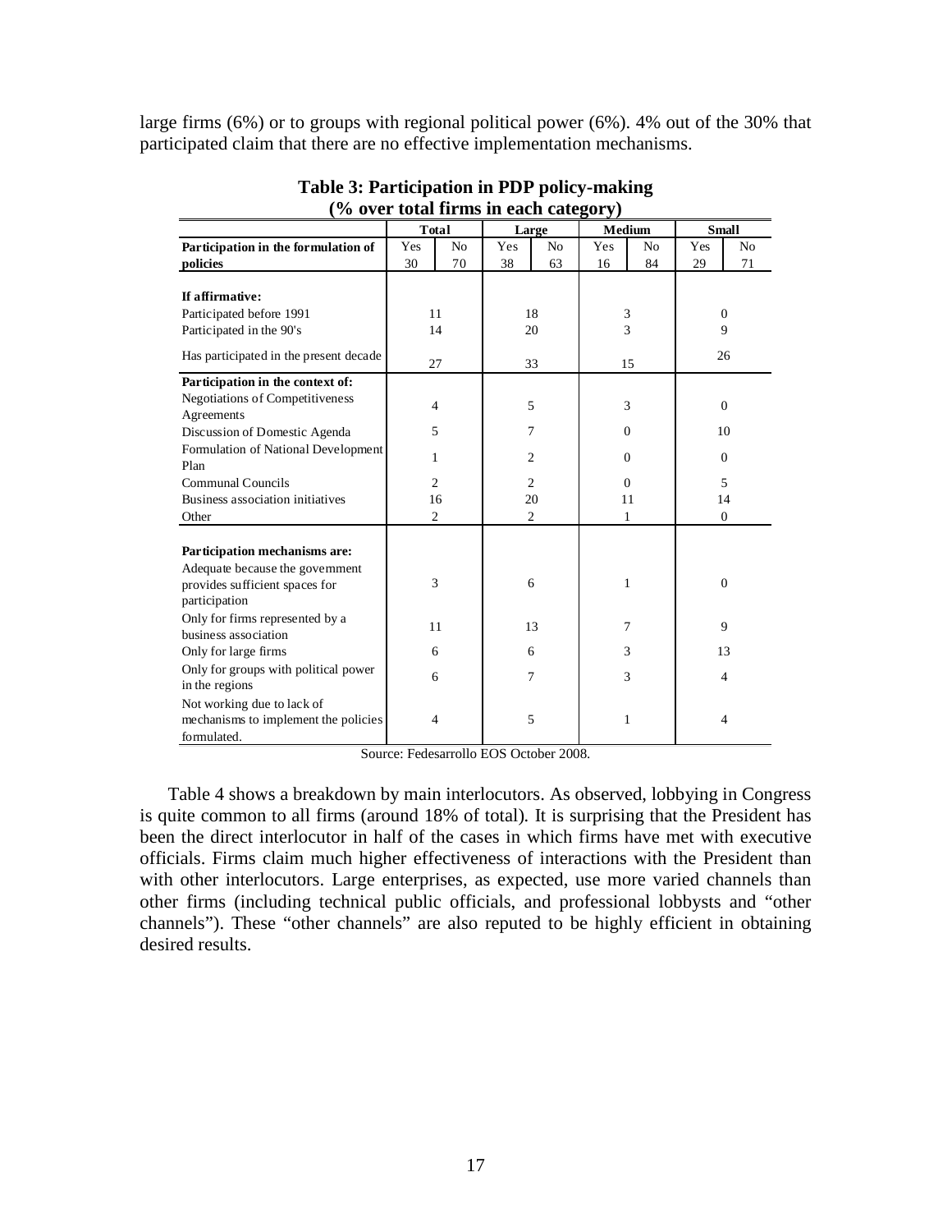large firms (6%) or to groups with regional political power (6%). 4% out of the 30% that participated claim that there are no effective implementation mechanisms.

**Table 3: Participation in PDP policy-making (% over total firms in each category)**

| | Total | | Large | | Medium | | Small | |
|---|---|---|---|---|---|---|---|---|
| **Participation in the formulation of policies** | Yes | No | Yes | No | Yes | No | Yes | No |
| | 30 | 70 | 38 | 63 | 16 | 84 | 29 | 71 |
| **If affirmative:** | | | | | | | | |
| Participated before 1991 | 11 | | 18 | | 3 | | 0 | |
| Participated in the 90's | 14 | | 20 | | 3 | | 9 | |
| Has participated in the present decade | 27 | | 33 | | 15 | | 26 | |
| **Participation in the context of:** | | | | | | | | |
| Negotiations of Competitiveness Agreements | 4 | | 5 | | 3 | | 0 | |
| Discussion of Domestic Agenda | 5 | | 7 | | 0 | | 10 | |
| Formulation of National Development Plan | 1 | | 2 | | 0 | | 0 | |
| Communal Councils | 2 | | 2 | | 0 | | 5 | |
| Business association initiatives | 16 | | 20 | | 11 | | 14 | |
| Other | 2 | | 2 | | 1 | | 0 | |
| **Participation mechanisms are:** | | | | | | | | |
| Adequate because the government provides sufficient spaces for participation | 3 | | 6 | | 1 | | 0 | |
| Only for firms represented by a business association | 11 | | 13 | | 7 | | 9 | |
| Only for large firms | 6 | | 6 | | 3 | | 13 | |
| Only for groups with political power in the regions | 6 | | 7 | | 3 | | 4 | |
| Not working due to lack of mechanisms to implement the policies formulated. | 4 | | 5 | | 1 | | 4 | |

Source: Fedesarrollo EOS October 2008.

Table 4 shows a breakdown by main interlocutors. As observed, lobbying in Congress is quite common to all firms (around 18% of total). It is surprising that the President has been the direct interlocutor in half of the cases in which firms have met with executive officials. Firms claim much higher effectiveness of interactions with the President than with other interlocutors. Large enterprises, as expected, use more varied channels than other firms (including technical public officials, and professional lobbysts and "other channels"). These "other channels" are also reputed to be highly efficient in obtaining desired results.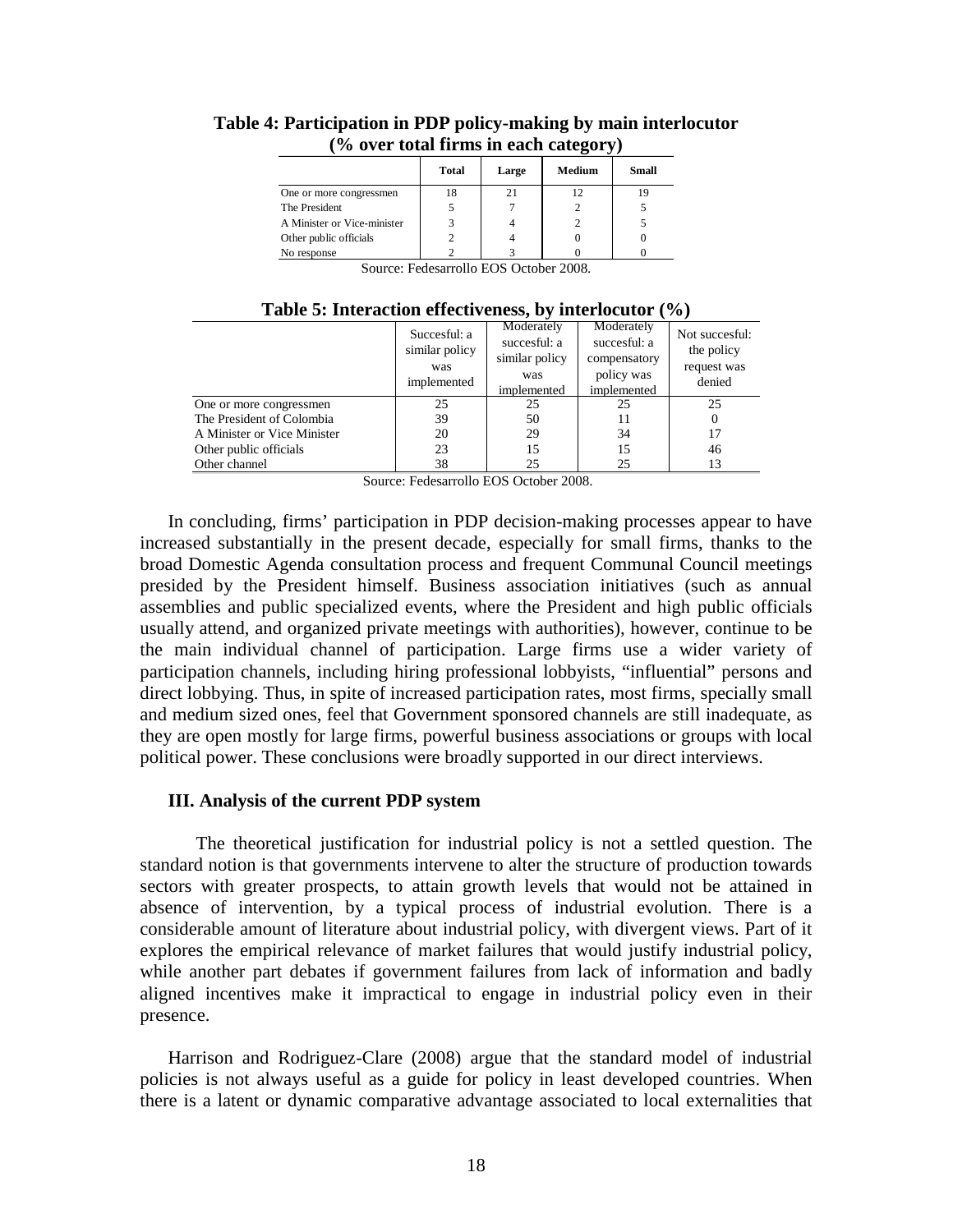**Table 4: Participation in PDP policy-making by main interlocutor (% over total firms in each category)**

| | Total | Large | Medium | Small |
|---|---|---|---|---|
| One or more congressmen | 18 | 21 | 12 | 19 |
| The President | 5 | 7 | 2 | 5 |
| A Minister or Vice-minister | 3 | 4 | 2 | 5 |
| Other public officials | 2 | 4 | 0 | 0 |
| No response | 2 | 3 | 0 | 0 |

Source: Fedesarrollo EOS October 2008.

**Table 5: Interaction effectiveness, by interlocutor (%)**

| | Succesful: a similar policy was implemented | Moderately succesful: a similar policy was implemented | Moderately succesful: a compensatory policy was implemented | Not succesful: the policy request was denied |
|---|---|---|---|---|
| One or more congressmen | 25 | 25 | 25 | 25 |
| The President of Colombia | 39 | 50 | 11 | 0 |
| A Minister or Vice Minister | 20 | 29 | 34 | 17 |
| Other public officials | 23 | 15 | 15 | 46 |
| Other channel | 38 | 25 | 25 | 13 |

Source: Fedesarrollo EOS October 2008.

In concluding, firms' participation in PDP decision-making processes appear to have increased substantially in the present decade, especially for small firms, thanks to the broad Domestic Agenda consultation process and frequent Communal Council meetings presided by the President himself. Business association initiatives (such as annual assemblies and public specialized events, where the President and high public officials usually attend, and organized private meetings with authorities), however, continue to be the main individual channel of participation. Large firms use a wider variety of participation channels, including hiring professional lobbyists, "influential" persons and direct lobbying. Thus, in spite of increased participation rates, most firms, specially small and medium sized ones, feel that Government sponsored channels are still inadequate, as they are open mostly for large firms, powerful business associations or groups with local political power. These conclusions were broadly supported in our direct interviews.

### III. Analysis of the current PDP system

The theoretical justification for industrial policy is not a settled question. The standard notion is that governments intervene to alter the structure of production towards sectors with greater prospects, to attain growth levels that would not be attained in absence of intervention, by a typical process of industrial evolution. There is a considerable amount of literature about industrial policy, with divergent views. Part of it explores the empirical relevance of market failures that would justify industrial policy, while another part debates if government failures from lack of information and badly aligned incentives make it impractical to engage in industrial policy even in their presence.

Harrison and Rodriguez-Clare (2008) argue that the standard model of industrial policies is not always useful as a guide for policy in least developed countries. When there is a latent or dynamic comparative advantage associated to local externalities that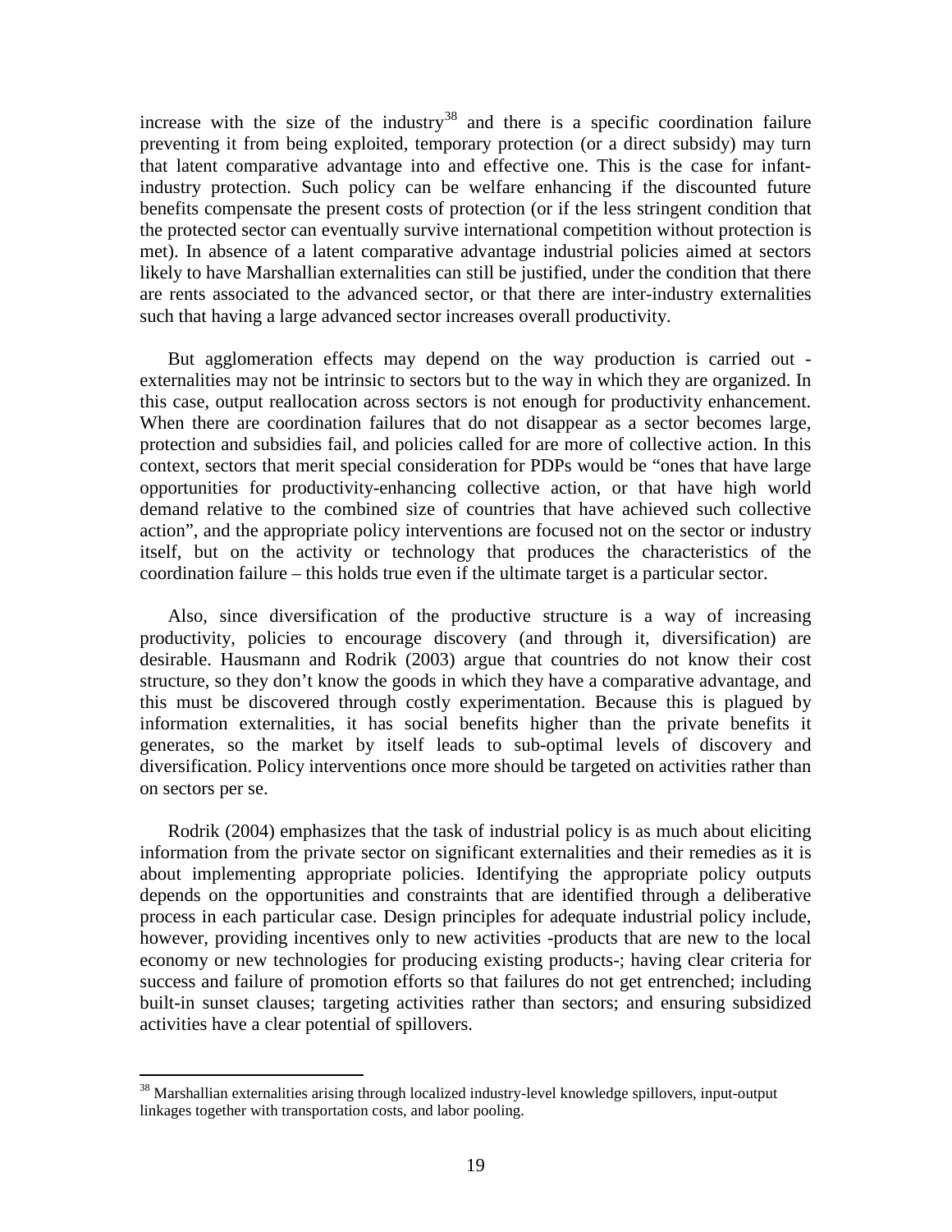increase with the size of the industry[38] and there is a specific coordination failure preventing it from being exploited, temporary protection (or a direct subsidy) may turn that latent comparative advantage into and effective one. This is the case for infant-industry protection. Such policy can be welfare enhancing if the discounted future benefits compensate the present costs of protection (or if the less stringent condition that the protected sector can eventually survive international competition without protection is met). In absence of a latent comparative advantage industrial policies aimed at sectors likely to have Marshallian externalities can still be justified, under the condition that there are rents associated to the advanced sector, or that there are inter-industry externalities such that having a large advanced sector increases overall productivity.

But agglomeration effects may depend on the way production is carried out - externalities may not be intrinsic to sectors but to the way in which they are organized. In this case, output reallocation across sectors is not enough for productivity enhancement. When there are coordination failures that do not disappear as a sector becomes large, protection and subsidies fail, and policies called for are more of collective action. In this context, sectors that merit special consideration for PDPs would be "ones that have large opportunities for productivity-enhancing collective action, or that have high world demand relative to the combined size of countries that have achieved such collective action", and the appropriate policy interventions are focused not on the sector or industry itself, but on the activity or technology that produces the characteristics of the coordination failure – this holds true even if the ultimate target is a particular sector.

Also, since diversification of the productive structure is a way of increasing productivity, policies to encourage discovery (and through it, diversification) are desirable. Hausmann and Rodrik (2003) argue that countries do not know their cost structure, so they don't know the goods in which they have a comparative advantage, and this must be discovered through costly experimentation. Because this is plagued by information externalities, it has social benefits higher than the private benefits it generates, so the market by itself leads to sub-optimal levels of discovery and diversification. Policy interventions once more should be targeted on activities rather than on sectors per se.

Rodrik (2004) emphasizes that the task of industrial policy is as much about eliciting information from the private sector on significant externalities and their remedies as it is about implementing appropriate policies. Identifying the appropriate policy outputs depends on the opportunities and constraints that are identified through a deliberative process in each particular case. Design principles for adequate industrial policy include, however, providing incentives only to new activities -products that are new to the local economy or new technologies for producing existing products-; having clear criteria for success and failure of promotion efforts so that failures do not get entrenched; including built-in sunset clauses; targeting activities rather than sectors; and ensuring subsidized activities have a clear potential of spillovers.

[38] Marshallian externalities arising through localized industry-level knowledge spillovers, input-output linkages together with transportation costs, and labor pooling.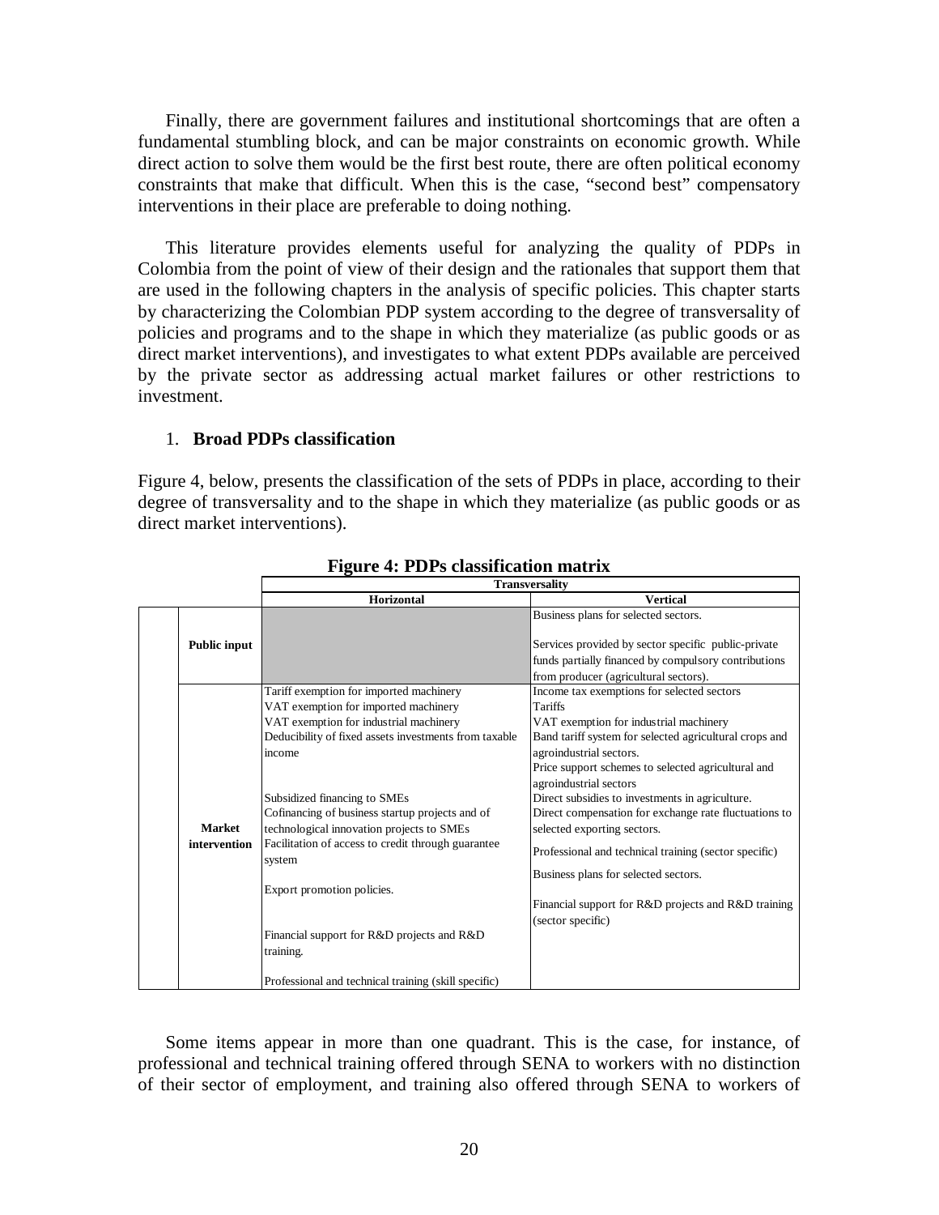Finally, there are government failures and institutional shortcomings that are often a fundamental stumbling block, and can be major constraints on economic growth. While direct action to solve them would be the first best route, there are often political economy constraints that make that difficult. When this is the case, "second best" compensatory interventions in their place are preferable to doing nothing.

This literature provides elements useful for analyzing the quality of PDPs in Colombia from the point of view of their design and the rationales that support them that are used in the following chapters in the analysis of specific policies. This chapter starts by characterizing the Colombian PDP system according to the degree of transversality of policies and programs and to the shape in which they materialize (as public goods or as direct market interventions), and investigates to what extent PDPs available are perceived by the private sector as addressing actual market failures or other restrictions to investment.

## 1. **Broad PDPs classification**

Figure 4, below, presents the classification of the sets of PDPs in place, according to their degree of transversality and to the shape in which they materialize (as public goods or as direct market interventions).

**Figure 4: PDPs classification matrix**

| | Transversality | |
|---|---|---|
| | **Horizontal** | **Vertical** |
| **Public input** | | Business plans for selected sectors.<br><br>Services provided by sector specific public-private funds partially financed by compulsory contributions from producer (agricultural sectors). |
| **Market intervention** | Tariff exemption for imported machinery<br>VAT exemption for imported machinery<br>VAT exemption for industrial machinery<br>Deducibility of fixed assets investments from taxable income<br><br>Subsidized financing to SMEs<br>Cofinancing of business startup projects and of technological innovation projects to SMEs<br>Facilitation of access to credit through guarantee system<br><br>Export promotion policies.<br><br>Financial support for R&D projects and R&D training.<br><br>Professional and technical training (skill specific) | Income tax exemptions for selected sectors<br>Tariffs<br>VAT exemption for industrial machinery<br>Band tariff system for selected agricultural crops and agroindustrial sectors.<br>Price support schemes to selected agricultural and agroindustrial sectors<br>Direct subsidies to investments in agriculture.<br>Direct compensation for exchange rate fluctuations to selected exporting sectors.<br><br>Professional and technical training (sector specific)<br><br>Business plans for selected sectors.<br><br>Financial support for R&D projects and R&D training (sector specific) |

Some items appear in more than one quadrant. This is the case, for instance, of professional and technical training offered through SENA to workers with no distinction of their sector of employment, and training also offered through SENA to workers of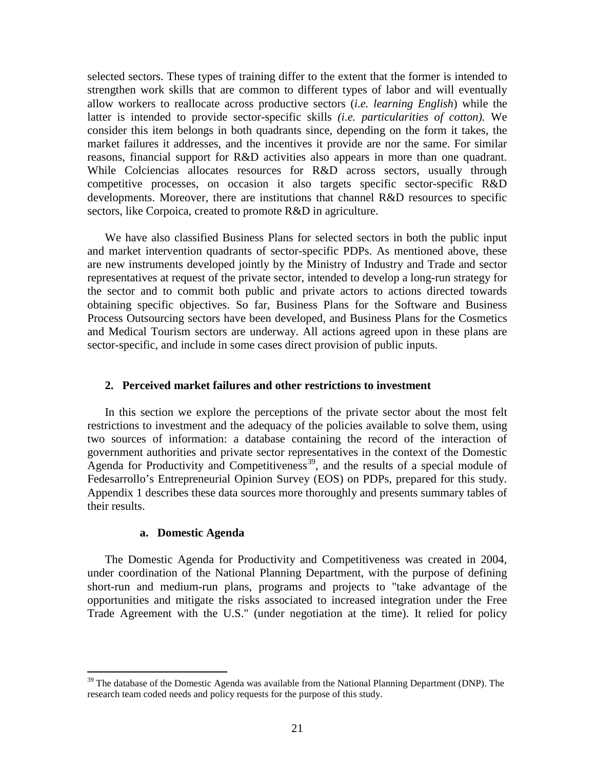selected sectors. These types of training differ to the extent that the former is intended to strengthen work skills that are common to different types of labor and will eventually allow workers to reallocate across productive sectors (*i.e. learning English*) while the latter is intended to provide sector-specific skills *(i.e. particularities of cotton).* We consider this item belongs in both quadrants since, depending on the form it takes, the market failures it addresses, and the incentives it provide are nor the same. For similar reasons, financial support for R&D activities also appears in more than one quadrant. While Colciencias allocates resources for R&D across sectors, usually through competitive processes, on occasion it also targets specific sector-specific R&D developments. Moreover, there are institutions that channel R&D resources to specific sectors, like Corpoica, created to promote R&D in agriculture.

We have also classified Business Plans for selected sectors in both the public input and market intervention quadrants of sector-specific PDPs. As mentioned above, these are new instruments developed jointly by the Ministry of Industry and Trade and sector representatives at request of the private sector, intended to develop a long-run strategy for the sector and to commit both public and private actors to actions directed towards obtaining specific objectives. So far, Business Plans for the Software and Business Process Outsourcing sectors have been developed, and Business Plans for the Cosmetics and Medical Tourism sectors are underway. All actions agreed upon in these plans are sector-specific, and include in some cases direct provision of public inputs.

## 2. Perceived market failures and other restrictions to investment

In this section we explore the perceptions of the private sector about the most felt restrictions to investment and the adequacy of the policies available to solve them, using two sources of information: a database containing the record of the interaction of government authorities and private sector representatives in the context of the Domestic Agenda for Productivity and Competitiveness[39], and the results of a special module of Fedesarrollo's Entrepreneurial Opinion Survey (EOS) on PDPs, prepared for this study. Appendix 1 describes these data sources more thoroughly and presents summary tables of their results.

### a. Domestic Agenda

The Domestic Agenda for Productivity and Competitiveness was created in 2004, under coordination of the National Planning Department, with the purpose of defining short-run and medium-run plans, programs and projects to "take advantage of the opportunities and mitigate the risks associated to increased integration under the Free Trade Agreement with the U.S." (under negotiation at the time). It relied for policy

---

[39] The database of the Domestic Agenda was available from the National Planning Department (DNP). The research team coded needs and policy requests for the purpose of this study.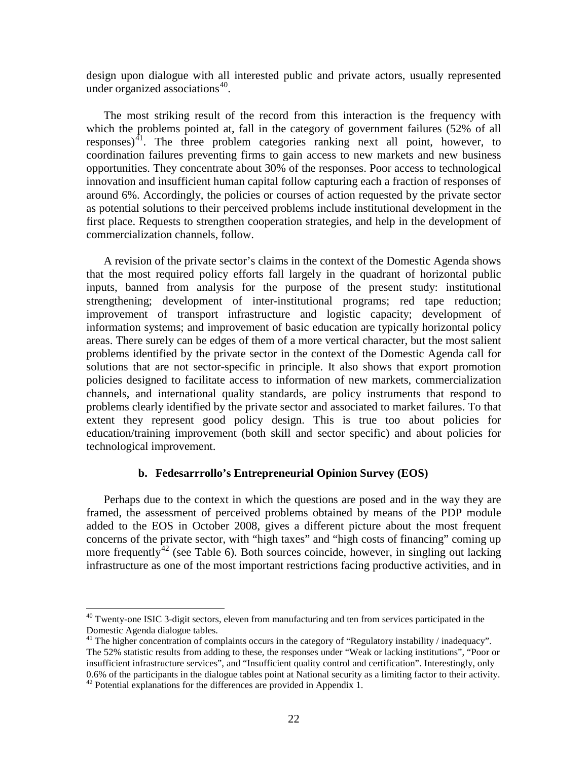design upon dialogue with all interested public and private actors, usually represented under organized associations[40].

The most striking result of the record from this interaction is the frequency with which the problems pointed at, fall in the category of government failures (52% of all responses)[41]. The three problem categories ranking next all point, however, to coordination failures preventing firms to gain access to new markets and new business opportunities. They concentrate about 30% of the responses. Poor access to technological innovation and insufficient human capital follow capturing each a fraction of responses of around 6%. Accordingly, the policies or courses of action requested by the private sector as potential solutions to their perceived problems include institutional development in the first place. Requests to strengthen cooperation strategies, and help in the development of commercialization channels, follow.

A revision of the private sector's claims in the context of the Domestic Agenda shows that the most required policy efforts fall largely in the quadrant of horizontal public inputs, banned from analysis for the purpose of the present study: institutional strengthening; development of inter-institutional programs; red tape reduction; improvement of transport infrastructure and logistic capacity; development of information systems; and improvement of basic education are typically horizontal policy areas. There surely can be edges of them of a more vertical character, but the most salient problems identified by the private sector in the context of the Domestic Agenda call for solutions that are not sector-specific in principle. It also shows that export promotion policies designed to facilitate access to information of new markets, commercialization channels, and international quality standards, are policy instruments that respond to problems clearly identified by the private sector and associated to market failures. To that extent they represent good policy design. This is true too about policies for education/training improvement (both skill and sector specific) and about policies for technological improvement.

### b. Fedesarrrollo's Entrepreneurial Opinion Survey (EOS)

Perhaps due to the context in which the questions are posed and in the way they are framed, the assessment of perceived problems obtained by means of the PDP module added to the EOS in October 2008, gives a different picture about the most frequent concerns of the private sector, with "high taxes" and "high costs of financing" coming up more frequently[42] (see Table 6). Both sources coincide, however, in singling out lacking infrastructure as one of the most important restrictions facing productive activities, and in

---

[40] Twenty-one ISIC 3-digit sectors, eleven from manufacturing and ten from services participated in the Domestic Agenda dialogue tables.

[41] The higher concentration of complaints occurs in the category of "Regulatory instability / inadequacy". The 52% statistic results from adding to these, the responses under "Weak or lacking institutions", "Poor or insufficient infrastructure services", and "Insufficient quality control and certification". Interestingly, only 0.6% of the participants in the dialogue tables point at National security as a limiting factor to their activity.

[42] Potential explanations for the differences are provided in Appendix 1.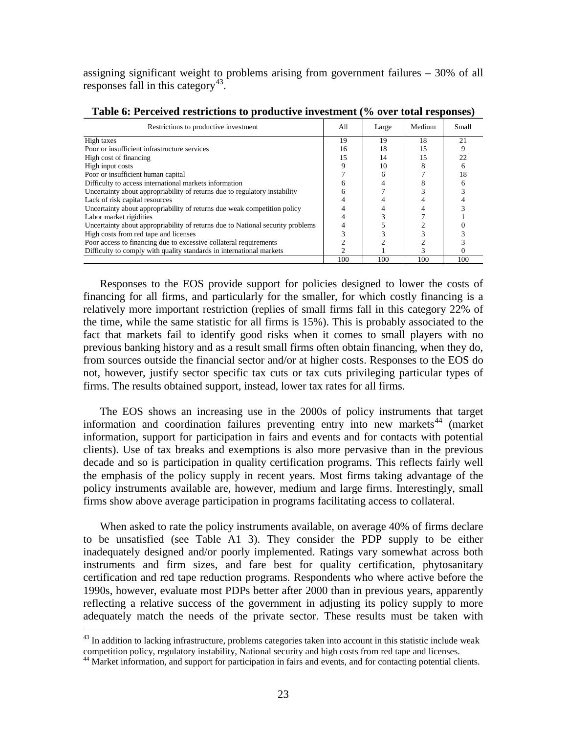assigning significant weight to problems arising from government failures – 30% of all responses fall in this category[43].

**Table 6: Perceived restrictions to productive investment (% over total responses)**

| Restrictions to productive investment | All | Large | Medium | Small |
|---|---|---|---|---|
| High taxes | 19 | 19 | 18 | 21 |
| Poor or insufficient infrastructure services | 16 | 18 | 15 | 9 |
| High cost of financing | 15 | 14 | 15 | 22 |
| High input costs | 9 | 10 | 8 | 6 |
| Poor or insufficient human capital | 7 | 6 | 7 | 18 |
| Difficulty to access international markets information | 6 | 4 | 8 | 6 |
| Uncertainty about appropriability of returns due to regulatory instability | 6 | 7 | 3 | 3 |
| Lack of risk capital resources | 4 | 4 | 4 | 4 |
| Uncertainty about appropriability of returns due weak competition policy | 4 | 4 | 4 | 3 |
| Labor market rigidities | 4 | 3 | 7 | 1 |
| Uncertainty about appropriability of returns due to National security problems | 4 | 5 | 2 | 0 |
| High costs from red tape and licenses | 3 | 3 | 3 | 3 |
| Poor access to financing due to excessive collateral requirements | 2 | 2 | 2 | 3 |
| Difficulty to comply with quality standards in international markets | 2 | 1 | 3 | 0 |
| | 100 | 100 | 100 | 100 |

Responses to the EOS provide support for policies designed to lower the costs of financing for all firms, and particularly for the smaller, for which costly financing is a relatively more important restriction (replies of small firms fall in this category 22% of the time, while the same statistic for all firms is 15%). This is probably associated to the fact that markets fail to identify good risks when it comes to small players with no previous banking history and as a result small firms often obtain financing, when they do, from sources outside the financial sector and/or at higher costs. Responses to the EOS do not, however, justify sector specific tax cuts or tax cuts privileging particular types of firms. The results obtained support, instead, lower tax rates for all firms.

The EOS shows an increasing use in the 2000s of policy instruments that target information and coordination failures preventing entry into new markets[44] (market information, support for participation in fairs and events and for contacts with potential clients). Use of tax breaks and exemptions is also more pervasive than in the previous decade and so is participation in quality certification programs. This reflects fairly well the emphasis of the policy supply in recent years. Most firms taking advantage of the policy instruments available are, however, medium and large firms. Interestingly, small firms show above average participation in programs facilitating access to collateral.

When asked to rate the policy instruments available, on average 40% of firms declare to be unsatisfied (see Table A1 3). They consider the PDP supply to be either inadequately designed and/or poorly implemented. Ratings vary somewhat across both instruments and firm sizes, and fare best for quality certification, phytosanitary certification and red tape reduction programs. Respondents who where active before the 1990s, however, evaluate most PDPs better after 2000 than in previous years, apparently reflecting a relative success of the government in adjusting its policy supply to more adequately match the needs of the private sector. These results must be taken with

[43] In addition to lacking infrastructure, problems categories taken into account in this statistic include weak competition policy, regulatory instability, National security and high costs from red tape and licenses.

[44] Market information, and support for participation in fairs and events, and for contacting potential clients.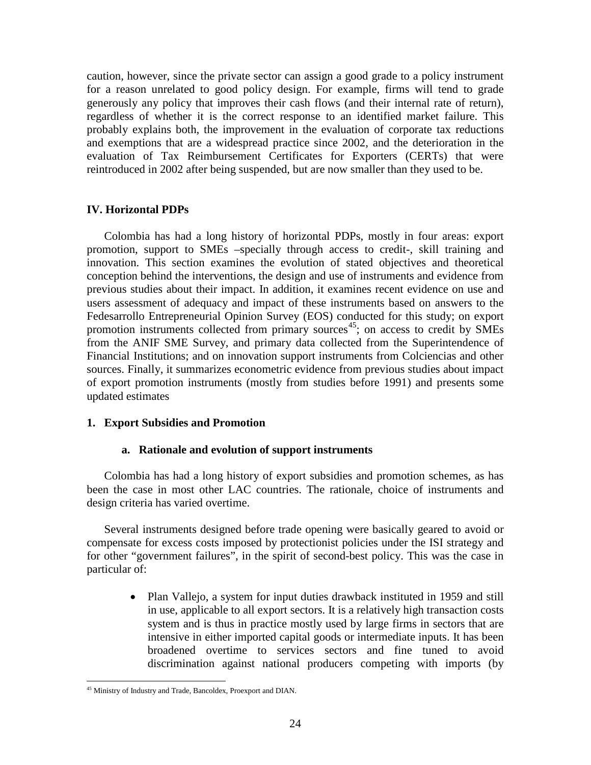caution, however, since the private sector can assign a good grade to a policy instrument for a reason unrelated to good policy design. For example, firms will tend to grade generously any policy that improves their cash flows (and their internal rate of return), regardless of whether it is the correct response to an identified market failure. This probably explains both, the improvement in the evaluation of corporate tax reductions and exemptions that are a widespread practice since 2002, and the deterioration in the evaluation of Tax Reimbursement Certificates for Exporters (CERTs) that were reintroduced in 2002 after being suspended, but are now smaller than they used to be.

## IV. Horizontal PDPs

Colombia has had a long history of horizontal PDPs, mostly in four areas: export promotion, support to SMEs –specially through access to credit-, skill training and innovation. This section examines the evolution of stated objectives and theoretical conception behind the interventions, the design and use of instruments and evidence from previous studies about their impact. In addition, it examines recent evidence on use and users assessment of adequacy and impact of these instruments based on answers to the Fedesarrollo Entrepreneurial Opinion Survey (EOS) conducted for this study; on export promotion instruments collected from primary sources[45]; on access to credit by SMEs from the ANIF SME Survey, and primary data collected from the Superintendence of Financial Institutions; and on innovation support instruments from Colciencias and other sources. Finally, it summarizes econometric evidence from previous studies about impact of export promotion instruments (mostly from studies before 1991) and presents some updated estimates

### 1. Export Subsidies and Promotion

#### a. Rationale and evolution of support instruments

Colombia has had a long history of export subsidies and promotion schemes, as has been the case in most other LAC countries. The rationale, choice of instruments and design criteria has varied overtime.

Several instruments designed before trade opening were basically geared to avoid or compensate for excess costs imposed by protectionist policies under the ISI strategy and for other "government failures", in the spirit of second-best policy. This was the case in particular of:

- Plan Vallejo, a system for input duties drawback instituted in 1959 and still in use, applicable to all export sectors. It is a relatively high transaction costs system and is thus in practice mostly used by large firms in sectors that are intensive in either imported capital goods or intermediate inputs. It has been broadened overtime to services sectors and fine tuned to avoid discrimination against national producers competing with imports (by

[45] Ministry of Industry and Trade, Bancoldex, Proexport and DIAN.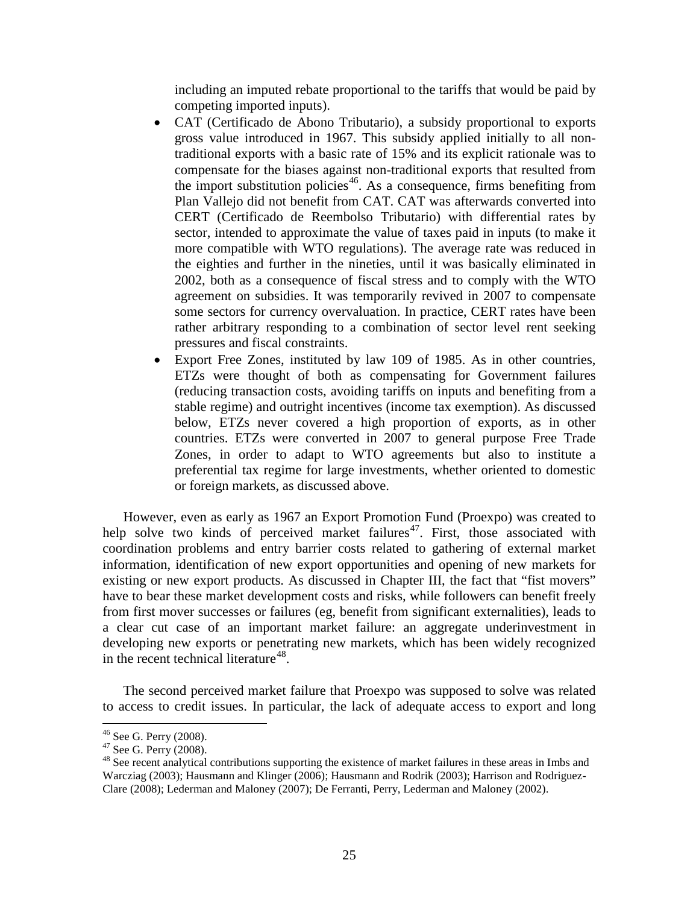including an imputed rebate proportional to the tariffs that would be paid by competing imported inputs).

- CAT (Certificado de Abono Tributario), a subsidy proportional to exports gross value introduced in 1967. This subsidy applied initially to all non-traditional exports with a basic rate of 15% and its explicit rationale was to compensate for the biases against non-traditional exports that resulted from the import substitution policies[46]. As a consequence, firms benefiting from Plan Vallejo did not benefit from CAT. CAT was afterwards converted into CERT (Certificado de Reembolso Tributario) with differential rates by sector, intended to approximate the value of taxes paid in inputs (to make it more compatible with WTO regulations). The average rate was reduced in the eighties and further in the nineties, until it was basically eliminated in 2002, both as a consequence of fiscal stress and to comply with the WTO agreement on subsidies. It was temporarily revived in 2007 to compensate some sectors for currency overvaluation. In practice, CERT rates have been rather arbitrary responding to a combination of sector level rent seeking pressures and fiscal constraints.
- Export Free Zones, instituted by law 109 of 1985. As in other countries, ETZs were thought of both as compensating for Government failures (reducing transaction costs, avoiding tariffs on inputs and benefiting from a stable regime) and outright incentives (income tax exemption). As discussed below, ETZs never covered a high proportion of exports, as in other countries. ETZs were converted in 2007 to general purpose Free Trade Zones, in order to adapt to WTO agreements but also to institute a preferential tax regime for large investments, whether oriented to domestic or foreign markets, as discussed above.

However, even as early as 1967 an Export Promotion Fund (Proexpo) was created to help solve two kinds of perceived market failures[47]. First, those associated with coordination problems and entry barrier costs related to gathering of external market information, identification of new export opportunities and opening of new markets for existing or new export products. As discussed in Chapter III, the fact that "fist movers" have to bear these market development costs and risks, while followers can benefit freely from first mover successes or failures (eg, benefit from significant externalities), leads to a clear cut case of an important market failure: an aggregate underinvestment in developing new exports or penetrating new markets, which has been widely recognized in the recent technical literature[48].

The second perceived market failure that Proexpo was supposed to solve was related to access to credit issues. In particular, the lack of adequate access to export and long

[46] See G. Perry (2008).

[47] See G. Perry (2008).

[48] See recent analytical contributions supporting the existence of market failures in these areas in Imbs and Warcziag (2003); Hausmann and Klinger (2006); Hausmann and Rodrik (2003); Harrison and Rodriguez-Clare (2008); Lederman and Maloney (2007); De Ferranti, Perry, Lederman and Maloney (2002).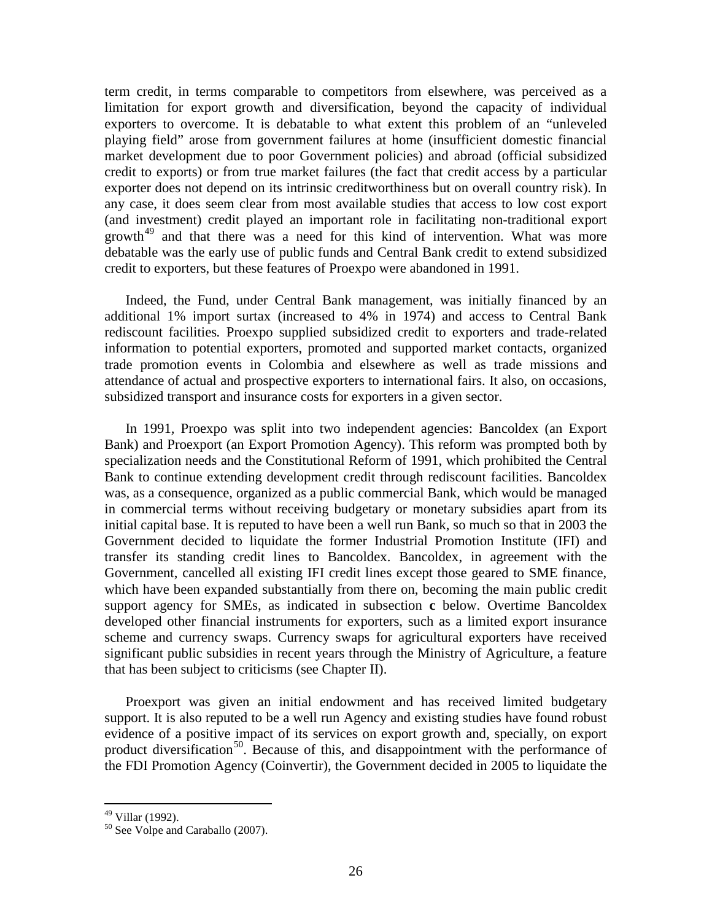term credit, in terms comparable to competitors from elsewhere, was perceived as a limitation for export growth and diversification, beyond the capacity of individual exporters to overcome. It is debatable to what extent this problem of an "unleveled playing field" arose from government failures at home (insufficient domestic financial market development due to poor Government policies) and abroad (official subsidized credit to exports) or from true market failures (the fact that credit access by a particular exporter does not depend on its intrinsic creditworthiness but on overall country risk). In any case, it does seem clear from most available studies that access to low cost export (and investment) credit played an important role in facilitating non-traditional export growth[49] and that there was a need for this kind of intervention. What was more debatable was the early use of public funds and Central Bank credit to extend subsidized credit to exporters, but these features of Proexpo were abandoned in 1991.

Indeed, the Fund, under Central Bank management, was initially financed by an additional 1% import surtax (increased to 4% in 1974) and access to Central Bank rediscount facilities. Proexpo supplied subsidized credit to exporters and trade-related information to potential exporters, promoted and supported market contacts, organized trade promotion events in Colombia and elsewhere as well as trade missions and attendance of actual and prospective exporters to international fairs. It also, on occasions, subsidized transport and insurance costs for exporters in a given sector.

In 1991, Proexpo was split into two independent agencies: Bancoldex (an Export Bank) and Proexport (an Export Promotion Agency). This reform was prompted both by specialization needs and the Constitutional Reform of 1991, which prohibited the Central Bank to continue extending development credit through rediscount facilities. Bancoldex was, as a consequence, organized as a public commercial Bank, which would be managed in commercial terms without receiving budgetary or monetary subsidies apart from its initial capital base. It is reputed to have been a well run Bank, so much so that in 2003 the Government decided to liquidate the former Industrial Promotion Institute (IFI) and transfer its standing credit lines to Bancoldex. Bancoldex, in agreement with the Government, cancelled all existing IFI credit lines except those geared to SME finance, which have been expanded substantially from there on, becoming the main public credit support agency for SMEs, as indicated in subsection **c** below. Overtime Bancoldex developed other financial instruments for exporters, such as a limited export insurance scheme and currency swaps. Currency swaps for agricultural exporters have received significant public subsidies in recent years through the Ministry of Agriculture, a feature that has been subject to criticisms (see Chapter II).

Proexport was given an initial endowment and has received limited budgetary support. It is also reputed to be a well run Agency and existing studies have found robust evidence of a positive impact of its services on export growth and, specially, on export product diversification[50]. Because of this, and disappointment with the performance of the FDI Promotion Agency (Coinvertir), the Government decided in 2005 to liquidate the

---

[49] Villar (1992).

[50] See Volpe and Caraballo (2007).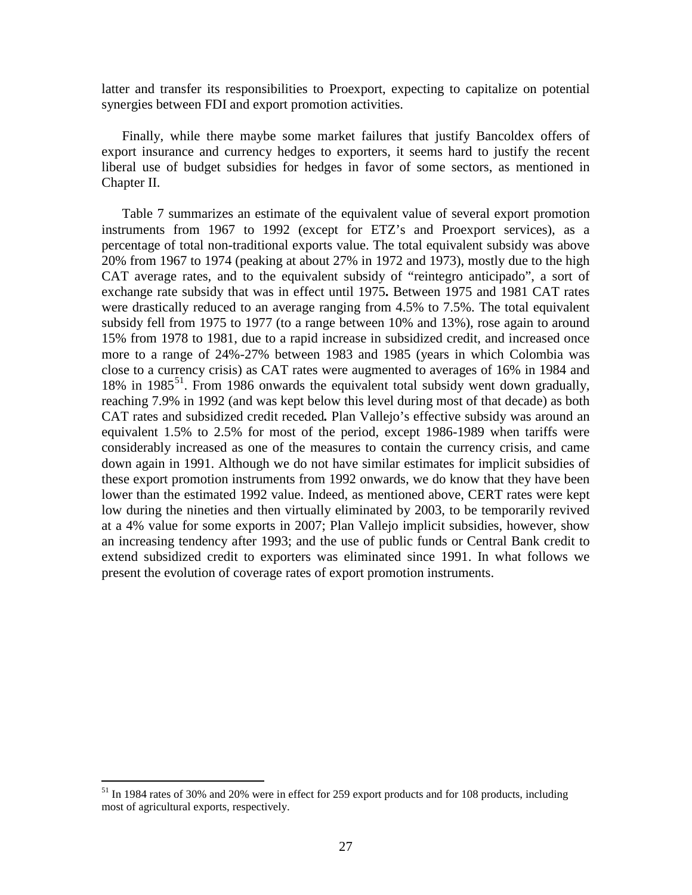latter and transfer its responsibilities to Proexport, expecting to capitalize on potential synergies between FDI and export promotion activities.

Finally, while there maybe some market failures that justify Bancoldex offers of export insurance and currency hedges to exporters, it seems hard to justify the recent liberal use of budget subsidies for hedges in favor of some sectors, as mentioned in Chapter II.

Table 7 summarizes an estimate of the equivalent value of several export promotion instruments from 1967 to 1992 (except for ETZ's and Proexport services), as a percentage of total non-traditional exports value. The total equivalent subsidy was above 20% from 1967 to 1974 (peaking at about 27% in 1972 and 1973), mostly due to the high CAT average rates, and to the equivalent subsidy of "reintegro anticipado", a sort of exchange rate subsidy that was in effect until 1975**.** Between 1975 and 1981 CAT rates were drastically reduced to an average ranging from 4.5% to 7.5%. The total equivalent subsidy fell from 1975 to 1977 (to a range between 10% and 13%), rose again to around 15% from 1978 to 1981, due to a rapid increase in subsidized credit, and increased once more to a range of 24%-27% between 1983 and 1985 (years in which Colombia was close to a currency crisis) as CAT rates were augmented to averages of 16% in 1984 and 18% in 1985[51]. From 1986 onwards the equivalent total subsidy went down gradually, reaching 7.9% in 1992 (and was kept below this level during most of that decade) as both CAT rates and subsidized credit receded*.* Plan Vallejo's effective subsidy was around an equivalent 1.5% to 2.5% for most of the period, except 1986-1989 when tariffs were considerably increased as one of the measures to contain the currency crisis, and came down again in 1991. Although we do not have similar estimates for implicit subsidies of these export promotion instruments from 1992 onwards, we do know that they have been lower than the estimated 1992 value. Indeed, as mentioned above, CERT rates were kept low during the nineties and then virtually eliminated by 2003, to be temporarily revived at a 4% value for some exports in 2007; Plan Vallejo implicit subsidies, however, show an increasing tendency after 1993; and the use of public funds or Central Bank credit to extend subsidized credit to exporters was eliminated since 1991. In what follows we present the evolution of coverage rates of export promotion instruments.

[51] In 1984 rates of 30% and 20% were in effect for 259 export products and for 108 products, including most of agricultural exports, respectively.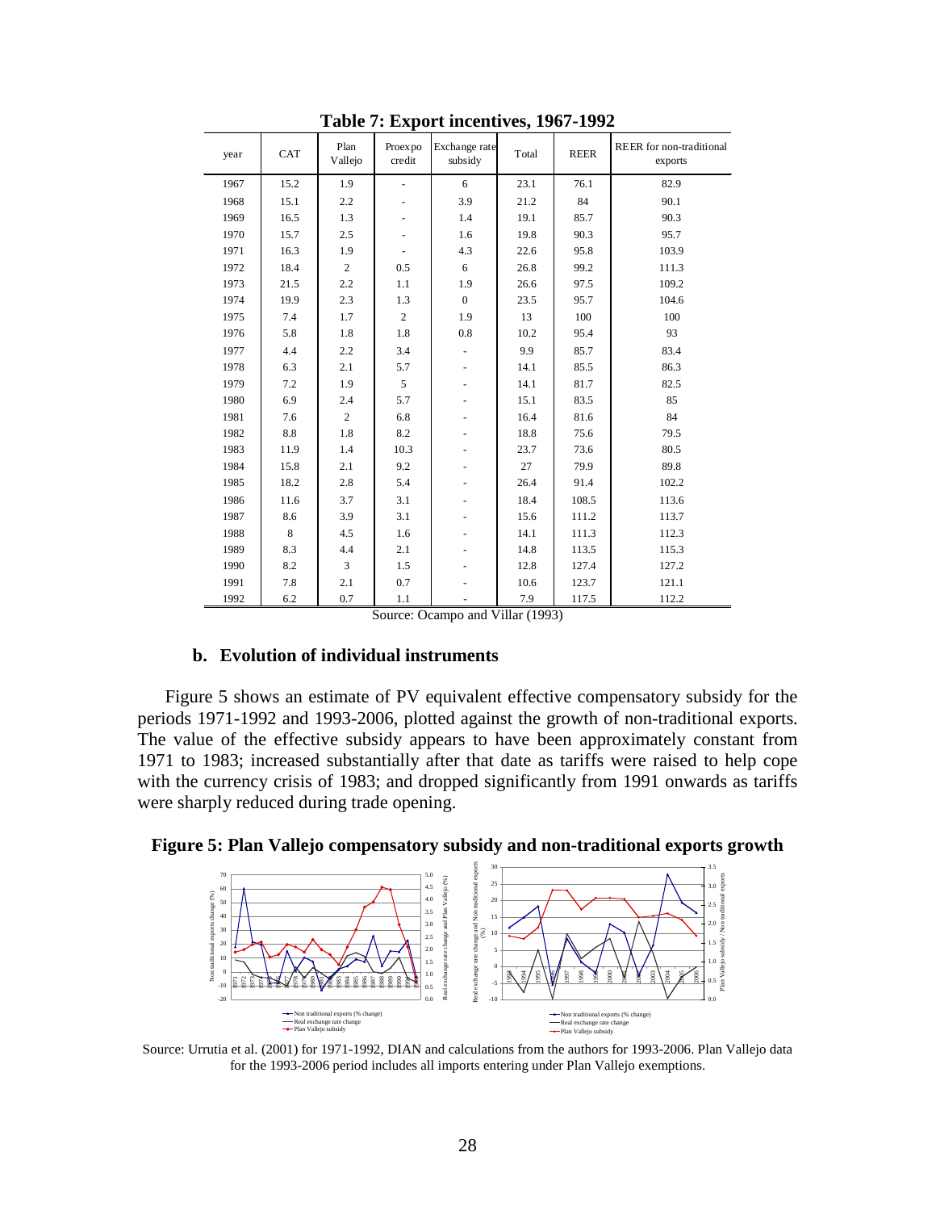**Table 7: Export incentives, 1967-1992**

| year | CAT | Plan Vallejo | Proexpo credit | Exchange rate subsidy | Total | REER | REER for non-traditional exports |
|---|---|---|---|---|---|---|---|
| 1967 | 15.2 | 1.9 | - | 6 | 23.1 | 76.1 | 82.9 |
| 1968 | 15.1 | 2.2 | - | 3.9 | 21.2 | 84 | 90.1 |
| 1969 | 16.5 | 1.3 | - | 1.4 | 19.1 | 85.7 | 90.3 |
| 1970 | 15.7 | 2.5 | - | 1.6 | 19.8 | 90.3 | 95.7 |
| 1971 | 16.3 | 1.9 | - | 4.3 | 22.6 | 95.8 | 103.9 |
| 1972 | 18.4 | 2 | 0.5 | 6 | 26.8 | 99.2 | 111.3 |
| 1973 | 21.5 | 2.2 | 1.1 | 1.9 | 26.6 | 97.5 | 109.2 |
| 1974 | 19.9 | 2.3 | 1.3 | 0 | 23.5 | 95.7 | 104.6 |
| 1975 | 7.4 | 1.7 | 2 | 1.9 | 13 | 100 | 100 |
| 1976 | 5.8 | 1.8 | 1.8 | 0.8 | 10.2 | 95.4 | 93 |
| 1977 | 4.4 | 2.2 | 3.4 | - | 9.9 | 85.7 | 83.4 |
| 1978 | 6.3 | 2.1 | 5.7 | - | 14.1 | 85.5 | 86.3 |
| 1979 | 7.2 | 1.9 | 5 | - | 14.1 | 81.7 | 82.5 |
| 1980 | 6.9 | 2.4 | 5.7 | - | 15.1 | 83.5 | 85 |
| 1981 | 7.6 | 2 | 6.8 | - | 16.4 | 81.6 | 84 |
| 1982 | 8.8 | 1.8 | 8.2 | - | 18.8 | 75.6 | 79.5 |
| 1983 | 11.9 | 1.4 | 10.3 | - | 23.7 | 73.6 | 80.5 |
| 1984 | 15.8 | 2.1 | 9.2 | - | 27 | 79.9 | 89.8 |
| 1985 | 18.2 | 2.8 | 5.4 | - | 26.4 | 91.4 | 102.2 |
| 1986 | 11.6 | 3.7 | 3.1 | - | 18.4 | 108.5 | 113.6 |
| 1987 | 8.6 | 3.9 | 3.1 | - | 15.6 | 111.2 | 113.7 |
| 1988 | 8 | 4.5 | 1.6 | - | 14.1 | 111.3 | 112.3 |
| 1989 | 8.3 | 4.4 | 2.1 | - | 14.8 | 113.5 | 115.3 |
| 1990 | 8.2 | 3 | 1.5 | - | 12.8 | 127.4 | 127.2 |
| 1991 | 7.8 | 2.1 | 0.7 | - | 10.6 | 123.7 | 121.1 |
| 1992 | 6.2 | 0.7 | 1.1 | - | 7.9 | 117.5 | 112.2 |

Source: Ocampo and Villar (1993)

### b. Evolution of individual instruments

Figure 5 shows an estimate of PV equivalent effective compensatory subsidy for the periods 1971-1992 and 1993-2006, plotted against the growth of non-traditional exports. The value of the effective subsidy appears to have been approximately constant from 1971 to 1983; increased substantially after that date as tariffs were raised to help cope with the currency crisis of 1983; and dropped significantly from 1991 onwards as tariffs were sharply reduced during trade opening.

**Figure 5: Plan Vallejo compensatory subsidy and non-traditional exports growth**

Source: Urrutia et al. (2001) for 1971-1992, DIAN and calculations from the authors for 1993-2006. Plan Vallejo data for the 1993-2006 period includes all imports entering under Plan Vallejo exemptions.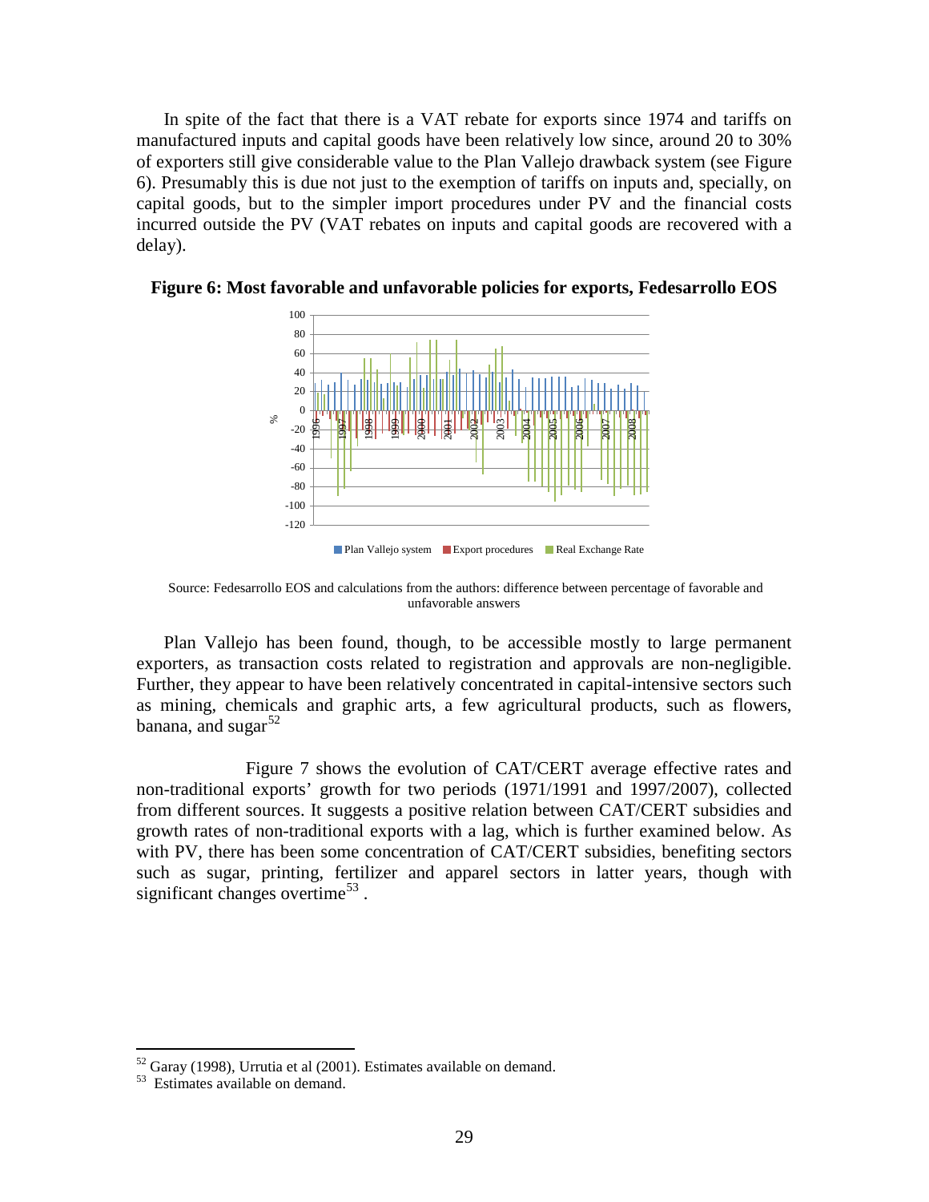In spite of the fact that there is a VAT rebate for exports since 1974 and tariffs on manufactured inputs and capital goods have been relatively low since, around 20 to 30% of exporters still give considerable value to the Plan Vallejo drawback system (see Figure 6). Presumably this is due not just to the exemption of tariffs on inputs and, specially, on capital goods, but to the simpler import procedures under PV and the financial costs incurred outside the PV (VAT rebates on inputs and capital goods are recovered with a delay).

**Figure 6: Most favorable and unfavorable policies for exports, Fedesarrollo EOS**

Source: Fedesarrollo EOS and calculations from the authors: difference between percentage of favorable and unfavorable answers

Plan Vallejo has been found, though, to be accessible mostly to large permanent exporters, as transaction costs related to registration and approvals are non-negligible. Further, they appear to have been relatively concentrated in capital-intensive sectors such as mining, chemicals and graphic arts, a few agricultural products, such as flowers, banana, and sugar[52]

Figure 7 shows the evolution of CAT/CERT average effective rates and non-traditional exports' growth for two periods (1971/1991 and 1997/2007), collected from different sources. It suggests a positive relation between CAT/CERT subsidies and growth rates of non-traditional exports with a lag, which is further examined below. As with PV, there has been some concentration of CAT/CERT subsidies, benefiting sectors such as sugar, printing, fertilizer and apparel sectors in latter years, though with significant changes overtime[53] .

[52] Garay (1998), Urrutia et al (2001). Estimates available on demand.

[53] Estimates available on demand.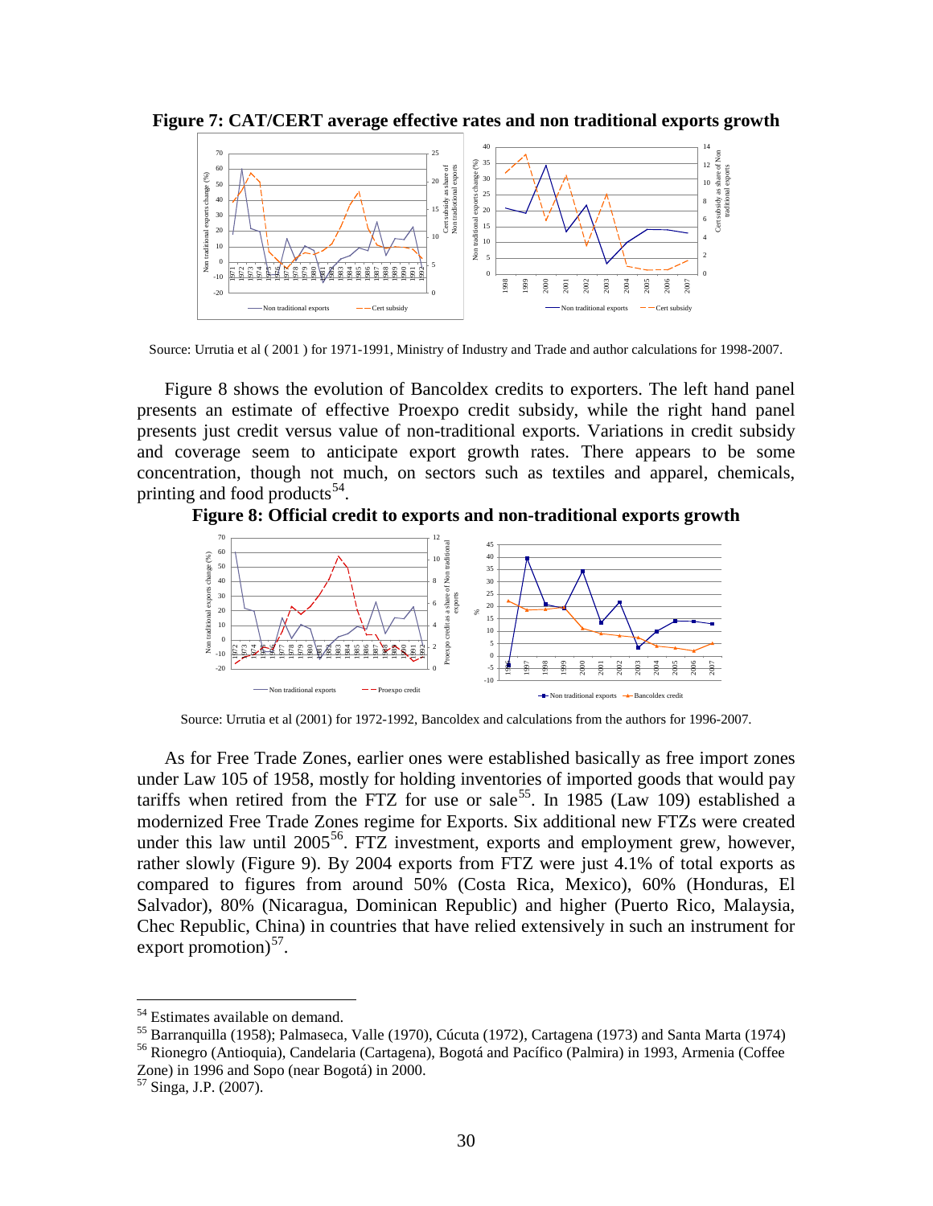**Figure 7: CAT/CERT average effective rates and non traditional exports growth**

Source: Urrutia et al ( 2001 ) for 1971-1991, Ministry of Industry and Trade and author calculations for 1998-2007.

Figure 8 shows the evolution of Bancoldex credits to exporters. The left hand panel presents an estimate of effective Proexpo credit subsidy, while the right hand panel presents just credit versus value of non-traditional exports. Variations in credit subsidy and coverage seem to anticipate export growth rates. There appears to be some concentration, though not much, on sectors such as textiles and apparel, chemicals, printing and food products[54].

**Figure 8: Official credit to exports and non-traditional exports growth**

Source: Urrutia et al (2001) for 1972-1992, Bancoldex and calculations from the authors for 1996-2007.

As for Free Trade Zones, earlier ones were established basically as free import zones under Law 105 of 1958, mostly for holding inventories of imported goods that would pay tariffs when retired from the FTZ for use or sale[55]. In 1985 (Law 109) established a modernized Free Trade Zones regime for Exports. Six additional new FTZs were created under this law until 2005[56]. FTZ investment, exports and employment grew, however, rather slowly (Figure 9). By 2004 exports from FTZ were just 4.1% of total exports as compared to figures from around 50% (Costa Rica, Mexico), 60% (Honduras, El Salvador), 80% (Nicaragua, Dominican Republic) and higher (Puerto Rico, Malaysia, Chec Republic, China) in countries that have relied extensively in such an instrument for export promotion)[57].

---

[54] Estimates available on demand.

[55] Barranquilla (1958); Palmaseca, Valle (1970), Cúcuta (1972), Cartagena (1973) and Santa Marta (1974)

[56] Rionegro (Antioquia), Candelaria (Cartagena), Bogotá and Pacífico (Palmira) in 1993, Armenia (Coffee Zone) in 1996 and Sopo (near Bogotá) in 2000.

[57] Singa, J.P. (2007).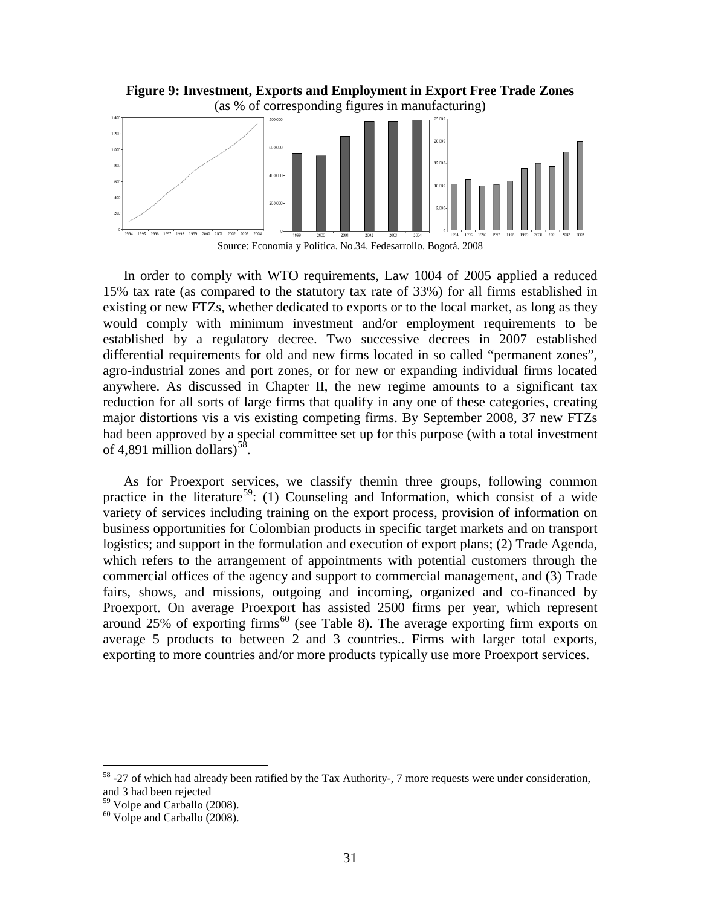**Figure 9: Investment, Exports and Employment in Export Free Trade Zones**
(as % of corresponding figures in manufacturing)

Source: Economía y Política. No.34. Fedesarrollo. Bogotá. 2008

In order to comply with WTO requirements, Law 1004 of 2005 applied a reduced 15% tax rate (as compared to the statutory tax rate of 33%) for all firms established in existing or new FTZs, whether dedicated to exports or to the local market, as long as they would comply with minimum investment and/or employment requirements to be established by a regulatory decree. Two successive decrees in 2007 established differential requirements for old and new firms located in so called "permanent zones", agro-industrial zones and port zones, or for new or expanding individual firms located anywhere. As discussed in Chapter II, the new regime amounts to a significant tax reduction for all sorts of large firms that qualify in any one of these categories, creating major distortions vis a vis existing competing firms. By September 2008, 37 new FTZs had been approved by a special committee set up for this purpose (with a total investment of 4,891 million dollars)[58].

As for Proexport services, we classify themin three groups, following common practice in the literature[59]: (1) Counseling and Information, which consist of a wide variety of services including training on the export process, provision of information on business opportunities for Colombian products in specific target markets and on transport logistics; and support in the formulation and execution of export plans; (2) Trade Agenda, which refers to the arrangement of appointments with potential customers through the commercial offices of the agency and support to commercial management, and (3) Trade fairs, shows, and missions, outgoing and incoming, organized and co-financed by Proexport. On average Proexport has assisted 2500 firms per year, which represent around 25% of exporting firms[60] (see Table 8). The average exporting firm exports on average 5 products to between 2 and 3 countries.. Firms with larger total exports, exporting to more countries and/or more products typically use more Proexport services.

---

[58] -27 of which had already been ratified by the Tax Authority-, 7 more requests were under consideration, and 3 had been rejected

[59] Volpe and Carballo (2008).

[60] Volpe and Carballo (2008).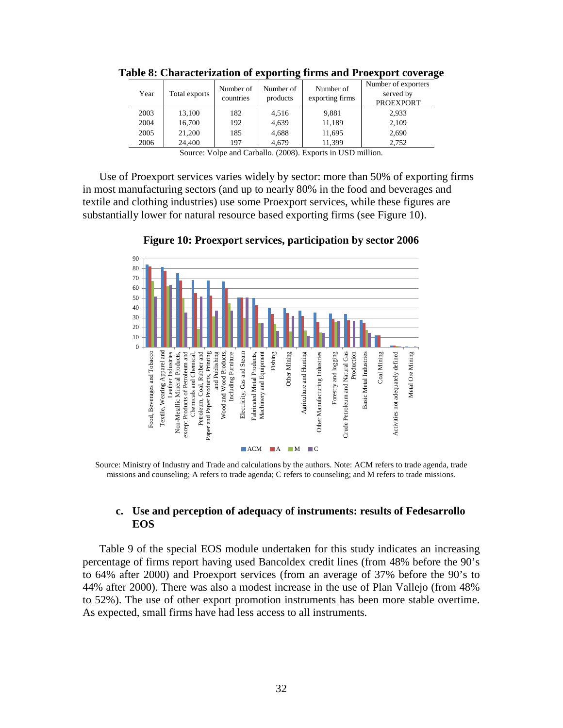**Table 8: Characterization of exporting firms and Proexport coverage**

| Year | Total exports | Number of countries | Number of products | Number of exporting firms | Number of exporters served by PROEXPORT |
|---|---|---|---|---|---|
| 2003 | 13,100 | 182 | 4,516 | 9,881 | 2,933 |
| 2004 | 16,700 | 192 | 4,639 | 11,189 | 2,109 |
| 2005 | 21,200 | 185 | 4,688 | 11,695 | 2,690 |
| 2006 | 24,400 | 197 | 4,679 | 11,399 | 2,752 |

Source: Volpe and Carballo. (2008). Exports in USD million.

Use of Proexport services varies widely by sector: more than 50% of exporting firms in most manufacturing sectors (and up to nearly 80% in the food and beverages and textile and clothing industries) use some Proexport services, while these figures are substantially lower for natural resource based exporting firms (see Figure 10).

**Figure 10: Proexport services, participation by sector 2006**

Source: Ministry of Industry and Trade and calculations by the authors. Note: ACM refers to trade agenda, trade missions and counseling; A refers to trade agenda; C refers to counseling; and M refers to trade missions.

### c. Use and perception of adequacy of instruments: results of Fedesarrollo EOS

Table 9 of the special EOS module undertaken for this study indicates an increasing percentage of firms report having used Bancoldex credit lines (from 48% before the 90's to 64% after 2000) and Proexport services (from an average of 37% before the 90's to 44% after 2000). There was also a modest increase in the use of Plan Vallejo (from 48% to 52%). The use of other export promotion instruments has been more stable overtime. As expected, small firms have had less access to all instruments.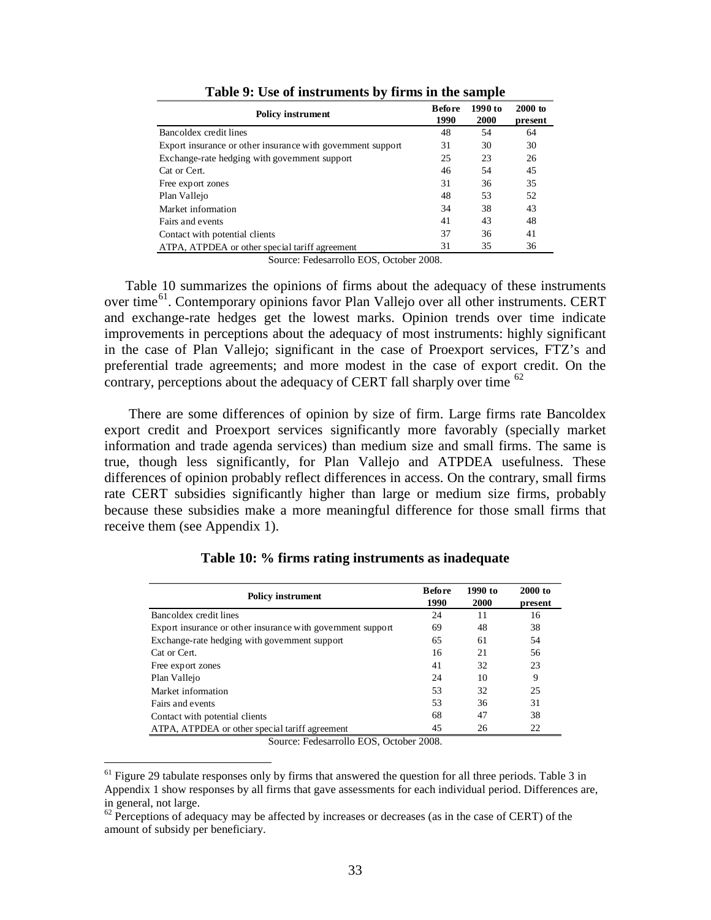**Table 9: Use of instruments by firms in the sample**

| Policy instrument | Before 1990 | 1990 to 2000 | 2000 to present |
|---|---|---|---|
| Bancoldex credit lines | 48 | 54 | 64 |
| Export insurance or other insurance with government support | 31 | 30 | 30 |
| Exchange-rate hedging with government support | 25 | 23 | 26 |
| Cat or Cert. | 46 | 54 | 45 |
| Free export zones | 31 | 36 | 35 |
| Plan Vallejo | 48 | 53 | 52 |
| Market information | 34 | 38 | 43 |
| Fairs and events | 41 | 43 | 48 |
| Contact with potential clients | 37 | 36 | 41 |
| ATPA, ATPDEA or other special tariff agreement | 31 | 35 | 36 |

Source: Fedesarrollo EOS, October 2008.

Table 10 summarizes the opinions of firms about the adequacy of these instruments over time[61]. Contemporary opinions favor Plan Vallejo over all other instruments. CERT and exchange-rate hedges get the lowest marks. Opinion trends over time indicate improvements in perceptions about the adequacy of most instruments: highly significant in the case of Plan Vallejo; significant in the case of Proexport services, FTZ's and preferential trade agreements; and more modest in the case of export credit. On the contrary, perceptions about the adequacy of CERT fall sharply over time [62]

There are some differences of opinion by size of firm. Large firms rate Bancoldex export credit and Proexport services significantly more favorably (specially market information and trade agenda services) than medium size and small firms. The same is true, though less significantly, for Plan Vallejo and ATPDEA usefulness. These differences of opinion probably reflect differences in access. On the contrary, small firms rate CERT subsidies significantly higher than large or medium size firms, probably because these subsidies make a more meaningful difference for those small firms that receive them (see Appendix 1).

**Table 10: % firms rating instruments as inadequate**

| Policy instrument | Before 1990 | 1990 to 2000 | 2000 to present |
|---|---|---|---|
| Bancoldex credit lines | 24 | 11 | 16 |
| Export insurance or other insurance with government support | 69 | 48 | 38 |
| Exchange-rate hedging with government support | 65 | 61 | 54 |
| Cat or Cert. | 16 | 21 | 56 |
| Free export zones | 41 | 32 | 23 |
| Plan Vallejo | 24 | 10 | 9 |
| Market information | 53 | 32 | 25 |
| Fairs and events | 53 | 36 | 31 |
| Contact with potential clients | 68 | 47 | 38 |
| ATPA, ATPDEA or other special tariff agreement | 45 | 26 | 22 |

Source: Fedesarrollo EOS, October 2008.

[61] Figure 29 tabulate responses only by firms that answered the question for all three periods. Table 3 in Appendix 1 show responses by all firms that gave assessments for each individual period. Differences are, in general, not large.

[62] Perceptions of adequacy may be affected by increases or decreases (as in the case of CERT) of the amount of subsidy per beneficiary.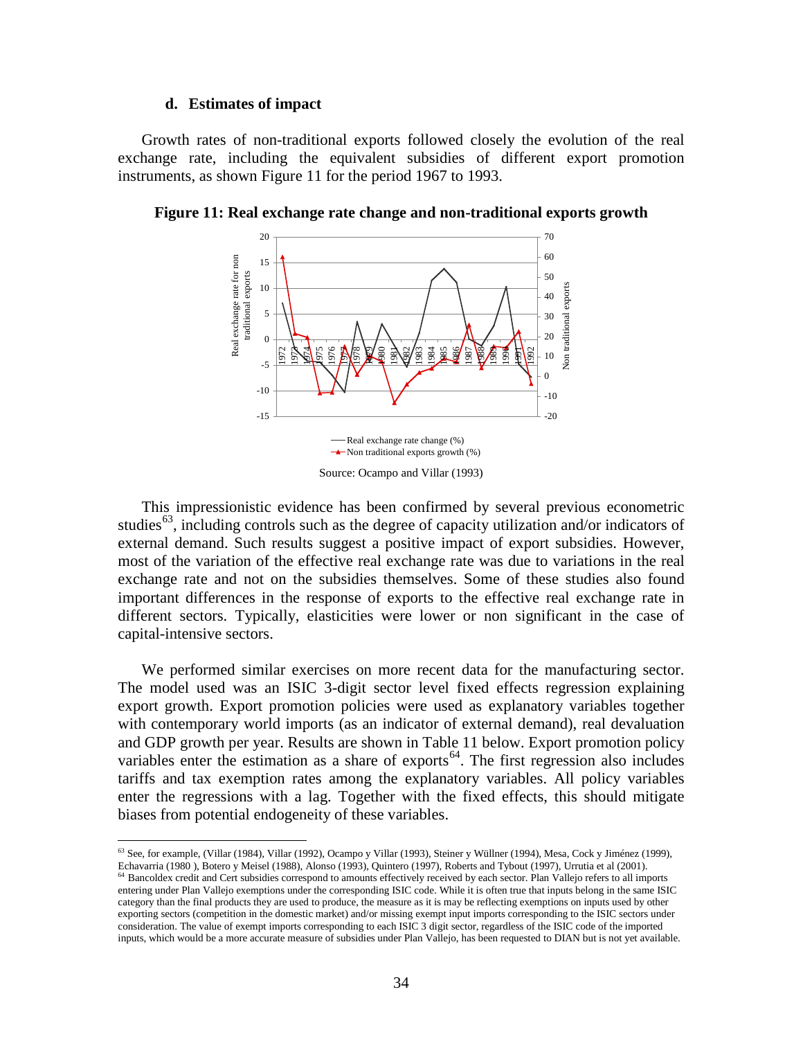#### d. Estimates of impact

Growth rates of non-traditional exports followed closely the evolution of the real exchange rate, including the equivalent subsidies of different export promotion instruments, as shown Figure 11 for the period 1967 to 1993.

**Figure 11: Real exchange rate change and non-traditional exports growth**

Source: Ocampo and Villar (1993)

This impressionistic evidence has been confirmed by several previous econometric studies[63], including controls such as the degree of capacity utilization and/or indicators of external demand. Such results suggest a positive impact of export subsidies. However, most of the variation of the effective real exchange rate was due to variations in the real exchange rate and not on the subsidies themselves. Some of these studies also found important differences in the response of exports to the effective real exchange rate in different sectors. Typically, elasticities were lower or non significant in the case of capital-intensive sectors.

We performed similar exercises on more recent data for the manufacturing sector. The model used was an ISIC 3-digit sector level fixed effects regression explaining export growth. Export promotion policies were used as explanatory variables together with contemporary world imports (as an indicator of external demand), real devaluation and GDP growth per year. Results are shown in Table 11 below. Export promotion policy variables enter the estimation as a share of exports[64]. The first regression also includes tariffs and tax exemption rates among the explanatory variables. All policy variables enter the regressions with a lag. Together with the fixed effects, this should mitigate biases from potential endogeneity of these variables.

---

[63] See, for example, (Villar (1984), Villar (1992), Ocampo y Villar (1993), Steiner y Wüllner (1994), Mesa, Cock y Jiménez (1999), Echavarria (1980 ), Botero y Meisel (1988), Alonso (1993), Quintero (1997), Roberts and Tybout (1997), Urrutia et al (2001).

[64] Bancoldex credit and Cert subsidies correspond to amounts effectively received by each sector. Plan Vallejo refers to all imports entering under Plan Vallejo exemptions under the corresponding ISIC code. While it is often true that inputs belong in the same ISIC category than the final products they are used to produce, the measure as it is may be reflecting exemptions on inputs used by other exporting sectors (competition in the domestic market) and/or missing exempt input imports corresponding to the ISIC sectors under consideration. The value of exempt imports corresponding to each ISIC 3 digit sector, regardless of the ISIC code of the imported inputs, which would be a more accurate measure of subsidies under Plan Vallejo, has been requested to DIAN but is not yet available.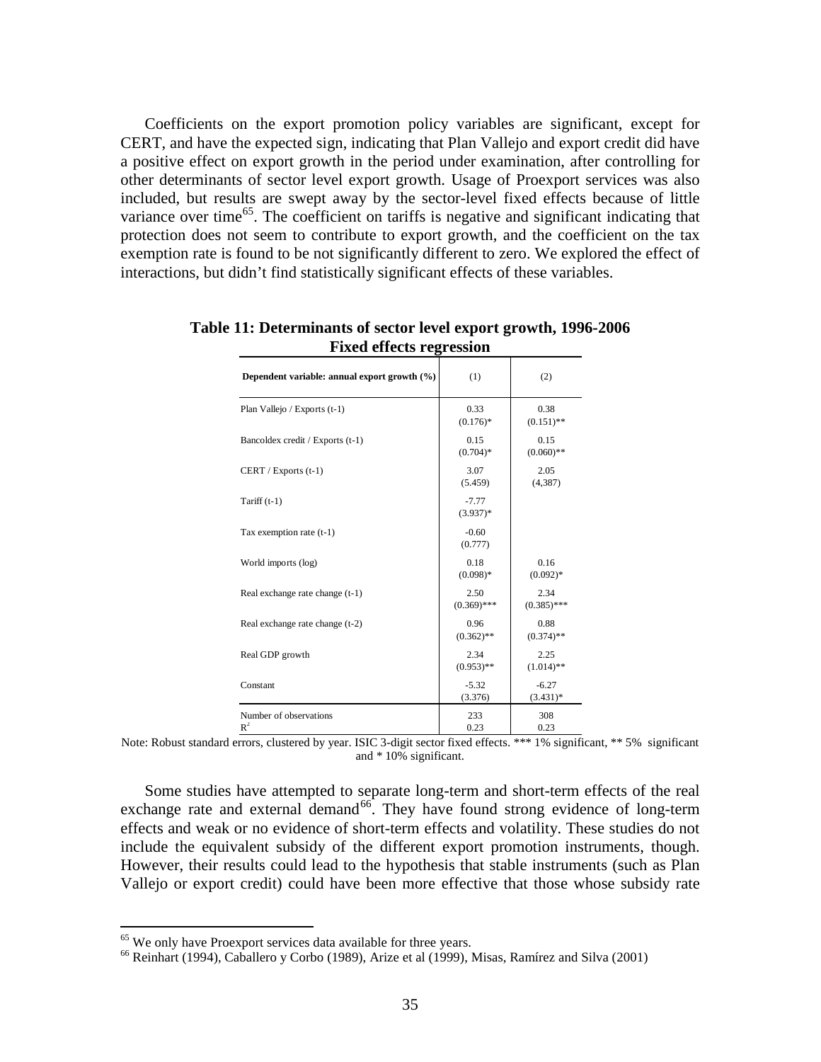Coefficients on the export promotion policy variables are significant, except for CERT, and have the expected sign, indicating that Plan Vallejo and export credit did have a positive effect on export growth in the period under examination, after controlling for other determinants of sector level export growth. Usage of Proexport services was also included, but results are swept away by the sector-level fixed effects because of little variance over time[65]. The coefficient on tariffs is negative and significant indicating that protection does not seem to contribute to export growth, and the coefficient on the tax exemption rate is found to be not significantly different to zero. We explored the effect of interactions, but didn't find statistically significant effects of these variables.

**Table 11: Determinants of sector level export growth, 1996-2006**
**Fixed effects regression**

| Dependent variable: annual export growth (%) | (1) | (2) |
|---|---|---|
| Plan Vallejo / Exports (t-1) | 0.33<br>(0.176)* | 0.38<br>(0.151)** |
| Bancoldex credit / Exports (t-1) | 0.15<br>(0.704)* | 0.15<br>(0.060)** |
| CERT / Exports (t-1) | 3.07<br>(5.459) | 2.05<br>(4,387) |
| Tariff (t-1) | -7.77<br>(3.937)* | |
| Tax exemption rate (t-1) | -0.60<br>(0.777) | |
| World imports (log) | 0.18<br>(0.098)* | 0.16<br>(0.092)* |
| Real exchange rate change (t-1) | 2.50<br>(0.369)*** | 2.34<br>(0.385)*** |
| Real exchange rate change (t-2) | 0.96<br>(0.362)** | 0.88<br>(0.374)** |
| Real GDP growth | 2.34<br>(0.953)** | 2.25<br>(1.014)** |
| Constant | -5.32<br>(3.376) | -6.27<br>(3.431)* |
| Number of observations | 233 | 308 |
| $R^2$ | 0.23 | 0.23 |

Note: Robust standard errors, clustered by year. ISIC 3-digit sector fixed effects. *** 1% significant, ** 5% significant and * 10% significant.

Some studies have attempted to separate long-term and short-term effects of the real exchange rate and external demand[66]. They have found strong evidence of long-term effects and weak or no evidence of short-term effects and volatility. These studies do not include the equivalent subsidy of the different export promotion instruments, though. However, their results could lead to the hypothesis that stable instruments (such as Plan Vallejo or export credit) could have been more effective that those whose subsidy rate

[65] We only have Proexport services data available for three years.

[66] Reinhart (1994), Caballero y Corbo (1989), Arize et al (1999), Misas, Ramírez and Silva (2001)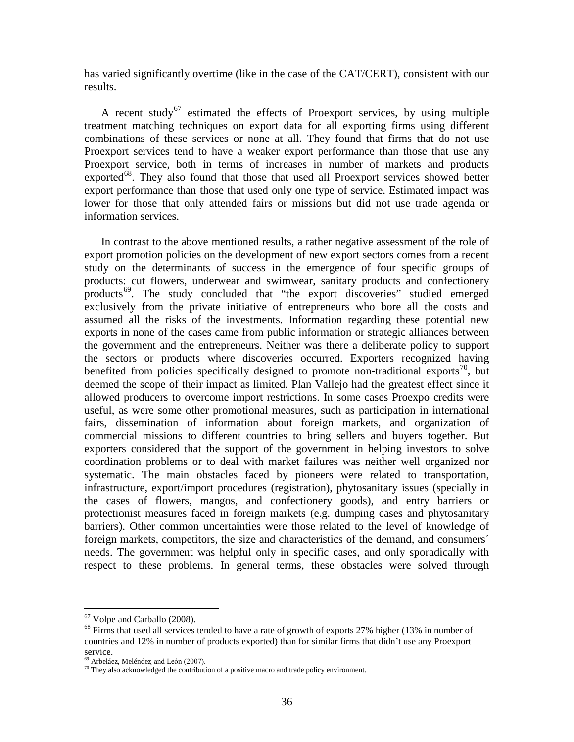has varied significantly overtime (like in the case of the CAT/CERT), consistent with our results.

A recent study[67] estimated the effects of Proexport services, by using multiple treatment matching techniques on export data for all exporting firms using different combinations of these services or none at all. They found that firms that do not use Proexport services tend to have a weaker export performance than those that use any Proexport service, both in terms of increases in number of markets and products exported[68]. They also found that those that used all Proexport services showed better export performance than those that used only one type of service. Estimated impact was lower for those that only attended fairs or missions but did not use trade agenda or information services.

In contrast to the above mentioned results, a rather negative assessment of the role of export promotion policies on the development of new export sectors comes from a recent study on the determinants of success in the emergence of four specific groups of products: cut flowers, underwear and swimwear, sanitary products and confectionery products[69]. The study concluded that "the export discoveries" studied emerged exclusively from the private initiative of entrepreneurs who bore all the costs and assumed all the risks of the investments. Information regarding these potential new exports in none of the cases came from public information or strategic alliances between the government and the entrepreneurs. Neither was there a deliberate policy to support the sectors or products where discoveries occurred. Exporters recognized having benefited from policies specifically designed to promote non-traditional exports[70], but deemed the scope of their impact as limited. Plan Vallejo had the greatest effect since it allowed producers to overcome import restrictions. In some cases Proexpo credits were useful, as were some other promotional measures, such as participation in international fairs, dissemination of information about foreign markets, and organization of commercial missions to different countries to bring sellers and buyers together. But exporters considered that the support of the government in helping investors to solve coordination problems or to deal with market failures was neither well organized nor systematic. The main obstacles faced by pioneers were related to transportation, infrastructure, export/import procedures (registration), phytosanitary issues (specially in the cases of flowers, mangos, and confectionery goods), and entry barriers or protectionist measures faced in foreign markets (e.g. dumping cases and phytosanitary barriers). Other common uncertainties were those related to the level of knowledge of foreign markets, competitors, the size and characteristics of the demand, and consumers´ needs. The government was helpful only in specific cases, and only sporadically with respect to these problems. In general terms, these obstacles were solved through

---

[67] Volpe and Carballo (2008).

[68] Firms that used all services tended to have a rate of growth of exports 27% higher (13% in number of countries and 12% in number of products exported) than for similar firms that didn't use any Proexport service.

[69] Arbeláez, Meléndez, and León (2007).

[70] They also acknowledged the contribution of a positive macro and trade policy environment.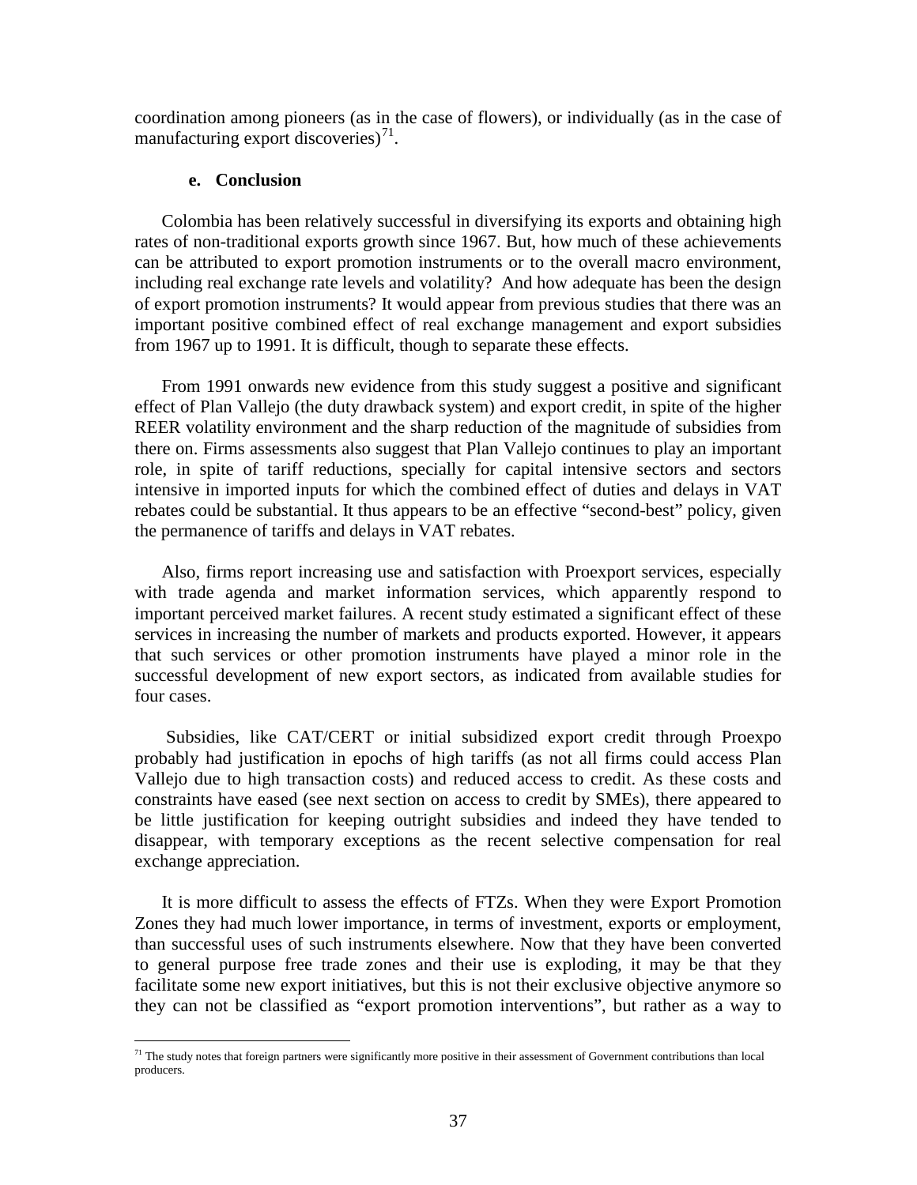coordination among pioneers (as in the case of flowers), or individually (as in the case of manufacturing export discoveries)[71].

#### e. Conclusion

Colombia has been relatively successful in diversifying its exports and obtaining high rates of non-traditional exports growth since 1967. But, how much of these achievements can be attributed to export promotion instruments or to the overall macro environment, including real exchange rate levels and volatility? And how adequate has been the design of export promotion instruments? It would appear from previous studies that there was an important positive combined effect of real exchange management and export subsidies from 1967 up to 1991. It is difficult, though to separate these effects.

From 1991 onwards new evidence from this study suggest a positive and significant effect of Plan Vallejo (the duty drawback system) and export credit, in spite of the higher REER volatility environment and the sharp reduction of the magnitude of subsidies from there on. Firms assessments also suggest that Plan Vallejo continues to play an important role, in spite of tariff reductions, specially for capital intensive sectors and sectors intensive in imported inputs for which the combined effect of duties and delays in VAT rebates could be substantial. It thus appears to be an effective "second-best" policy, given the permanence of tariffs and delays in VAT rebates.

Also, firms report increasing use and satisfaction with Proexport services, especially with trade agenda and market information services, which apparently respond to important perceived market failures. A recent study estimated a significant effect of these services in increasing the number of markets and products exported. However, it appears that such services or other promotion instruments have played a minor role in the successful development of new export sectors, as indicated from available studies for four cases.

Subsidies, like CAT/CERT or initial subsidized export credit through Proexpo probably had justification in epochs of high tariffs (as not all firms could access Plan Vallejo due to high transaction costs) and reduced access to credit. As these costs and constraints have eased (see next section on access to credit by SMEs), there appeared to be little justification for keeping outright subsidies and indeed they have tended to disappear, with temporary exceptions as the recent selective compensation for real exchange appreciation.

It is more difficult to assess the effects of FTZs. When they were Export Promotion Zones they had much lower importance, in terms of investment, exports or employment, than successful uses of such instruments elsewhere. Now that they have been converted to general purpose free trade zones and their use is exploding, it may be that they facilitate some new export initiatives, but this is not their exclusive objective anymore so they can not be classified as "export promotion interventions", but rather as a way to

[71] The study notes that foreign partners were significantly more positive in their assessment of Government contributions than local producers.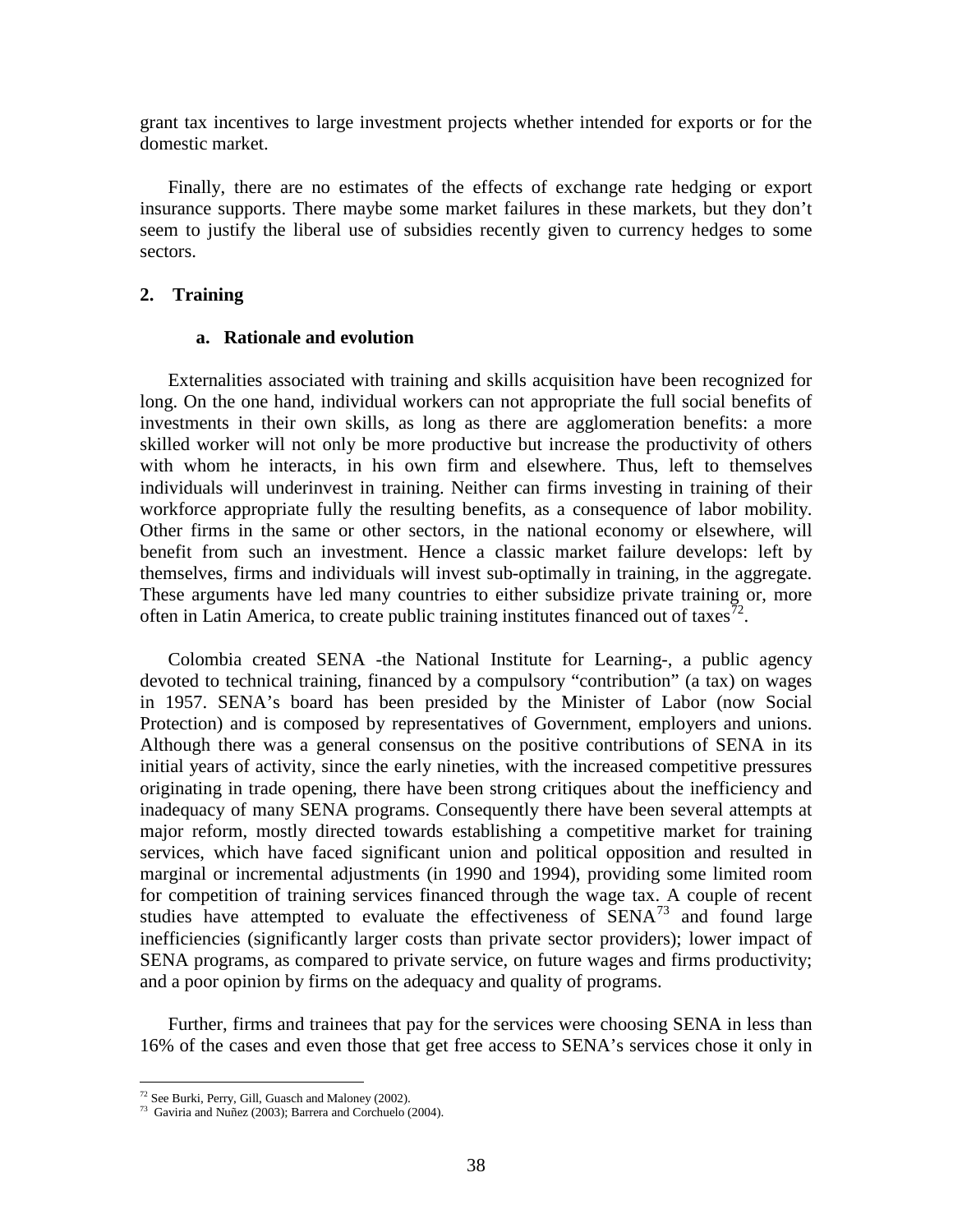grant tax incentives to large investment projects whether intended for exports or for the domestic market.

Finally, there are no estimates of the effects of exchange rate hedging or export insurance supports. There maybe some market failures in these markets, but they don't seem to justify the liberal use of subsidies recently given to currency hedges to some sectors.

## 2. Training

### a. Rationale and evolution

Externalities associated with training and skills acquisition have been recognized for long. On the one hand, individual workers can not appropriate the full social benefits of investments in their own skills, as long as there are agglomeration benefits: a more skilled worker will not only be more productive but increase the productivity of others with whom he interacts, in his own firm and elsewhere. Thus, left to themselves individuals will underinvest in training. Neither can firms investing in training of their workforce appropriate fully the resulting benefits, as a consequence of labor mobility. Other firms in the same or other sectors, in the national economy or elsewhere, will benefit from such an investment. Hence a classic market failure develops: left by themselves, firms and individuals will invest sub-optimally in training, in the aggregate. These arguments have led many countries to either subsidize private training or, more often in Latin America, to create public training institutes financed out of taxes[72].

Colombia created SENA -the National Institute for Learning-, a public agency devoted to technical training, financed by a compulsory "contribution" (a tax) on wages in 1957. SENA's board has been presided by the Minister of Labor (now Social Protection) and is composed by representatives of Government, employers and unions. Although there was a general consensus on the positive contributions of SENA in its initial years of activity, since the early nineties, with the increased competitive pressures originating in trade opening, there have been strong critiques about the inefficiency and inadequacy of many SENA programs. Consequently there have been several attempts at major reform, mostly directed towards establishing a competitive market for training services, which have faced significant union and political opposition and resulted in marginal or incremental adjustments (in 1990 and 1994), providing some limited room for competition of training services financed through the wage tax. A couple of recent studies have attempted to evaluate the effectiveness of SENA[73] and found large inefficiencies (significantly larger costs than private sector providers); lower impact of SENA programs, as compared to private service, on future wages and firms productivity; and a poor opinion by firms on the adequacy and quality of programs.

Further, firms and trainees that pay for the services were choosing SENA in less than 16% of the cases and even those that get free access to SENA's services chose it only in

[72] See Burki, Perry, Gill, Guasch and Maloney (2002).

[73] Gaviria and Nuñez (2003); Barrera and Corchuelo (2004).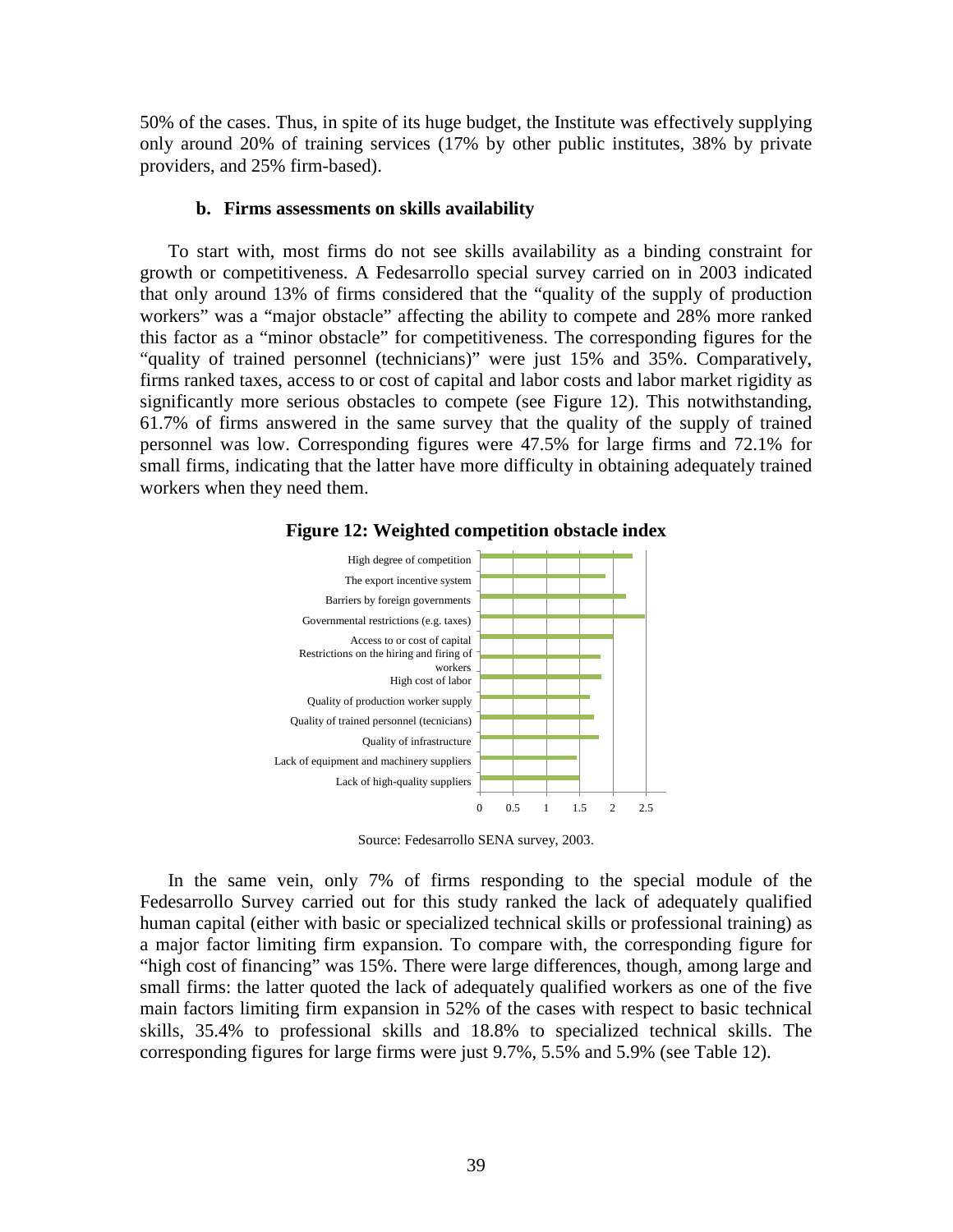50% of the cases. Thus, in spite of its huge budget, the Institute was effectively supplying only around 20% of training services (17% by other public institutes, 38% by private providers, and 25% firm-based).

### b. Firms assessments on skills availability

To start with, most firms do not see skills availability as a binding constraint for growth or competitiveness. A Fedesarrollo special survey carried on in 2003 indicated that only around 13% of firms considered that the "quality of the supply of production workers" was a "major obstacle" affecting the ability to compete and 28% more ranked this factor as a "minor obstacle" for competitiveness. The corresponding figures for the "quality of trained personnel (technicians)" were just 15% and 35%. Comparatively, firms ranked taxes, access to or cost of capital and labor costs and labor market rigidity as significantly more serious obstacles to compete (see Figure 12). This notwithstanding, 61.7% of firms answered in the same survey that the quality of the supply of trained personnel was low. Corresponding figures were 47.5% for large firms and 72.1% for small firms, indicating that the latter have more difficulty in obtaining adequately trained workers when they need them.

**Figure 12: Weighted competition obstacle index**

Source: Fedesarrollo SENA survey, 2003.

In the same vein, only 7% of firms responding to the special module of the Fedesarrollo Survey carried out for this study ranked the lack of adequately qualified human capital (either with basic or specialized technical skills or professional training) as a major factor limiting firm expansion. To compare with, the corresponding figure for "high cost of financing" was 15%. There were large differences, though, among large and small firms: the latter quoted the lack of adequately qualified workers as one of the five main factors limiting firm expansion in 52% of the cases with respect to basic technical skills, 35.4% to professional skills and 18.8% to specialized technical skills. The corresponding figures for large firms were just 9.7%, 5.5% and 5.9% (see Table 12).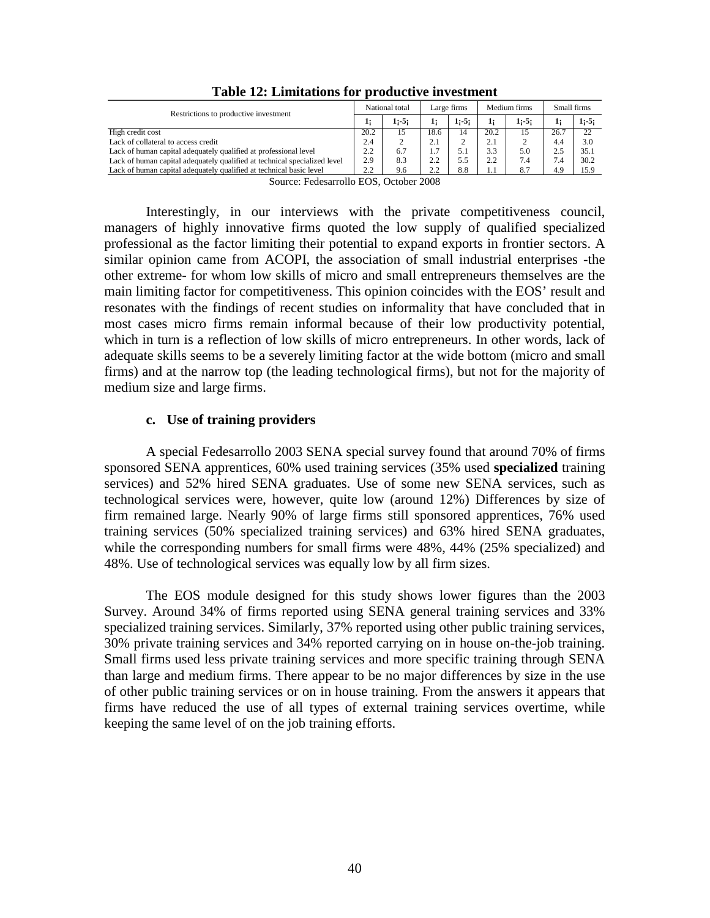**Table 12: Limitations for productive investment**

| Restrictions to productive investment | National total | | Large firms | | Medium firms | | Small firms | |
|---|---|---|---|---|---|---|---|---|
| | 1¡ | 1¡-5¡ | 1¡ | 1¡-5¡ | 1¡ | 1¡-5¡ | 1¡ | 1¡-5¡ |
| High credit cost | 20.2 | 15 | 18.6 | 14 | 20.2 | 15 | 26.7 | 22 |
| Lack of collateral to access credit | 2.4 | 2 | 2.1 | 2 | 2.1 | 2 | 4.4 | 3.0 |
| Lack of human capital adequately qualified at professional level | 2.2 | 6.7 | 1.7 | 5.1 | 3.3 | 5.0 | 2.5 | 35.1 |
| Lack of human capital adequately qualified at technical specialized level | 2.9 | 8.3 | 2.2 | 5.5 | 2.2 | 7.4 | 7.4 | 30.2 |
| Lack of human capital adequately qualified at technical basic level | 2.2 | 9.6 | 2.2 | 8.8 | 1.1 | 8.7 | 4.9 | 15.9 |

Source: Fedesarrollo EOS, October 2008

Interestingly, in our interviews with the private competitiveness council, managers of highly innovative firms quoted the low supply of qualified specialized professional as the factor limiting their potential to expand exports in frontier sectors. A similar opinion came from ACOPI, the association of small industrial enterprises -the other extreme- for whom low skills of micro and small entrepreneurs themselves are the main limiting factor for competitiveness. This opinion coincides with the EOS' result and resonates with the findings of recent studies on informality that have concluded that in most cases micro firms remain informal because of their low productivity potential, which in turn is a reflection of low skills of micro entrepreneurs. In other words, lack of adequate skills seems to be a severely limiting factor at the wide bottom (micro and small firms) and at the narrow top (the leading technological firms), but not for the majority of medium size and large firms.

### c. Use of training providers

A special Fedesarrollo 2003 SENA special survey found that around 70% of firms sponsored SENA apprentices, 60% used training services (35% used **specialized** training services) and 52% hired SENA graduates. Use of some new SENA services, such as technological services were, however, quite low (around 12%) Differences by size of firm remained large. Nearly 90% of large firms still sponsored apprentices, 76% used training services (50% specialized training services) and 63% hired SENA graduates, while the corresponding numbers for small firms were 48%, 44% (25% specialized) and 48%. Use of technological services was equally low by all firm sizes.

The EOS module designed for this study shows lower figures than the 2003 Survey. Around 34% of firms reported using SENA general training services and 33% specialized training services. Similarly, 37% reported using other public training services, 30% private training services and 34% reported carrying on in house on-the-job training. Small firms used less private training services and more specific training through SENA than large and medium firms. There appear to be no major differences by size in the use of other public training services or on in house training. From the answers it appears that firms have reduced the use of all types of external training services overtime, while keeping the same level of on the job training efforts.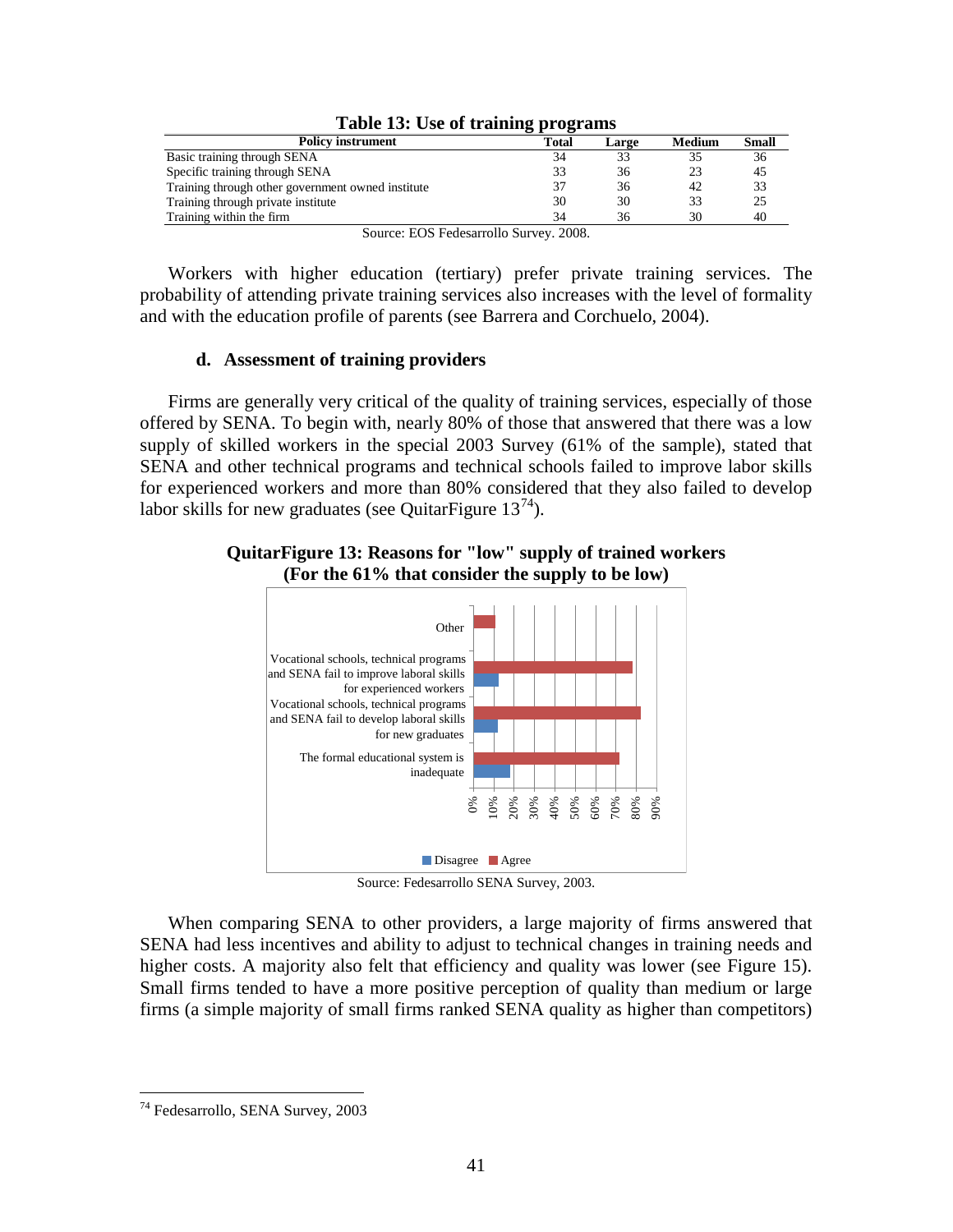**Table 13: Use of training programs**

| Policy instrument | Total | Large | Medium | Small |
|---|---|---|---|---|
| Basic training through SENA | 34 | 33 | 35 | 36 |
| Specific training through SENA | 33 | 36 | 23 | 45 |
| Training through other government owned institute | 37 | 36 | 42 | 33 |
| Training through private institute | 30 | 30 | 33 | 25 |
| Training within the firm | 34 | 36 | 30 | 40 |

Source: EOS Fedesarrollo Survey. 2008.

Workers with higher education (tertiary) prefer private training services. The probability of attending private training services also increases with the level of formality and with the education profile of parents (see Barrera and Corchuelo, 2004).

### d. Assessment of training providers

Firms are generally very critical of the quality of training services, especially of those offered by SENA. To begin with, nearly 80% of those that answered that there was a low supply of skilled workers in the special 2003 Survey (61% of the sample), stated that SENA and other technical programs and technical schools failed to improve labor skills for experienced workers and more than 80% considered that they also failed to develop labor skills for new graduates (see QuitarFigure 13[74]).

**QuitarFigure 13: Reasons for "low" supply of trained workers (For the 61% that consider the supply to be low)**

Source: Fedesarrollo SENA Survey, 2003.

When comparing SENA to other providers, a large majority of firms answered that SENA had less incentives and ability to adjust to technical changes in training needs and higher costs. A majority also felt that efficiency and quality was lower (see Figure 15). Small firms tended to have a more positive perception of quality than medium or large firms (a simple majority of small firms ranked SENA quality as higher than competitors)

[74] Fedesarrollo, SENA Survey, 2003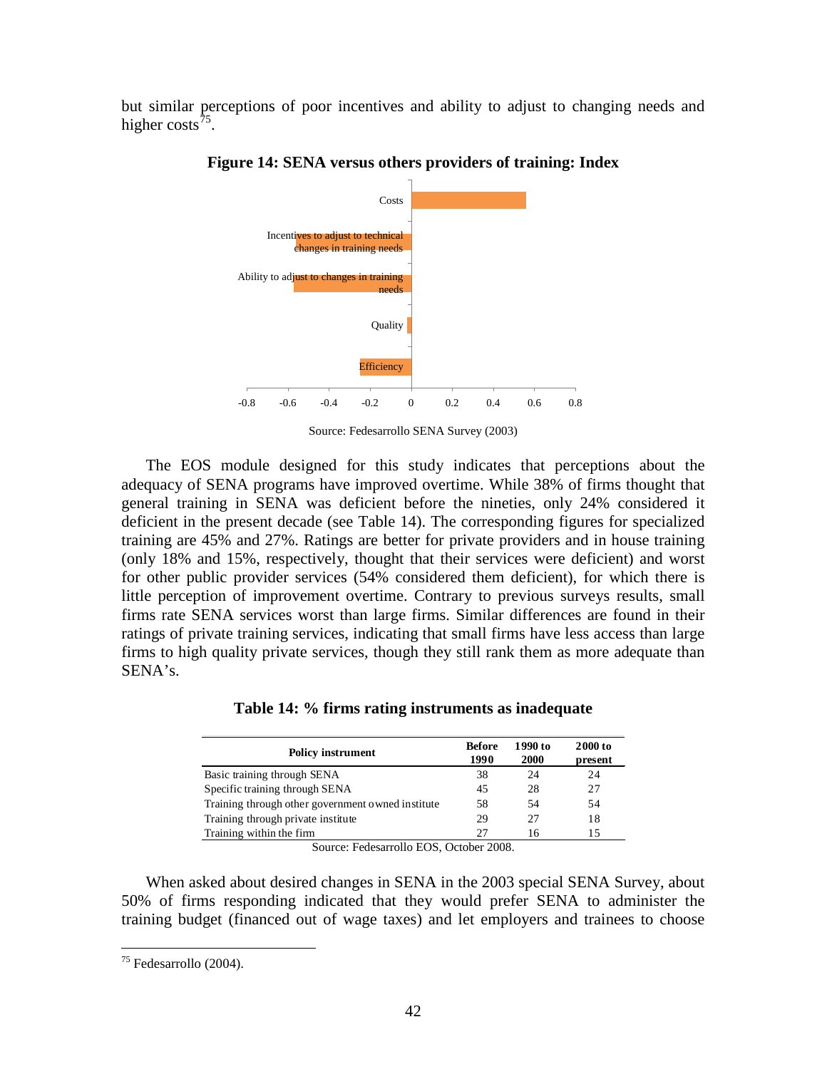but similar perceptions of poor incentives and ability to adjust to changing needs and higher costs[75].

**Figure 14: SENA versus others providers of training: Index**

Source: Fedesarrollo SENA Survey (2003)

The EOS module designed for this study indicates that perceptions about the adequacy of SENA programs have improved overtime. While 38% of firms thought that general training in SENA was deficient before the nineties, only 24% considered it deficient in the present decade (see Table 14). The corresponding figures for specialized training are 45% and 27%. Ratings are better for private providers and in house training (only 18% and 15%, respectively, thought that their services were deficient) and worst for other public provider services (54% considered them deficient), for which there is little perception of improvement overtime. Contrary to previous surveys results, small firms rate SENA services worst than large firms. Similar differences are found in their ratings of private training services, indicating that small firms have less access than large firms to high quality private services, though they still rank them as more adequate than SENA's.

**Table 14: % firms rating instruments as inadequate**

| Policy instrument | Before 1990 | 1990 to 2000 | 2000 to present |
|---|---|---|---|
| Basic training through SENA | 38 | 24 | 24 |
| Specific training through SENA | 45 | 28 | 27 |
| Training through other government owned institute | 58 | 54 | 54 |
| Training through private institute | 29 | 27 | 18 |
| Training within the firm | 27 | 16 | 15 |

Source: Fedesarrollo EOS, October 2008.

When asked about desired changes in SENA in the 2003 special SENA Survey, about 50% of firms responding indicated that they would prefer SENA to administer the training budget (financed out of wage taxes) and let employers and trainees to choose

[75] Fedesarrollo (2004).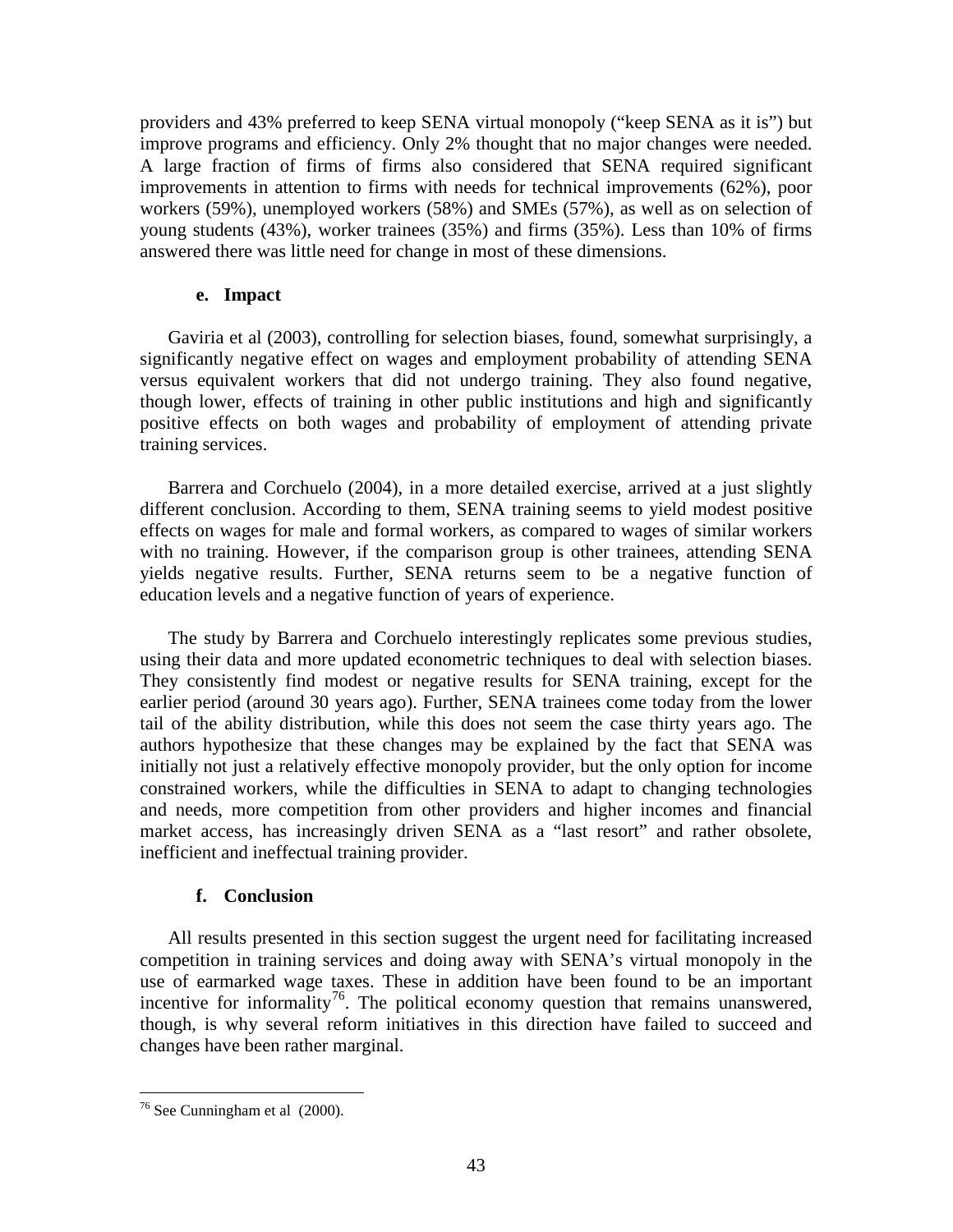providers and 43% preferred to keep SENA virtual monopoly ("keep SENA as it is") but improve programs and efficiency. Only 2% thought that no major changes were needed. A large fraction of firms of firms also considered that SENA required significant improvements in attention to firms with needs for technical improvements (62%), poor workers (59%), unemployed workers (58%) and SMEs (57%), as well as on selection of young students (43%), worker trainees (35%) and firms (35%). Less than 10% of firms answered there was little need for change in most of these dimensions.

#### e. Impact

Gaviria et al (2003), controlling for selection biases, found, somewhat surprisingly, a significantly negative effect on wages and employment probability of attending SENA versus equivalent workers that did not undergo training. They also found negative, though lower, effects of training in other public institutions and high and significantly positive effects on both wages and probability of employment of attending private training services.

Barrera and Corchuelo (2004), in a more detailed exercise, arrived at a just slightly different conclusion. According to them, SENA training seems to yield modest positive effects on wages for male and formal workers, as compared to wages of similar workers with no training. However, if the comparison group is other trainees, attending SENA yields negative results. Further, SENA returns seem to be a negative function of education levels and a negative function of years of experience.

The study by Barrera and Corchuelo interestingly replicates some previous studies, using their data and more updated econometric techniques to deal with selection biases. They consistently find modest or negative results for SENA training, except for the earlier period (around 30 years ago). Further, SENA trainees come today from the lower tail of the ability distribution, while this does not seem the case thirty years ago. The authors hypothesize that these changes may be explained by the fact that SENA was initially not just a relatively effective monopoly provider, but the only option for income constrained workers, while the difficulties in SENA to adapt to changing technologies and needs, more competition from other providers and higher incomes and financial market access, has increasingly driven SENA as a "last resort" and rather obsolete, inefficient and ineffectual training provider.

#### f. Conclusion

All results presented in this section suggest the urgent need for facilitating increased competition in training services and doing away with SENA's virtual monopoly in the use of earmarked wage taxes. These in addition have been found to be an important incentive for informality[76]. The political economy question that remains unanswered, though, is why several reform initiatives in this direction have failed to succeed and changes have been rather marginal.

[76] See Cunningham et al (2000).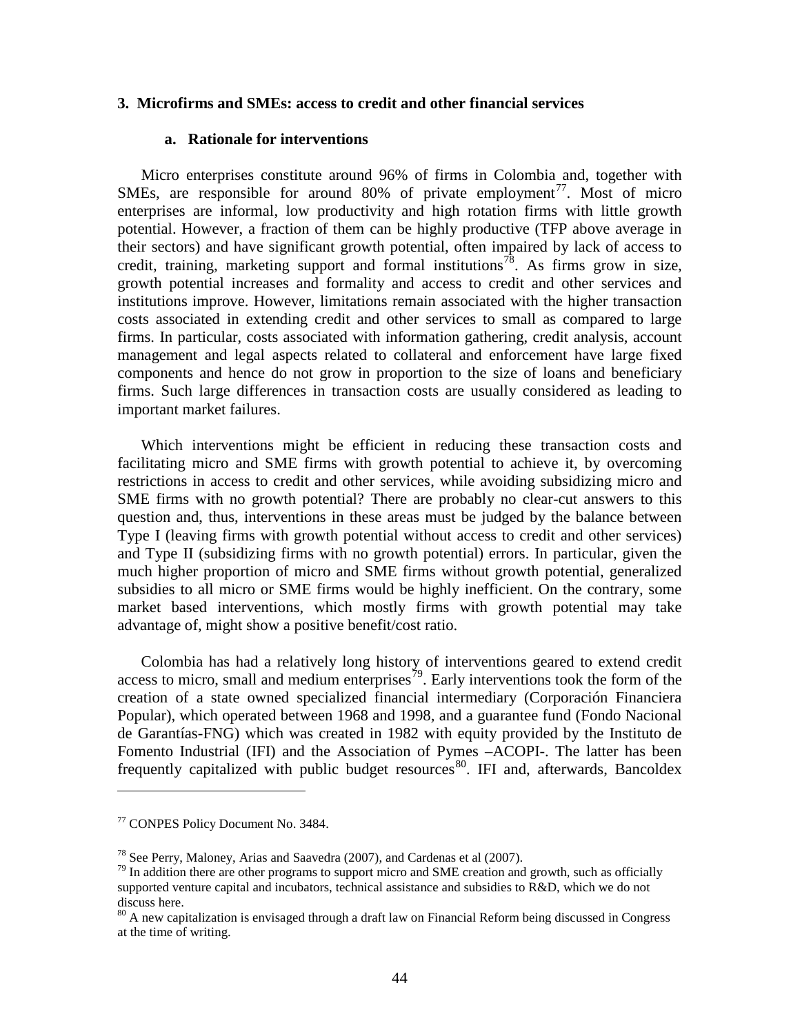### 3. Microfirms and SMEs: access to credit and other financial services

#### a. Rationale for interventions

Micro enterprises constitute around 96% of firms in Colombia and, together with SMEs, are responsible for around 80% of private employment[77]. Most of micro enterprises are informal, low productivity and high rotation firms with little growth potential. However, a fraction of them can be highly productive (TFP above average in their sectors) and have significant growth potential, often impaired by lack of access to credit, training, marketing support and formal institutions[78]. As firms grow in size, growth potential increases and formality and access to credit and other services and institutions improve. However, limitations remain associated with the higher transaction costs associated in extending credit and other services to small as compared to large firms. In particular, costs associated with information gathering, credit analysis, account management and legal aspects related to collateral and enforcement have large fixed components and hence do not grow in proportion to the size of loans and beneficiary firms. Such large differences in transaction costs are usually considered as leading to important market failures.

Which interventions might be efficient in reducing these transaction costs and facilitating micro and SME firms with growth potential to achieve it, by overcoming restrictions in access to credit and other services, while avoiding subsidizing micro and SME firms with no growth potential? There are probably no clear-cut answers to this question and, thus, interventions in these areas must be judged by the balance between Type I (leaving firms with growth potential without access to credit and other services) and Type II (subsidizing firms with no growth potential) errors. In particular, given the much higher proportion of micro and SME firms without growth potential, generalized subsidies to all micro or SME firms would be highly inefficient. On the contrary, some market based interventions, which mostly firms with growth potential may take advantage of, might show a positive benefit/cost ratio.

Colombia has had a relatively long history of interventions geared to extend credit access to micro, small and medium enterprises[79]. Early interventions took the form of the creation of a state owned specialized financial intermediary (Corporación Financiera Popular), which operated between 1968 and 1998, and a guarantee fund (Fondo Nacional de Garantías-FNG) which was created in 1982 with equity provided by the Instituto de Fomento Industrial (IFI) and the Association of Pymes –ACOPI-. The latter has been frequently capitalized with public budget resources[80]. IFI and, afterwards, Bancoldex

---

[77] CONPES Policy Document No. 3484.

[78] See Perry, Maloney, Arias and Saavedra (2007), and Cardenas et al (2007).

[79] In addition there are other programs to support micro and SME creation and growth, such as officially supported venture capital and incubators, technical assistance and subsidies to R&D, which we do not discuss here.

[80] A new capitalization is envisaged through a draft law on Financial Reform being discussed in Congress at the time of writing.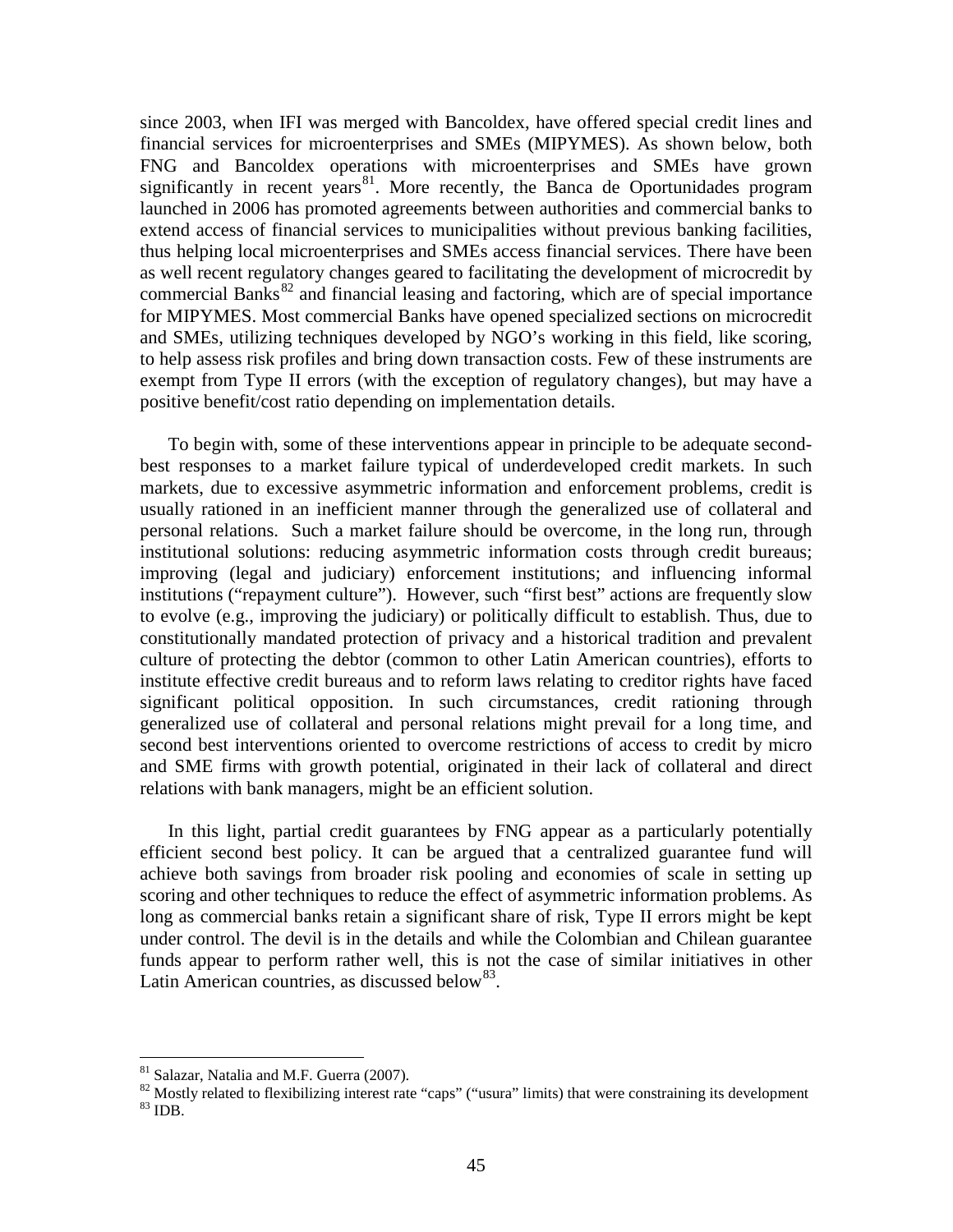since 2003, when IFI was merged with Bancoldex, have offered special credit lines and financial services for microenterprises and SMEs (MIPYMES). As shown below, both FNG and Bancoldex operations with microenterprises and SMEs have grown significantly in recent years[81]. More recently, the Banca de Oportunidades program launched in 2006 has promoted agreements between authorities and commercial banks to extend access of financial services to municipalities without previous banking facilities, thus helping local microenterprises and SMEs access financial services. There have been as well recent regulatory changes geared to facilitating the development of microcredit by commercial Banks[82] and financial leasing and factoring, which are of special importance for MIPYMES. Most commercial Banks have opened specialized sections on microcredit and SMEs, utilizing techniques developed by NGO's working in this field, like scoring, to help assess risk profiles and bring down transaction costs. Few of these instruments are exempt from Type II errors (with the exception of regulatory changes), but may have a positive benefit/cost ratio depending on implementation details.

To begin with, some of these interventions appear in principle to be adequate second-best responses to a market failure typical of underdeveloped credit markets. In such markets, due to excessive asymmetric information and enforcement problems, credit is usually rationed in an inefficient manner through the generalized use of collateral and personal relations. Such a market failure should be overcome, in the long run, through institutional solutions: reducing asymmetric information costs through credit bureaus; improving (legal and judiciary) enforcement institutions; and influencing informal institutions ("repayment culture"). However, such "first best" actions are frequently slow to evolve (e.g., improving the judiciary) or politically difficult to establish. Thus, due to constitutionally mandated protection of privacy and a historical tradition and prevalent culture of protecting the debtor (common to other Latin American countries), efforts to institute effective credit bureaus and to reform laws relating to creditor rights have faced significant political opposition. In such circumstances, credit rationing through generalized use of collateral and personal relations might prevail for a long time, and second best interventions oriented to overcome restrictions of access to credit by micro and SME firms with growth potential, originated in their lack of collateral and direct relations with bank managers, might be an efficient solution.

In this light, partial credit guarantees by FNG appear as a particularly potentially efficient second best policy. It can be argued that a centralized guarantee fund will achieve both savings from broader risk pooling and economies of scale in setting up scoring and other techniques to reduce the effect of asymmetric information problems. As long as commercial banks retain a significant share of risk, Type II errors might be kept under control. The devil is in the details and while the Colombian and Chilean guarantee funds appear to perform rather well, this is not the case of similar initiatives in other Latin American countries, as discussed below[83].

[81] Salazar, Natalia and M.F. Guerra (2007).

[82] Mostly related to flexibilizing interest rate "caps" ("usura" limits) that were constraining its development

[83] IDB.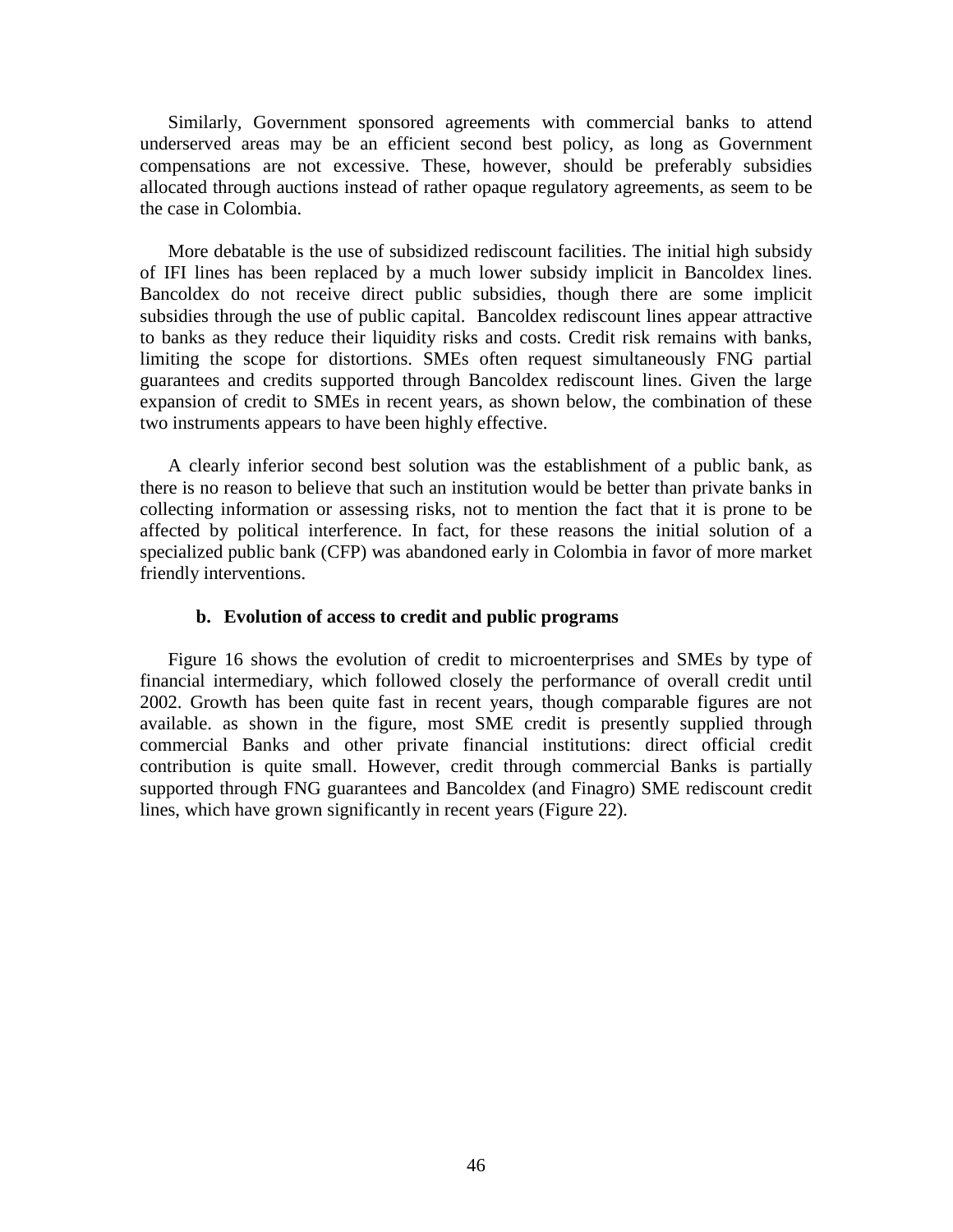Similarly, Government sponsored agreements with commercial banks to attend underserved areas may be an efficient second best policy, as long as Government compensations are not excessive. These, however, should be preferably subsidies allocated through auctions instead of rather opaque regulatory agreements, as seem to be the case in Colombia.

More debatable is the use of subsidized rediscount facilities. The initial high subsidy of IFI lines has been replaced by a much lower subsidy implicit in Bancoldex lines. Bancoldex do not receive direct public subsidies, though there are some implicit subsidies through the use of public capital. Bancoldex rediscount lines appear attractive to banks as they reduce their liquidity risks and costs. Credit risk remains with banks, limiting the scope for distortions. SMEs often request simultaneously FNG partial guarantees and credits supported through Bancoldex rediscount lines. Given the large expansion of credit to SMEs in recent years, as shown below, the combination of these two instruments appears to have been highly effective.

A clearly inferior second best solution was the establishment of a public bank, as there is no reason to believe that such an institution would be better than private banks in collecting information or assessing risks, not to mention the fact that it is prone to be affected by political interference. In fact, for these reasons the initial solution of a specialized public bank (CFP) was abandoned early in Colombia in favor of more market friendly interventions.

### b. Evolution of access to credit and public programs

Figure 16 shows the evolution of credit to microenterprises and SMEs by type of financial intermediary, which followed closely the performance of overall credit until 2002. Growth has been quite fast in recent years, though comparable figures are not available. as shown in the figure, most SME credit is presently supplied through commercial Banks and other private financial institutions: direct official credit contribution is quite small. However, credit through commercial Banks is partially supported through FNG guarantees and Bancoldex (and Finagro) SME rediscount credit lines, which have grown significantly in recent years (Figure 22).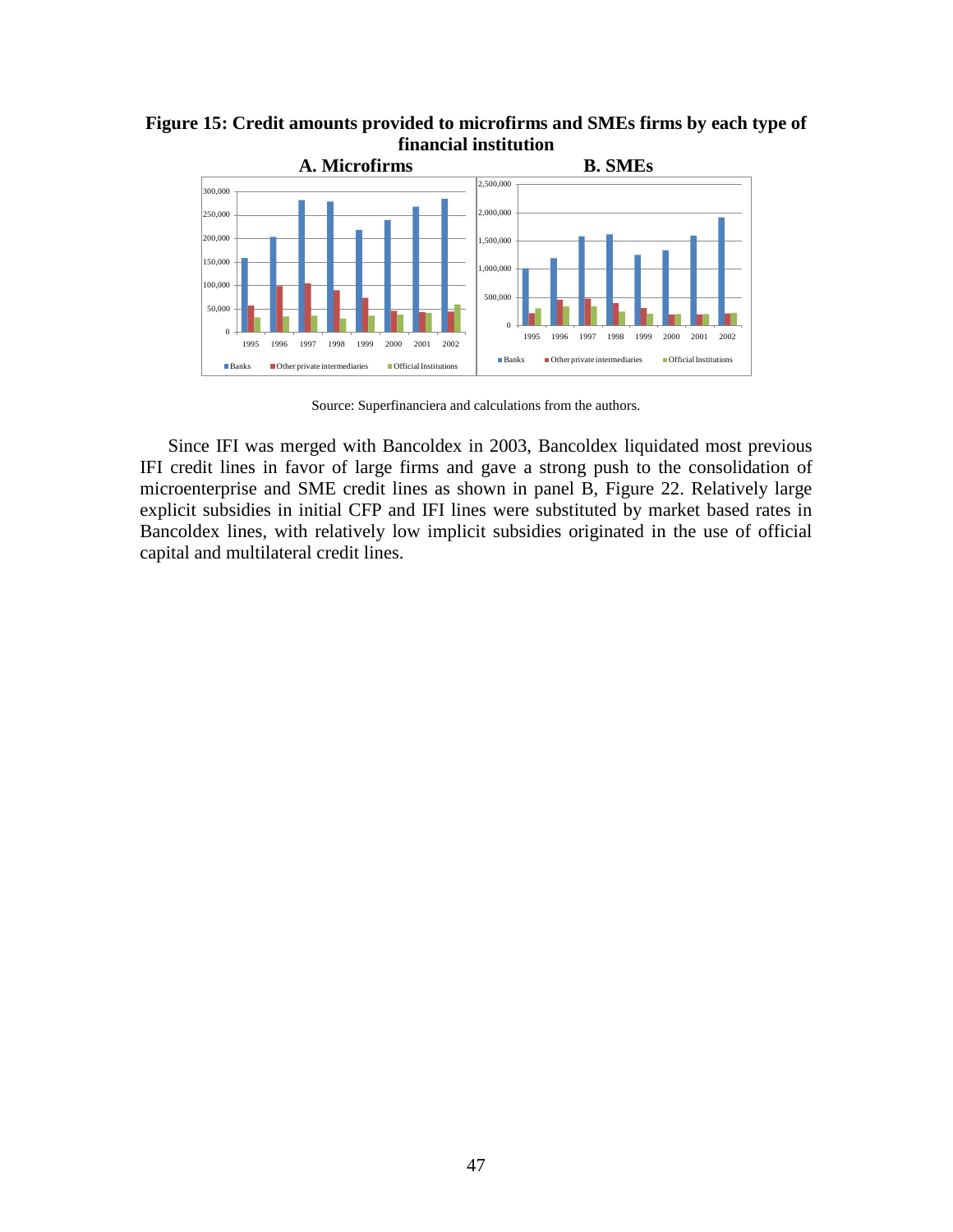**Figure 15: Credit amounts provided to microfirms and SMEs firms by each type of financial institution**

**A. Microfirms** **B. SMEs**

Source: Superfinanciera and calculations from the authors.

Since IFI was merged with Bancoldex in 2003, Bancoldex liquidated most previous IFI credit lines in favor of large firms and gave a strong push to the consolidation of microenterprise and SME credit lines as shown in panel B, Figure 22. Relatively large explicit subsidies in initial CFP and IFI lines were substituted by market based rates in Bancoldex lines, with relatively low implicit subsidies originated in the use of official capital and multilateral credit lines.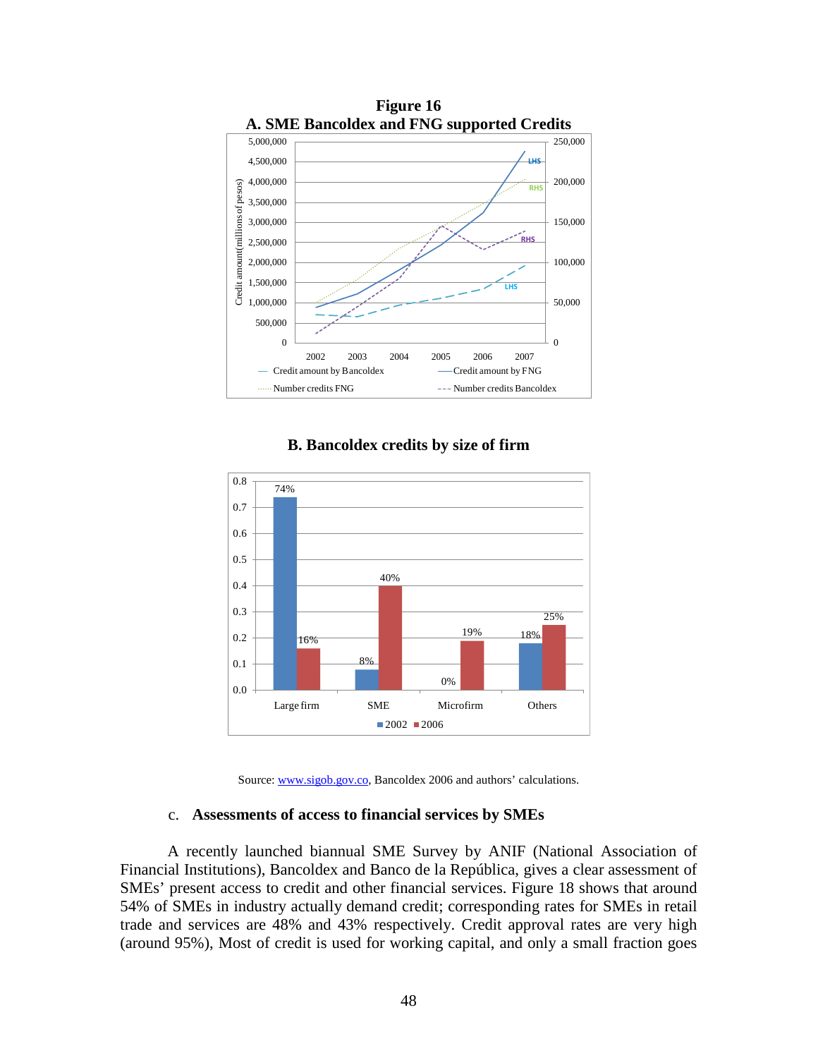**Figure 16**

**A. SME Bancoldex and FNG supported Credits**

**B. Bancoldex credits by size of firm**

Source: www.sigob.gov.co, Bancoldex 2006 and authors' calculations.

### c. Assessments of access to financial services by SMEs

A recently launched biannual SME Survey by ANIF (National Association of Financial Institutions), Bancoldex and Banco de la República, gives a clear assessment of SMEs' present access to credit and other financial services. Figure 18 shows that around 54% of SMEs in industry actually demand credit; corresponding rates for SMEs in retail trade and services are 48% and 43% respectively. Credit approval rates are very high (around 95%), Most of credit is used for working capital, and only a small fraction goes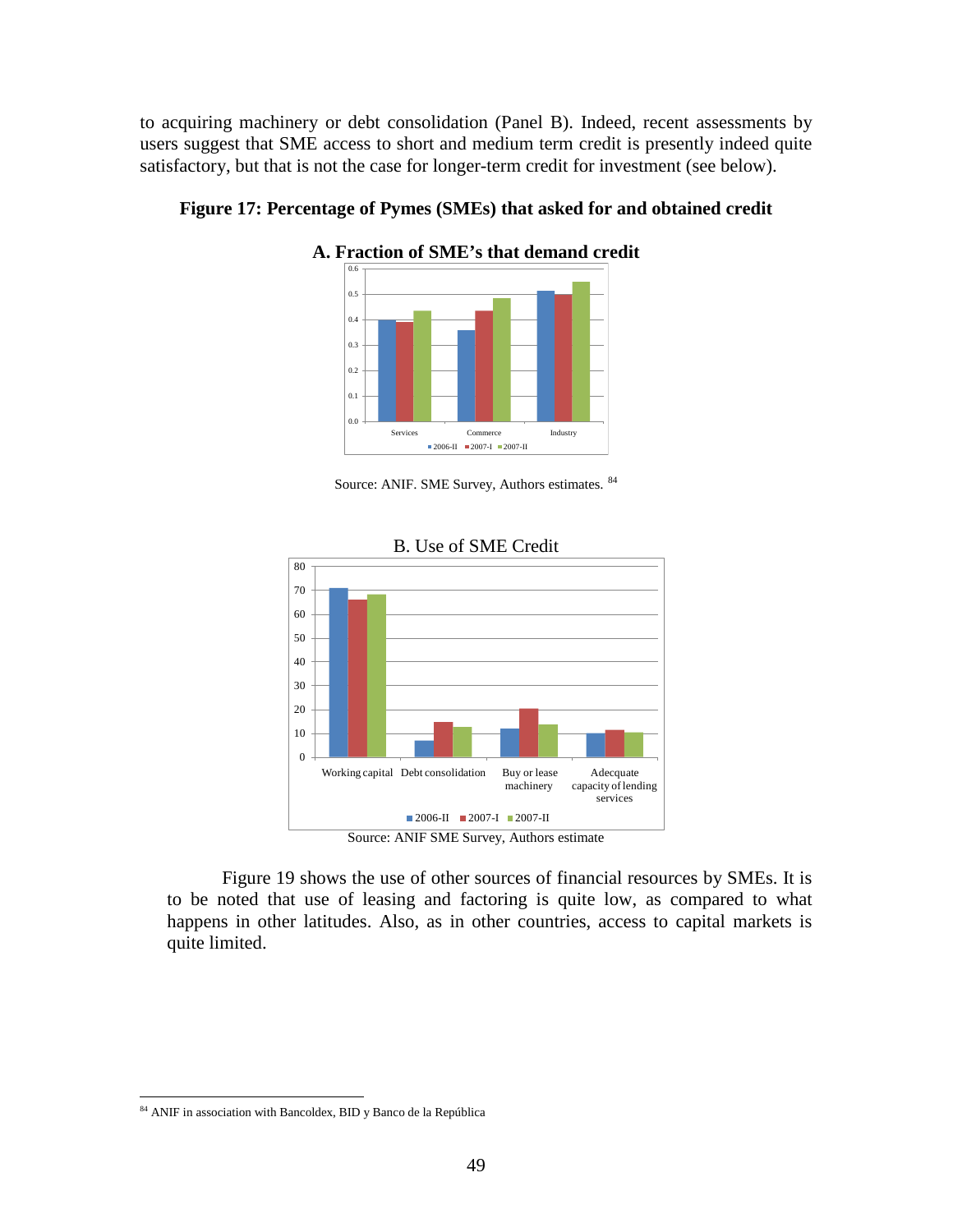to acquiring machinery or debt consolidation (Panel B). Indeed, recent assessments by users suggest that SME access to short and medium term credit is presently indeed quite satisfactory, but that is not the case for longer-term credit for investment (see below).

**Figure 17: Percentage of Pymes (SMEs) that asked for and obtained credit**

**A. Fraction of SME's that demand credit**

Source: ANIF. SME Survey, Authors estimates. [84]

B. Use of SME Credit

Source: ANIF SME Survey, Authors estimate

Figure 19 shows the use of other sources of financial resources by SMEs. It is to be noted that use of leasing and factoring is quite low, as compared to what happens in other latitudes. Also, as in other countries, access to capital markets is quite limited.

[84] ANIF in association with Bancoldex, BID y Banco de la República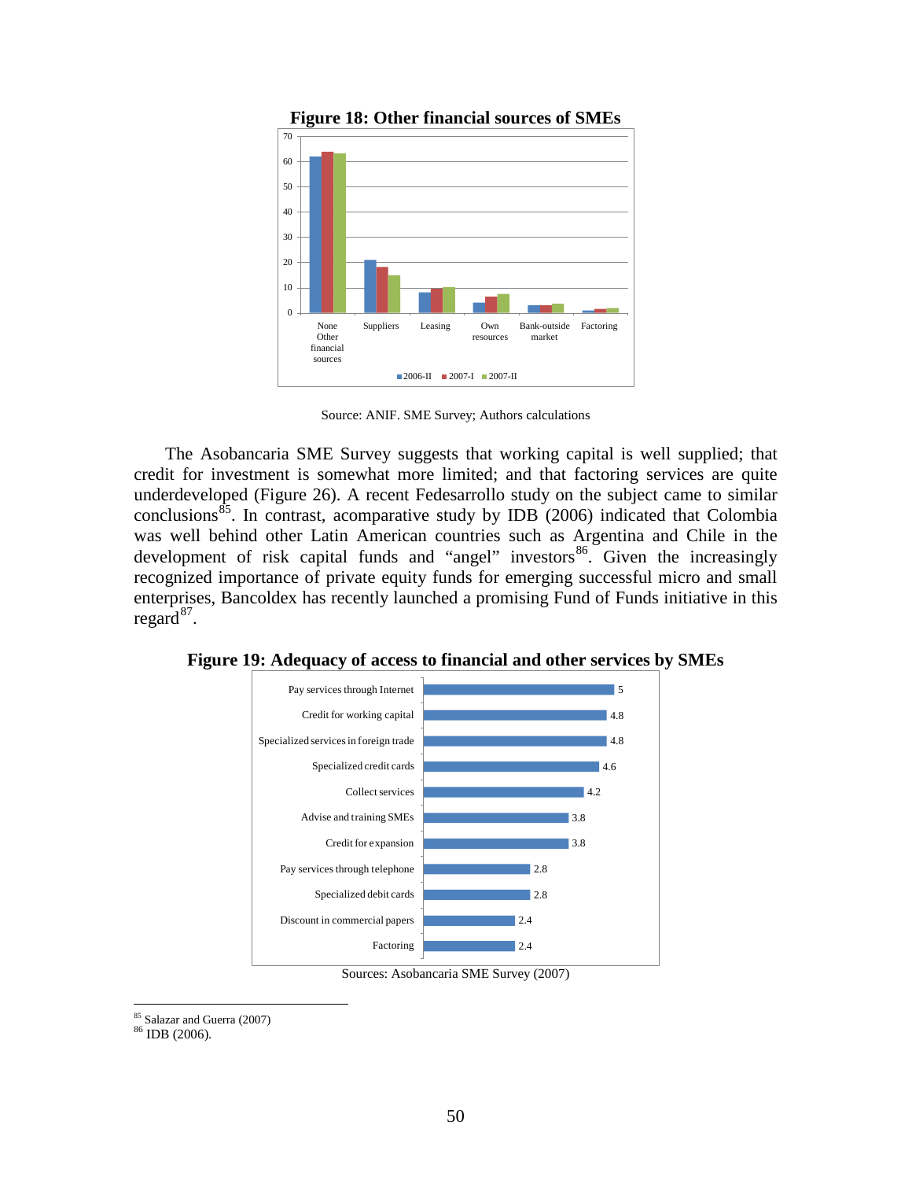**Figure 18: Other financial sources of SMEs**

Source: ANIF. SME Survey; Authors calculations

The Asobancaria SME Survey suggests that working capital is well supplied; that credit for investment is somewhat more limited; and that factoring services are quite underdeveloped (Figure 26). A recent Fedesarrollo study on the subject came to similar conclusions[85]. In contrast, acomparative study by IDB (2006) indicated that Colombia was well behind other Latin American countries such as Argentina and Chile in the development of risk capital funds and "angel" investors[86]. Given the increasingly recognized importance of private equity funds for emerging successful micro and small enterprises, Bancoldex has recently launched a promising Fund of Funds initiative in this regard[87].

**Figure 19: Adequacy of access to financial and other services by SMEs**

| Service | Value |
|---|---|
| Pay services through Internet | 5 |
| Credit for working capital | 4.8 |
| Specialized services in foreign trade | 4.8 |
| Specialized credit cards | 4.6 |
| Collect services | 4.2 |
| Advise and training SMEs | 3.8 |
| Credit for expansion | 3.8 |
| Pay services through telephone | 2.8 |
| Specialized debit cards | 2.8 |
| Discount in commercial papers | 2.4 |
| Factoring | 2.4 |

Sources: Asobancaria SME Survey (2007)

[85] Salazar and Guerra (2007)
[86] IDB (2006).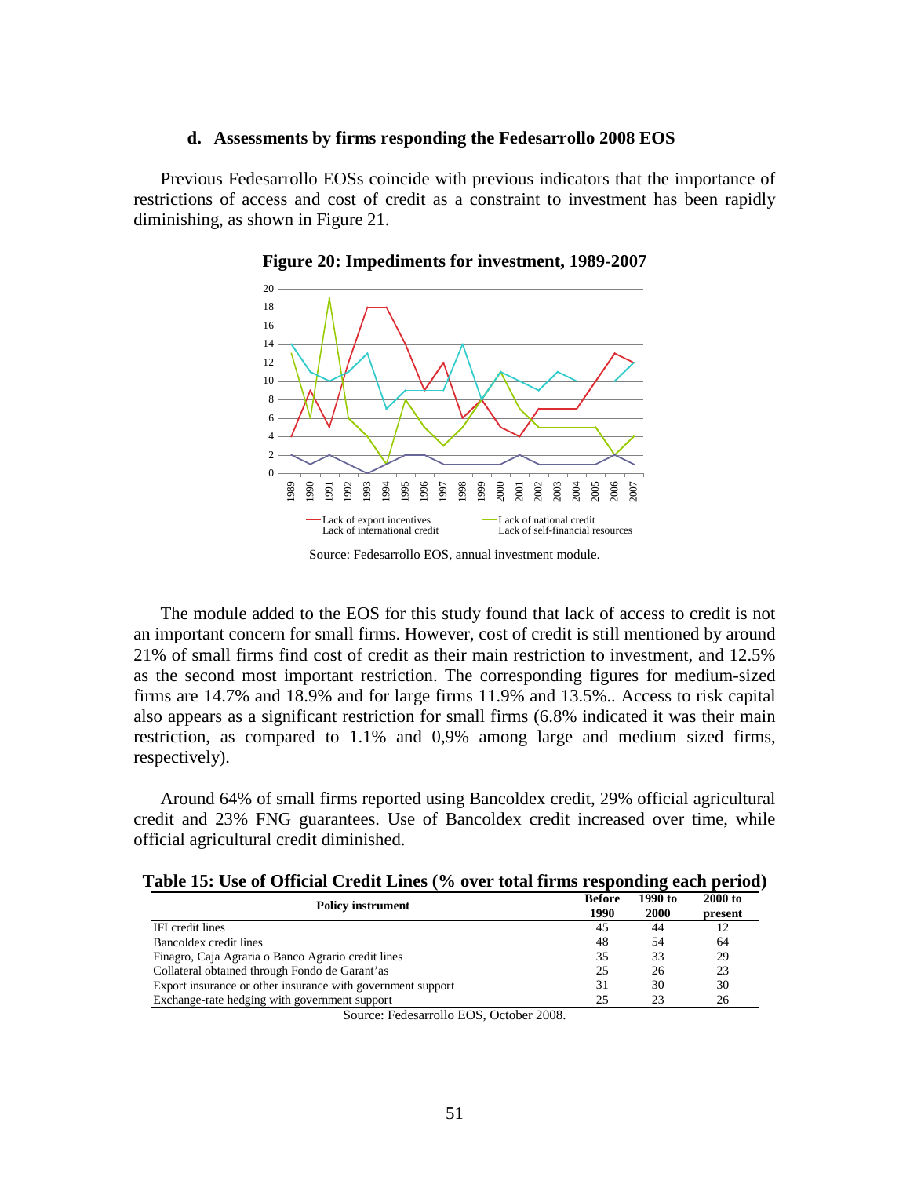### d. Assessments by firms responding the Fedesarrollo 2008 EOS

Previous Fedesarrollo EOSs coincide with previous indicators that the importance of restrictions of access and cost of credit as a constraint to investment has been rapidly diminishing, as shown in Figure 21.

**Figure 20: Impediments for investment, 1989-2007**

Source: Fedesarrollo EOS, annual investment module.

The module added to the EOS for this study found that lack of access to credit is not an important concern for small firms. However, cost of credit is still mentioned by around 21% of small firms find cost of credit as their main restriction to investment, and 12.5% as the second most important restriction. The corresponding figures for medium-sized firms are 14.7% and 18.9% and for large firms 11.9% and 13.5%.. Access to risk capital also appears as a significant restriction for small firms (6.8% indicated it was their main restriction, as compared to 1.1% and 0,9% among large and medium sized firms, respectively).

Around 64% of small firms reported using Bancoldex credit, 29% official agricultural credit and 23% FNG guarantees. Use of Bancoldex credit increased over time, while official agricultural credit diminished.

**Table 15: Use of Official Credit Lines (% over total firms responding each period)**

| Policy instrument | Before 1990 | 1990 to 2000 | 2000 to present |
|---|---|---|---|
| IFI credit lines | 45 | 44 | 12 |
| Bancoldex credit lines | 48 | 54 | 64 |
| Finagro, Caja Agraria o Banco Agrario credit lines | 35 | 33 | 29 |
| Collateral obtained through Fondo de Garant'as | 25 | 26 | 23 |
| Export insurance or other insurance with government support | 31 | 30 | 30 |
| Exchange-rate hedging with government support | 25 | 23 | 26 |

Source: Fedesarrollo EOS, October 2008.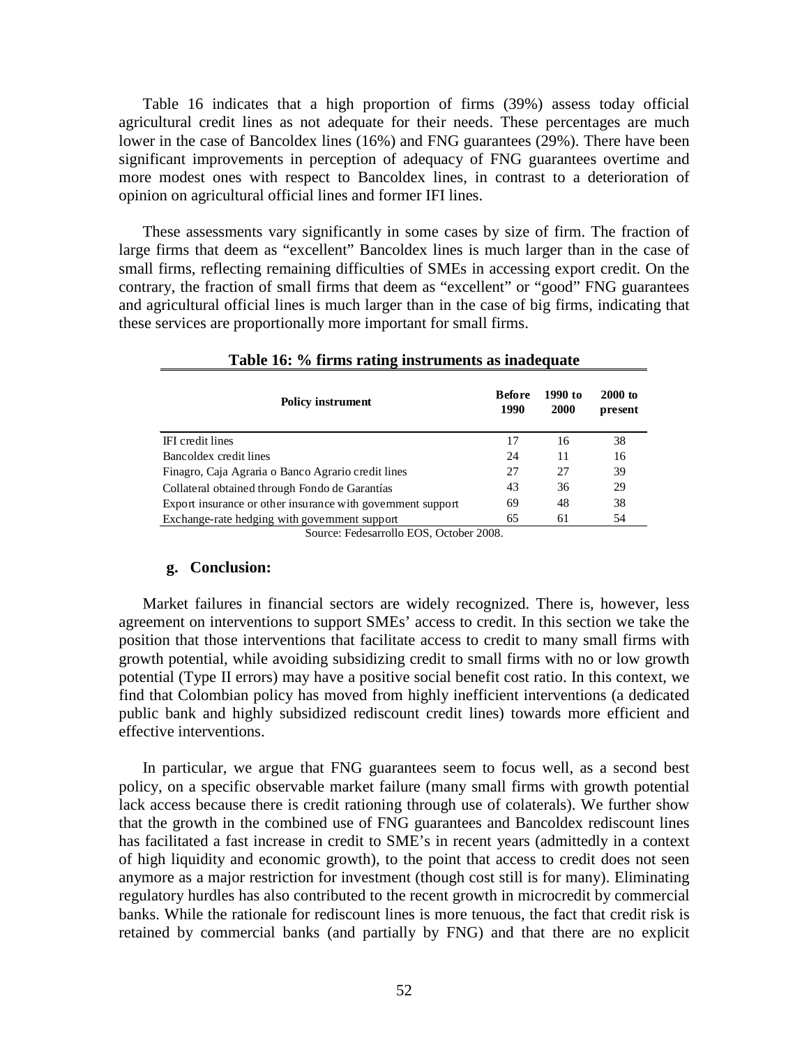Table 16 indicates that a high proportion of firms (39%) assess today official agricultural credit lines as not adequate for their needs. These percentages are much lower in the case of Bancoldex lines (16%) and FNG guarantees (29%). There have been significant improvements in perception of adequacy of FNG guarantees overtime and more modest ones with respect to Bancoldex lines, in contrast to a deterioration of opinion on agricultural official lines and former IFI lines.

These assessments vary significantly in some cases by size of firm. The fraction of large firms that deem as "excellent" Bancoldex lines is much larger than in the case of small firms, reflecting remaining difficulties of SMEs in accessing export credit. On the contrary, the fraction of small firms that deem as "excellent" or "good" FNG guarantees and agricultural official lines is much larger than in the case of big firms, indicating that these services are proportionally more important for small firms.

**Table 16: % firms rating instruments as inadequate**

| Policy instrument | Before 1990 | 1990 to 2000 | 2000 to present |
|---|---|---|---|
| IFI credit lines | 17 | 16 | 38 |
| Bancoldex credit lines | 24 | 11 | 16 |
| Finagro, Caja Agraria o Banco Agrario credit lines | 27 | 27 | 39 |
| Collateral obtained through Fondo de Garantías | 43 | 36 | 29 |
| Export insurance or other insurance with government support | 69 | 48 | 38 |
| Exchange-rate hedging with government support | 65 | 61 | 54 |

Source: Fedesarrollo EOS, October 2008.

### g. Conclusion:

Market failures in financial sectors are widely recognized. There is, however, less agreement on interventions to support SMEs' access to credit. In this section we take the position that those interventions that facilitate access to credit to many small firms with growth potential, while avoiding subsidizing credit to small firms with no or low growth potential (Type II errors) may have a positive social benefit cost ratio. In this context, we find that Colombian policy has moved from highly inefficient interventions (a dedicated public bank and highly subsidized rediscount credit lines) towards more efficient and effective interventions.

In particular, we argue that FNG guarantees seem to focus well, as a second best policy, on a specific observable market failure (many small firms with growth potential lack access because there is credit rationing through use of colaterals). We further show that the growth in the combined use of FNG guarantees and Bancoldex rediscount lines has facilitated a fast increase in credit to SME's in recent years (admittedly in a context of high liquidity and economic growth), to the point that access to credit does not seen anymore as a major restriction for investment (though cost still is for many). Eliminating regulatory hurdles has also contributed to the recent growth in microcredit by commercial banks. While the rationale for rediscount lines is more tenuous, the fact that credit risk is retained by commercial banks (and partially by FNG) and that there are no explicit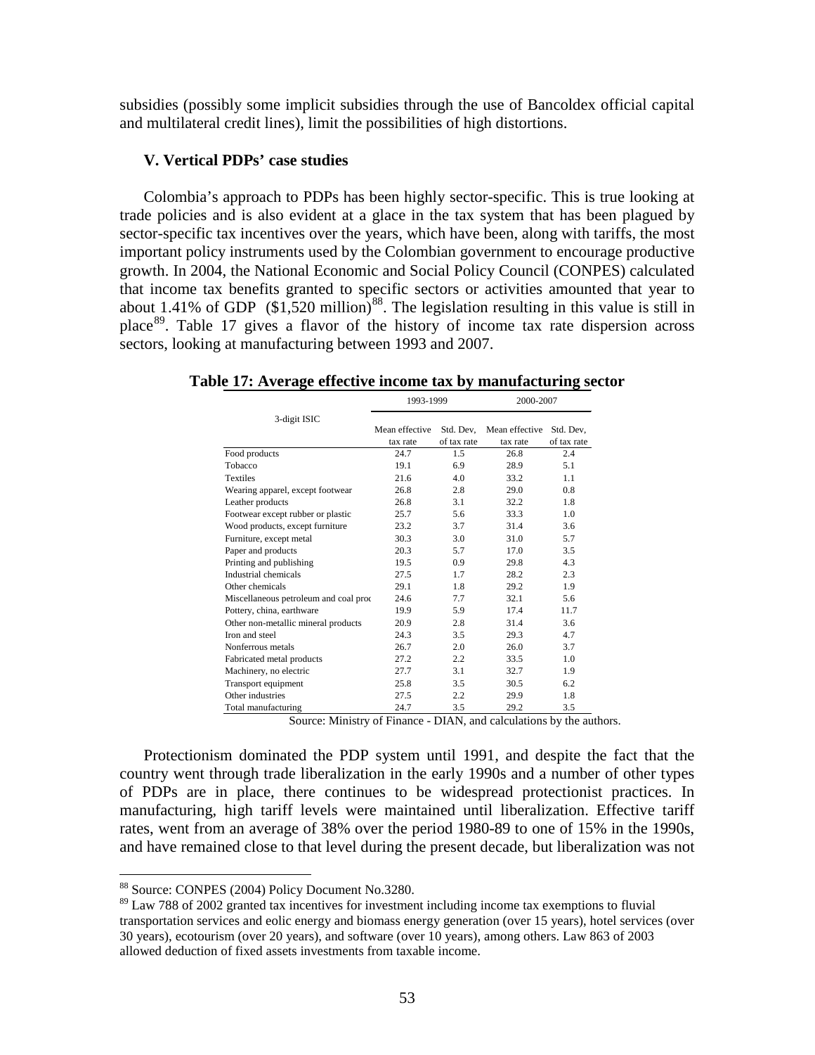subsidies (possibly some implicit subsidies through the use of Bancoldex official capital and multilateral credit lines), limit the possibilities of high distortions.

### V. Vertical PDPs' case studies

Colombia's approach to PDPs has been highly sector-specific. This is true looking at trade policies and is also evident at a glace in the tax system that has been plagued by sector-specific tax incentives over the years, which have been, along with tariffs, the most important policy instruments used by the Colombian government to encourage productive growth. In 2004, the National Economic and Social Policy Council (CONPES) calculated that income tax benefits granted to specific sectors or activities amounted that year to about 1.41% of GDP ($1,520 million)[88]. The legislation resulting in this value is still in place[89]. Table 17 gives a flavor of the history of income tax rate dispersion across sectors, looking at manufacturing between 1993 and 2007.

**Table 17: Average effective income tax by manufacturing sector**

| 3-digit ISIC | 1993-1999 | | 2000-2007 | |
|---|---|---|---|---|
| | Mean effective tax rate | Std. Dev, of tax rate | Mean effective tax rate | Std. Dev, of tax rate |
| Food products | 24.7 | 1.5 | 26.8 | 2.4 |
| Tobacco | 19.1 | 6.9 | 28.9 | 5.1 |
| Textiles | 21.6 | 4.0 | 33.2 | 1.1 |
| Wearing apparel, except footwear | 26.8 | 2.8 | 29.0 | 0.8 |
| Leather products | 26.8 | 3.1 | 32.2 | 1.8 |
| Footwear except rubber or plastic | 25.7 | 5.6 | 33.3 | 1.0 |
| Wood products, except furniture | 23.2 | 3.7 | 31.4 | 3.6 |
| Furniture, except metal | 30.3 | 3.0 | 31.0 | 5.7 |
| Paper and products | 20.3 | 5.7 | 17.0 | 3.5 |
| Printing and publishing | 19.5 | 0.9 | 29.8 | 4.3 |
| Industrial chemicals | 27.5 | 1.7 | 28.2 | 2.3 |
| Other chemicals | 29.1 | 1.8 | 29.2 | 1.9 |
| Miscellaneous petroleum and coal proc | 24.6 | 7.7 | 32.1 | 5.6 |
| Pottery, china, earthware | 19.9 | 5.9 | 17.4 | 11.7 |
| Other non-metallic mineral products | 20.9 | 2.8 | 31.4 | 3.6 |
| Iron and steel | 24.3 | 3.5 | 29.3 | 4.7 |
| Nonferrous metals | 26.7 | 2.0 | 26.0 | 3.7 |
| Fabricated metal products | 27.2 | 2.2 | 33.5 | 1.0 |
| Machinery, no electric | 27.7 | 3.1 | 32.7 | 1.9 |
| Transport equipment | 25.8 | 3.5 | 30.5 | 6.2 |
| Other industries | 27.5 | 2.2 | 29.9 | 1.8 |
| Total manufacturing | 24.7 | 3.5 | 29.2 | 3.5 |

Source: Ministry of Finance - DIAN, and calculations by the authors.

Protectionism dominated the PDP system until 1991, and despite the fact that the country went through trade liberalization in the early 1990s and a number of other types of PDPs are in place, there continues to be widespread protectionist practices. In manufacturing, high tariff levels were maintained until liberalization. Effective tariff rates, went from an average of 38% over the period 1980-89 to one of 15% in the 1990s, and have remained close to that level during the present decade, but liberalization was not

---

[88] Source: CONPES (2004) Policy Document No.3280.

[89] Law 788 of 2002 granted tax incentives for investment including income tax exemptions to fluvial transportation services and eolic energy and biomass energy generation (over 15 years), hotel services (over 30 years), ecotourism (over 20 years), and software (over 10 years), among others. Law 863 of 2003 allowed deduction of fixed assets investments from taxable income.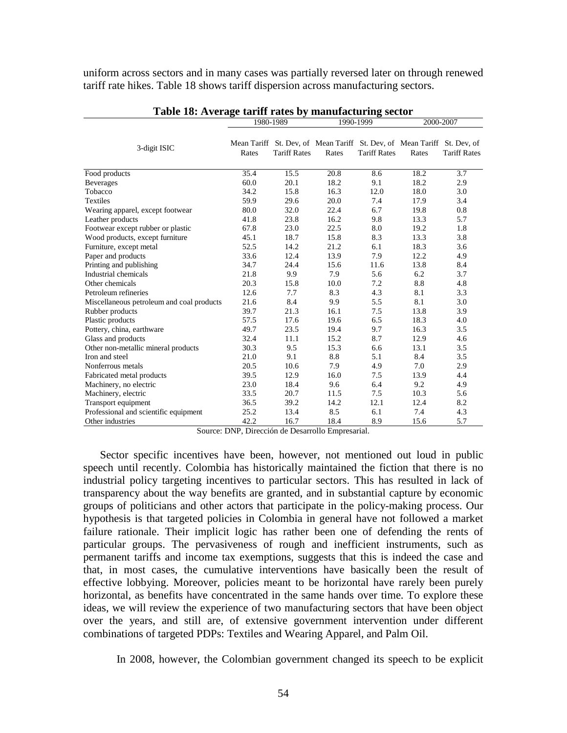uniform across sectors and in many cases was partially reversed later on through renewed tariff rate hikes. Table 18 shows tariff dispersion across manufacturing sectors.

**Table 18: Average tariff rates by manufacturing sector**

| 3-digit ISIC | 1980-1989 | | 1990-1999 | | 2000-2007 | |
|---|---|---|---|---|---|---|
| | Mean Tariff Rates | St. Dev, of Tariff Rates | Mean Tariff Rates | St. Dev, of Tariff Rates | Mean Tariff Rates | St. Dev, of Tariff Rates |
| Food products | 35.4 | 15.5 | 20.8 | 8.6 | 18.2 | 3.7 |
| Beverages | 60.0 | 20.1 | 18.2 | 9.1 | 18.2 | 2.9 |
| Tobacco | 34.2 | 15.8 | 16.3 | 12.0 | 18.0 | 3.0 |
| Textiles | 59.9 | 29.6 | 20.0 | 7.4 | 17.9 | 3.4 |
| Wearing apparel, except footwear | 80.0 | 32.0 | 22.4 | 6.7 | 19.8 | 0.8 |
| Leather products | 41.8 | 23.8 | 16.2 | 9.8 | 13.3 | 5.7 |
| Footwear except rubber or plastic | 67.8 | 23.0 | 22.5 | 8.0 | 19.2 | 1.8 |
| Wood products, except furniture | 45.1 | 18.7 | 15.8 | 8.3 | 13.3 | 3.8 |
| Furniture, except metal | 52.5 | 14.2 | 21.2 | 6.1 | 18.3 | 3.6 |
| Paper and products | 33.6 | 12.4 | 13.9 | 7.9 | 12.2 | 4.9 |
| Printing and publishing | 34.7 | 24.4 | 15.6 | 11.6 | 13.8 | 8.4 |
| Industrial chemicals | 21.8 | 9.9 | 7.9 | 5.6 | 6.2 | 3.7 |
| Other chemicals | 20.3 | 15.8 | 10.0 | 7.2 | 8.8 | 4.8 |
| Petroleum refineries | 12.6 | 7.7 | 8.3 | 4.3 | 8.1 | 3.3 |
| Miscellaneous petroleum and coal products | 21.6 | 8.4 | 9.9 | 5.5 | 8.1 | 3.0 |
| Rubber products | 39.7 | 21.3 | 16.1 | 7.5 | 13.8 | 3.9 |
| Plastic products | 57.5 | 17.6 | 19.6 | 6.5 | 18.3 | 4.0 |
| Pottery, china, earthware | 49.7 | 23.5 | 19.4 | 9.7 | 16.3 | 3.5 |
| Glass and products | 32.4 | 11.1 | 15.2 | 8.7 | 12.9 | 4.6 |
| Other non-metallic mineral products | 30.3 | 9.5 | 15.3 | 6.6 | 13.1 | 3.5 |
| Iron and steel | 21.0 | 9.1 | 8.8 | 5.1 | 8.4 | 3.5 |
| Nonferrous metals | 20.5 | 10.6 | 7.9 | 4.9 | 7.0 | 2.9 |
| Fabricated metal products | 39.5 | 12.9 | 16.0 | 7.5 | 13.9 | 4.4 |
| Machinery, no electric | 23.0 | 18.4 | 9.6 | 6.4 | 9.2 | 4.9 |
| Machinery, electric | 33.5 | 20.7 | 11.5 | 7.5 | 10.3 | 5.6 |
| Transport equipment | 36.5 | 39.2 | 14.2 | 12.1 | 12.4 | 8.2 |
| Professional and scientific equipment | 25.2 | 13.4 | 8.5 | 6.1 | 7.4 | 4.3 |
| Other industries | 42.2 | 16.7 | 18.4 | 8.9 | 15.6 | 5.7 |

Source: DNP, Dirección de Desarrollo Empresarial.

Sector specific incentives have been, however, not mentioned out loud in public speech until recently. Colombia has historically maintained the fiction that there is no industrial policy targeting incentives to particular sectors. This has resulted in lack of transparency about the way benefits are granted, and in substantial capture by economic groups of politicians and other actors that participate in the policy-making process. Our hypothesis is that targeted policies in Colombia in general have not followed a market failure rationale. Their implicit logic has rather been one of defending the rents of particular groups. The pervasiveness of rough and inefficient instruments, such as permanent tariffs and income tax exemptions, suggests that this is indeed the case and that, in most cases, the cumulative interventions have basically been the result of effective lobbying. Moreover, policies meant to be horizontal have rarely been purely horizontal, as benefits have concentrated in the same hands over time. To explore these ideas, we will review the experience of two manufacturing sectors that have been object over the years, and still are, of extensive government intervention under different combinations of targeted PDPs: Textiles and Wearing Apparel, and Palm Oil.

In 2008, however, the Colombian government changed its speech to be explicit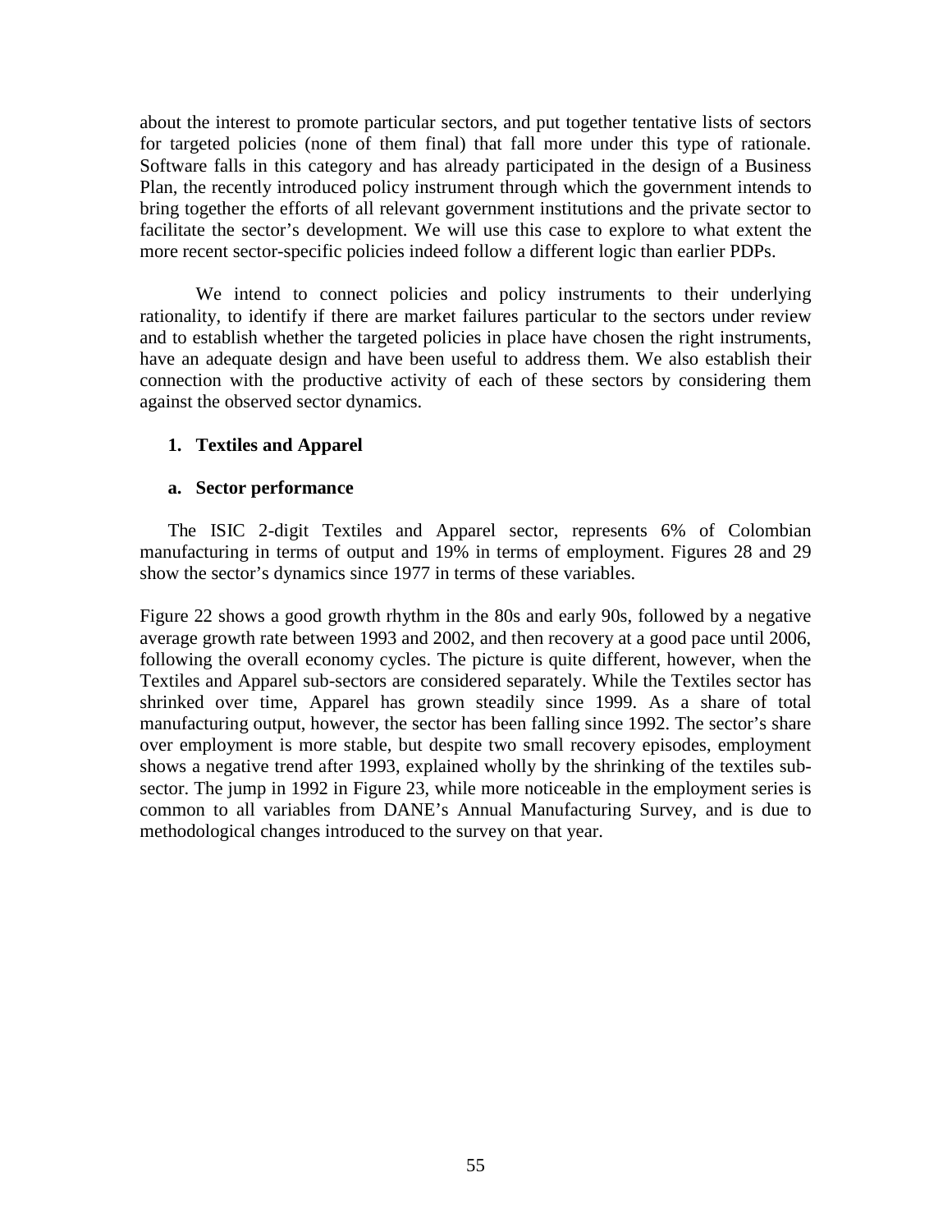about the interest to promote particular sectors, and put together tentative lists of sectors for targeted policies (none of them final) that fall more under this type of rationale. Software falls in this category and has already participated in the design of a Business Plan, the recently introduced policy instrument through which the government intends to bring together the efforts of all relevant government institutions and the private sector to facilitate the sector's development. We will use this case to explore to what extent the more recent sector-specific policies indeed follow a different logic than earlier PDPs.

We intend to connect policies and policy instruments to their underlying rationality, to identify if there are market failures particular to the sectors under review and to establish whether the targeted policies in place have chosen the right instruments, have an adequate design and have been useful to address them. We also establish their connection with the productive activity of each of these sectors by considering them against the observed sector dynamics.

## 1. Textiles and Apparel

### a. Sector performance

The ISIC 2-digit Textiles and Apparel sector, represents 6% of Colombian manufacturing in terms of output and 19% in terms of employment. Figures 28 and 29 show the sector's dynamics since 1977 in terms of these variables.

Figure 22 shows a good growth rhythm in the 80s and early 90s, followed by a negative average growth rate between 1993 and 2002, and then recovery at a good pace until 2006, following the overall economy cycles. The picture is quite different, however, when the Textiles and Apparel sub-sectors are considered separately. While the Textiles sector has shrinked over time, Apparel has grown steadily since 1999. As a share of total manufacturing output, however, the sector has been falling since 1992. The sector's share over employment is more stable, but despite two small recovery episodes, employment shows a negative trend after 1993, explained wholly by the shrinking of the textiles sub-sector. The jump in 1992 in Figure 23, while more noticeable in the employment series is common to all variables from DANE's Annual Manufacturing Survey, and is due to methodological changes introduced to the survey on that year.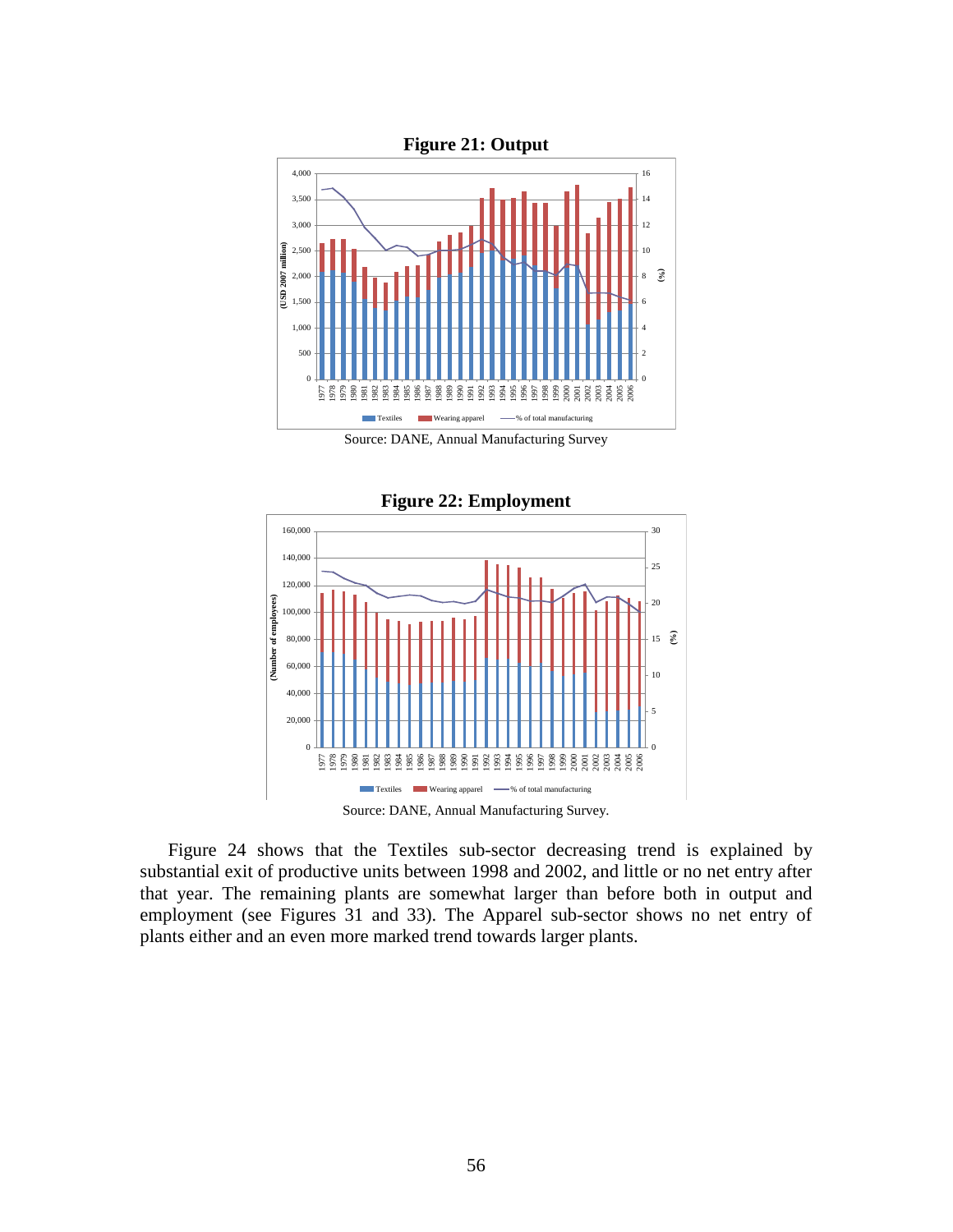**Figure 21: Output**

Source: DANE, Annual Manufacturing Survey

**Figure 22: Employment**

Source: DANE, Annual Manufacturing Survey.

Figure 24 shows that the Textiles sub-sector decreasing trend is explained by substantial exit of productive units between 1998 and 2002, and little or no net entry after that year. The remaining plants are somewhat larger than before both in output and employment (see Figures 31 and 33). The Apparel sub-sector shows no net entry of plants either and an even more marked trend towards larger plants.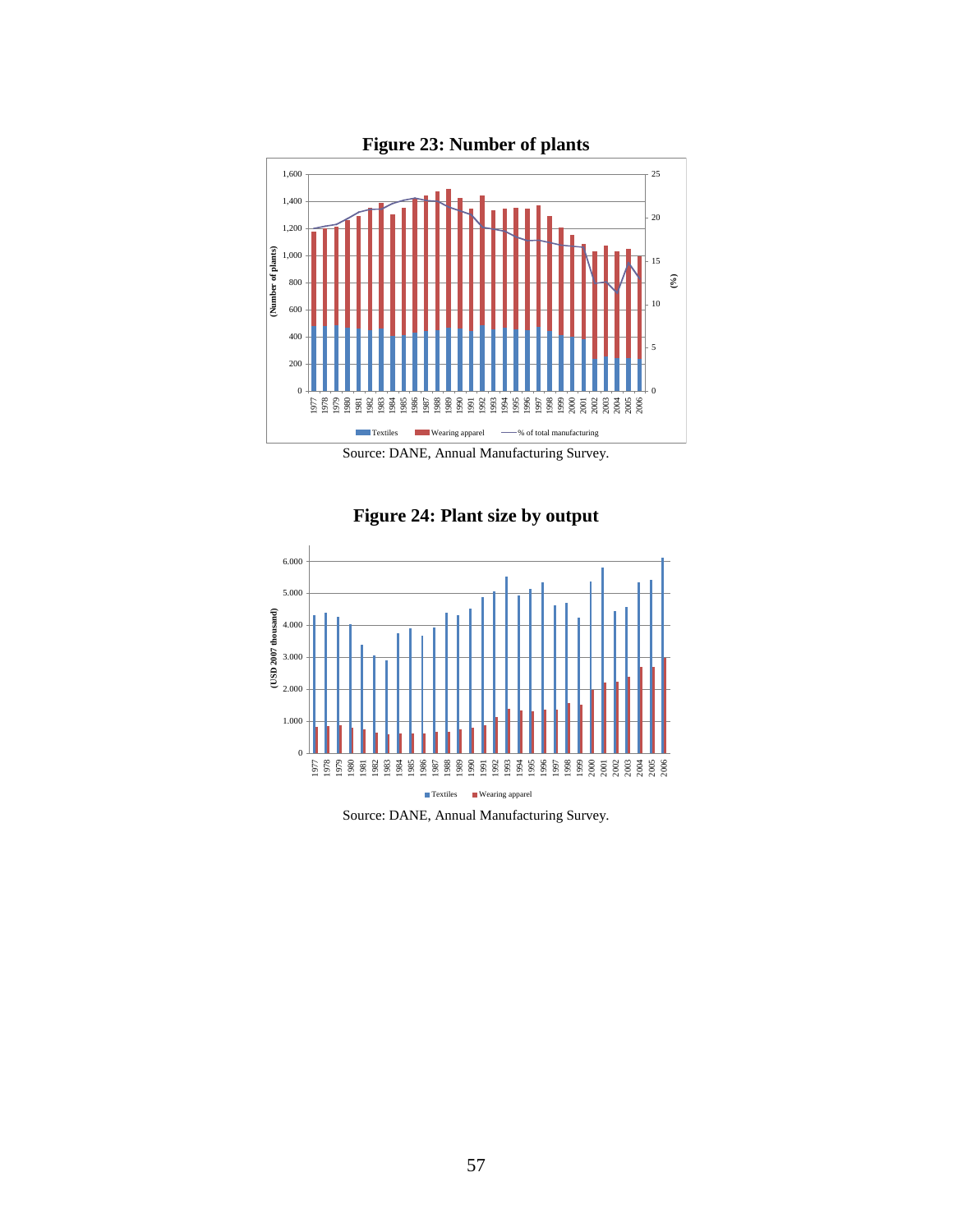**Figure 23: Number of plants**

Source: DANE, Annual Manufacturing Survey.

**Figure 24: Plant size by output**

Source: DANE, Annual Manufacturing Survey.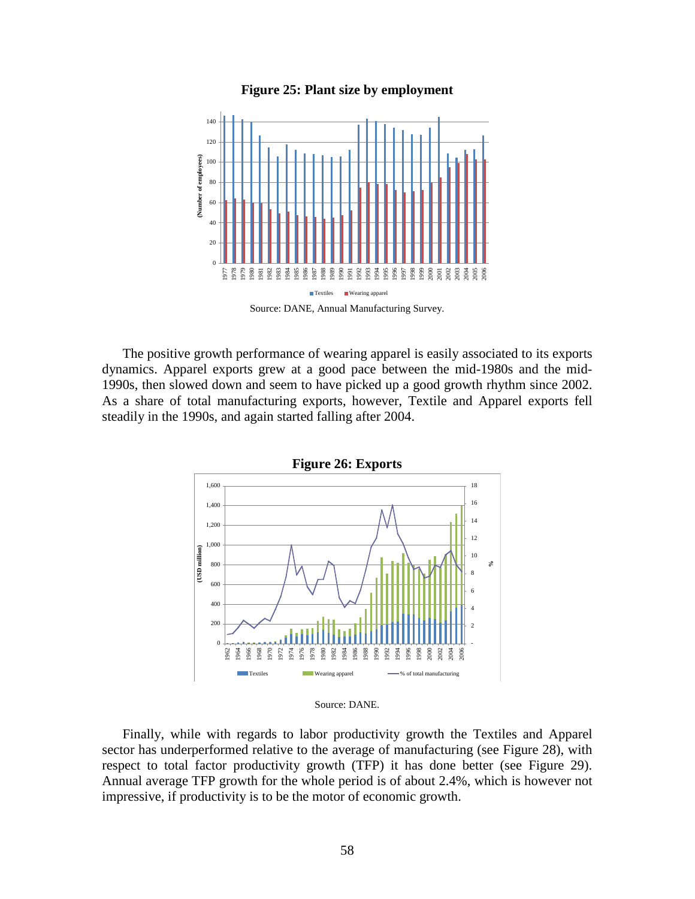**Figure 25: Plant size by employment**

Source: DANE, Annual Manufacturing Survey.

The positive growth performance of wearing apparel is easily associated to its exports dynamics. Apparel exports grew at a good pace between the mid-1980s and the mid-1990s, then slowed down and seem to have picked up a good growth rhythm since 2002. As a share of total manufacturing exports, however, Textile and Apparel exports fell steadily in the 1990s, and again started falling after 2004.

**Figure 26: Exports**

Source: DANE.

Finally, while with regards to labor productivity growth the Textiles and Apparel sector has underperformed relative to the average of manufacturing (see Figure 28), with respect to total factor productivity growth (TFP) it has done better (see Figure 29). Annual average TFP growth for the whole period is of about 2.4%, which is however not impressive, if productivity is to be the motor of economic growth.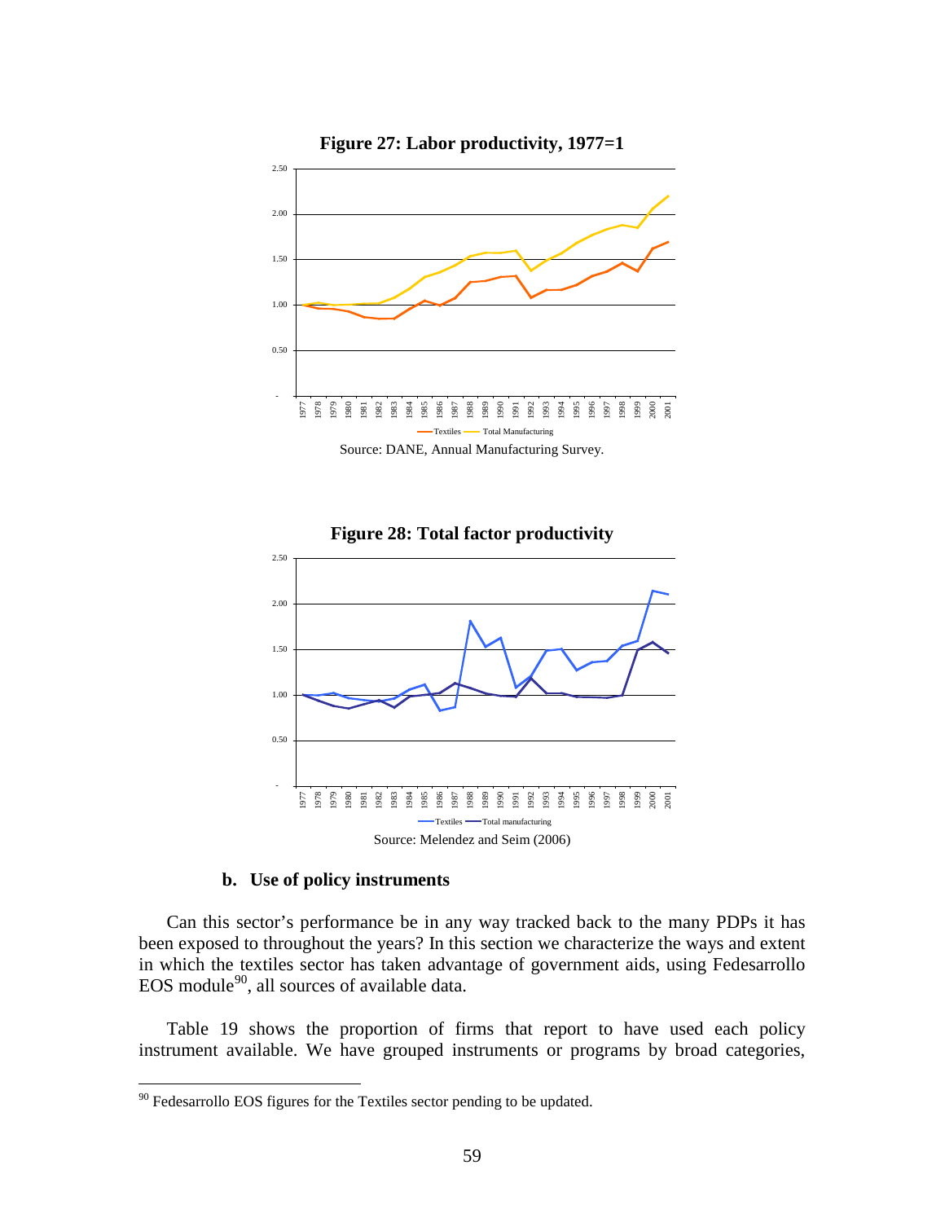**Figure 27: Labor productivity, 1977=1**

Source: DANE, Annual Manufacturing Survey.

**Figure 28: Total factor productivity**

Source: Melendez and Seim (2006)

### b. Use of policy instruments

Can this sector's performance be in any way tracked back to the many PDPs it has been exposed to throughout the years? In this section we characterize the ways and extent in which the textiles sector has taken advantage of government aids, using Fedesarrollo EOS module[90], all sources of available data.

Table 19 shows the proportion of firms that report to have used each policy instrument available. We have grouped instruments or programs by broad categories,

[90] Fedesarrollo EOS figures for the Textiles sector pending to be updated.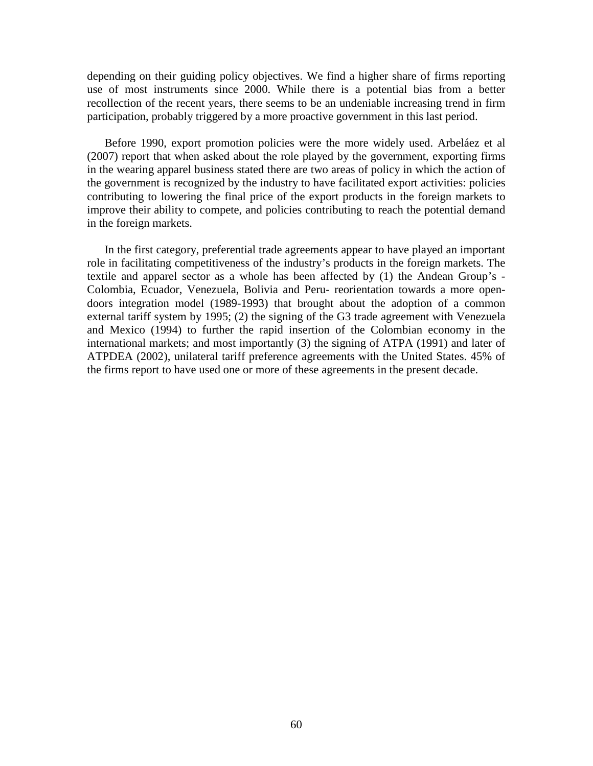depending on their guiding policy objectives. We find a higher share of firms reporting use of most instruments since 2000. While there is a potential bias from a better recollection of the recent years, there seems to be an undeniable increasing trend in firm participation, probably triggered by a more proactive government in this last period.

Before 1990, export promotion policies were the more widely used. Arbeláez et al (2007) report that when asked about the role played by the government, exporting firms in the wearing apparel business stated there are two areas of policy in which the action of the government is recognized by the industry to have facilitated export activities: policies contributing to lowering the final price of the export products in the foreign markets to improve their ability to compete, and policies contributing to reach the potential demand in the foreign markets.

In the first category, preferential trade agreements appear to have played an important role in facilitating competitiveness of the industry's products in the foreign markets. The textile and apparel sector as a whole has been affected by (1) the Andean Group's - Colombia, Ecuador, Venezuela, Bolivia and Peru- reorientation towards a more open-doors integration model (1989-1993) that brought about the adoption of a common external tariff system by 1995; (2) the signing of the G3 trade agreement with Venezuela and Mexico (1994) to further the rapid insertion of the Colombian economy in the international markets; and most importantly (3) the signing of ATPA (1991) and later of ATPDEA (2002), unilateral tariff preference agreements with the United States. 45% of the firms report to have used one or more of these agreements in the present decade.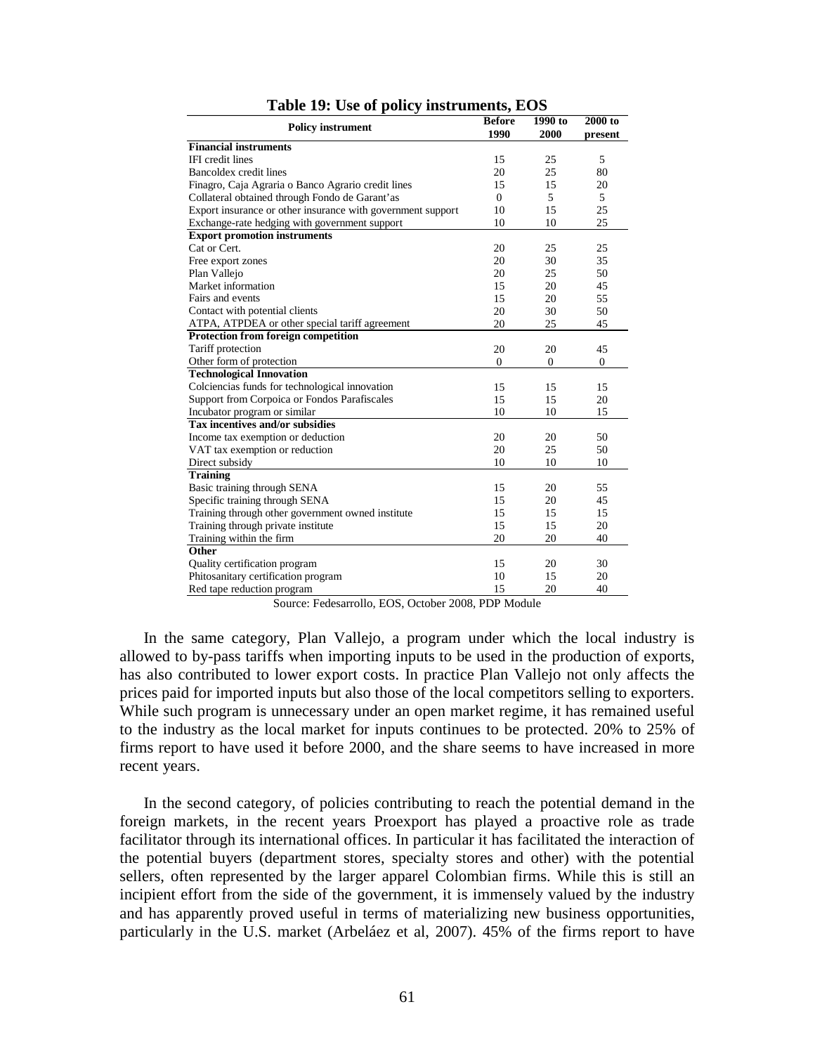**Table 19: Use of policy instruments, EOS**

| Policy instrument | Before 1990 | 1990 to 2000 | 2000 to present |
|---|---|---|---|
| **Financial instruments** | | | |
| IFI credit lines | 15 | 25 | 5 |
| Bancoldex credit lines | 20 | 25 | 80 |
| Finagro, Caja Agraria o Banco Agrario credit lines | 15 | 15 | 20 |
| Collateral obtained through Fondo de Garant'as | 0 | 5 | 5 |
| Export insurance or other insurance with government support | 10 | 15 | 25 |
| Exchange-rate hedging with government support | 10 | 10 | 25 |
| **Export promotion instruments** | | | |
| Cat or Cert. | 20 | 25 | 25 |
| Free export zones | 20 | 30 | 35 |
| Plan Vallejo | 20 | 25 | 50 |
| Market information | 15 | 20 | 45 |
| Fairs and events | 15 | 20 | 55 |
| Contact with potential clients | 20 | 30 | 50 |
| ATPA, ATPDEA or other special tariff agreement | 20 | 25 | 45 |
| **Protection from foreign competition** | | | |
| Tariff protection | 20 | 20 | 45 |
| Other form of protection | 0 | 0 | 0 |
| **Technological Innovation** | | | |
| Colciencias funds for technological innovation | 15 | 15 | 15 |
| Support from Corpoica or Fondos Parafiscales | 15 | 15 | 20 |
| Incubator program or similar | 10 | 10 | 15 |
| **Tax incentives and/or subsidies** | | | |
| Income tax exemption or deduction | 20 | 20 | 50 |
| VAT tax exemption or reduction | 20 | 25 | 50 |
| Direct subsidy | 10 | 10 | 10 |
| **Training** | | | |
| Basic training through SENA | 15 | 20 | 55 |
| Specific training through SENA | 15 | 20 | 45 |
| Training through other government owned institute | 15 | 15 | 15 |
| Training through private institute | 15 | 15 | 20 |
| Training within the firm | 20 | 20 | 40 |
| **Other** | | | |
| Quality certification program | 15 | 20 | 30 |
| Phitosanitary certification program | 10 | 15 | 20 |
| Red tape reduction program | 15 | 20 | 40 |

Source: Fedesarrollo, EOS, October 2008, PDP Module

In the same category, Plan Vallejo, a program under which the local industry is allowed to by-pass tariffs when importing inputs to be used in the production of exports, has also contributed to lower export costs. In practice Plan Vallejo not only affects the prices paid for imported inputs but also those of the local competitors selling to exporters. While such program is unnecessary under an open market regime, it has remained useful to the industry as the local market for inputs continues to be protected. 20% to 25% of firms report to have used it before 2000, and the share seems to have increased in more recent years.

In the second category, of policies contributing to reach the potential demand in the foreign markets, in the recent years Proexport has played a proactive role as trade facilitator through its international offices. In particular it has facilitated the interaction of the potential buyers (department stores, specialty stores and other) with the potential sellers, often represented by the larger apparel Colombian firms. While this is still an incipient effort from the side of the government, it is immensely valued by the industry and has apparently proved useful in terms of materializing new business opportunities, particularly in the U.S. market (Arbeláez et al, 2007). 45% of the firms report to have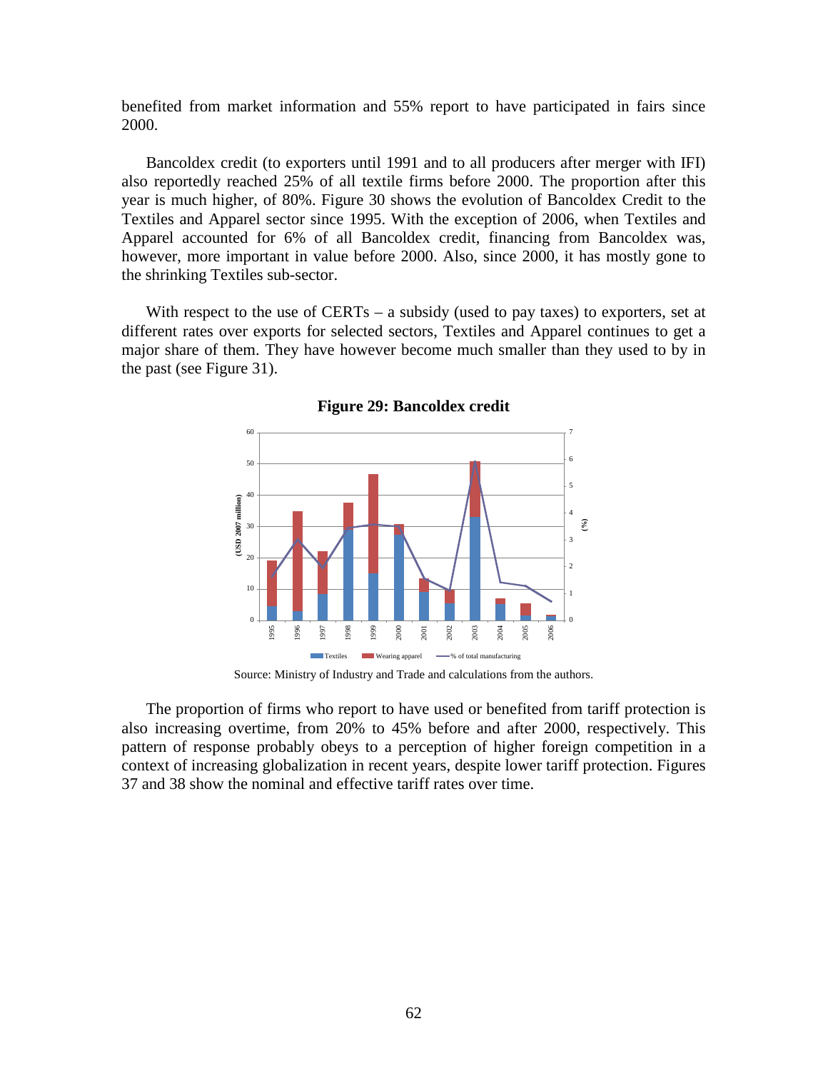benefited from market information and 55% report to have participated in fairs since 2000.

Bancoldex credit (to exporters until 1991 and to all producers after merger with IFI) also reportedly reached 25% of all textile firms before 2000. The proportion after this year is much higher, of 80%. Figure 30 shows the evolution of Bancoldex Credit to the Textiles and Apparel sector since 1995. With the exception of 2006, when Textiles and Apparel accounted for 6% of all Bancoldex credit, financing from Bancoldex was, however, more important in value before 2000. Also, since 2000, it has mostly gone to the shrinking Textiles sub-sector.

With respect to the use of CERTs – a subsidy (used to pay taxes) to exporters, set at different rates over exports for selected sectors, Textiles and Apparel continues to get a major share of them. They have however become much smaller than they used to by in the past (see Figure 31).

**Figure 29: Bancoldex credit**

Source: Ministry of Industry and Trade and calculations from the authors.

The proportion of firms who report to have used or benefited from tariff protection is also increasing overtime, from 20% to 45% before and after 2000, respectively. This pattern of response probably obeys to a perception of higher foreign competition in a context of increasing globalization in recent years, despite lower tariff protection. Figures 37 and 38 show the nominal and effective tariff rates over time.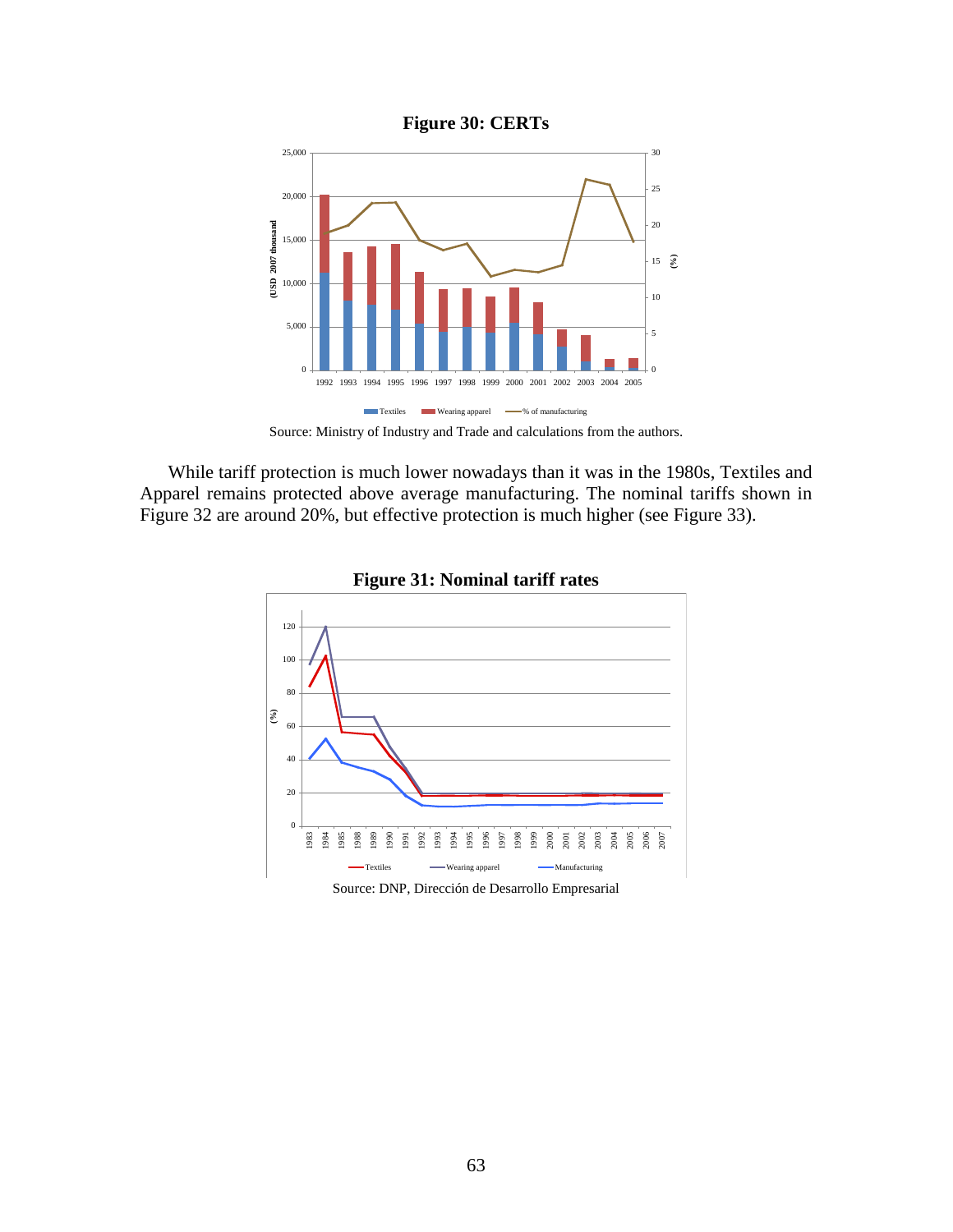**Figure 30: CERTs**

Source: Ministry of Industry and Trade and calculations from the authors.

While tariff protection is much lower nowadays than it was in the 1980s, Textiles and Apparel remains protected above average manufacturing. The nominal tariffs shown in Figure 32 are around 20%, but effective protection is much higher (see Figure 33).

**Figure 31: Nominal tariff rates**

Source: DNP, Dirección de Desarrollo Empresarial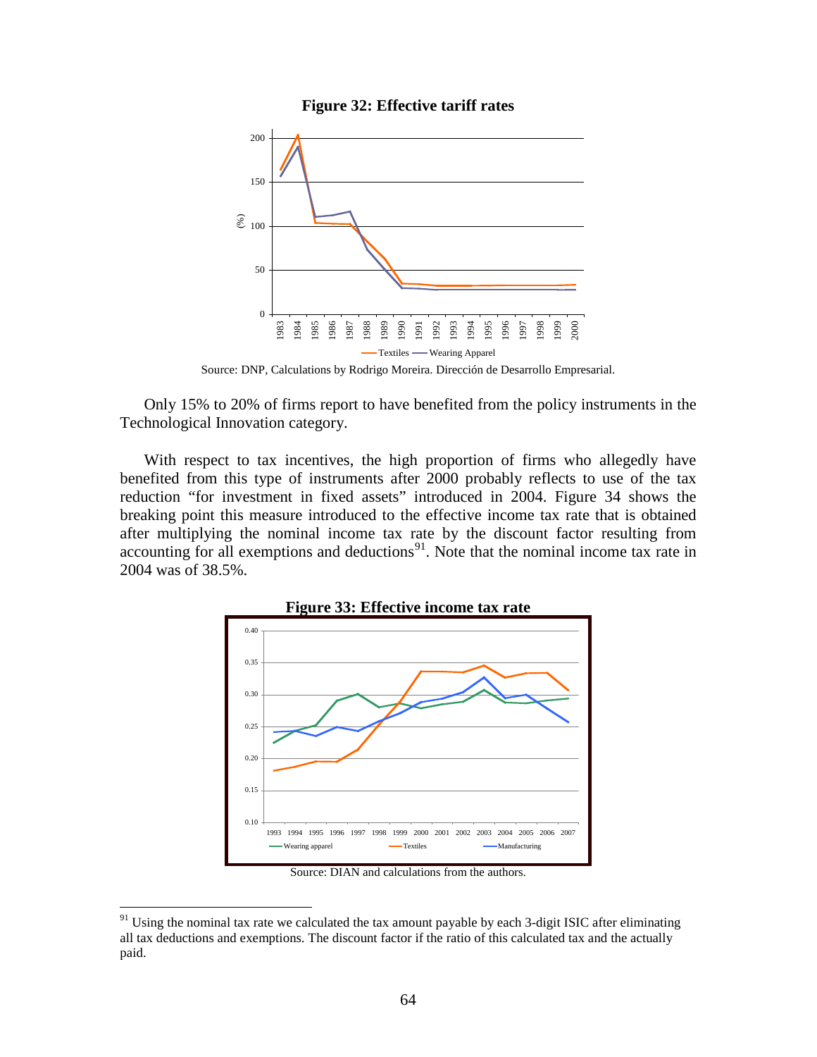**Figure 32: Effective tariff rates**

Source: DNP, Calculations by Rodrigo Moreira. Dirección de Desarrollo Empresarial.

Only 15% to 20% of firms report to have benefited from the policy instruments in the Technological Innovation category.

With respect to tax incentives, the high proportion of firms who allegedly have benefited from this type of instruments after 2000 probably reflects to use of the tax reduction "for investment in fixed assets" introduced in 2004. Figure 34 shows the breaking point this measure introduced to the effective income tax rate that is obtained after multiplying the nominal income tax rate by the discount factor resulting from accounting for all exemptions and deductions[91]. Note that the nominal income tax rate in 2004 was of 38.5%.

**Figure 33: Effective income tax rate**

Source: DIAN and calculations from the authors.

[91] Using the nominal tax rate we calculated the tax amount payable by each 3-digit ISIC after eliminating all tax deductions and exemptions. The discount factor if the ratio of this calculated tax and the actually paid.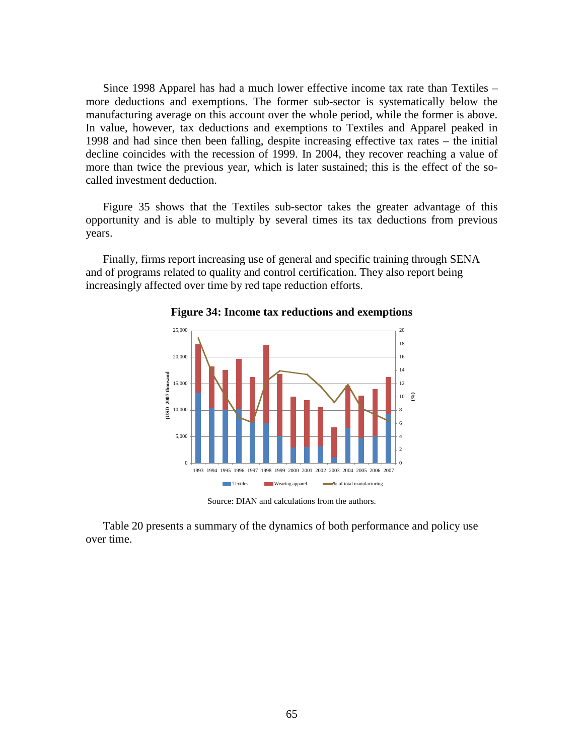Since 1998 Apparel has had a much lower effective income tax rate than Textiles – more deductions and exemptions. The former sub-sector is systematically below the manufacturing average on this account over the whole period, while the former is above. In value, however, tax deductions and exemptions to Textiles and Apparel peaked in 1998 and had since then been falling, despite increasing effective tax rates – the initial decline coincides with the recession of 1999. In 2004, they recover reaching a value of more than twice the previous year, which is later sustained; this is the effect of the so-called investment deduction.

Figure 35 shows that the Textiles sub-sector takes the greater advantage of this opportunity and is able to multiply by several times its tax deductions from previous years.

Finally, firms report increasing use of general and specific training through SENA and of programs related to quality and control certification. They also report being increasingly affected over time by red tape reduction efforts.

**Figure 34: Income tax reductions and exemptions**

Source: DIAN and calculations from the authors.

Table 20 presents a summary of the dynamics of both performance and policy use over time.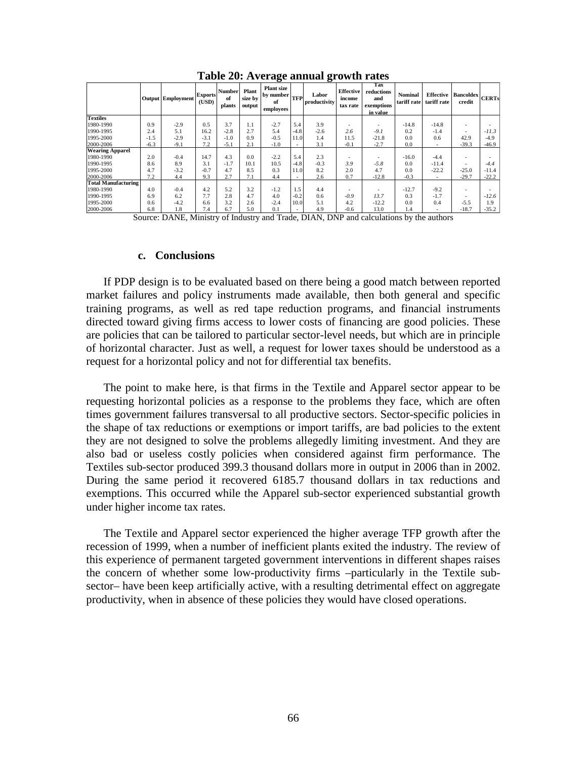**Table 20: Average annual growth rates**

| | Output | Employment | Exports (USD) | Number of plants | Plant size by output | Plant size by number of employees | TFP | Labor productivity | Effective income tax rate | Tax reductions and exemptions in value | Nominal tariff rate | Effective tariff rate | Bancoldex credit | CERTs |
|---|---|---|---|---|---|---|---|---|---|---|---|---|---|---|
| **Textiles** | | | | | | | | | | | | | | |
| 1980-1990 | 0.9 | -2.9 | 0.5 | 3.7 | 1.1 | -2.7 | 5.4 | 3.9 | - | - | -14.8 | -14.8 | - | - |
| 1990-1995 | 2.4 | 5.1 | 16.2 | -2.8 | 2.7 | 5.4 | -4.8 | -2.6 | *2.6* | *-9.1* | 0.2 | -1.4 | - | *-11.3* |
| 1995-2000 | -1.5 | -2.9 | -3.1 | -1.0 | 0.9 | -0.5 | 11.0 | 1.4 | 11.5 | -21.8 | 0.0 | 0.6 | 42.9 | -4.9 |
| 2000-2006 | -6.3 | -9.1 | 7.2 | -5.1 | 2.1 | -1.0 | - | 3.1 | -0.1 | -2.7 | 0.0 | - | -39.3 | -46.9 |
| **Wearing Apparel** | | | | | | | | | | | | | | |
| 1980-1990 | 2.0 | -0.4 | 14.7 | 4.3 | 0.0 | -2.2 | 5.4 | 2.3 | - | - | -16.0 | -4.4 | - | - |
| 1990-1995 | 8.6 | 8.9 | 3.1 | -1.7 | 10.1 | 10.5 | -4.8 | -0.3 | *3.9* | *-5.8* | 0.0 | -11.4 | - | *-4.4* |
| 1995-2000 | 4.7 | -3.2 | -0.7 | 4.7 | 8.5 | 0.3 | 11.0 | 8.2 | 2.0 | 4.7 | 0.0 | -22.2 | -25.0 | -11.4 |
| 2000-2006 | 7.2 | 4.4 | 9.3 | 2.7 | 7.1 | 4.4 | - | 2.6 | 0.7 | -12.8 | -0.3 | - | -29.7 | -22.2 |
| **Total Manufacturing** | | | | | | | | | | | | | | |
| 1980-1990 | 4.0 | -0.4 | 4.2 | 5.2 | 3.2 | -1.2 | 1.5 | 4.4 | - | - | -12.7 | -9.2 | - | - |
| 1990-1995 | 6.9 | 6.2 | 7.7 | 2.8 | 4.7 | 4.0 | -0.2 | 0.6 | *-0.9* | *13.7* | 0.3 | -1.7 | - | *-12.6* |
| 1995-2000 | 0.6 | -4.2 | 6.6 | 3.2 | 2.6 | -2.4 | 10.0 | 5.1 | 4.2 | -12.2 | 0.0 | 0.4 | -5.5 | 1.9 |
| 2000-2006 | 6.8 | 1.8 | 7.4 | 6.7 | 5.0 | 0.1 | - | 4.9 | -0.6 | 13.0 | 1.4 | - | -18.7 | -35.2 |

Source: DANE, Ministry of Industry and Trade, DIAN, DNP and calculations by the authors

### c. Conclusions

If PDP design is to be evaluated based on there being a good match between reported market failures and policy instruments made available, then both general and specific training programs, as well as red tape reduction programs, and financial instruments directed toward giving firms access to lower costs of financing are good policies. These are policies that can be tailored to particular sector-level needs, but which are in principle of horizontal character. Just as well, a request for lower taxes should be understood as a request for a horizontal policy and not for differential tax benefits.

The point to make here, is that firms in the Textile and Apparel sector appear to be requesting horizontal policies as a response to the problems they face, which are often times government failures transversal to all productive sectors. Sector-specific policies in the shape of tax reductions or exemptions or import tariffs, are bad policies to the extent they are not designed to solve the problems allegedly limiting investment. And they are also bad or useless costly policies when considered against firm performance. The Textiles sub-sector produced 399.3 thousand dollars more in output in 2006 than in 2002. During the same period it recovered 6185.7 thousand dollars in tax reductions and exemptions. This occurred while the Apparel sub-sector experienced substantial growth under higher income tax rates.

The Textile and Apparel sector experienced the higher average TFP growth after the recession of 1999, when a number of inefficient plants exited the industry. The review of this experience of permanent targeted government interventions in different shapes raises the concern of whether some low-productivity firms –particularly in the Textile sub-sector– have been keep artificially active, with a resulting detrimental effect on aggregate productivity, when in absence of these policies they would have closed operations.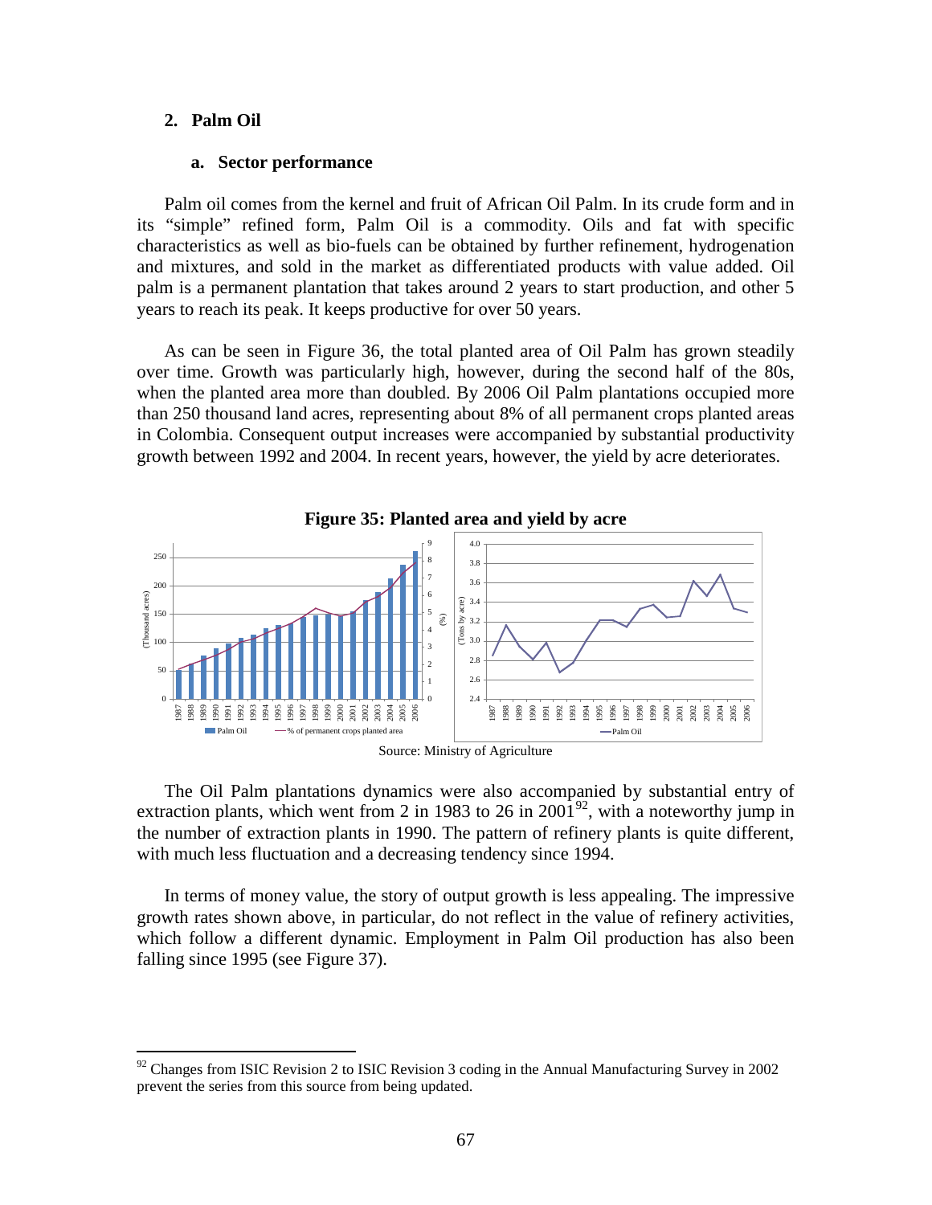## 2. Palm Oil

### a. Sector performance

Palm oil comes from the kernel and fruit of African Oil Palm. In its crude form and in its "simple" refined form, Palm Oil is a commodity. Oils and fat with specific characteristics as well as bio-fuels can be obtained by further refinement, hydrogenation and mixtures, and sold in the market as differentiated products with value added. Oil palm is a permanent plantation that takes around 2 years to start production, and other 5 years to reach its peak. It keeps productive for over 50 years.

As can be seen in Figure 36, the total planted area of Oil Palm has grown steadily over time. Growth was particularly high, however, during the second half of the 80s, when the planted area more than doubled. By 2006 Oil Palm plantations occupied more than 250 thousand land acres, representing about 8% of all permanent crops planted areas in Colombia. Consequent output increases were accompanied by substantial productivity growth between 1992 and 2004. In recent years, however, the yield by acre deteriorates.

**Figure 35: Planted area and yield by acre**

Source: Ministry of Agriculture

The Oil Palm plantations dynamics were also accompanied by substantial entry of extraction plants, which went from 2 in 1983 to 26 in 2001[92], with a noteworthy jump in the number of extraction plants in 1990. The pattern of refinery plants is quite different, with much less fluctuation and a decreasing tendency since 1994.

In terms of money value, the story of output growth is less appealing. The impressive growth rates shown above, in particular, do not reflect in the value of refinery activities, which follow a different dynamic. Employment in Palm Oil production has also been falling since 1995 (see Figure 37).

---

[92] Changes from ISIC Revision 2 to ISIC Revision 3 coding in the Annual Manufacturing Survey in 2002 prevent the series from this source from being updated.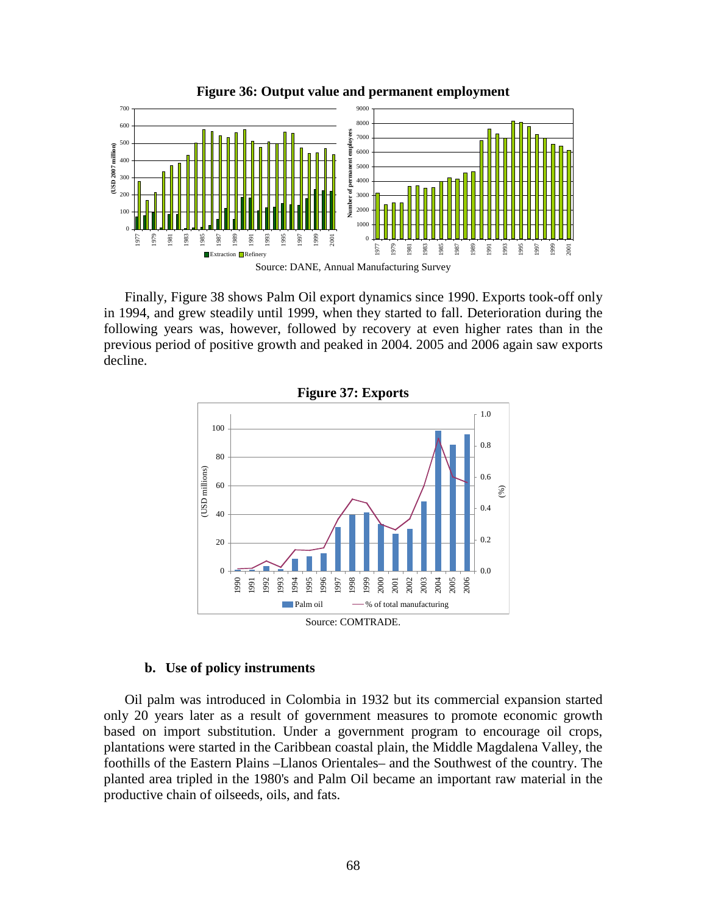**Figure 36: Output value and permanent employment**

Source: DANE, Annual Manufacturing Survey

Finally, Figure 38 shows Palm Oil export dynamics since 1990. Exports took-off only in 1994, and grew steadily until 1999, when they started to fall. Deterioration during the following years was, however, followed by recovery at even higher rates than in the previous period of positive growth and peaked in 2004. 2005 and 2006 again saw exports decline.

**Figure 37: Exports**

Source: COMTRADE.

### b. Use of policy instruments

Oil palm was introduced in Colombia in 1932 but its commercial expansion started only 20 years later as a result of government measures to promote economic growth based on import substitution. Under a government program to encourage oil crops, plantations were started in the Caribbean coastal plain, the Middle Magdalena Valley, the foothills of the Eastern Plains –Llanos Orientales– and the Southwest of the country. The planted area tripled in the 1980's and Palm Oil became an important raw material in the productive chain of oilseeds, oils, and fats.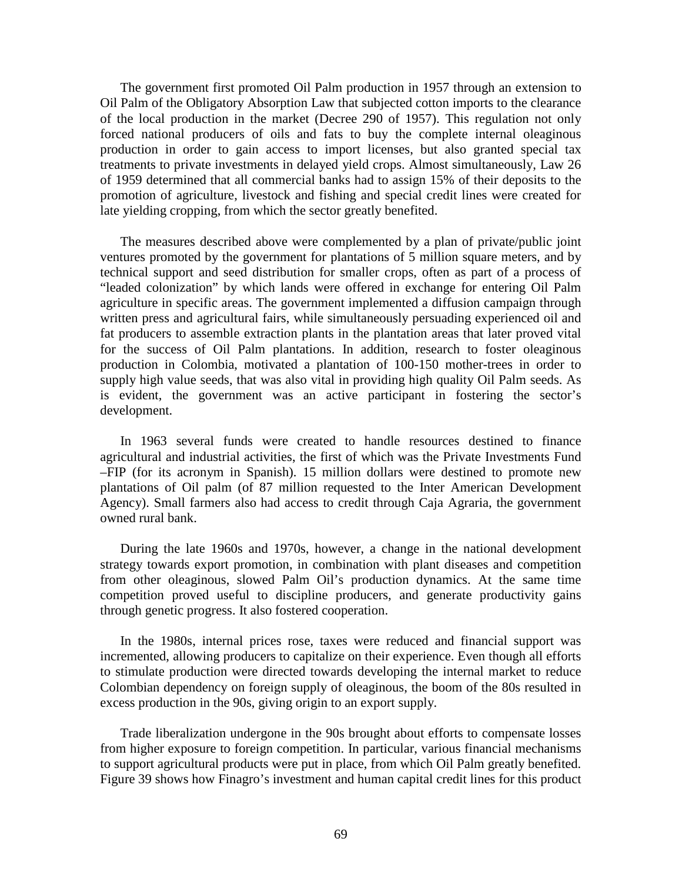The government first promoted Oil Palm production in 1957 through an extension to Oil Palm of the Obligatory Absorption Law that subjected cotton imports to the clearance of the local production in the market (Decree 290 of 1957). This regulation not only forced national producers of oils and fats to buy the complete internal oleaginous production in order to gain access to import licenses, but also granted special tax treatments to private investments in delayed yield crops. Almost simultaneously, Law 26 of 1959 determined that all commercial banks had to assign 15% of their deposits to the promotion of agriculture, livestock and fishing and special credit lines were created for late yielding cropping, from which the sector greatly benefited.

The measures described above were complemented by a plan of private/public joint ventures promoted by the government for plantations of 5 million square meters, and by technical support and seed distribution for smaller crops, often as part of a process of "leaded colonization" by which lands were offered in exchange for entering Oil Palm agriculture in specific areas. The government implemented a diffusion campaign through written press and agricultural fairs, while simultaneously persuading experienced oil and fat producers to assemble extraction plants in the plantation areas that later proved vital for the success of Oil Palm plantations. In addition, research to foster oleaginous production in Colombia, motivated a plantation of 100-150 mother-trees in order to supply high value seeds, that was also vital in providing high quality Oil Palm seeds. As is evident, the government was an active participant in fostering the sector's development.

In 1963 several funds were created to handle resources destined to finance agricultural and industrial activities, the first of which was the Private Investments Fund –FIP (for its acronym in Spanish). 15 million dollars were destined to promote new plantations of Oil palm (of 87 million requested to the Inter American Development Agency). Small farmers also had access to credit through Caja Agraria, the government owned rural bank.

During the late 1960s and 1970s, however, a change in the national development strategy towards export promotion, in combination with plant diseases and competition from other oleaginous, slowed Palm Oil's production dynamics. At the same time competition proved useful to discipline producers, and generate productivity gains through genetic progress. It also fostered cooperation.

In the 1980s, internal prices rose, taxes were reduced and financial support was incremented, allowing producers to capitalize on their experience. Even though all efforts to stimulate production were directed towards developing the internal market to reduce Colombian dependency on foreign supply of oleaginous, the boom of the 80s resulted in excess production in the 90s, giving origin to an export supply.

Trade liberalization undergone in the 90s brought about efforts to compensate losses from higher exposure to foreign competition. In particular, various financial mechanisms to support agricultural products were put in place, from which Oil Palm greatly benefited. Figure 39 shows how Finagro's investment and human capital credit lines for this product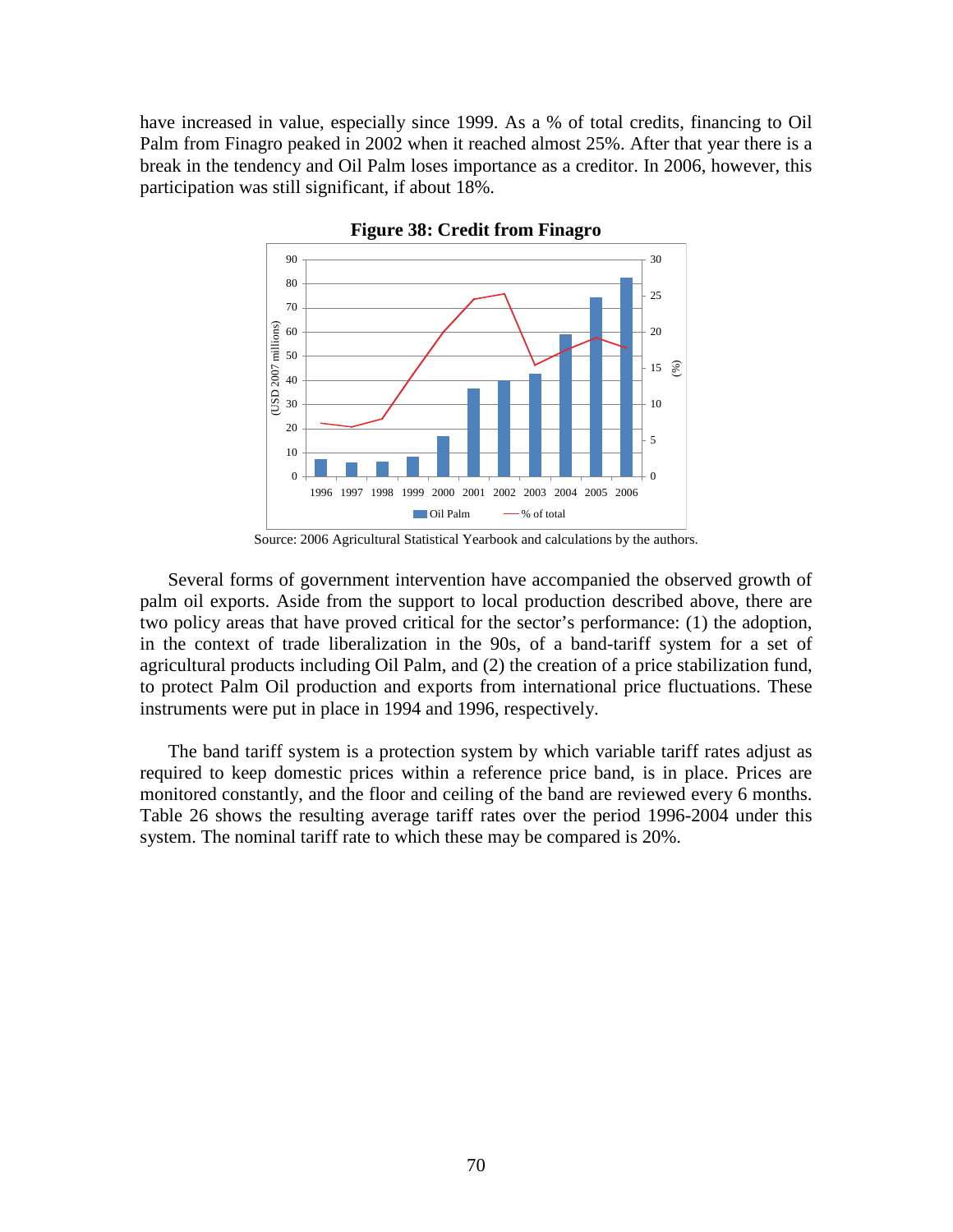have increased in value, especially since 1999. As a % of total credits, financing to Oil Palm from Finagro peaked in 2002 when it reached almost 25%. After that year there is a break in the tendency and Oil Palm loses importance as a creditor. In 2006, however, this participation was still significant, if about 18%.

**Figure 38: Credit from Finagro**

Source: 2006 Agricultural Statistical Yearbook and calculations by the authors.

Several forms of government intervention have accompanied the observed growth of palm oil exports. Aside from the support to local production described above, there are two policy areas that have proved critical for the sector's performance: (1) the adoption, in the context of trade liberalization in the 90s, of a band-tariff system for a set of agricultural products including Oil Palm, and (2) the creation of a price stabilization fund, to protect Palm Oil production and exports from international price fluctuations. These instruments were put in place in 1994 and 1996, respectively.

The band tariff system is a protection system by which variable tariff rates adjust as required to keep domestic prices within a reference price band, is in place. Prices are monitored constantly, and the floor and ceiling of the band are reviewed every 6 months. Table 26 shows the resulting average tariff rates over the period 1996-2004 under this system. The nominal tariff rate to which these may be compared is 20%.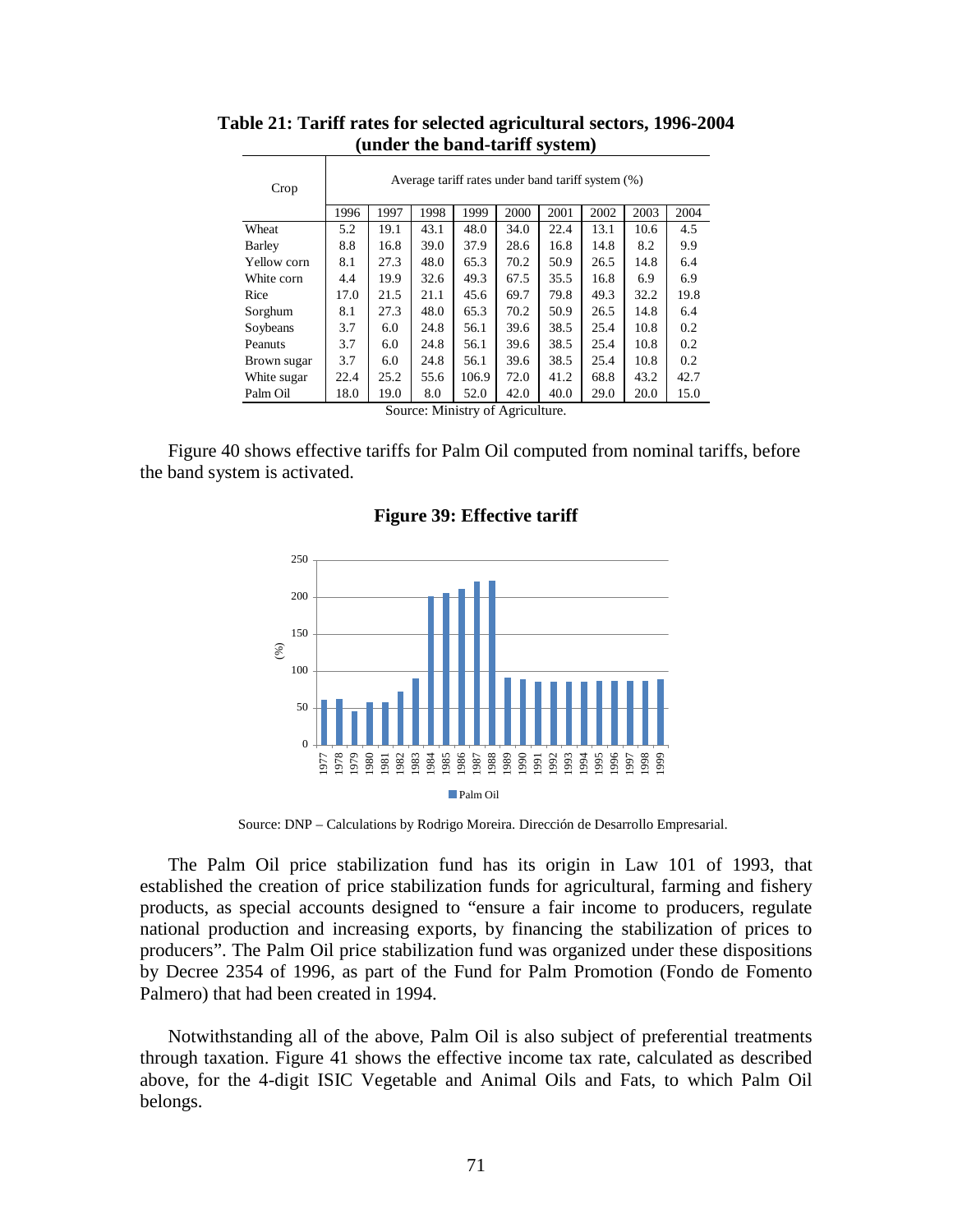**Table 21: Tariff rates for selected agricultural sectors, 1996-2004 (under the band-tariff system)**

| Crop | Average tariff rates under band tariff system (%) | | | | | | | | |
|---|---|---|---|---|---|---|---|---|---|
| | 1996 | 1997 | 1998 | 1999 | 2000 | 2001 | 2002 | 2003 | 2004 |
| Wheat | 5.2 | 19.1 | 43.1 | 48.0 | 34.0 | 22.4 | 13.1 | 10.6 | 4.5 |
| Barley | 8.8 | 16.8 | 39.0 | 37.9 | 28.6 | 16.8 | 14.8 | 8.2 | 9.9 |
| Yellow corn | 8.1 | 27.3 | 48.0 | 65.3 | 70.2 | 50.9 | 26.5 | 14.8 | 6.4 |
| White corn | 4.4 | 19.9 | 32.6 | 49.3 | 67.5 | 35.5 | 16.8 | 6.9 | 6.9 |
| Rice | 17.0 | 21.5 | 21.1 | 45.6 | 69.7 | 79.8 | 49.3 | 32.2 | 19.8 |
| Sorghum | 8.1 | 27.3 | 48.0 | 65.3 | 70.2 | 50.9 | 26.5 | 14.8 | 6.4 |
| Soybeans | 3.7 | 6.0 | 24.8 | 56.1 | 39.6 | 38.5 | 25.4 | 10.8 | 0.2 |
| Peanuts | 3.7 | 6.0 | 24.8 | 56.1 | 39.6 | 38.5 | 25.4 | 10.8 | 0.2 |
| Brown sugar | 3.7 | 6.0 | 24.8 | 56.1 | 39.6 | 38.5 | 25.4 | 10.8 | 0.2 |
| White sugar | 22.4 | 25.2 | 55.6 | 106.9 | 72.0 | 41.2 | 68.8 | 43.2 | 42.7 |
| Palm Oil | 18.0 | 19.0 | 8.0 | 52.0 | 42.0 | 40.0 | 29.0 | 20.0 | 15.0 |

Source: Ministry of Agriculture.

Figure 40 shows effective tariffs for Palm Oil computed from nominal tariffs, before the band system is activated.

**Figure 39: Effective tariff**

Source: DNP – Calculations by Rodrigo Moreira. Dirección de Desarrollo Empresarial.

The Palm Oil price stabilization fund has its origin in Law 101 of 1993, that established the creation of price stabilization funds for agricultural, farming and fishery products, as special accounts designed to "ensure a fair income to producers, regulate national production and increasing exports, by financing the stabilization of prices to producers". The Palm Oil price stabilization fund was organized under these dispositions by Decree 2354 of 1996, as part of the Fund for Palm Promotion (Fondo de Fomento Palmero) that had been created in 1994.

Notwithstanding all of the above, Palm Oil is also subject of preferential treatments through taxation. Figure 41 shows the effective income tax rate, calculated as described above, for the 4-digit ISIC Vegetable and Animal Oils and Fats, to which Palm Oil belongs.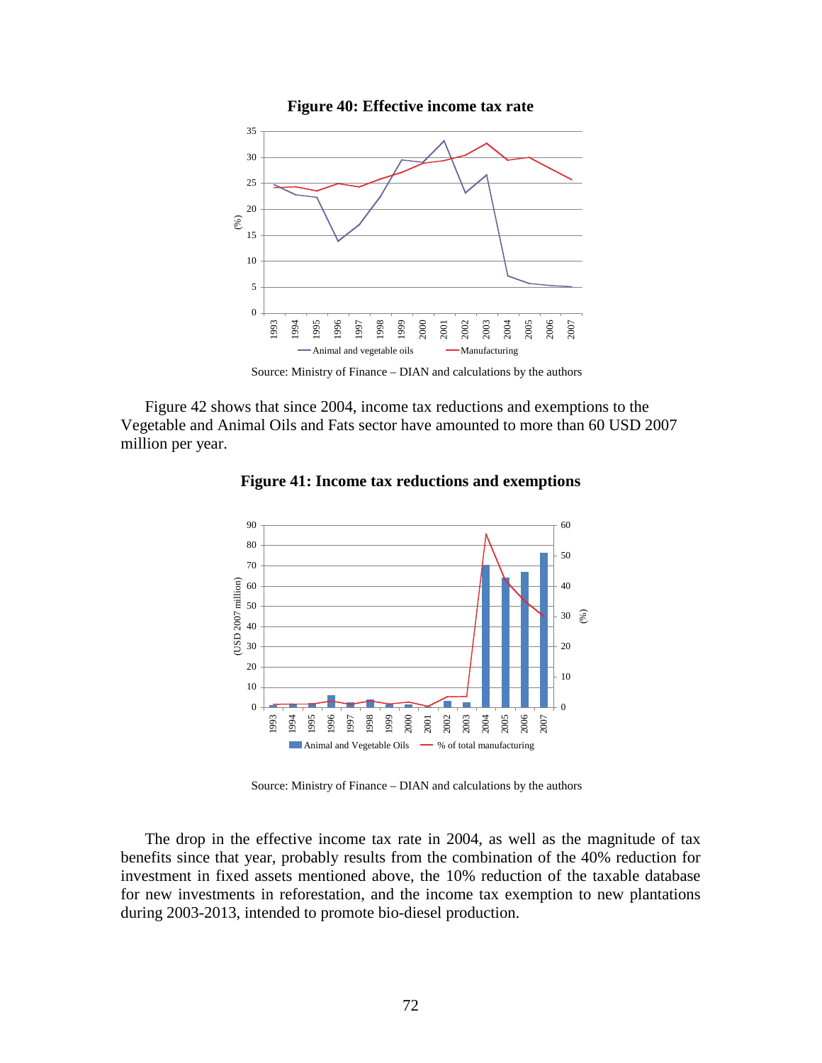**Figure 40: Effective income tax rate**

Source: Ministry of Finance – DIAN and calculations by the authors

Figure 42 shows that since 2004, income tax reductions and exemptions to the Vegetable and Animal Oils and Fats sector have amounted to more than 60 USD 2007 million per year.

**Figure 41: Income tax reductions and exemptions**

Source: Ministry of Finance – DIAN and calculations by the authors

The drop in the effective income tax rate in 2004, as well as the magnitude of tax benefits since that year, probably results from the combination of the 40% reduction for investment in fixed assets mentioned above, the 10% reduction of the taxable database for new investments in reforestation, and the income tax exemption to new plantations during 2003-2013, intended to promote bio-diesel production.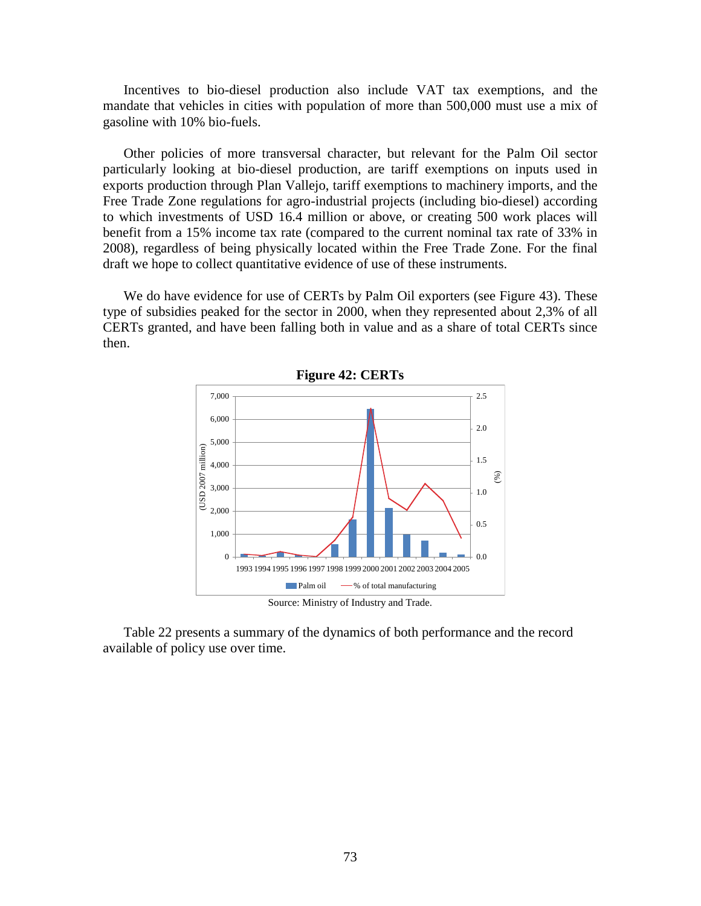Incentives to bio-diesel production also include VAT tax exemptions, and the mandate that vehicles in cities with population of more than 500,000 must use a mix of gasoline with 10% bio-fuels.

Other policies of more transversal character, but relevant for the Palm Oil sector particularly looking at bio-diesel production, are tariff exemptions on inputs used in exports production through Plan Vallejo, tariff exemptions to machinery imports, and the Free Trade Zone regulations for agro-industrial projects (including bio-diesel) according to which investments of USD 16.4 million or above, or creating 500 work places will benefit from a 15% income tax rate (compared to the current nominal tax rate of 33% in 2008), regardless of being physically located within the Free Trade Zone. For the final draft we hope to collect quantitative evidence of use of these instruments.

We do have evidence for use of CERTs by Palm Oil exporters (see Figure 43). These type of subsidies peaked for the sector in 2000, when they represented about 2,3% of all CERTs granted, and have been falling both in value and as a share of total CERTs since then.

**Figure 42: CERTs**

Source: Ministry of Industry and Trade.

Table 22 presents a summary of the dynamics of both performance and the record available of policy use over time.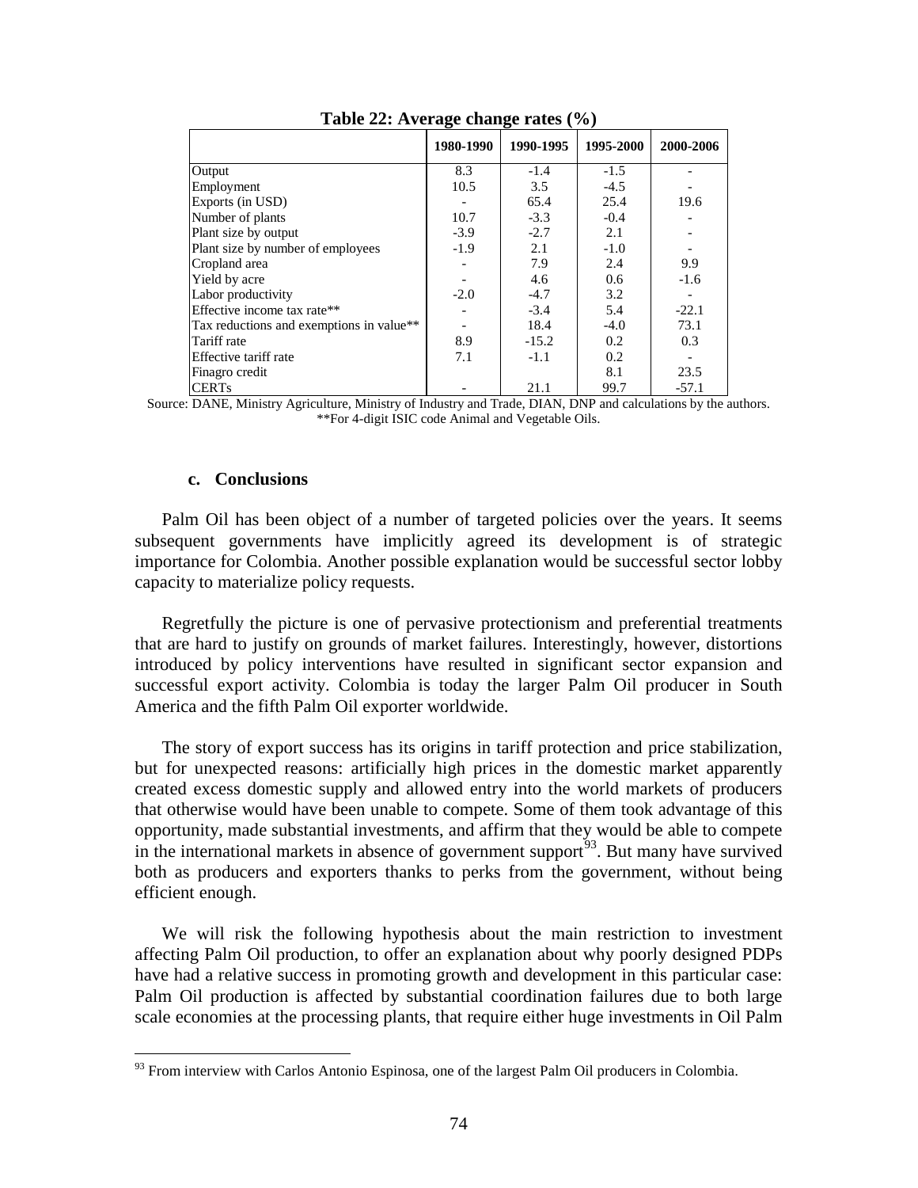**Table 22: Average change rates (%)**

| | 1980-1990 | 1990-1995 | 1995-2000 | 2000-2006 |
|---|---|---|---|---|
| Output | 8.3 | -1.4 | -1.5 | - |
| Employment | 10.5 | 3.5 | -4.5 | - |
| Exports (in USD) | - | 65.4 | 25.4 | 19.6 |
| Number of plants | 10.7 | -3.3 | -0.4 | - |
| Plant size by output | -3.9 | -2.7 | 2.1 | - |
| Plant size by number of employees | -1.9 | 2.1 | -1.0 | - |
| Cropland area | - | 7.9 | 2.4 | 9.9 |
| Yield by acre | - | 4.6 | 0.6 | -1.6 |
| Labor productivity | -2.0 | -4.7 | 3.2 | - |
| Effective income tax rate** | - | -3.4 | 5.4 | -22.1 |
| Tax reductions and exemptions in value** | - | 18.4 | -4.0 | 73.1 |
| Tariff rate | 8.9 | -15.2 | 0.2 | 0.3 |
| Effective tariff rate | 7.1 | -1.1 | 0.2 | - |
| Finagro credit | | | 8.1 | 23.5 |
| CERTs | - | 21.1 | 99.7 | -57.1 |

Source: DANE, Ministry Agriculture, Ministry of Industry and Trade, DIAN, DNP and calculations by the authors.
**For 4-digit ISIC code Animal and Vegetable Oils.

### c. Conclusions

Palm Oil has been object of a number of targeted policies over the years. It seems subsequent governments have implicitly agreed its development is of strategic importance for Colombia. Another possible explanation would be successful sector lobby capacity to materialize policy requests.

Regretfully the picture is one of pervasive protectionism and preferential treatments that are hard to justify on grounds of market failures. Interestingly, however, distortions introduced by policy interventions have resulted in significant sector expansion and successful export activity. Colombia is today the larger Palm Oil producer in South America and the fifth Palm Oil exporter worldwide.

The story of export success has its origins in tariff protection and price stabilization, but for unexpected reasons: artificially high prices in the domestic market apparently created excess domestic supply and allowed entry into the world markets of producers that otherwise would have been unable to compete. Some of them took advantage of this opportunity, made substantial investments, and affirm that they would be able to compete in the international markets in absence of government support[93]. But many have survived both as producers and exporters thanks to perks from the government, without being efficient enough.

We will risk the following hypothesis about the main restriction to investment affecting Palm Oil production, to offer an explanation about why poorly designed PDPs have had a relative success in promoting growth and development in this particular case: Palm Oil production is affected by substantial coordination failures due to both large scale economies at the processing plants, that require either huge investments in Oil Palm

[93] From interview with Carlos Antonio Espinosa, one of the largest Palm Oil producers in Colombia.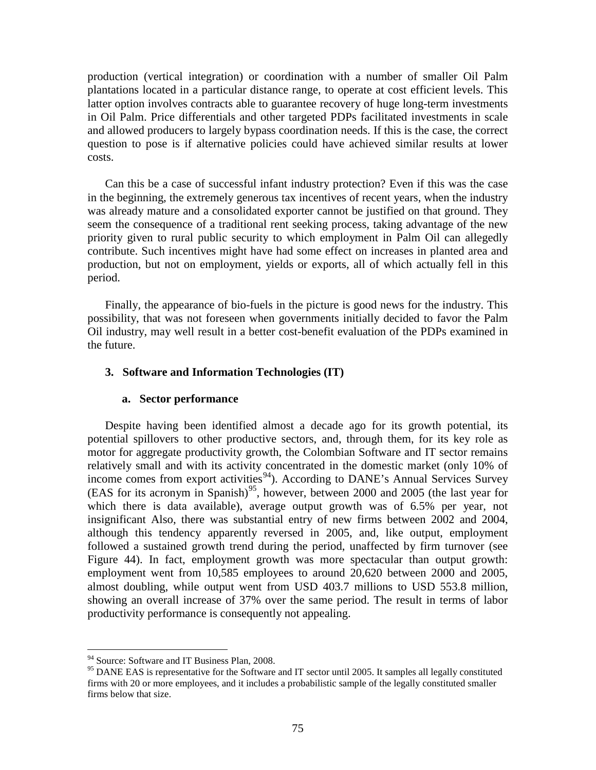production (vertical integration) or coordination with a number of smaller Oil Palm plantations located in a particular distance range, to operate at cost efficient levels. This latter option involves contracts able to guarantee recovery of huge long-term investments in Oil Palm. Price differentials and other targeted PDPs facilitated investments in scale and allowed producers to largely bypass coordination needs. If this is the case, the correct question to pose is if alternative policies could have achieved similar results at lower costs.

Can this be a case of successful infant industry protection? Even if this was the case in the beginning, the extremely generous tax incentives of recent years, when the industry was already mature and a consolidated exporter cannot be justified on that ground. They seem the consequence of a traditional rent seeking process, taking advantage of the new priority given to rural public security to which employment in Palm Oil can allegedly contribute. Such incentives might have had some effect on increases in planted area and production, but not on employment, yields or exports, all of which actually fell in this period.

Finally, the appearance of bio-fuels in the picture is good news for the industry. This possibility, that was not foreseen when governments initially decided to favor the Palm Oil industry, may well result in a better cost-benefit evaluation of the PDPs examined in the future.

### 3. Software and Information Technologies (IT)

#### a. Sector performance

Despite having been identified almost a decade ago for its growth potential, its potential spillovers to other productive sectors, and, through them, for its key role as motor for aggregate productivity growth, the Colombian Software and IT sector remains relatively small and with its activity concentrated in the domestic market (only 10% of income comes from export activities[94]). According to DANE's Annual Services Survey (EAS for its acronym in Spanish)[95], however, between 2000 and 2005 (the last year for which there is data available), average output growth was of 6.5% per year, not insignificant Also, there was substantial entry of new firms between 2002 and 2004, although this tendency apparently reversed in 2005, and, like output, employment followed a sustained growth trend during the period, unaffected by firm turnover (see Figure 44). In fact, employment growth was more spectacular than output growth: employment went from 10,585 employees to around 20,620 between 2000 and 2005, almost doubling, while output went from USD 403.7 millions to USD 553.8 million, showing an overall increase of 37% over the same period. The result in terms of labor productivity performance is consequently not appealing.

---

[94] Source: Software and IT Business Plan, 2008.

[95] DANE EAS is representative for the Software and IT sector until 2005. It samples all legally constituted firms with 20 or more employees, and it includes a probabilistic sample of the legally constituted smaller firms below that size.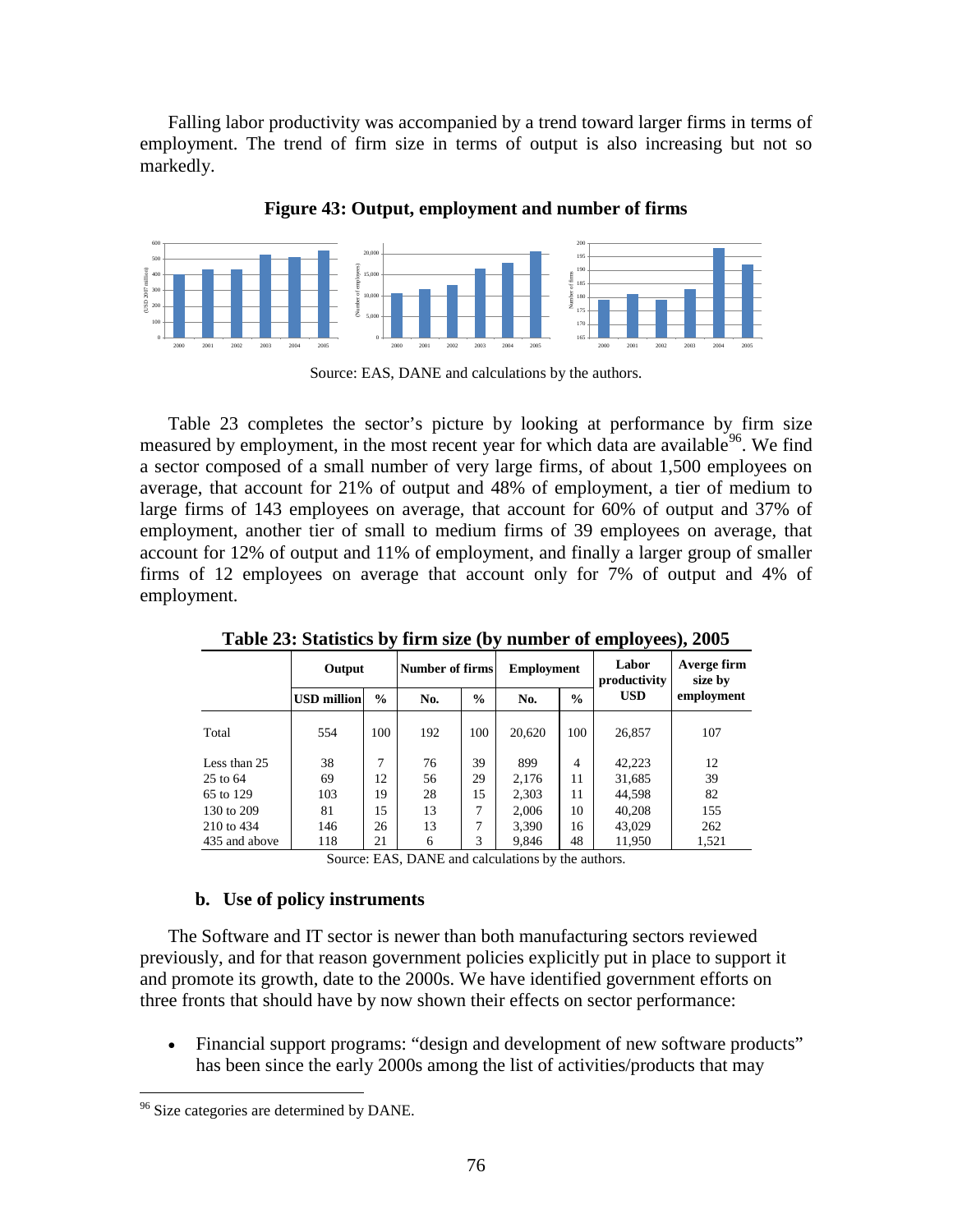Falling labor productivity was accompanied by a trend toward larger firms in terms of employment. The trend of firm size in terms of output is also increasing but not so markedly.

**Figure 43: Output, employment and number of firms**

Source: EAS, DANE and calculations by the authors.

Table 23 completes the sector's picture by looking at performance by firm size measured by employment, in the most recent year for which data are available[96]. We find a sector composed of a small number of very large firms, of about 1,500 employees on average, that account for 21% of output and 48% of employment, a tier of medium to large firms of 143 employees on average, that account for 60% of output and 37% of employment, another tier of small to medium firms of 39 employees on average, that account for 12% of output and 11% of employment, and finally a larger group of smaller firms of 12 employees on average that account only for 7% of output and 4% of employment.

**Table 23: Statistics by firm size (by number of employees), 2005**

| | Output | | Number of firms | | Employment | | Labor productivity | Averge firm size by |
|---|---|---|---|---|---|---|---|---|
| | USD million | % | No. | % | No. | % | USD | employment |
| Total | 554 | 100 | 192 | 100 | 20,620 | 100 | 26,857 | 107 |
| Less than 25 | 38 | 7 | 76 | 39 | 899 | 4 | 42,223 | 12 |
| 25 to 64 | 69 | 12 | 56 | 29 | 2,176 | 11 | 31,685 | 39 |
| 65 to 129 | 103 | 19 | 28 | 15 | 2,303 | 11 | 44,598 | 82 |
| 130 to 209 | 81 | 15 | 13 | 7 | 2,006 | 10 | 40,208 | 155 |
| 210 to 434 | 146 | 26 | 13 | 7 | 3,390 | 16 | 43,029 | 262 |
| 435 and above | 118 | 21 | 6 | 3 | 9,846 | 48 | 11,950 | 1,521 |

Source: EAS, DANE and calculations by the authors.

### b. Use of policy instruments

The Software and IT sector is newer than both manufacturing sectors reviewed previously, and for that reason government policies explicitly put in place to support it and promote its growth, date to the 2000s. We have identified government efforts on three fronts that should have by now shown their effects on sector performance:

- Financial support programs: "design and development of new software products" has been since the early 2000s among the list of activities/products that may

[96] Size categories are determined by DANE.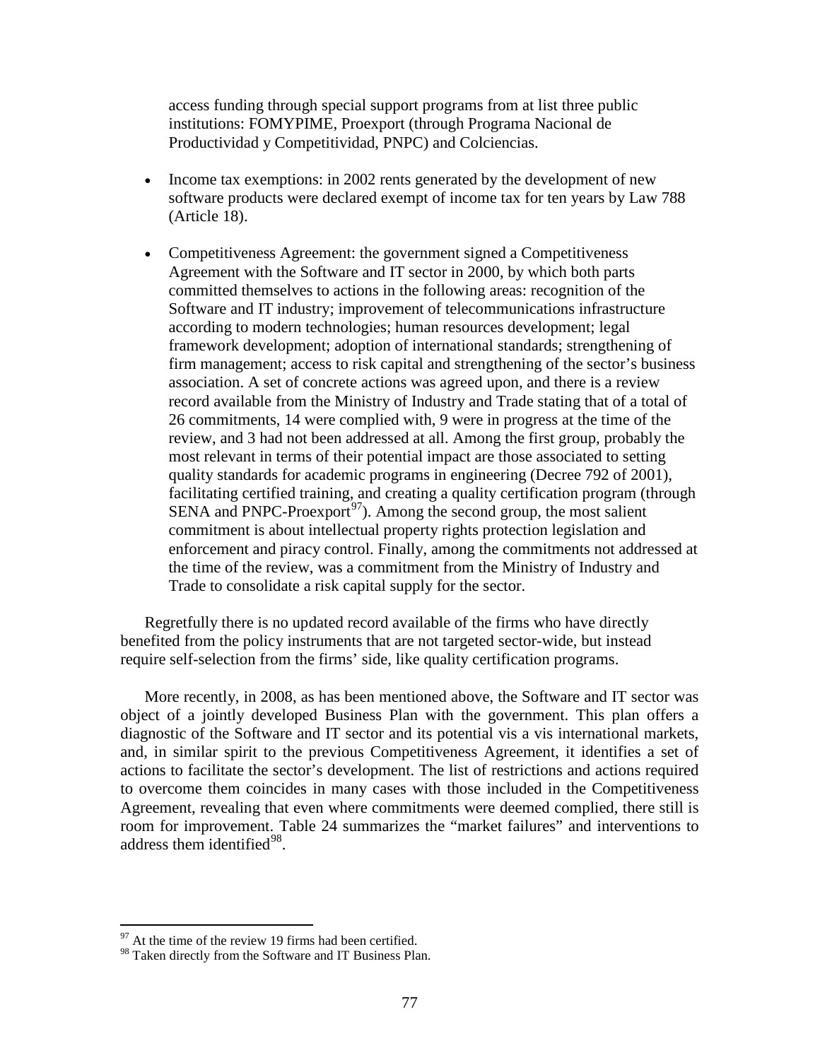access funding through special support programs from at list three public institutions: FOMYPIME, Proexport (through Programa Nacional de Productividad y Competitividad, PNPC) and Colciencias.

- Income tax exemptions: in 2002 rents generated by the development of new software products were declared exempt of income tax for ten years by Law 788 (Article 18).

- Competitiveness Agreement: the government signed a Competitiveness Agreement with the Software and IT sector in 2000, by which both parts committed themselves to actions in the following areas: recognition of the Software and IT industry; improvement of telecommunications infrastructure according to modern technologies; human resources development; legal framework development; adoption of international standards; strengthening of firm management; access to risk capital and strengthening of the sector's business association. A set of concrete actions was agreed upon, and there is a review record available from the Ministry of Industry and Trade stating that of a total of 26 commitments, 14 were complied with, 9 were in progress at the time of the review, and 3 had not been addressed at all. Among the first group, probably the most relevant in terms of their potential impact are those associated to setting quality standards for academic programs in engineering (Decree 792 of 2001), facilitating certified training, and creating a quality certification program (through SENA and PNPC-Proexport[97]). Among the second group, the most salient commitment is about intellectual property rights protection legislation and enforcement and piracy control. Finally, among the commitments not addressed at the time of the review, was a commitment from the Ministry of Industry and Trade to consolidate a risk capital supply for the sector.

Regretfully there is no updated record available of the firms who have directly benefited from the policy instruments that are not targeted sector-wide, but instead require self-selection from the firms' side, like quality certification programs.

More recently, in 2008, as has been mentioned above, the Software and IT sector was object of a jointly developed Business Plan with the government. This plan offers a diagnostic of the Software and IT sector and its potential vis a vis international markets, and, in similar spirit to the previous Competitiveness Agreement, it identifies a set of actions to facilitate the sector's development. The list of restrictions and actions required to overcome them coincides in many cases with those included in the Competitiveness Agreement, revealing that even where commitments were deemed complied, there still is room for improvement. Table 24 summarizes the "market failures" and interventions to address them identified[98].

[97] At the time of the review 19 firms had been certified.

[98] Taken directly from the Software and IT Business Plan.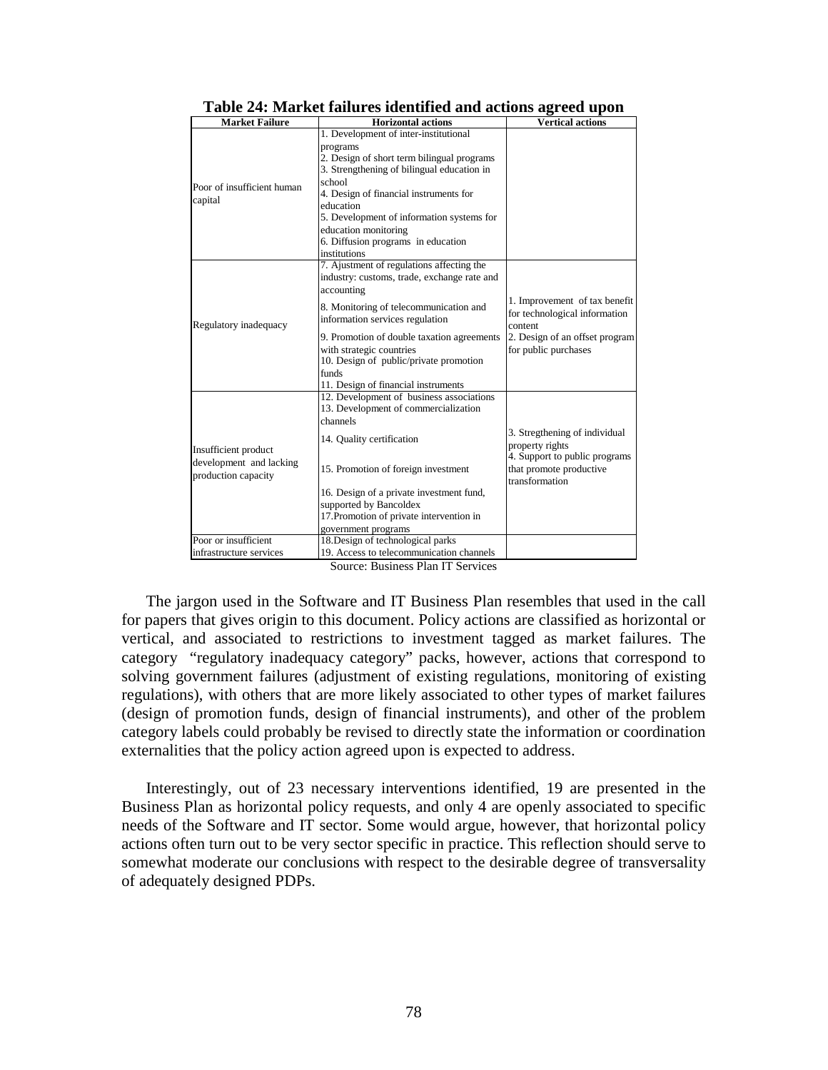**Table 24: Market failures identified and actions agreed upon**

| Market Failure | Horizontal actions | Vertical actions |
|---|---|---|
| Poor of insufficient human capital | 1. Development of inter-institutional programs<br>2. Design of short term bilingual programs<br>3. Strengthening of bilingual education in school<br>4. Design of financial instruments for education<br>5. Development of information systems for education monitoring<br>6. Diffusion programs in education institutions | |
| Regulatory inadequacy | 7. Ajustment of regulations affecting the industry: customs, trade, exchange rate and accounting<br>8. Monitoring of telecommunication and information services regulation<br>9. Promotion of double taxation agreements with strategic countries<br>10. Design of public/private promotion funds<br>11. Design of financial instruments | 1. Improvement of tax benefit for technological information content<br>2. Design of an offset program for public purchases |
| Insufficient product development and lacking production capacity | 12. Development of business associations<br>13. Development of commercialization channels<br>14. Quality certification<br>15. Promotion of foreign investment<br>16. Design of a private investment fund, supported by Bancoldex<br>17. Promotion of private intervention in government programs | 3. Stregthening of individual property rights<br>4. Support to public programs that promote productive transformation |
| Poor or insufficient infrastructure services | 18. Design of technological parks<br>19. Access to telecommunication channels | |

Source: Business Plan IT Services

The jargon used in the Software and IT Business Plan resembles that used in the call for papers that gives origin to this document. Policy actions are classified as horizontal or vertical, and associated to restrictions to investment tagged as market failures. The category "regulatory inadequacy category" packs, however, actions that correspond to solving government failures (adjustment of existing regulations, monitoring of existing regulations), with others that are more likely associated to other types of market failures (design of promotion funds, design of financial instruments), and other of the problem category labels could probably be revised to directly state the information or coordination externalities that the policy action agreed upon is expected to address.

Interestingly, out of 23 necessary interventions identified, 19 are presented in the Business Plan as horizontal policy requests, and only 4 are openly associated to specific needs of the Software and IT sector. Some would argue, however, that horizontal policy actions often turn out to be very sector specific in practice. This reflection should serve to somewhat moderate our conclusions with respect to the desirable degree of transversality of adequately designed PDPs.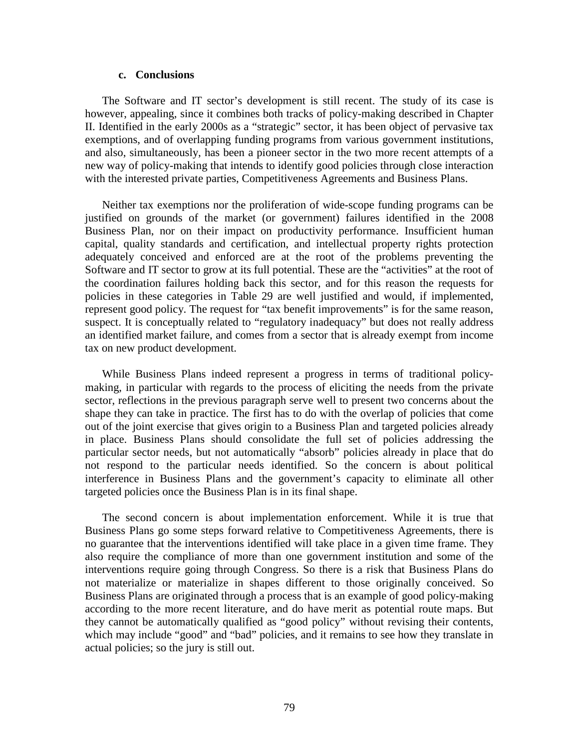### c. Conclusions

The Software and IT sector's development is still recent. The study of its case is however, appealing, since it combines both tracks of policy-making described in Chapter II. Identified in the early 2000s as a "strategic" sector, it has been object of pervasive tax exemptions, and of overlapping funding programs from various government institutions, and also, simultaneously, has been a pioneer sector in the two more recent attempts of a new way of policy-making that intends to identify good policies through close interaction with the interested private parties, Competitiveness Agreements and Business Plans.

Neither tax exemptions nor the proliferation of wide-scope funding programs can be justified on grounds of the market (or government) failures identified in the 2008 Business Plan, nor on their impact on productivity performance. Insufficient human capital, quality standards and certification, and intellectual property rights protection adequately conceived and enforced are at the root of the problems preventing the Software and IT sector to grow at its full potential. These are the "activities" at the root of the coordination failures holding back this sector, and for this reason the requests for policies in these categories in Table 29 are well justified and would, if implemented, represent good policy. The request for "tax benefit improvements" is for the same reason, suspect. It is conceptually related to "regulatory inadequacy" but does not really address an identified market failure, and comes from a sector that is already exempt from income tax on new product development.

While Business Plans indeed represent a progress in terms of traditional policy-making, in particular with regards to the process of eliciting the needs from the private sector, reflections in the previous paragraph serve well to present two concerns about the shape they can take in practice. The first has to do with the overlap of policies that come out of the joint exercise that gives origin to a Business Plan and targeted policies already in place. Business Plans should consolidate the full set of policies addressing the particular sector needs, but not automatically "absorb" policies already in place that do not respond to the particular needs identified. So the concern is about political interference in Business Plans and the government's capacity to eliminate all other targeted policies once the Business Plan is in its final shape.

The second concern is about implementation enforcement. While it is true that Business Plans go some steps forward relative to Competitiveness Agreements, there is no guarantee that the interventions identified will take place in a given time frame. They also require the compliance of more than one government institution and some of the interventions require going through Congress. So there is a risk that Business Plans do not materialize or materialize in shapes different to those originally conceived. So Business Plans are originated through a process that is an example of good policy-making according to the more recent literature, and do have merit as potential route maps. But they cannot be automatically qualified as "good policy" without revising their contents, which may include "good" and "bad" policies, and it remains to see how they translate in actual policies; so the jury is still out.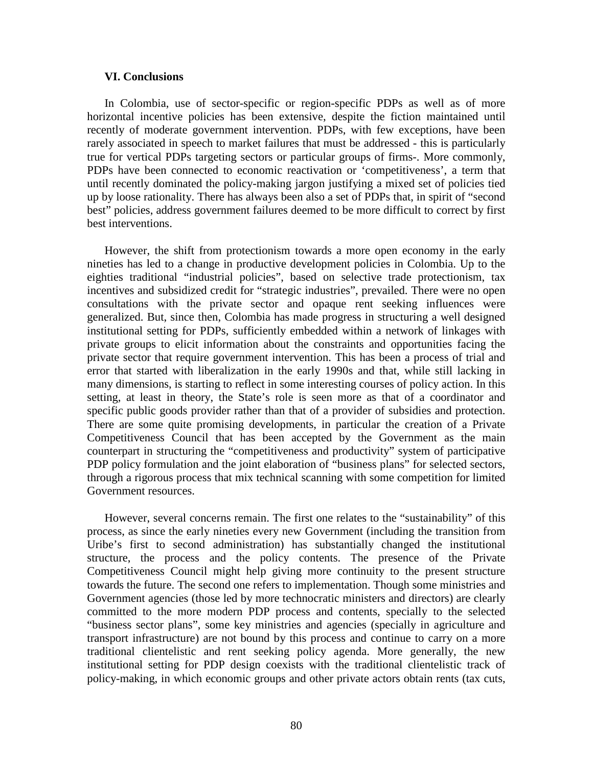## VI. Conclusions

In Colombia, use of sector-specific or region-specific PDPs as well as of more horizontal incentive policies has been extensive, despite the fiction maintained until recently of moderate government intervention. PDPs, with few exceptions, have been rarely associated in speech to market failures that must be addressed - this is particularly true for vertical PDPs targeting sectors or particular groups of firms-. More commonly, PDPs have been connected to economic reactivation or 'competitiveness', a term that until recently dominated the policy-making jargon justifying a mixed set of policies tied up by loose rationality. There has always been also a set of PDPs that, in spirit of "second best" policies, address government failures deemed to be more difficult to correct by first best interventions.

However, the shift from protectionism towards a more open economy in the early nineties has led to a change in productive development policies in Colombia. Up to the eighties traditional "industrial policies", based on selective trade protectionism, tax incentives and subsidized credit for "strategic industries", prevailed. There were no open consultations with the private sector and opaque rent seeking influences were generalized. But, since then, Colombia has made progress in structuring a well designed institutional setting for PDPs, sufficiently embedded within a network of linkages with private groups to elicit information about the constraints and opportunities facing the private sector that require government intervention. This has been a process of trial and error that started with liberalization in the early 1990s and that, while still lacking in many dimensions, is starting to reflect in some interesting courses of policy action. In this setting, at least in theory, the State's role is seen more as that of a coordinator and specific public goods provider rather than that of a provider of subsidies and protection. There are some quite promising developments, in particular the creation of a Private Competitiveness Council that has been accepted by the Government as the main counterpart in structuring the "competitiveness and productivity" system of participative PDP policy formulation and the joint elaboration of "business plans" for selected sectors, through a rigorous process that mix technical scanning with some competition for limited Government resources.

However, several concerns remain. The first one relates to the "sustainability" of this process, as since the early nineties every new Government (including the transition from Uribe's first to second administration) has substantially changed the institutional structure, the process and the policy contents. The presence of the Private Competitiveness Council might help giving more continuity to the present structure towards the future. The second one refers to implementation. Though some ministries and Government agencies (those led by more technocratic ministers and directors) are clearly committed to the more modern PDP process and contents, specially to the selected "business sector plans", some key ministries and agencies (specially in agriculture and transport infrastructure) are not bound by this process and continue to carry on a more traditional clientelistic and rent seeking policy agenda. More generally, the new institutional setting for PDP design coexists with the traditional clientelistic track of policy-making, in which economic groups and other private actors obtain rents (tax cuts,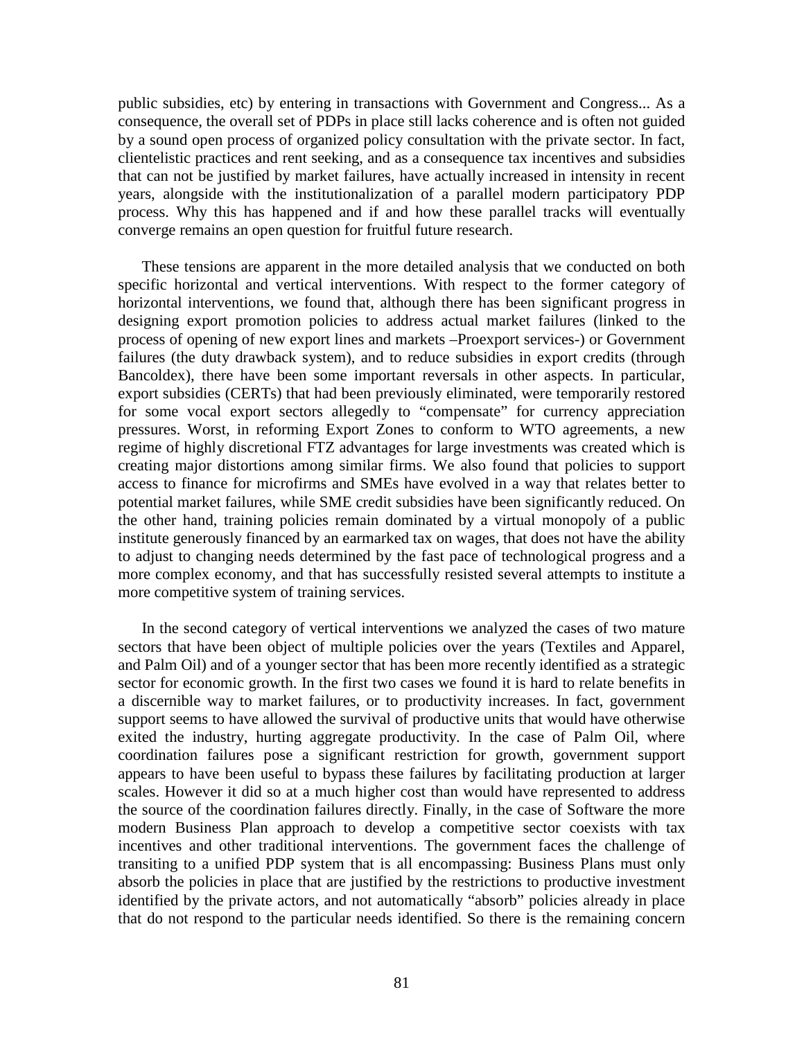public subsidies, etc) by entering in transactions with Government and Congress... As a consequence, the overall set of PDPs in place still lacks coherence and is often not guided by a sound open process of organized policy consultation with the private sector. In fact, clientelistic practices and rent seeking, and as a consequence tax incentives and subsidies that can not be justified by market failures, have actually increased in intensity in recent years, alongside with the institutionalization of a parallel modern participatory PDP process. Why this has happened and if and how these parallel tracks will eventually converge remains an open question for fruitful future research.

These tensions are apparent in the more detailed analysis that we conducted on both specific horizontal and vertical interventions. With respect to the former category of horizontal interventions, we found that, although there has been significant progress in designing export promotion policies to address actual market failures (linked to the process of opening of new export lines and markets –Proexport services-) or Government failures (the duty drawback system), and to reduce subsidies in export credits (through Bancoldex), there have been some important reversals in other aspects. In particular, export subsidies (CERTs) that had been previously eliminated, were temporarily restored for some vocal export sectors allegedly to "compensate" for currency appreciation pressures. Worst, in reforming Export Zones to conform to WTO agreements, a new regime of highly discretional FTZ advantages for large investments was created which is creating major distortions among similar firms. We also found that policies to support access to finance for microfirms and SMEs have evolved in a way that relates better to potential market failures, while SME credit subsidies have been significantly reduced. On the other hand, training policies remain dominated by a virtual monopoly of a public institute generously financed by an earmarked tax on wages, that does not have the ability to adjust to changing needs determined by the fast pace of technological progress and a more complex economy, and that has successfully resisted several attempts to institute a more competitive system of training services.

In the second category of vertical interventions we analyzed the cases of two mature sectors that have been object of multiple policies over the years (Textiles and Apparel, and Palm Oil) and of a younger sector that has been more recently identified as a strategic sector for economic growth. In the first two cases we found it is hard to relate benefits in a discernible way to market failures, or to productivity increases. In fact, government support seems to have allowed the survival of productive units that would have otherwise exited the industry, hurting aggregate productivity. In the case of Palm Oil, where coordination failures pose a significant restriction for growth, government support appears to have been useful to bypass these failures by facilitating production at larger scales. However it did so at a much higher cost than would have represented to address the source of the coordination failures directly. Finally, in the case of Software the more modern Business Plan approach to develop a competitive sector coexists with tax incentives and other traditional interventions. The government faces the challenge of transiting to a unified PDP system that is all encompassing: Business Plans must only absorb the policies in place that are justified by the restrictions to productive investment identified by the private actors, and not automatically "absorb" policies already in place that do not respond to the particular needs identified. So there is the remaining concern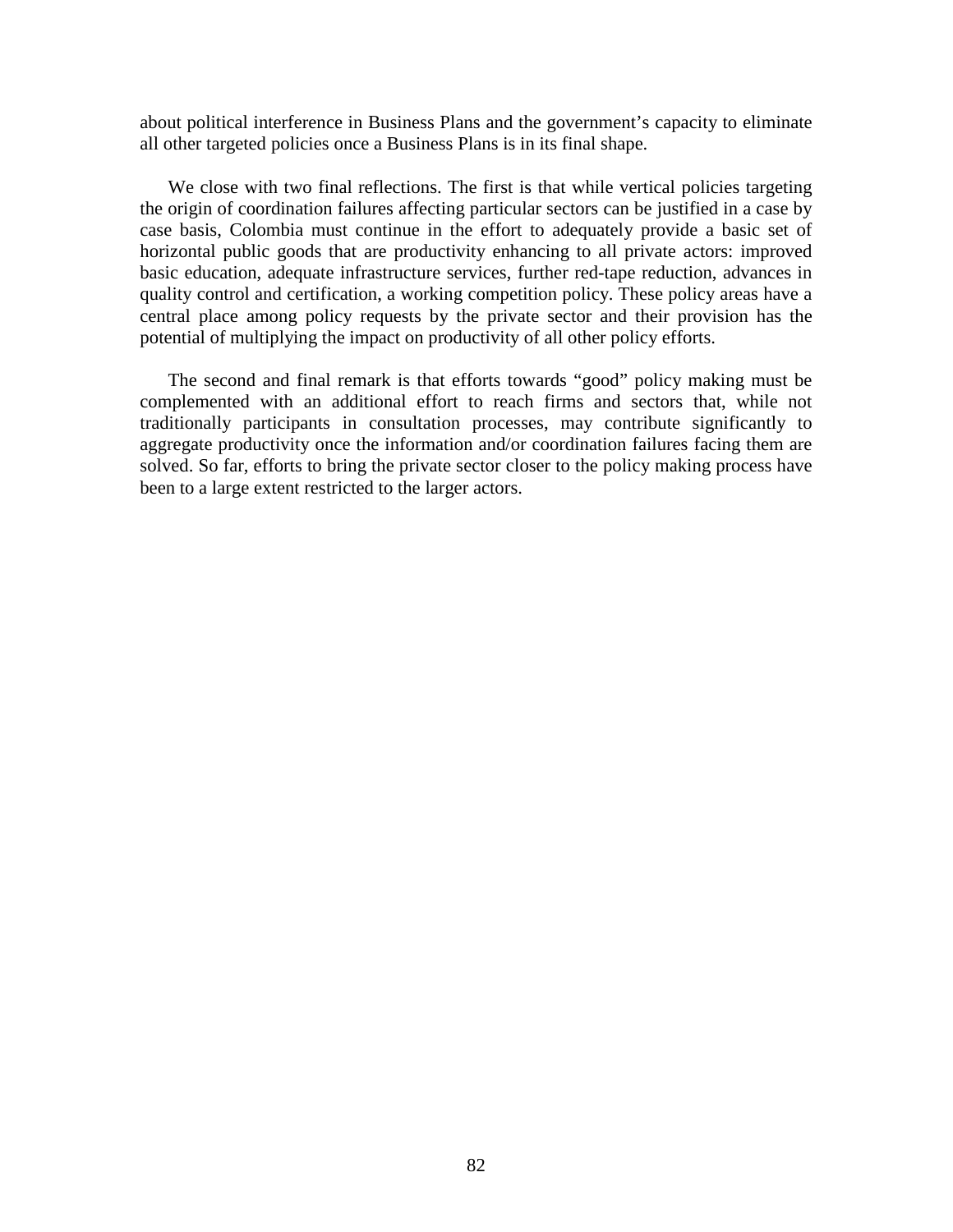about political interference in Business Plans and the government's capacity to eliminate all other targeted policies once a Business Plans is in its final shape.

We close with two final reflections. The first is that while vertical policies targeting the origin of coordination failures affecting particular sectors can be justified in a case by case basis, Colombia must continue in the effort to adequately provide a basic set of horizontal public goods that are productivity enhancing to all private actors: improved basic education, adequate infrastructure services, further red-tape reduction, advances in quality control and certification, a working competition policy. These policy areas have a central place among policy requests by the private sector and their provision has the potential of multiplying the impact on productivity of all other policy efforts.

The second and final remark is that efforts towards "good" policy making must be complemented with an additional effort to reach firms and sectors that, while not traditionally participants in consultation processes, may contribute significantly to aggregate productivity once the information and/or coordination failures facing them are solved. So far, efforts to bring the private sector closer to the policy making process have been to a large extent restricted to the larger actors.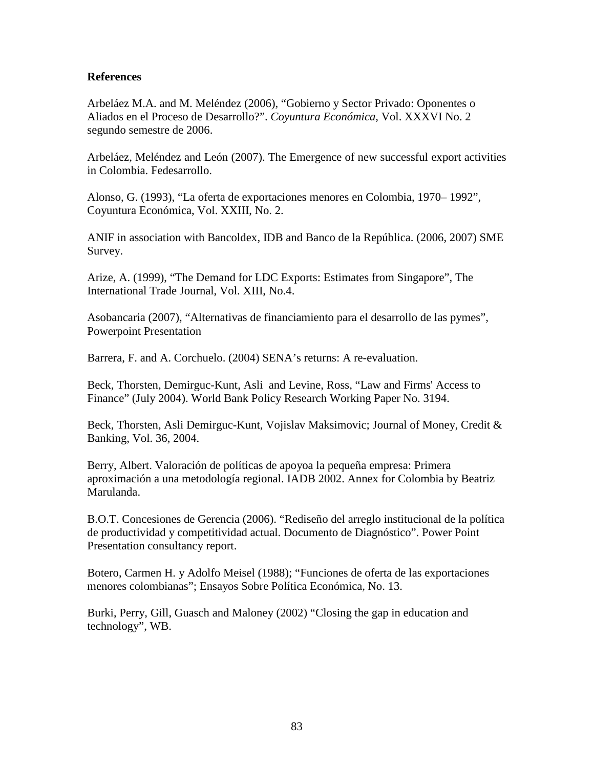**References**

Arbeláez M.A. and M. Meléndez (2006), "Gobierno y Sector Privado: Oponentes o Aliados en el Proceso de Desarrollo?". *Coyuntura Económica*, Vol. XXXVI No. 2 segundo semestre de 2006.

Arbeláez, Meléndez and León (2007). The Emergence of new successful export activities in Colombia. Fedesarrollo.

Alonso, G. (1993), "La oferta de exportaciones menores en Colombia, 1970– 1992", Coyuntura Económica, Vol. XXIII, No. 2.

ANIF in association with Bancoldex, IDB and Banco de la República. (2006, 2007) SME Survey.

Arize, A. (1999), "The Demand for LDC Exports: Estimates from Singapore", The International Trade Journal, Vol. XIII, No.4.

Asobancaria (2007), "Alternativas de financiamiento para el desarrollo de las pymes", Powerpoint Presentation

Barrera, F. and A. Corchuelo. (2004) SENA's returns: A re-evaluation.

Beck, Thorsten, Demirguc-Kunt, Asli and Levine, Ross, "Law and Firms' Access to Finance" (July 2004). World Bank Policy Research Working Paper No. 3194.

Beck, Thorsten, Asli Demirguc-Kunt, Vojislav Maksimovic; Journal of Money, Credit & Banking, Vol. 36, 2004.

Berry, Albert. Valoración de políticas de apoyoa la pequeña empresa: Primera aproximación a una metodología regional. IADB 2002. Annex for Colombia by Beatriz Marulanda.

B.O.T. Concesiones de Gerencia (2006). "Rediseño del arreglo institucional de la política de productividad y competitividad actual. Documento de Diagnóstico". Power Point Presentation consultancy report.

Botero, Carmen H. y Adolfo Meisel (1988); "Funciones de oferta de las exportaciones menores colombianas"; Ensayos Sobre Política Económica, No. 13.

Burki, Perry, Gill, Guasch and Maloney (2002) "Closing the gap in education and technology", WB.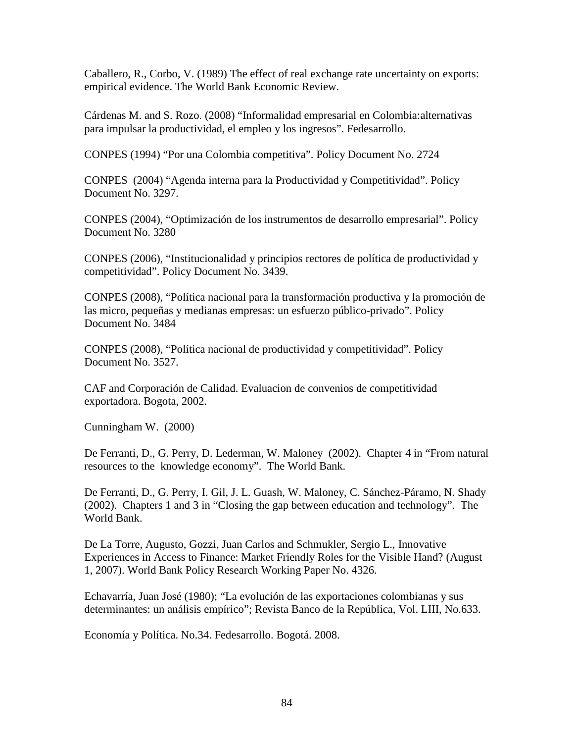Caballero, R., Corbo, V. (1989) The effect of real exchange rate uncertainty on exports: empirical evidence. The World Bank Economic Review.

Cárdenas M. and S. Rozo. (2008) "Informalidad empresarial en Colombia:alternativas para impulsar la productividad, el empleo y los ingresos". Fedesarrollo.

CONPES (1994) "Por una Colombia competitiva". Policy Document No. 2724

CONPES (2004) "Agenda interna para la Productividad y Competitividad". Policy Document No. 3297.

CONPES (2004), "Optimización de los instrumentos de desarrollo empresarial". Policy Document No. 3280

CONPES (2006), "Institucionalidad y principios rectores de política de productividad y competitividad". Policy Document No. 3439.

CONPES (2008), "Política nacional para la transformación productiva y la promoción de las micro, pequeñas y medianas empresas: un esfuerzo público-privado". Policy Document No. 3484

CONPES (2008), "Política nacional de productividad y competitividad". Policy Document No. 3527.

CAF and Corporación de Calidad. Evaluacion de convenios de competitividad exportadora. Bogota, 2002.

Cunningham W. (2000)

De Ferranti, D., G. Perry, D. Lederman, W. Maloney (2002). Chapter 4 in "From natural resources to the knowledge economy". The World Bank.

De Ferranti, D., G. Perry, I. Gil, J. L. Guash, W. Maloney, C. Sánchez-Páramo, N. Shady (2002). Chapters 1 and 3 in "Closing the gap between education and technology". The World Bank.

De La Torre, Augusto, Gozzi, Juan Carlos and Schmukler, Sergio L., Innovative Experiences in Access to Finance: Market Friendly Roles for the Visible Hand? (August 1, 2007). World Bank Policy Research Working Paper No. 4326.

Echavarría, Juan José (1980); "La evolución de las exportaciones colombianas y sus determinantes: un análisis empírico"; Revista Banco de la República, Vol. LIII, No.633.

Economía y Política. No.34. Fedesarrollo. Bogotá. 2008.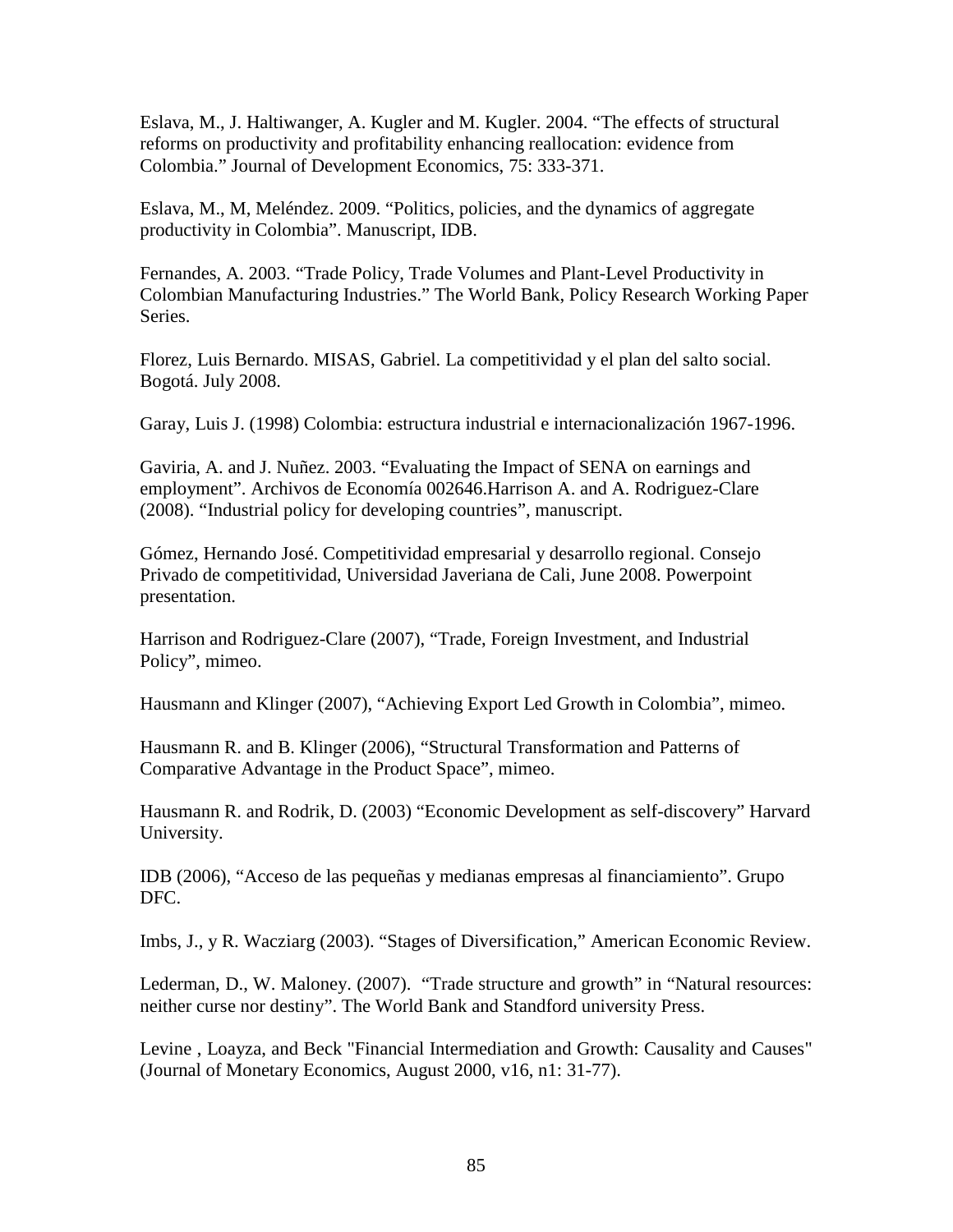Eslava, M., J. Haltiwanger, A. Kugler and M. Kugler. 2004. “The effects of structural reforms on productivity and profitability enhancing reallocation: evidence from Colombia.” Journal of Development Economics, 75: 333-371.

Eslava, M., M, Meléndez. 2009. “Politics, policies, and the dynamics of aggregate productivity in Colombia”. Manuscript, IDB.

Fernandes, A. 2003. “Trade Policy, Trade Volumes and Plant-Level Productivity in Colombian Manufacturing Industries.” The World Bank, Policy Research Working Paper Series.

Florez, Luis Bernardo. MISAS, Gabriel. La competitividad y el plan del salto social. Bogotá. July 2008.

Garay, Luis J. (1998) Colombia: estructura industrial e internacionalización 1967-1996.

Gaviria, A. and J. Nuñez. 2003. “Evaluating the Impact of SENA on earnings and employment”. Archivos de Economía 002646.Harrison A. and A. Rodriguez-Clare (2008). “Industrial policy for developing countries”, manuscript.

Gómez, Hernando José. Competitividad empresarial y desarrollo regional. Consejo Privado de competitividad, Universidad Javeriana de Cali, June 2008. Powerpoint presentation.

Harrison and Rodriguez-Clare (2007), “Trade, Foreign Investment, and Industrial Policy”, mimeo.

Hausmann and Klinger (2007), “Achieving Export Led Growth in Colombia”, mimeo.

Hausmann R. and B. Klinger (2006), “Structural Transformation and Patterns of Comparative Advantage in the Product Space”, mimeo.

Hausmann R. and Rodrik, D. (2003) “Economic Development as self-discovery” Harvard University.

IDB (2006), “Acceso de las pequeñas y medianas empresas al financiamiento”. Grupo DFC.

Imbs, J., y R. Wacziarg (2003). “Stages of Diversification,” American Economic Review.

Lederman, D., W. Maloney. (2007). “Trade structure and growth” in “Natural resources: neither curse nor destiny”. The World Bank and Standford university Press.

Levine , Loayza, and Beck "Financial Intermediation and Growth: Causality and Causes" (Journal of Monetary Economics, August 2000, v16, n1: 31-77).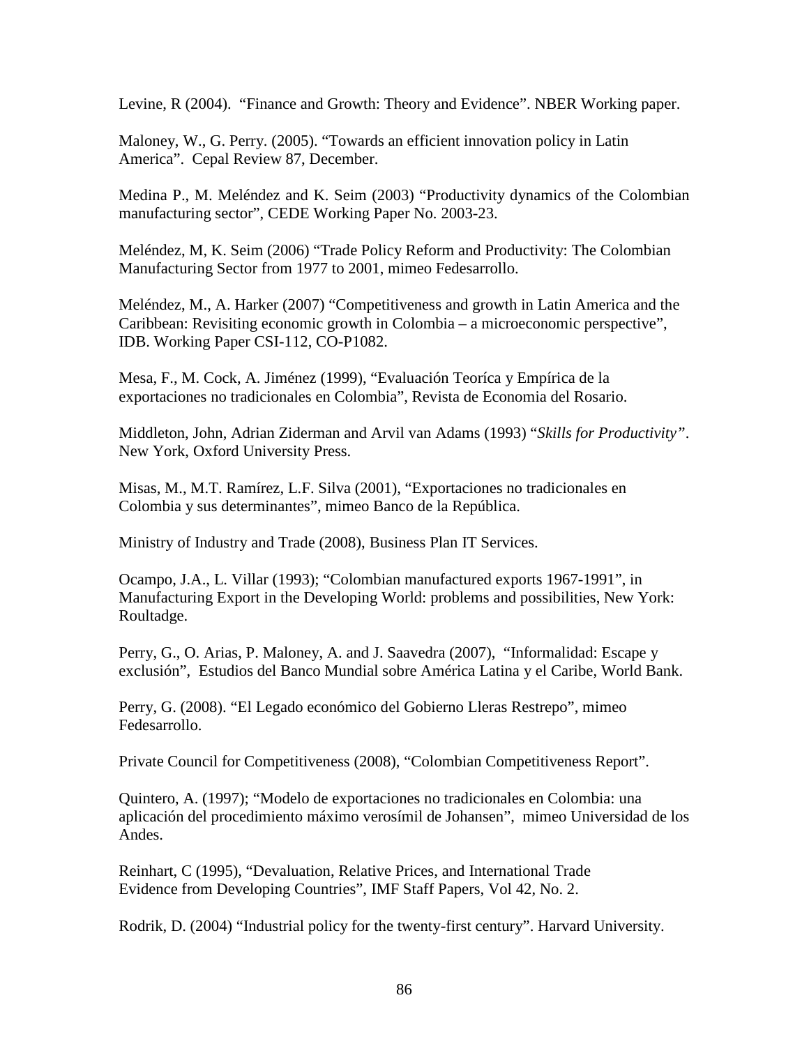Levine, R (2004). "Finance and Growth: Theory and Evidence". NBER Working paper.

Maloney, W., G. Perry. (2005). "Towards an efficient innovation policy in Latin America". Cepal Review 87, December.

Medina P., M. Meléndez and K. Seim (2003) "Productivity dynamics of the Colombian manufacturing sector", CEDE Working Paper No. 2003-23.

Meléndez, M, K. Seim (2006) "Trade Policy Reform and Productivity: The Colombian Manufacturing Sector from 1977 to 2001, mimeo Fedesarrollo.

Meléndez, M., A. Harker (2007) "Competitiveness and growth in Latin America and the Caribbean: Revisiting economic growth in Colombia – a microeconomic perspective", IDB. Working Paper CSI-112, CO-P1082.

Mesa, F., M. Cock, A. Jiménez (1999), "Evaluación Teoríca y Empírica de la exportaciones no tradicionales en Colombia", Revista de Economia del Rosario.

Middleton, John, Adrian Ziderman and Arvil van Adams (1993) "*Skills for Productivity*". New York, Oxford University Press.

Misas, M., M.T. Ramírez, L.F. Silva (2001), "Exportaciones no tradicionales en Colombia y sus determinantes", mimeo Banco de la República.

Ministry of Industry and Trade (2008), Business Plan IT Services.

Ocampo, J.A., L. Villar (1993); "Colombian manufactured exports 1967-1991", in Manufacturing Export in the Developing World: problems and possibilities, New York: Roultadge.

Perry, G., O. Arias, P. Maloney, A. and J. Saavedra (2007), "Informalidad: Escape y exclusión", Estudios del Banco Mundial sobre América Latina y el Caribe, World Bank.

Perry, G. (2008). "El Legado económico del Gobierno Lleras Restrepo", mimeo Fedesarrollo.

Private Council for Competitiveness (2008), "Colombian Competitiveness Report".

Quintero, A. (1997); "Modelo de exportaciones no tradicionales en Colombia: una aplicación del procedimiento máximo verosímil de Johansen", mimeo Universidad de los Andes.

Reinhart, C (1995), "Devaluation, Relative Prices, and International Trade Evidence from Developing Countries", IMF Staff Papers, Vol 42, No. 2.

Rodrik, D. (2004) "Industrial policy for the twenty-first century". Harvard University.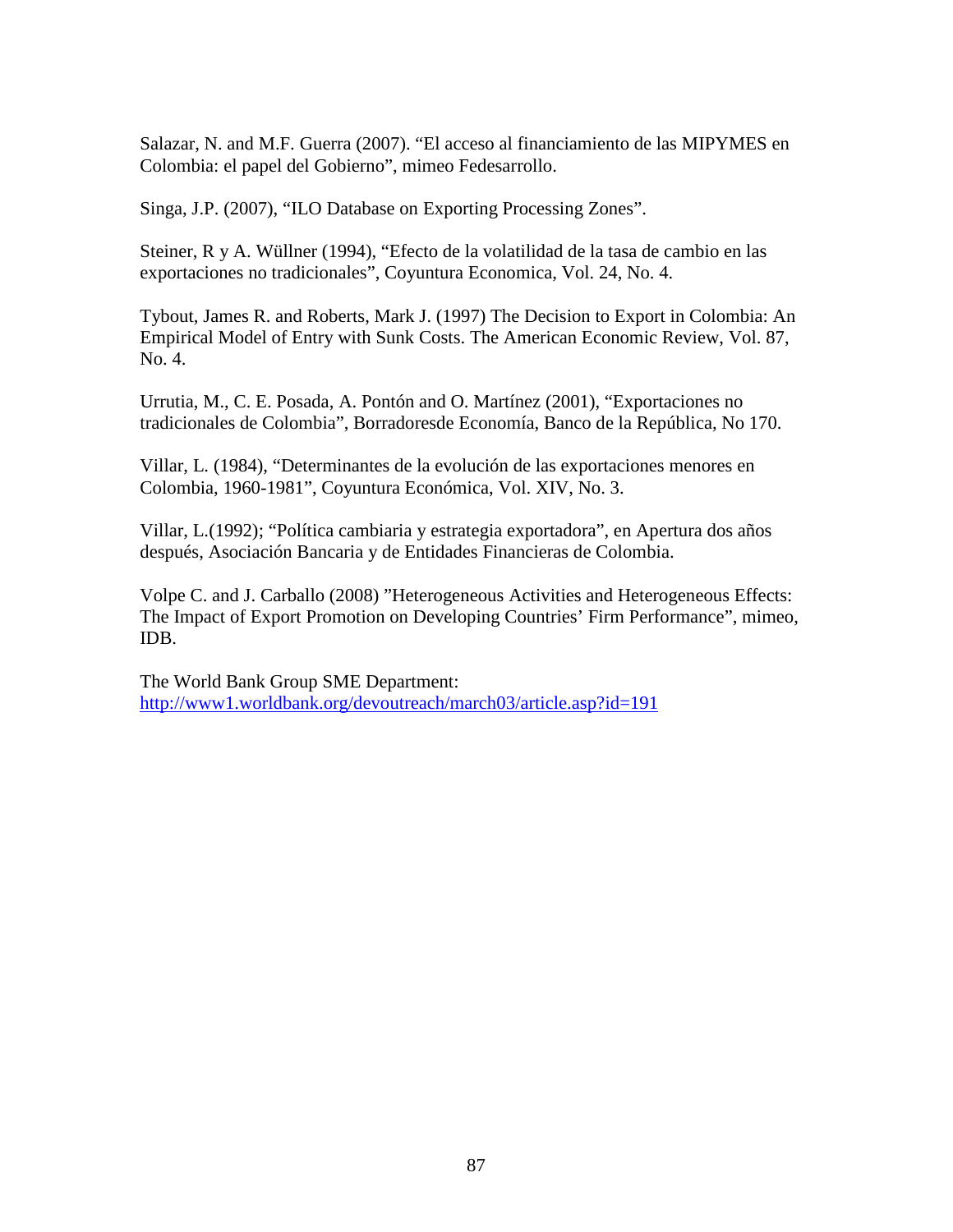Salazar, N. and M.F. Guerra (2007). "El acceso al financiamiento de las MIPYMES en Colombia: el papel del Gobierno", mimeo Fedesarrollo.

Singa, J.P. (2007), "ILO Database on Exporting Processing Zones".

Steiner, R y A. Wüllner (1994), "Efecto de la volatilidad de la tasa de cambio en las exportaciones no tradicionales", Coyuntura Economica, Vol. 24, No. 4.

Tybout, James R. and Roberts, Mark J. (1997) The Decision to Export in Colombia: An Empirical Model of Entry with Sunk Costs. The American Economic Review, Vol. 87, No. 4.

Urrutia, M., C. E. Posada, A. Pontón and O. Martínez (2001), "Exportaciones no tradicionales de Colombia", Borradoresde Economía, Banco de la República, No 170.

Villar, L. (1984), "Determinantes de la evolución de las exportaciones menores en Colombia, 1960-1981", Coyuntura Económica, Vol. XIV, No. 3.

Villar, L.(1992); "Política cambiaria y estrategia exportadora", en Apertura dos años después, Asociación Bancaria y de Entidades Financieras de Colombia.

Volpe C. and J. Carballo (2008) "Heterogeneous Activities and Heterogeneous Effects: The Impact of Export Promotion on Developing Countries' Firm Performance", mimeo, IDB.

The World Bank Group SME Department: http://www1.worldbank.org/devoutreach/march03/article.asp?id=191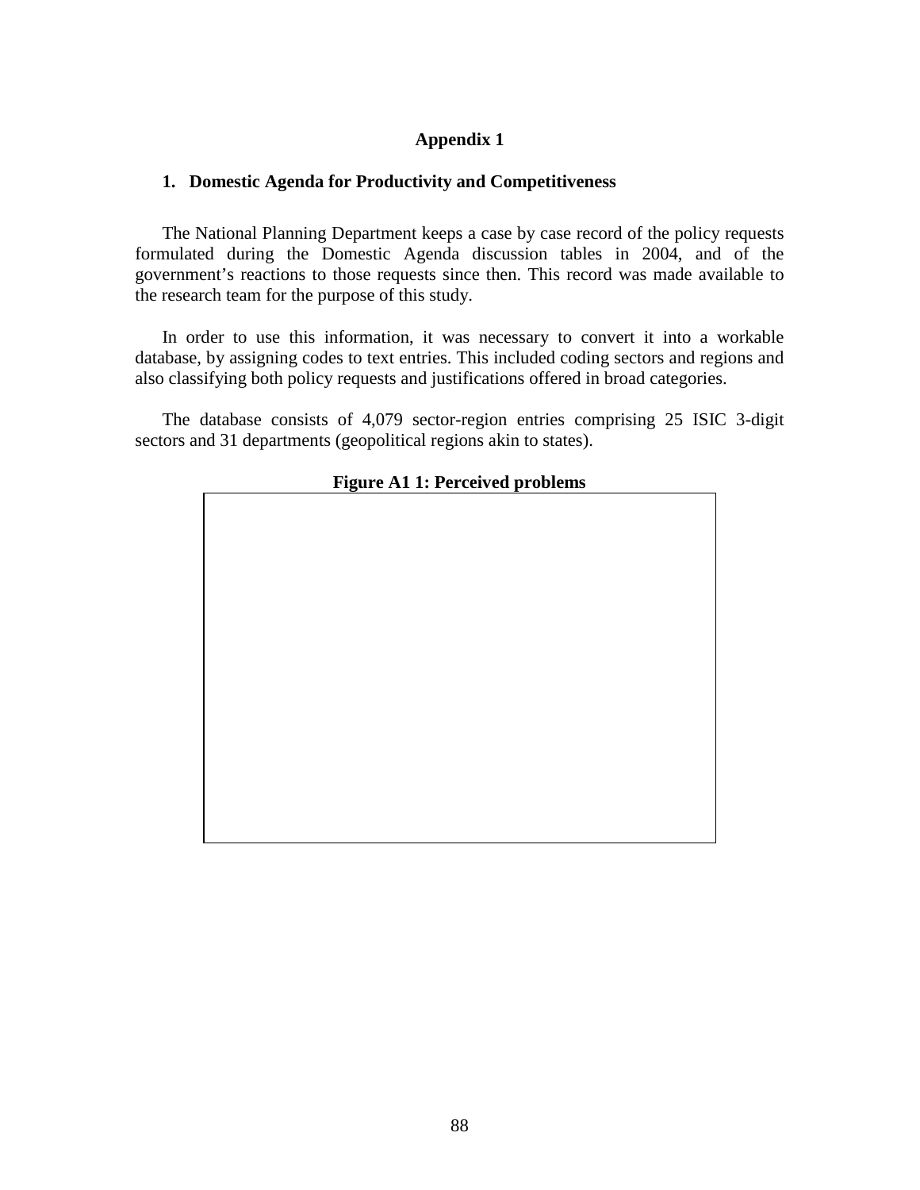# Appendix 1

## 1. Domestic Agenda for Productivity and Competitiveness

The National Planning Department keeps a case by case record of the policy requests formulated during the Domestic Agenda discussion tables in 2004, and of the government's reactions to those requests since then. This record was made available to the research team for the purpose of this study.

In order to use this information, it was necessary to convert it into a workable database, by assigning codes to text entries. This included coding sectors and regions and also classifying both policy requests and justifications offered in broad categories.

The database consists of 4,079 sector-region entries comprising 25 ISIC 3-digit sectors and 31 departments (geopolitical regions akin to states).

**Figure A1 1: Perceived problems**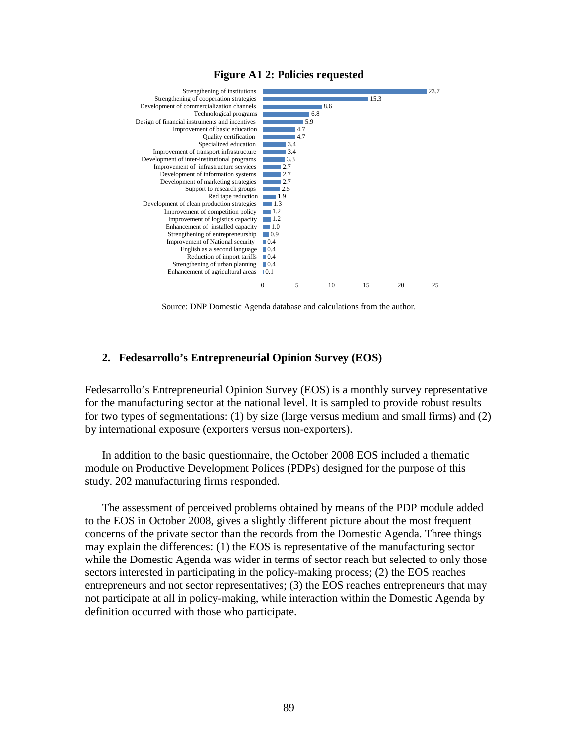**Figure A1 2: Policies requested**

| Policy | Value |
|---|---|
| Strengthening of institutions | 23.7 |
| Strengthening of cooperation strategies | 15.3 |
| Development of commercialization channels | 8.6 |
| Technological programs | 6.8 |
| Design of financial instruments and incentives | 5.9 |
| Improvement of basic education | 4.7 |
| Quality certification | 4.7 |
| Specialized education | 3.4 |
| Improvement of transport infrastructure | 3.4 |
| Development of inter-institutional programs | 3.3 |
| Improvement of infrastructure services | 2.7 |
| Development of information systems | 2.7 |
| Development of marketing strategies | 2.7 |
| Support to research groups | 2.5 |
| Red tape reduction | 1.9 |
| Development of clean production strategies | 1.3 |
| Improvement of competition policy | 1.2 |
| Improvement of logistics capacity | 1.2 |
| Enhancement of installed capacity | 1.0 |
| Strengthening of entrepreneurship | 0.9 |
| Improvement of National security | 0.4 |
| English as a second language | 0.4 |
| Reduction of import tariffs | 0.4 |
| Strengthening of urban planning | 0.4 |
| Enhancement of agricultural areas | 0.1 |

Source: DNP Domestic Agenda database and calculations from the author.

## 2. Fedesarrollo's Entrepreneurial Opinion Survey (EOS)

Fedesarrollo's Entrepreneurial Opinion Survey (EOS) is a monthly survey representative for the manufacturing sector at the national level. It is sampled to provide robust results for two types of segmentations: (1) by size (large versus medium and small firms) and (2) by international exposure (exporters versus non-exporters).

In addition to the basic questionnaire, the October 2008 EOS included a thematic module on Productive Development Polices (PDPs) designed for the purpose of this study. 202 manufacturing firms responded.

The assessment of perceived problems obtained by means of the PDP module added to the EOS in October 2008, gives a slightly different picture about the most frequent concerns of the private sector than the records from the Domestic Agenda. Three things may explain the differences: (1) the EOS is representative of the manufacturing sector while the Domestic Agenda was wider in terms of sector reach but selected to only those sectors interested in participating in the policy-making process; (2) the EOS reaches entrepreneurs and not sector representatives; (3) the EOS reaches entrepreneurs that may not participate at all in policy-making, while interaction within the Domestic Agenda by definition occurred with those who participate.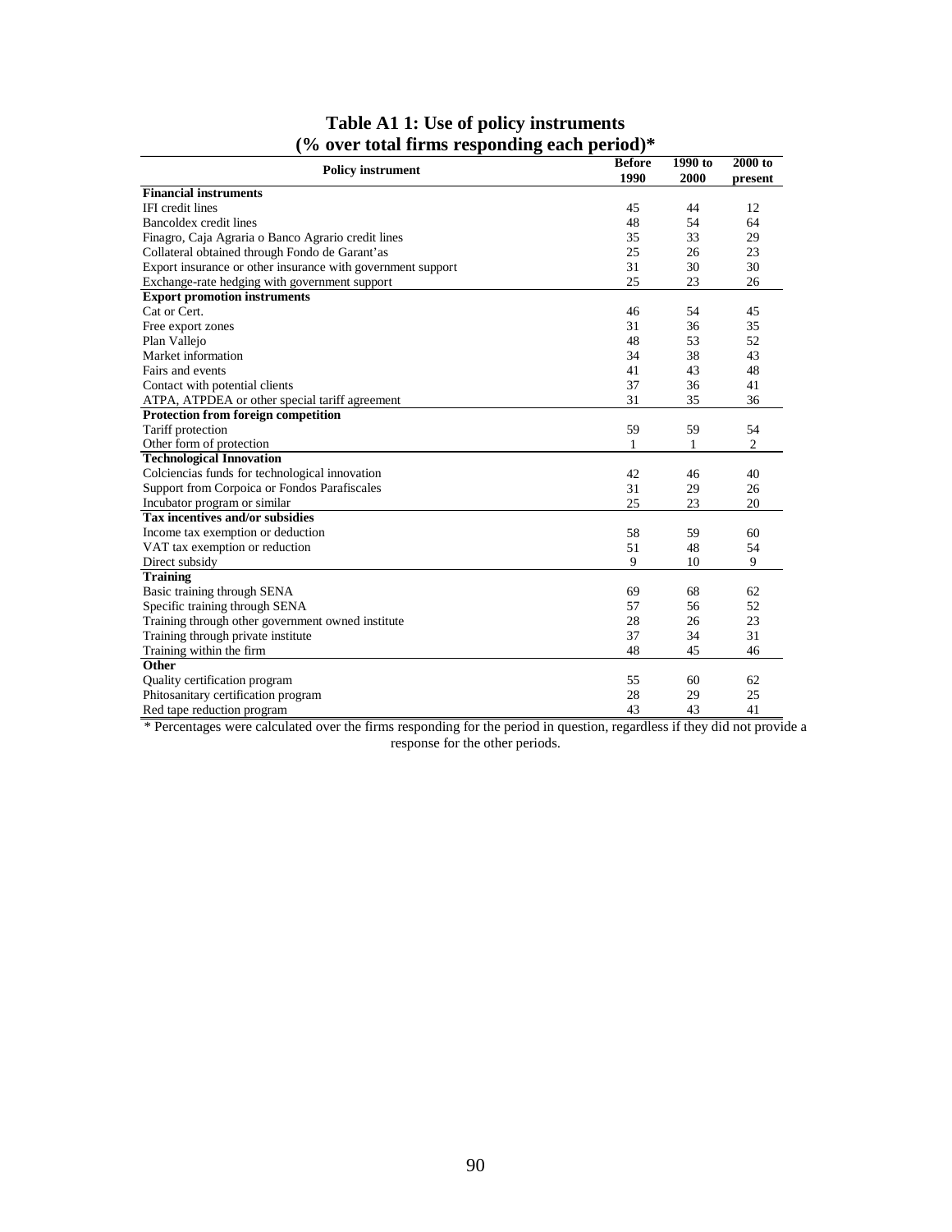**Table A1 1: Use of policy instruments**
**(% over total firms responding each period)***

| Policy instrument | Before 1990 | 1990 to 2000 | 2000 to present |
|---|---|---|---|
| **Financial instruments** | | | |
| IFI credit lines | 45 | 44 | 12 |
| Bancoldex credit lines | 48 | 54 | 64 |
| Finagro, Caja Agraria o Banco Agrario credit lines | 35 | 33 | 29 |
| Collateral obtained through Fondo de Garant'as | 25 | 26 | 23 |
| Export insurance or other insurance with government support | 31 | 30 | 30 |
| Exchange-rate hedging with government support | 25 | 23 | 26 |
| **Export promotion instruments** | | | |
| Cat or Cert. | 46 | 54 | 45 |
| Free export zones | 31 | 36 | 35 |
| Plan Vallejo | 48 | 53 | 52 |
| Market information | 34 | 38 | 43 |
| Fairs and events | 41 | 43 | 48 |
| Contact with potential clients | 37 | 36 | 41 |
| ATPA, ATPDEA or other special tariff agreement | 31 | 35 | 36 |
| **Protection from foreign competition** | | | |
| Tariff protection | 59 | 59 | 54 |
| Other form of protection | 1 | 1 | 2 |
| **Technological Innovation** | | | |
| Colciencias funds for technological innovation | 42 | 46 | 40 |
| Support from Corpoica or Fondos Parafiscales | 31 | 29 | 26 |
| Incubator program or similar | 25 | 23 | 20 |
| **Tax incentives and/or subsidies** | | | |
| Income tax exemption or deduction | 58 | 59 | 60 |
| VAT tax exemption or reduction | 51 | 48 | 54 |
| Direct subsidy | 9 | 10 | 9 |
| **Training** | | | |
| Basic training through SENA | 69 | 68 | 62 |
| Specific training through SENA | 57 | 56 | 52 |
| Training through other government owned institute | 28 | 26 | 23 |
| Training through private institute | 37 | 34 | 31 |
| Training within the firm | 48 | 45 | 46 |
| **Other** | | | |
| Quality certification program | 55 | 60 | 62 |
| Phitosanitary certification program | 28 | 29 | 25 |
| Red tape reduction program | 43 | 43 | 41 |

* Percentages were calculated over the firms responding for the period in question, regardless if they did not provide a response for the other periods.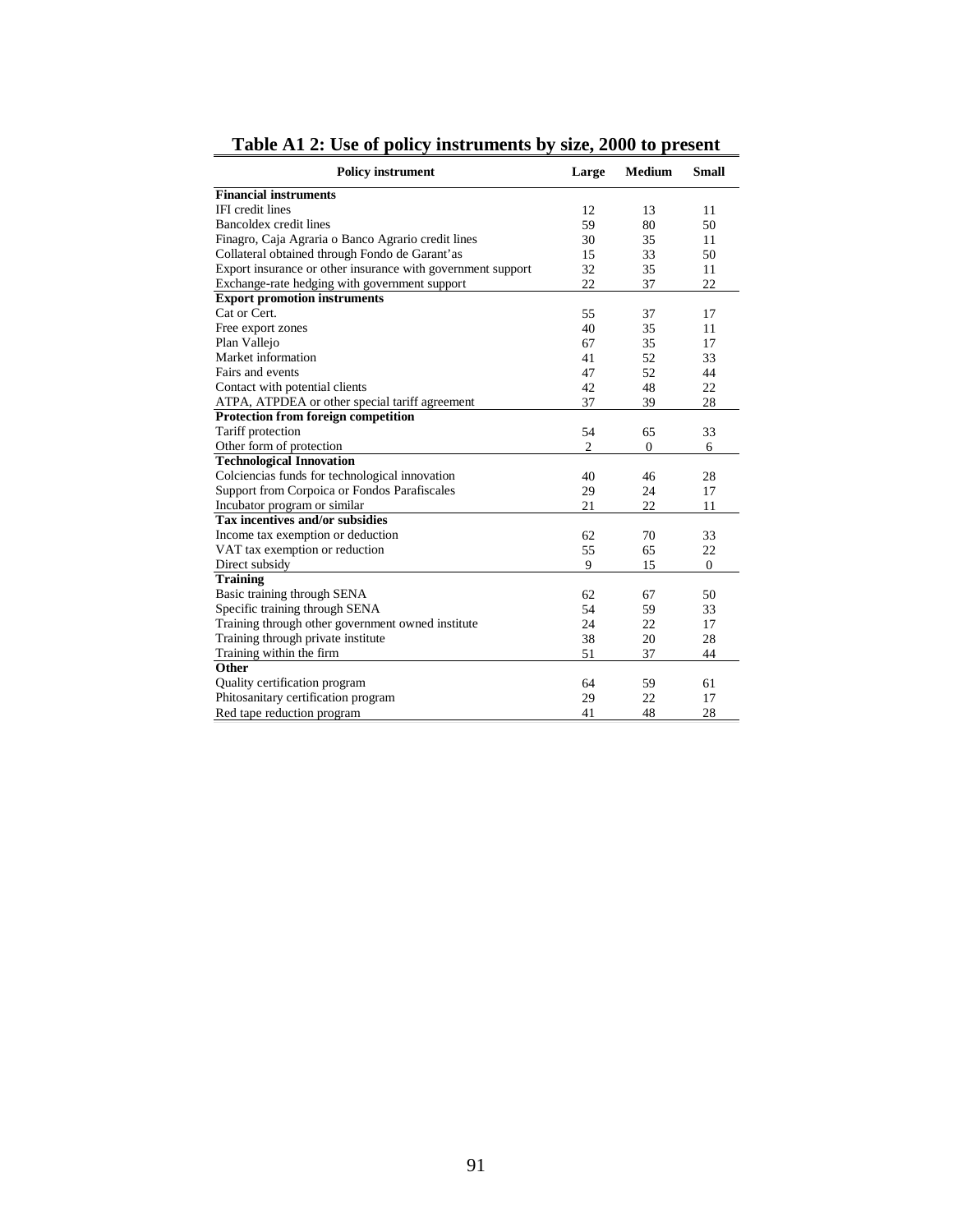# Table A1 2: Use of policy instruments by size, 2000 to present

| Policy instrument | Large | Medium | Small |
|---|---|---|---|
| **Financial instruments** | | | |
| IFI credit lines | 12 | 13 | 11 |
| Bancoldex credit lines | 59 | 80 | 50 |
| Finagro, Caja Agraria o Banco Agrario credit lines | 30 | 35 | 11 |
| Collateral obtained through Fondo de Garant'as | 15 | 33 | 50 |
| Export insurance or other insurance with government support | 32 | 35 | 11 |
| Exchange-rate hedging with government support | 22 | 37 | 22 |
| **Export promotion instruments** | | | |
| Cat or Cert. | 55 | 37 | 17 |
| Free export zones | 40 | 35 | 11 |
| Plan Vallejo | 67 | 35 | 17 |
| Market information | 41 | 52 | 33 |
| Fairs and events | 47 | 52 | 44 |
| Contact with potential clients | 42 | 48 | 22 |
| ATPA, ATPDEA or other special tariff agreement | 37 | 39 | 28 |
| **Protection from foreign competition** | | | |
| Tariff protection | 54 | 65 | 33 |
| Other form of protection | 2 | 0 | 6 |
| **Technological Innovation** | | | |
| Colciencias funds for technological innovation | 40 | 46 | 28 |
| Support from Corpoica or Fondos Parafiscales | 29 | 24 | 17 |
| Incubator program or similar | 21 | 22 | 11 |
| **Tax incentives and/or subsidies** | | | |
| Income tax exemption or deduction | 62 | 70 | 33 |
| VAT tax exemption or reduction | 55 | 65 | 22 |
| Direct subsidy | 9 | 15 | 0 |
| **Training** | | | |
| Basic training through SENA | 62 | 67 | 50 |
| Specific training through SENA | 54 | 59 | 33 |
| Training through other government owned institute | 24 | 22 | 17 |
| Training through private institute | 38 | 20 | 28 |
| Training within the firm | 51 | 37 | 44 |
| **Other** | | | |
| Quality certification program | 64 | 59 | 61 |
| Phitosanitary certification program | 29 | 22 | 17 |
| Red tape reduction program | 41 | 48 | 28 |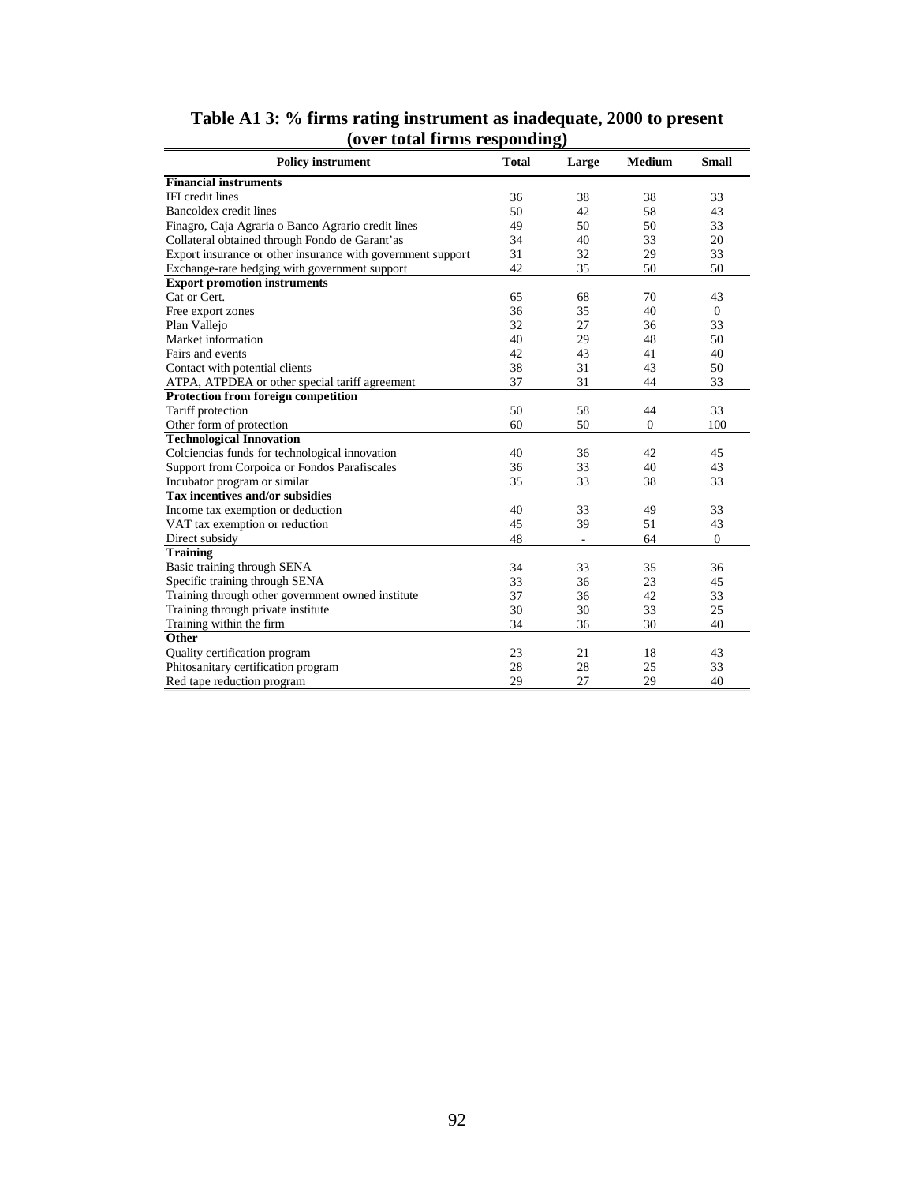# Table A1 3: % firms rating instrument as inadequate, 2000 to present (over total firms responding)

| Policy instrument | Total | Large | Medium | Small |
|---|---|---|---|---|
| **Financial instruments** | | | | |
| IFI credit lines | 36 | 38 | 38 | 33 |
| Bancoldex credit lines | 50 | 42 | 58 | 43 |
| Finagro, Caja Agraria o Banco Agrario credit lines | 49 | 50 | 50 | 33 |
| Collateral obtained through Fondo de Garant'as | 34 | 40 | 33 | 20 |
| Export insurance or other insurance with government support | 31 | 32 | 29 | 33 |
| Exchange-rate hedging with government support | 42 | 35 | 50 | 50 |
| **Export promotion instruments** | | | | |
| Cat or Cert. | 65 | 68 | 70 | 43 |
| Free export zones | 36 | 35 | 40 | 0 |
| Plan Vallejo | 32 | 27 | 36 | 33 |
| Market information | 40 | 29 | 48 | 50 |
| Fairs and events | 42 | 43 | 41 | 40 |
| Contact with potential clients | 38 | 31 | 43 | 50 |
| ATPA, ATPDEA or other special tariff agreement | 37 | 31 | 44 | 33 |
| **Protection from foreign competition** | | | | |
| Tariff protection | 50 | 58 | 44 | 33 |
| Other form of protection | 60 | 50 | 0 | 100 |
| **Technological Innovation** | | | | |
| Colciencias funds for technological innovation | 40 | 36 | 42 | 45 |
| Support from Corpoica or Fondos Parafiscales | 36 | 33 | 40 | 43 |
| Incubator program or similar | 35 | 33 | 38 | 33 |
| **Tax incentives and/or subsidies** | | | | |
| Income tax exemption or deduction | 40 | 33 | 49 | 33 |
| VAT tax exemption or reduction | 45 | 39 | 51 | 43 |
| Direct subsidy | 48 | - | 64 | 0 |
| **Training** | | | | |
| Basic training through SENA | 34 | 33 | 35 | 36 |
| Specific training through SENA | 33 | 36 | 23 | 45 |
| Training through other government owned institute | 37 | 36 | 42 | 33 |
| Training through private institute | 30 | 30 | 33 | 25 |
| Training within the firm | 34 | 36 | 30 | 40 |
| **Other** | | | | |
| Quality certification program | 23 | 21 | 18 | 43 |
| Phitosanitary certification program | 28 | 28 | 25 | 33 |
| Red tape reduction program | 29 | 27 | 29 | 40 |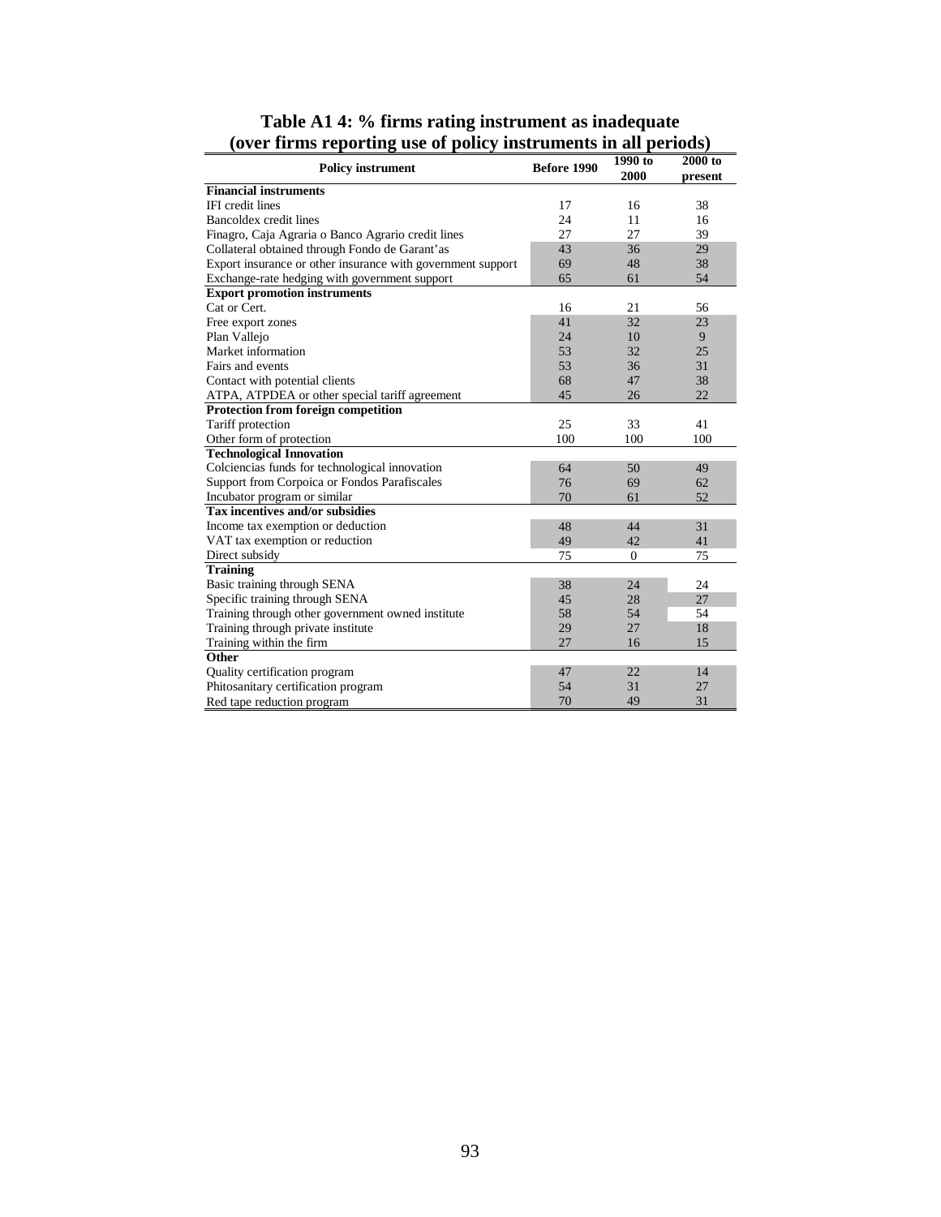**Table A1 4: % firms rating instrument as inadequate (over firms reporting use of policy instruments in all periods)**

| Policy instrument | Before 1990 | 1990 to 2000 | 2000 to present |
|---|---|---|---|
| **Financial instruments** | | | |
| IFI credit lines | 17 | 16 | 38 |
| Bancoldex credit lines | 24 | 11 | 16 |
| Finagro, Caja Agraria o Banco Agrario credit lines | 27 | 27 | 39 |
| Collateral obtained through Fondo de Garant'as | 43 | 36 | 29 |
| Export insurance or other insurance with government support | 69 | 48 | 38 |
| Exchange-rate hedging with government support | 65 | 61 | 54 |
| **Export promotion instruments** | | | |
| Cat or Cert. | 16 | 21 | 56 |
| Free export zones | 41 | 32 | 23 |
| Plan Vallejo | 24 | 10 | 9 |
| Market information | 53 | 32 | 25 |
| Fairs and events | 53 | 36 | 31 |
| Contact with potential clients | 68 | 47 | 38 |
| ATPA, ATPDEA or other special tariff agreement | 45 | 26 | 22 |
| **Protection from foreign competition** | | | |
| Tariff protection | 25 | 33 | 41 |
| Other form of protection | 100 | 100 | 100 |
| **Technological Innovation** | | | |
| Colciencias funds for technological innovation | 64 | 50 | 49 |
| Support from Corpoica or Fondos Parafiscales | 76 | 69 | 62 |
| Incubator program or similar | 70 | 61 | 52 |
| **Tax incentives and/or subsidies** | | | |
| Income tax exemption or deduction | 48 | 44 | 31 |
| VAT tax exemption or reduction | 49 | 42 | 41 |
| Direct subsidy | 75 | 0 | 75 |
| **Training** | | | |
| Basic training through SENA | 38 | 24 | 24 |
| Specific training through SENA | 45 | 28 | 27 |
| Training through other government owned institute | 58 | 54 | 54 |
| Training through private institute | 29 | 27 | 18 |
| Training within the firm | 27 | 16 | 15 |
| **Other** | | | |
| Quality certification program | 47 | 22 | 14 |
| Phitosanitary certification program | 54 | 31 | 27 |
| Red tape reduction program | 70 | 49 | 31 |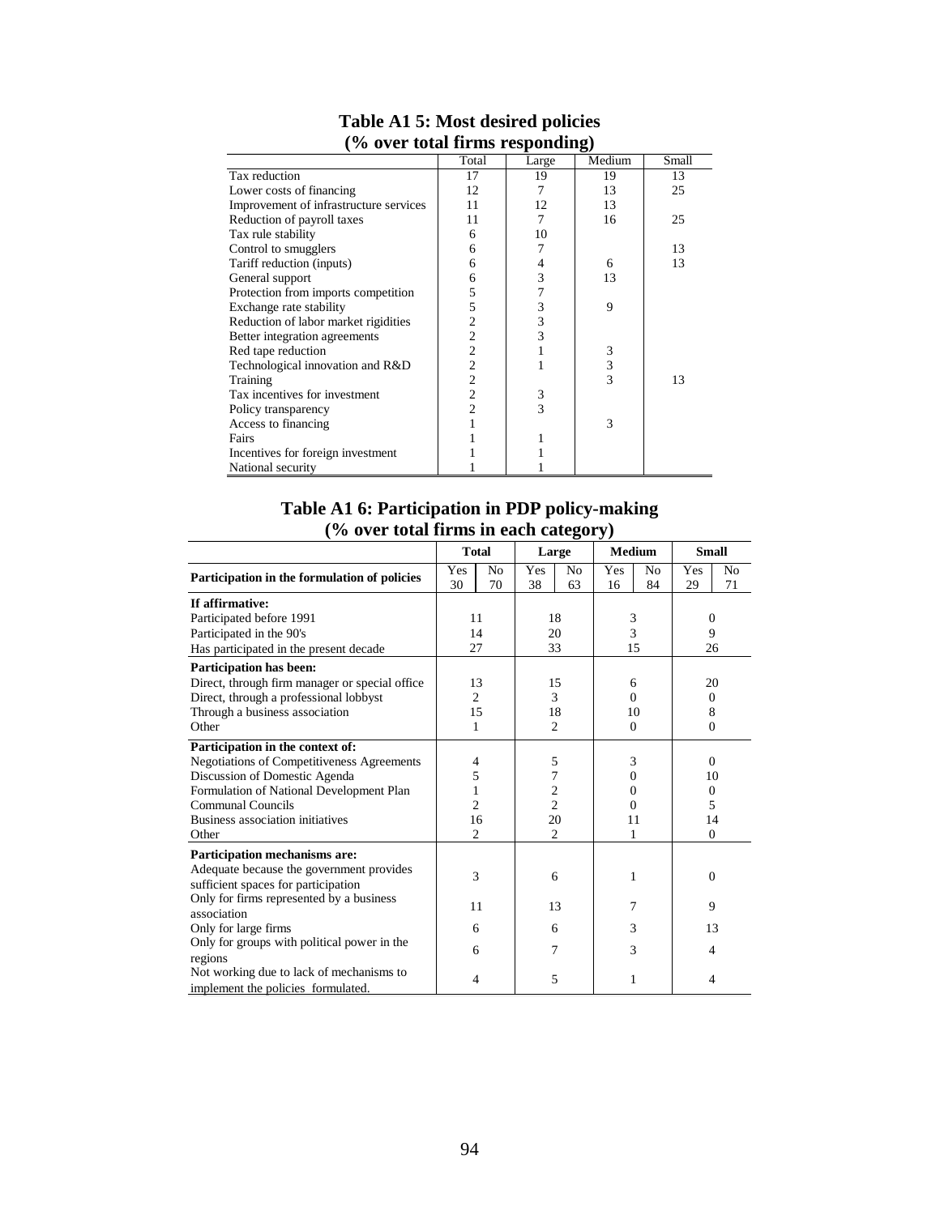## Table A1 5: Most desired policies (% over total firms responding)

| | Total | Large | Medium | Small |
|---|---|---|---|---|
| Tax reduction | 17 | 19 | 19 | 13 |
| Lower costs of financing | 12 | 7 | 13 | 25 |
| Improvement of infrastructure services | 11 | 12 | 13 | |
| Reduction of payroll taxes | 11 | 7 | 16 | 25 |
| Tax rule stability | 6 | 10 | | |
| Control to smugglers | 6 | 7 | | 13 |
| Tariff reduction (inputs) | 6 | 4 | 6 | 13 |
| General support | 6 | 3 | 13 | |
| Protection from imports competition | 5 | 7 | | |
| Exchange rate stability | 5 | 3 | 9 | |
| Reduction of labor market rigidities | 2 | 3 | | |
| Better integration agreements | 2 | 3 | | |
| Red tape reduction | 2 | 1 | 3 | |
| Technological innovation and R&D | 2 | 1 | 3 | |
| Training | 2 | | 3 | 13 |
| Tax incentives for investment | 2 | 3 | | |
| Policy transparency | 2 | 3 | | |
| Access to financing | 1 | | 3 | |
| Fairs | 1 | 1 | | |
| Incentives for foreign investment | 1 | 1 | | |
| National security | 1 | 1 | | |

## Table A1 6: Participation in PDP policy-making (% over total firms in each category)

| | Total | | Large | | Medium | | Small | |
|---|---|---|---|---|---|---|---|---|
| **Participation in the formulation of policies** | Yes | No | Yes | No | Yes | No | Yes | No |
| | 30 | 70 | 38 | 63 | 16 | 84 | 29 | 71 |
| **If affirmative:** | | | | | | | | |
| Participated before 1991 | 11 | | 18 | | 3 | | 0 | |
| Participated in the 90's | 14 | | 20 | | 3 | | 9 | |
| Has participated in the present decade | 27 | | 33 | | 15 | | 26 | |
| **Participation has been:** | | | | | | | | |
| Direct, through firm manager or special office | 13 | | 15 | | 6 | | 20 | |
| Direct, through a professional lobbyst | 2 | | 3 | | 0 | | 0 | |
| Through a business association | 15 | | 18 | | 10 | | 8 | |
| Other | 1 | | 2 | | 0 | | 0 | |
| **Participation in the context of:** | | | | | | | | |
| Negotiations of Competitiveness Agreements | 4 | | 5 | | 3 | | 0 | |
| Discussion of Domestic Agenda | 5 | | 7 | | 0 | | 10 | |
| Formulation of National Development Plan | 1 | | 2 | | 0 | | 0 | |
| Communal Councils | 2 | | 2 | | 0 | | 5 | |
| Business association initiatives | 16 | | 20 | | 11 | | 14 | |
| Other | 2 | | 2 | | 1 | | 0 | |
| **Participation mechanisms are:** | | | | | | | | |
| Adequate because the government provides sufficient spaces for participation | 3 | | 6 | | 1 | | 0 | |
| Only for firms represented by a business association | 11 | | 13 | | 7 | | 9 | |
| Only for large firms | 6 | | 6 | | 3 | | 13 | |
| Only for groups with political power in the regions | 6 | | 7 | | 3 | | 4 | |
| Not working due to lack of mechanisms to implement the policies formulated. | 4 | | 5 | | 1 | | 4 | |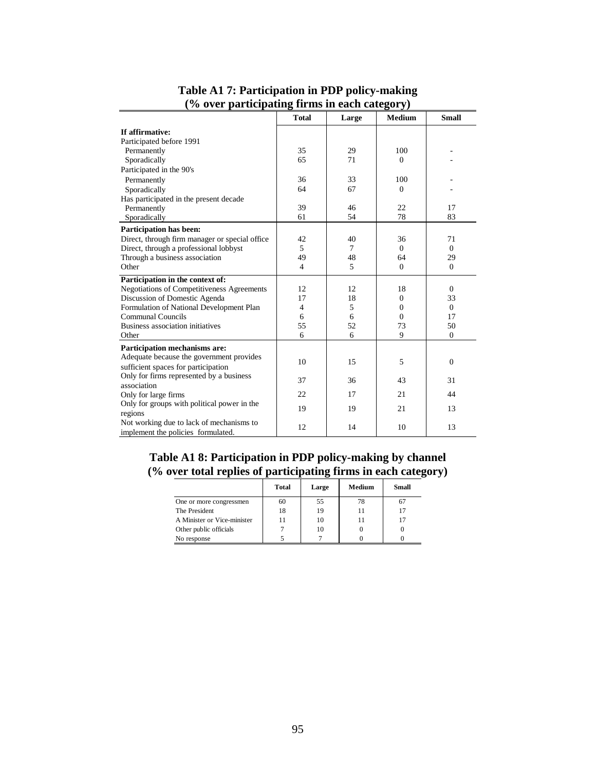**Table A1 7: Participation in PDP policy-making (% over participating firms in each category)**

| | Total | Large | Medium | Small |
|---|---|---|---|---|
| **If affirmative:** | | | | |
| Participated before 1991 | | | | |
| Permanently | 35 | 29 | 100 | - |
| Sporadically | 65 | 71 | 0 | - |
| Participated in the 90's | | | | |
| Permanently | 36 | 33 | 100 | - |
| Sporadically | 64 | 67 | 0 | - |
| Has participated in the present decade | | | | |
| Permanently | 39 | 46 | 22 | 17 |
| Sporadically | 61 | 54 | 78 | 83 |
| **Participation has been:** | | | | |
| Direct, through firm manager or special office | 42 | 40 | 36 | 71 |
| Direct, through a professional lobbyst | 5 | 7 | 0 | 0 |
| Through a business association | 49 | 48 | 64 | 29 |
| Other | 4 | 5 | 0 | 0 |
| **Participation in the context of:** | | | | |
| Negotiations of Competitiveness Agreements | 12 | 12 | 18 | 0 |
| Discussion of Domestic Agenda | 17 | 18 | 0 | 33 |
| Formulation of National Development Plan | 4 | 5 | 0 | 0 |
| Communal Councils | 6 | 6 | 0 | 17 |
| Business association initiatives | 55 | 52 | 73 | 50 |
| Other | 6 | 6 | 9 | 0 |
| **Participation mechanisms are:** | | | | |
| Adequate because the government provides sufficient spaces for participation | 10 | 15 | 5 | 0 |
| Only for firms represented by a business association | 37 | 36 | 43 | 31 |
| Only for large firms | 22 | 17 | 21 | 44 |
| Only for groups with political power in the regions | 19 | 19 | 21 | 13 |
| Not working due to lack of mechanisms to implement the policies formulated. | 12 | 14 | 10 | 13 |

**Table A1 8: Participation in PDP policy-making by channel (% over total replies of participating firms in each category)**

| | Total | Large | Medium | Small |
|---|---|---|---|---|
| One or more congressmen | 60 | 55 | 78 | 67 |
| The President | 18 | 19 | 11 | 17 |
| A Minister or Vice-minister | 11 | 10 | 11 | 17 |
| Other public officials | 7 | 10 | 0 | 0 |
| No response | 5 | 7 | 0 | 0 |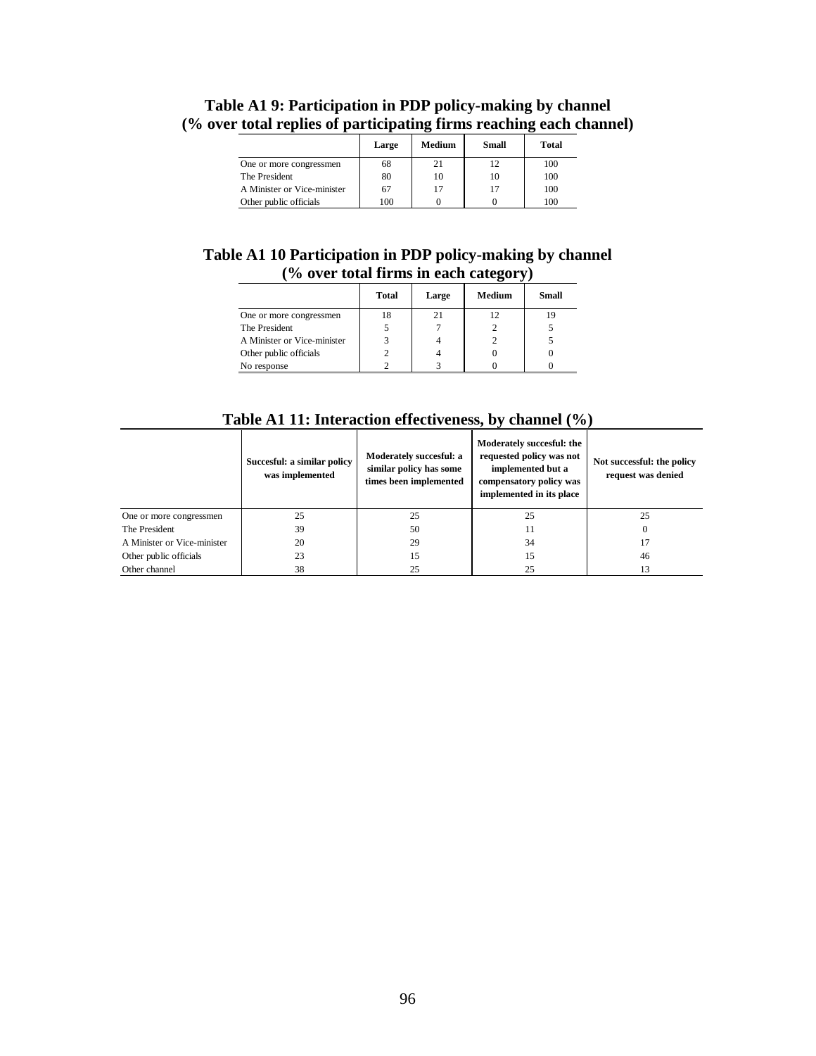**Table A1 9: Participation in PDP policy-making by channel (% over total replies of participating firms reaching each channel)**

| | Large | Medium | Small | Total |
|---|---|---|---|---|
| One or more congressmen | 68 | 21 | 12 | 100 |
| The President | 80 | 10 | 10 | 100 |
| A Minister or Vice-minister | 67 | 17 | 17 | 100 |
| Other public officials | 100 | 0 | 0 | 100 |

**Table A1 10 Participation in PDP policy-making by channel (% over total firms in each category)**

| | Total | Large | Medium | Small |
|---|---|---|---|---|
| One or more congressmen | 18 | 21 | 12 | 19 |
| The President | 5 | 7 | 2 | 5 |
| A Minister or Vice-minister | 3 | 4 | 2 | 5 |
| Other public officials | 2 | 4 | 0 | 0 |
| No response | 2 | 3 | 0 | 0 |

**Table A1 11: Interaction effectiveness, by channel (%)**

| | Succesful: a similar policy was implemented | Moderately succesful: a similar policy has some times been implemented | Moderately succesful: the requested policy was not implemented but a compensatory policy was implemented in its place | Not successful: the policy request was denied |
|---|---|---|---|---|
| One or more congressmen | 25 | 25 | 25 | 25 |
| The President | 39 | 50 | 11 | 0 |
| A Minister or Vice-minister | 20 | 29 | 34 | 17 |
| Other public officials | 23 | 15 | 15 | 46 |
| Other channel | 38 | 25 | 25 | 13 |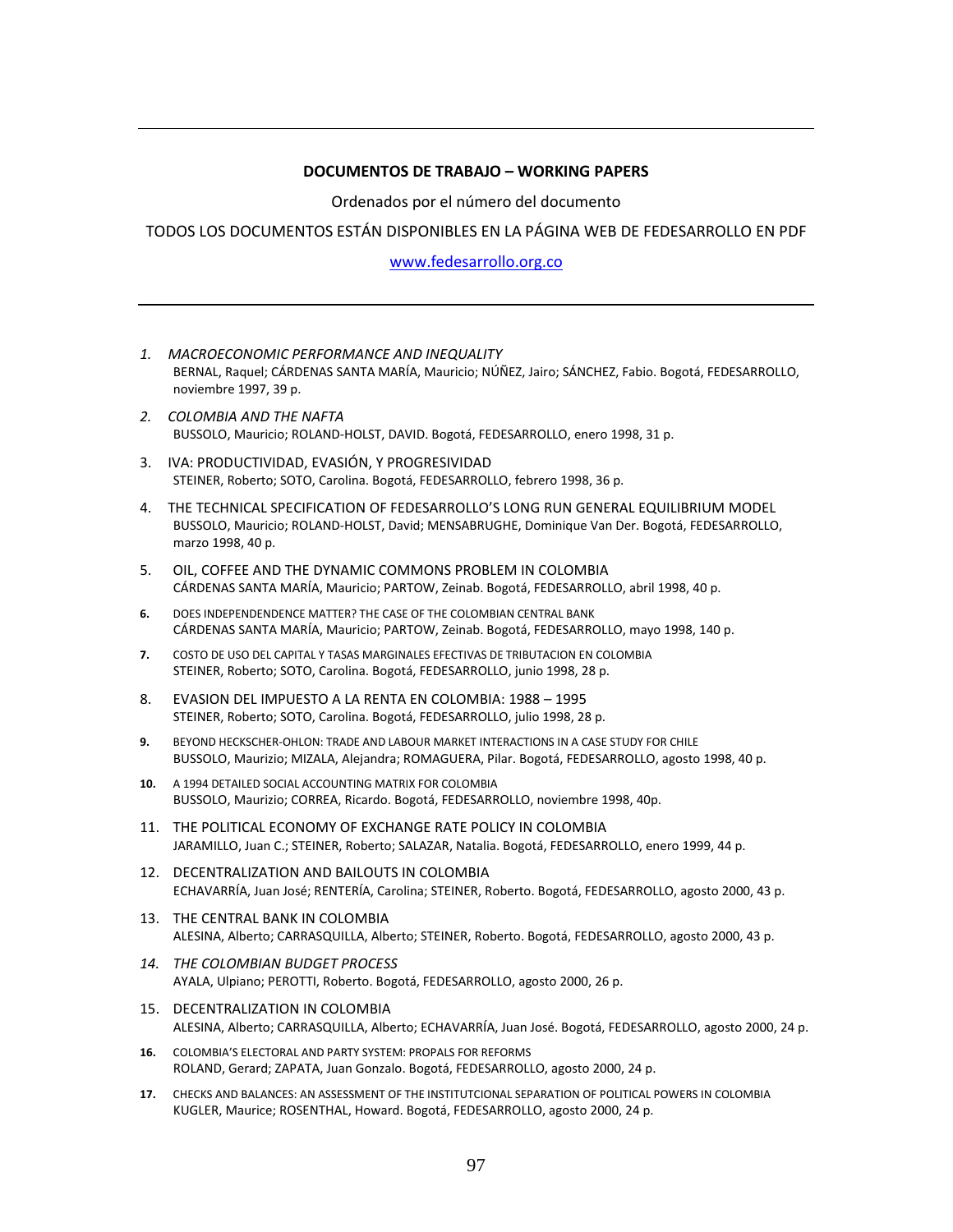**DOCUMENTOS DE TRABAJO – WORKING PAPERS**

Ordenados por el número del documento

TODOS LOS DOCUMENTOS ESTÁN DISPONIBLES EN LA PÁGINA WEB DE FEDESARROLLO EN PDF

www.fedesarrollo.org.co

---

1. *MACROECONOMIC PERFORMANCE AND INEQUALITY*
   BERNAL, Raquel; CÁRDENAS SANTA MARÍA, Mauricio; NÚÑEZ, Jairo; SÁNCHEZ, Fabio. Bogotá, FEDESARROLLO, noviembre 1997, 39 p.

2. *COLOMBIA AND THE NAFTA*
   BUSSOLO, Mauricio; ROLAND-HOLST, DAVID. Bogotá, FEDESARROLLO, enero 1998, 31 p.

3. IVA: PRODUCTIVIDAD, EVASIÓN, Y PROGRESIVIDAD
   STEINER, Roberto; SOTO, Carolina. Bogotá, FEDESARROLLO, febrero 1998, 36 p.

4. THE TECHNICAL SPECIFICATION OF FEDESARROLLO'S LONG RUN GENERAL EQUILIBRIUM MODEL
   BUSSOLO, Mauricio; ROLAND-HOLST, David; MENSABRUGHE, Dominique Van Der. Bogotá, FEDESARROLLO, marzo 1998, 40 p.

5. OIL, COFFEE AND THE DYNAMIC COMMONS PROBLEM IN COLOMBIA
   CÁRDENAS SANTA MARÍA, Mauricio; PARTOW, Zeinab. Bogotá, FEDESARROLLO, abril 1998, 40 p.

6. DOES INDEPENDENDENCE MATTER? THE CASE OF THE COLOMBIAN CENTRAL BANK
   CÁRDENAS SANTA MARÍA, Mauricio; PARTOW, Zeinab. Bogotá, FEDESARROLLO, mayo 1998, 140 p.

7. COSTO DE USO DEL CAPITAL Y TASAS MARGINALES EFECTIVAS DE TRIBUTACION EN COLOMBIA
   STEINER, Roberto; SOTO, Carolina. Bogotá, FEDESARROLLO, junio 1998, 28 p.

8. EVASION DEL IMPUESTO A LA RENTA EN COLOMBIA: 1988 – 1995
   STEINER, Roberto; SOTO, Carolina. Bogotá, FEDESARROLLO, julio 1998, 28 p.

9. BEYOND HECKSCHER-OHLON: TRADE AND LABOUR MARKET INTERACTIONS IN A CASE STUDY FOR CHILE
   BUSSOLO, Maurizio; MIZALA, Alejandra; ROMAGUERA, Pilar. Bogotá, FEDESARROLLO, agosto 1998, 40 p.

10. A 1994 DETAILED SOCIAL ACCOUNTING MATRIX FOR COLOMBIA
    BUSSOLO, Maurizio; CORREA, Ricardo. Bogotá, FEDESARROLLO, noviembre 1998, 40p.

11. THE POLITICAL ECONOMY OF EXCHANGE RATE POLICY IN COLOMBIA
    JARAMILLO, Juan C.; STEINER, Roberto; SALAZAR, Natalia. Bogotá, FEDESARROLLO, enero 1999, 44 p.

12. DECENTRALIZATION AND BAILOUTS IN COLOMBIA
    ECHAVARRÍA, Juan José; RENTERÍA, Carolina; STEINER, Roberto. Bogotá, FEDESARROLLO, agosto 2000, 43 p.

13. THE CENTRAL BANK IN COLOMBIA
    ALESINA, Alberto; CARRASQUILLA, Alberto; STEINER, Roberto. Bogotá, FEDESARROLLO, agosto 2000, 43 p.

14. *THE COLOMBIAN BUDGET PROCESS*
    AYALA, Ulpiano; PEROTTI, Roberto. Bogotá, FEDESARROLLO, agosto 2000, 26 p.

15. DECENTRALIZATION IN COLOMBIA
    ALESINA, Alberto; CARRASQUILLA, Alberto; ECHAVARRÍA, Juan José. Bogotá, FEDESARROLLO, agosto 2000, 24 p.

16. COLOMBIA'S ELECTORAL AND PARTY SYSTEM: PROPALS FOR REFORMS
    ROLAND, Gerard; ZAPATA, Juan Gonzalo. Bogotá, FEDESARROLLO, agosto 2000, 24 p.

17. CHECKS AND BALANCES: AN ASSESSMENT OF THE INSTITUTCIONAL SEPARATION OF POLITICAL POWERS IN COLOMBIA
    KUGLER, Maurice; ROSENTHAL, Howard. Bogotá, FEDESARROLLO, agosto 2000, 24 p.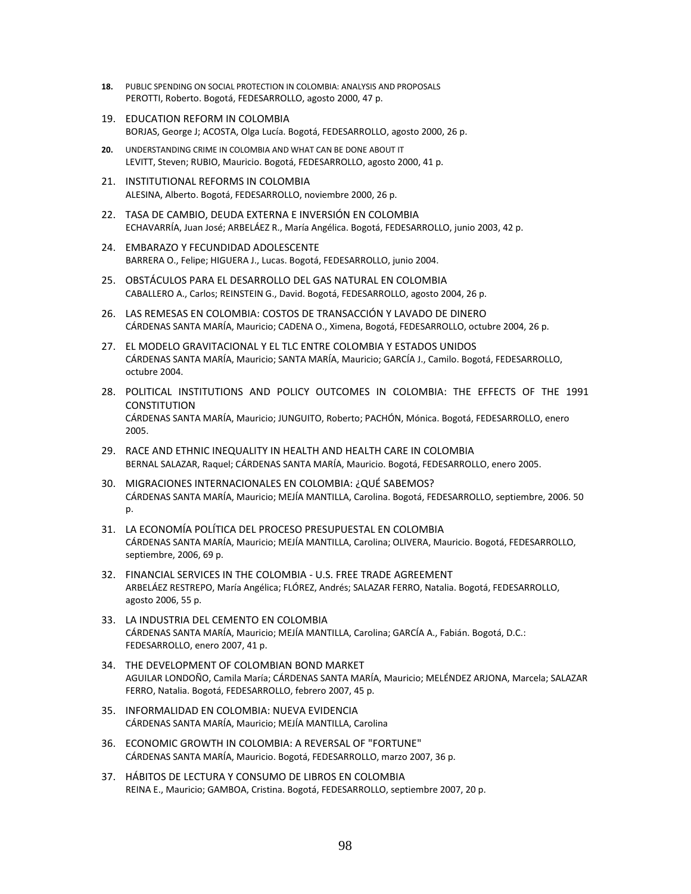**18.** PUBLIC SPENDING ON SOCIAL PROTECTION IN COLOMBIA: ANALYSIS AND PROPOSALS
PEROTTI, Roberto. Bogotá, FEDESARROLLO, agosto 2000, 47 p.

19. EDUCATION REFORM IN COLOMBIA
BORJAS, George J; ACOSTA, Olga Lucía. Bogotá, FEDESARROLLO, agosto 2000, 26 p.

**20.** UNDERSTANDING CRIME IN COLOMBIA AND WHAT CAN BE DONE ABOUT IT
LEVITT, Steven; RUBIO, Mauricio. Bogotá, FEDESARROLLO, agosto 2000, 41 p.

21. INSTITUTIONAL REFORMS IN COLOMBIA
ALESINA, Alberto. Bogotá, FEDESARROLLO, noviembre 2000, 26 p.

22. TASA DE CAMBIO, DEUDA EXTERNA E INVERSIÓN EN COLOMBIA
ECHAVARRÍA, Juan José; ARBELÁEZ R., María Angélica. Bogotá, FEDESARROLLO, junio 2003, 42 p.

24. EMBARAZO Y FECUNDIDAD ADOLESCENTE
BARRERA O., Felipe; HIGUERA J., Lucas. Bogotá, FEDESARROLLO, junio 2004.

25. OBSTÁCULOS PARA EL DESARROLLO DEL GAS NATURAL EN COLOMBIA
CABALLERO A., Carlos; REINSTEIN G., David. Bogotá, FEDESARROLLO, agosto 2004, 26 p.

26. LAS REMESAS EN COLOMBIA: COSTOS DE TRANSACCIÓN Y LAVADO DE DINERO
CÁRDENAS SANTA MARÍA, Mauricio; CADENA O., Ximena, Bogotá, FEDESARROLLO, octubre 2004, 26 p.

27. EL MODELO GRAVITACIONAL Y EL TLC ENTRE COLOMBIA Y ESTADOS UNIDOS
CÁRDENAS SANTA MARÍA, Mauricio; SANTA MARÍA, Mauricio; GARCÍA J., Camilo. Bogotá, FEDESARROLLO, octubre 2004.

28. POLITICAL INSTITUTIONS AND POLICY OUTCOMES IN COLOMBIA: THE EFFECTS OF THE 1991 CONSTITUTION
CÁRDENAS SANTA MARÍA, Mauricio; JUNGUITO, Roberto; PACHÓN, Mónica. Bogotá, FEDESARROLLO, enero 2005.

29. RACE AND ETHNIC INEQUALITY IN HEALTH AND HEALTH CARE IN COLOMBIA
BERNAL SALAZAR, Raquel; CÁRDENAS SANTA MARÍA, Mauricio. Bogotá, FEDESARROLLO, enero 2005.

30. MIGRACIONES INTERNACIONALES EN COLOMBIA: ¿QUÉ SABEMOS?
CÁRDENAS SANTA MARÍA, Mauricio; MEJÍA MANTILLA, Carolina. Bogotá, FEDESARROLLO, septiembre, 2006. 50 p.

31. LA ECONOMÍA POLÍTICA DEL PROCESO PRESUPUESTAL EN COLOMBIA
CÁRDENAS SANTA MARÍA, Mauricio; MEJÍA MANTILLA, Carolina; OLIVERA, Mauricio. Bogotá, FEDESARROLLO, septiembre, 2006, 69 p.

32. FINANCIAL SERVICES IN THE COLOMBIA - U.S. FREE TRADE AGREEMENT
ARBELÁEZ RESTREPO, María Angélica; FLÓREZ, Andrés; SALAZAR FERRO, Natalia. Bogotá, FEDESARROLLO, agosto 2006, 55 p.

33. LA INDUSTRIA DEL CEMENTO EN COLOMBIA
CÁRDENAS SANTA MARÍA, Mauricio; MEJÍA MANTILLA, Carolina; GARCÍA A., Fabián. Bogotá, D.C.: FEDESARROLLO, enero 2007, 41 p.

34. THE DEVELOPMENT OF COLOMBIAN BOND MARKET
AGUILAR LONDOÑO, Camila María; CÁRDENAS SANTA MARÍA, Mauricio; MELÉNDEZ ARJONA, Marcela; SALAZAR FERRO, Natalia. Bogotá, FEDESARROLLO, febrero 2007, 45 p.

35. INFORMALIDAD EN COLOMBIA: NUEVA EVIDENCIA
CÁRDENAS SANTA MARÍA, Mauricio; MEJÍA MANTILLA, Carolina

36. ECONOMIC GROWTH IN COLOMBIA: A REVERSAL OF "FORTUNE"
CÁRDENAS SANTA MARÍA, Mauricio. Bogotá, FEDESARROLLO, marzo 2007, 36 p.

37. HÁBITOS DE LECTURA Y CONSUMO DE LIBROS EN COLOMBIA
REINA E., Mauricio; GAMBOA, Cristina. Bogotá, FEDESARROLLO, septiembre 2007, 20 p.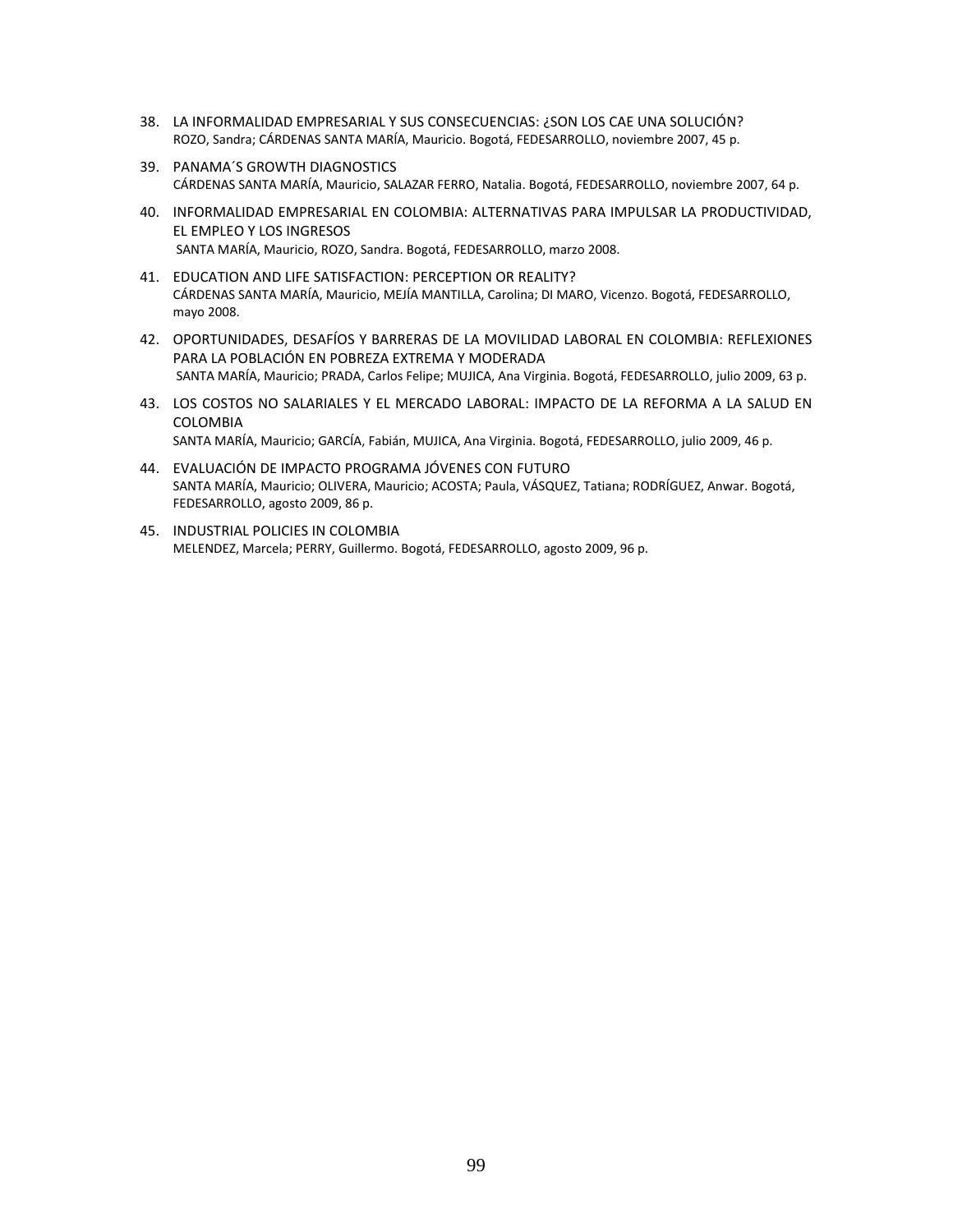38. LA INFORMALIDAD EMPRESARIAL Y SUS CONSECUENCIAS: ¿SON LOS CAE UNA SOLUCIÓN?
    ROZO, Sandra; CÁRDENAS SANTA MARÍA, Mauricio. Bogotá, FEDESARROLLO, noviembre 2007, 45 p.

39. PANAMA´S GROWTH DIAGNOSTICS
    CÁRDENAS SANTA MARÍA, Mauricio, SALAZAR FERRO, Natalia. Bogotá, FEDESARROLLO, noviembre 2007, 64 p.

40. INFORMALIDAD EMPRESARIAL EN COLOMBIA: ALTERNATIVAS PARA IMPULSAR LA PRODUCTIVIDAD, EL EMPLEO Y LOS INGRESOS
    SANTA MARÍA, Mauricio, ROZO, Sandra. Bogotá, FEDESARROLLO, marzo 2008.

41. EDUCATION AND LIFE SATISFACTION: PERCEPTION OR REALITY?
    CÁRDENAS SANTA MARÍA, Mauricio, MEJÍA MANTILLA, Carolina; DI MARO, Vicenzo. Bogotá, FEDESARROLLO, mayo 2008.

42. OPORTUNIDADES, DESAFÍOS Y BARRERAS DE LA MOVILIDAD LABORAL EN COLOMBIA: REFLEXIONES PARA LA POBLACIÓN EN POBREZA EXTREMA Y MODERADA
    SANTA MARÍA, Mauricio; PRADA, Carlos Felipe; MUJICA, Ana Virginia. Bogotá, FEDESARROLLO, julio 2009, 63 p.

43. LOS COSTOS NO SALARIALES Y EL MERCADO LABORAL: IMPACTO DE LA REFORMA A LA SALUD EN COLOMBIA
    SANTA MARÍA, Mauricio; GARCÍA, Fabián, MUJICA, Ana Virginia. Bogotá, FEDESARROLLO, julio 2009, 46 p.

44. EVALUACIÓN DE IMPACTO PROGRAMA JÓVENES CON FUTURO
    SANTA MARÍA, Mauricio; OLIVERA, Mauricio; ACOSTA; Paula, VÁSQUEZ, Tatiana; RODRÍGUEZ, Anwar. Bogotá, FEDESARROLLO, agosto 2009, 86 p.

45. INDUSTRIAL POLICIES IN COLOMBIA
    MELENDEZ, Marcela; PERRY, Guillermo. Bogotá, FEDESARROLLO, agosto 2009, 96 p.